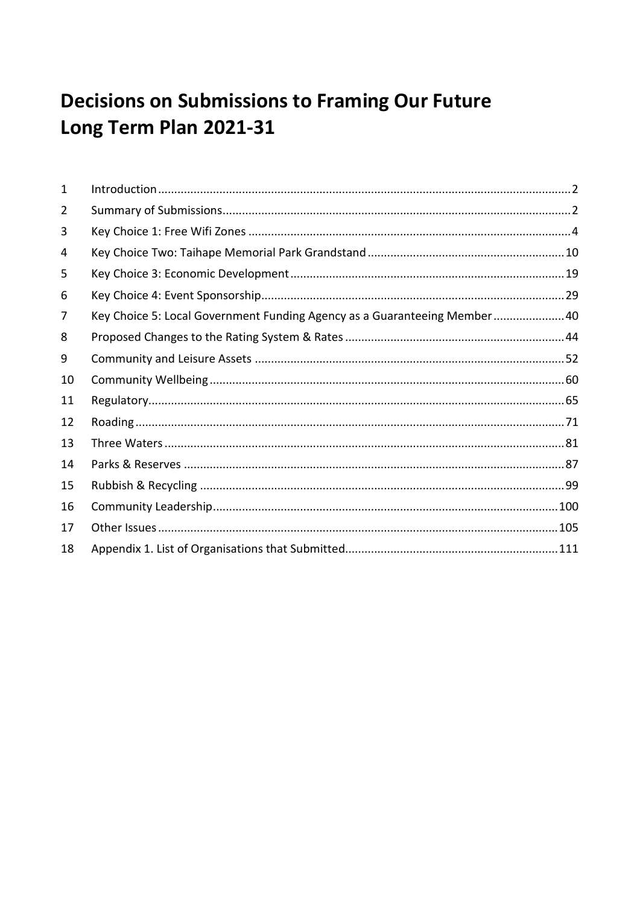# Decisions on Submissions to Framing Our Future Long Term Plan 2021-31

| | | |
|---|---|---|
| 1 | Introduction | 2 |
| 2 | Summary of Submissions | 2 |
| 3 | Key Choice 1: Free Wifi Zones | 4 |
| 4 | Key Choice Two: Taihape Memorial Park Grandstand | 10 |
| 5 | Key Choice 3: Economic Development | 19 |
| 6 | Key Choice 4: Event Sponsorship | 29 |
| 7 | Key Choice 5: Local Government Funding Agency as a Guaranteeing Member | 40 |
| 8 | Proposed Changes to the Rating System & Rates | 44 |
| 9 | Community and Leisure Assets | 52 |
| 10 | Community Wellbeing | 60 |
| 11 | Regulatory | 65 |
| 12 | Roading | 71 |
| 13 | Three Waters | 81 |
| 14 | Parks & Reserves | 87 |
| 15 | Rubbish & Recycling | 99 |
| 16 | Community Leadership | 100 |
| 17 | Other Issues | 105 |
| 18 | Appendix 1. List of Organisations that Submitted | 111 |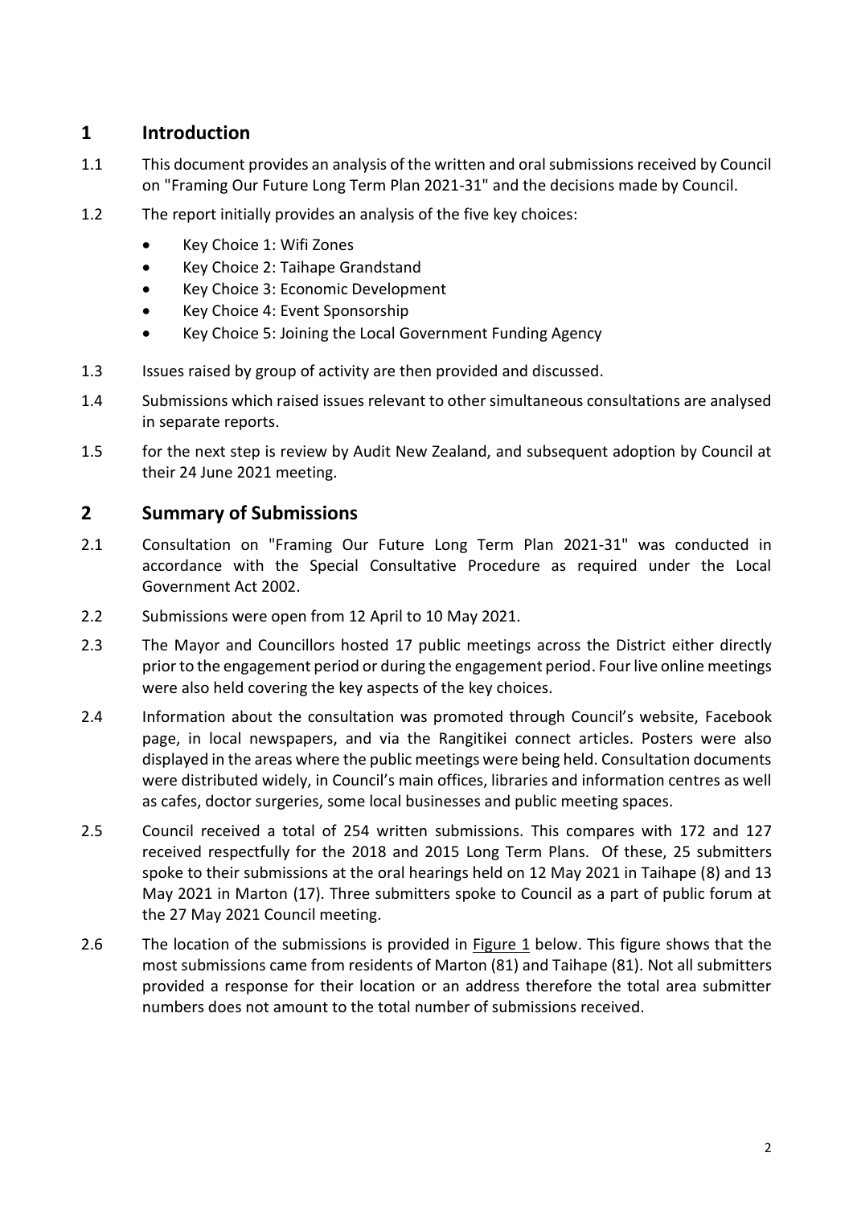## 1 Introduction

1.1 This document provides an analysis of the written and oral submissions received by Council on "Framing Our Future Long Term Plan 2021-31" and the decisions made by Council.

1.2 The report initially provides an analysis of the five key choices:

- Key Choice 1: Wifi Zones
- Key Choice 2: Taihape Grandstand
- Key Choice 3: Economic Development
- Key Choice 4: Event Sponsorship
- Key Choice 5: Joining the Local Government Funding Agency

1.3 Issues raised by group of activity are then provided and discussed.

1.4 Submissions which raised issues relevant to other simultaneous consultations are analysed in separate reports.

1.5 for the next step is review by Audit New Zealand, and subsequent adoption by Council at their 24 June 2021 meeting.

## 2 Summary of Submissions

2.1 Consultation on "Framing Our Future Long Term Plan 2021-31" was conducted in accordance with the Special Consultative Procedure as required under the Local Government Act 2002.

2.2 Submissions were open from 12 April to 10 May 2021.

2.3 The Mayor and Councillors hosted 17 public meetings across the District either directly prior to the engagement period or during the engagement period. Four live online meetings were also held covering the key aspects of the key choices.

2.4 Information about the consultation was promoted through Council's website, Facebook page, in local newspapers, and via the Rangitikei connect articles. Posters were also displayed in the areas where the public meetings were being held. Consultation documents were distributed widely, in Council's main offices, libraries and information centres as well as cafes, doctor surgeries, some local businesses and public meeting spaces.

2.5 Council received a total of 254 written submissions. This compares with 172 and 127 received respectfully for the 2018 and 2015 Long Term Plans. Of these, 25 submitters spoke to their submissions at the oral hearings held on 12 May 2021 in Taihape (8) and 13 May 2021 in Marton (17). Three submitters spoke to Council as a part of public forum at the 27 May 2021 Council meeting.

2.6 The location of the submissions is provided in Figure 1 below. This figure shows that the most submissions came from residents of Marton (81) and Taihape (81). Not all submitters provided a response for their location or an address therefore the total area submitter numbers does not amount to the total number of submissions received.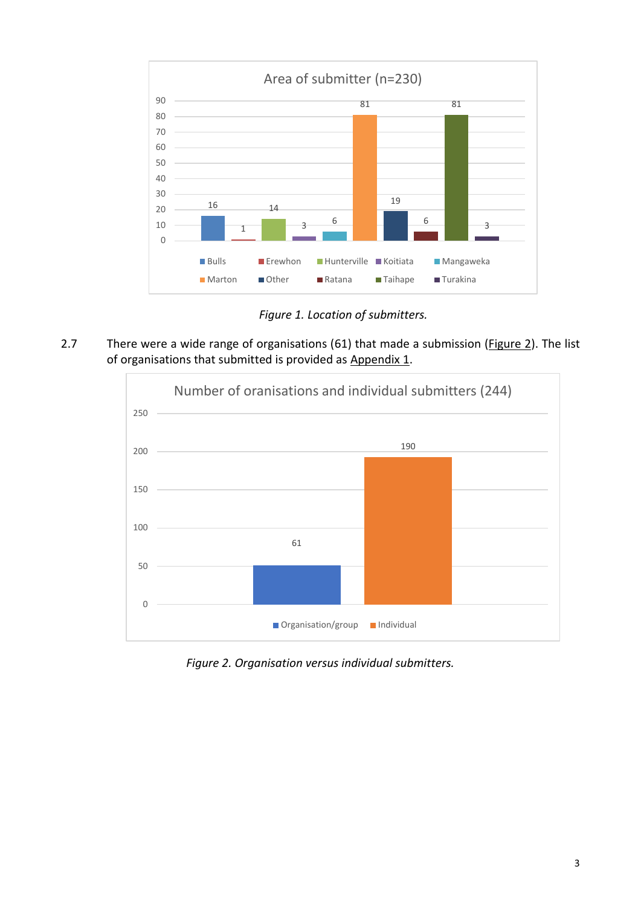**Area of submitter (n=230)**

| Area | Number |
|---|---|
| Bulls | 16 |
| Erewhon | 1 |
| Hunterville | 14 |
| Koitiata | 3 |
| Mangaweka | 6 |
| Marton | 81 |
| Other | 19 |
| Ratana | 6 |
| Taihape | 81 |
| Turakina | 3 |

*Figure 1. Location of submitters.*

2.7 There were a wide range of organisations (61) that made a submission (Figure 2). The list of organisations that submitted is provided as Appendix 1.

**Number of oranisations and individual submitters (244)**

| Type | Number |
|---|---|
| Organisation/group | 61 |
| Individual | 190 |

*Figure 2. Organisation versus individual submitters.*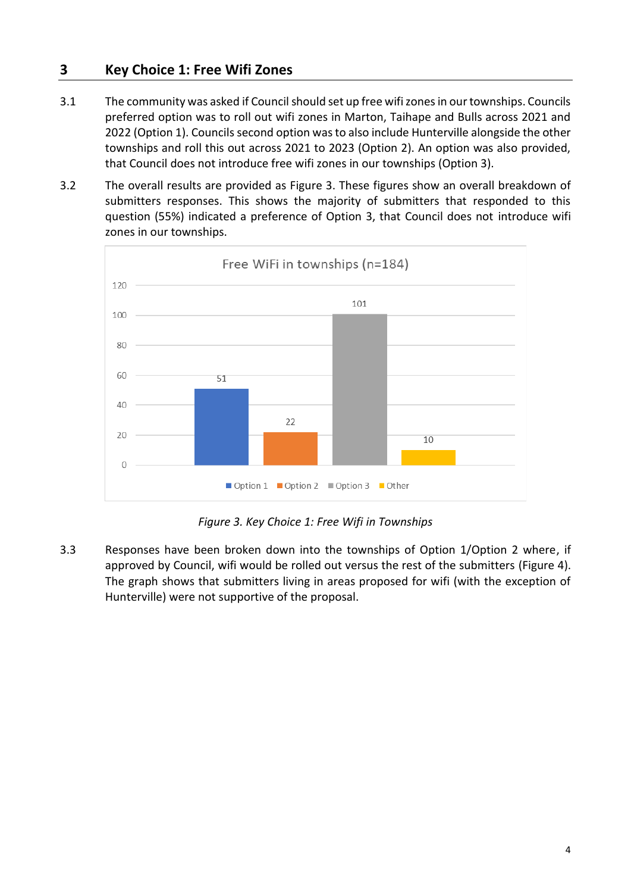## 3 Key Choice 1: Free Wifi Zones

3.1 The community was asked if Council should set up free wifi zones in our townships. Councils preferred option was to roll out wifi zones in Marton, Taihape and Bulls across 2021 and 2022 (Option 1). Councils second option was to also include Hunterville alongside the other townships and roll this out across 2021 to 2023 (Option 2). An option was also provided, that Council does not introduce free wifi zones in our townships (Option 3).

3.2 The overall results are provided as Figure 3. These figures show an overall breakdown of submitters responses. This shows the majority of submitters that responded to this question (55%) indicated a preference of Option 3, that Council does not introduce wifi zones in our townships.

Free WiFi in townships (n=184)

| Option 1 | Option 2 | Option 3 | Other |
|---|---|---|---|
| 51 | 22 | 101 | 10 |

*Figure 3. Key Choice 1: Free Wifi in Townships*

3.3 Responses have been broken down into the townships of Option 1/Option 2 where, if approved by Council, wifi would be rolled out versus the rest of the submitters (Figure 4). The graph shows that submitters living in areas proposed for wifi (with the exception of Hunterville) were not supportive of the proposal.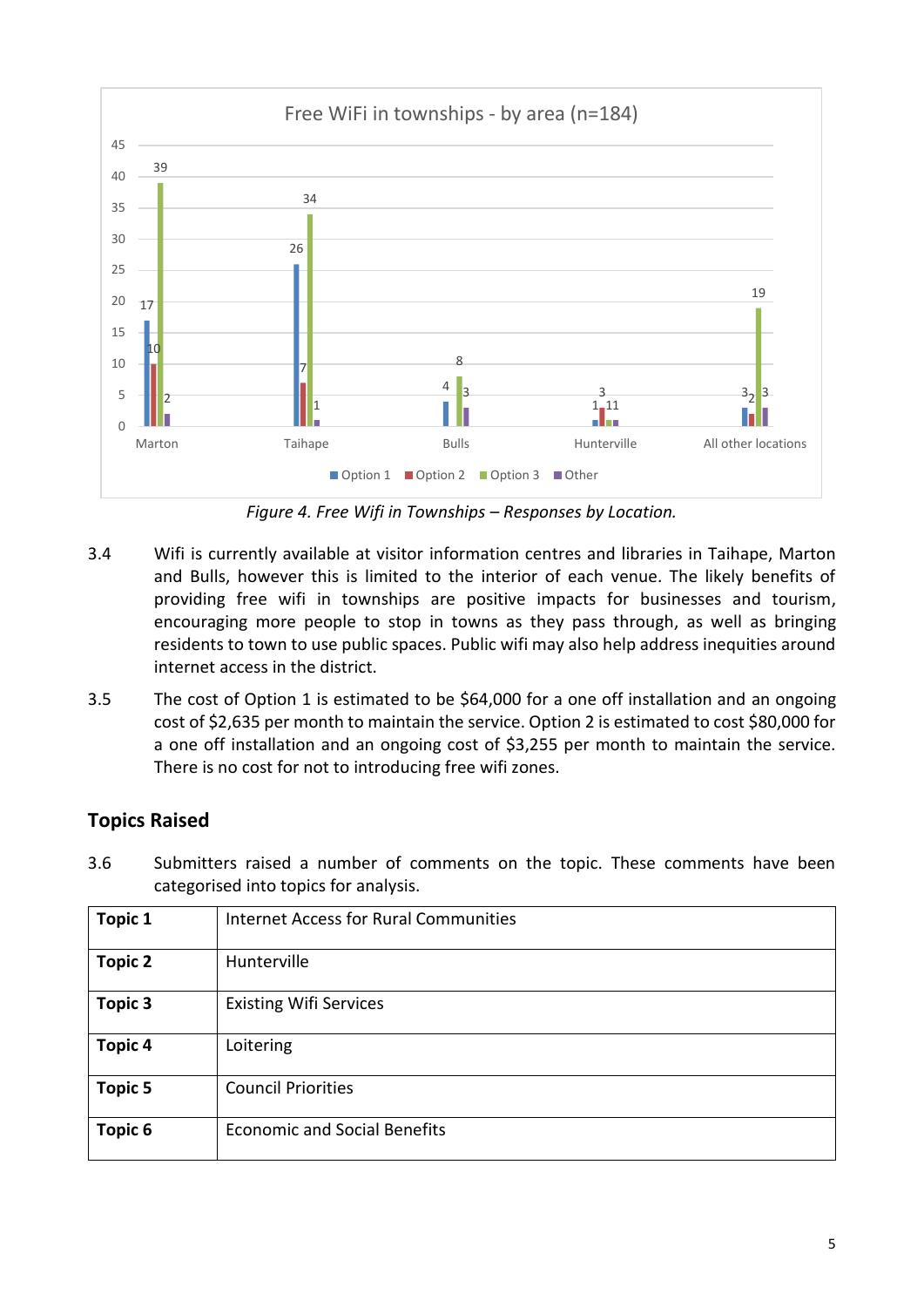**Free WiFi in townships - by area (n=184)**

| | Option 1 | Option 2 | Option 3 | Other |
|---|---|---|---|---|
| Marton | 17 | 10 | 39 | 2 |
| Taihape | 26 | 7 | 34 | 1 |
| Bulls | 4 | | 8 | 3 |
| Hunterville | 1 | 3 | 1 | 1 |
| All other locations | 3 | 2 | 19 | 3 |

*Figure 4. Free Wifi in Townships – Responses by Location.*

3.4 Wifi is currently available at visitor information centres and libraries in Taihape, Marton and Bulls, however this is limited to the interior of each venue. The likely benefits of providing free wifi in townships are positive impacts for businesses and tourism, encouraging more people to stop in towns as they pass through, as well as bringing residents to town to use public spaces. Public wifi may also help address inequities around internet access in the district.

3.5 The cost of Option 1 is estimated to be $64,000 for a one off installation and an ongoing cost of $2,635 per month to maintain the service. Option 2 is estimated to cost $80,000 for a one off installation and an ongoing cost of $3,255 per month to maintain the service. There is no cost for not to introducing free wifi zones.

## Topics Raised

3.6 Submitters raised a number of comments on the topic. These comments have been categorised into topics for analysis.

| | |
|---|---|
| **Topic 1** | Internet Access for Rural Communities |
| **Topic 2** | Hunterville |
| **Topic 3** | Existing Wifi Services |
| **Topic 4** | Loitering |
| **Topic 5** | Council Priorities |
| **Topic 6** | Economic and Social Benefits |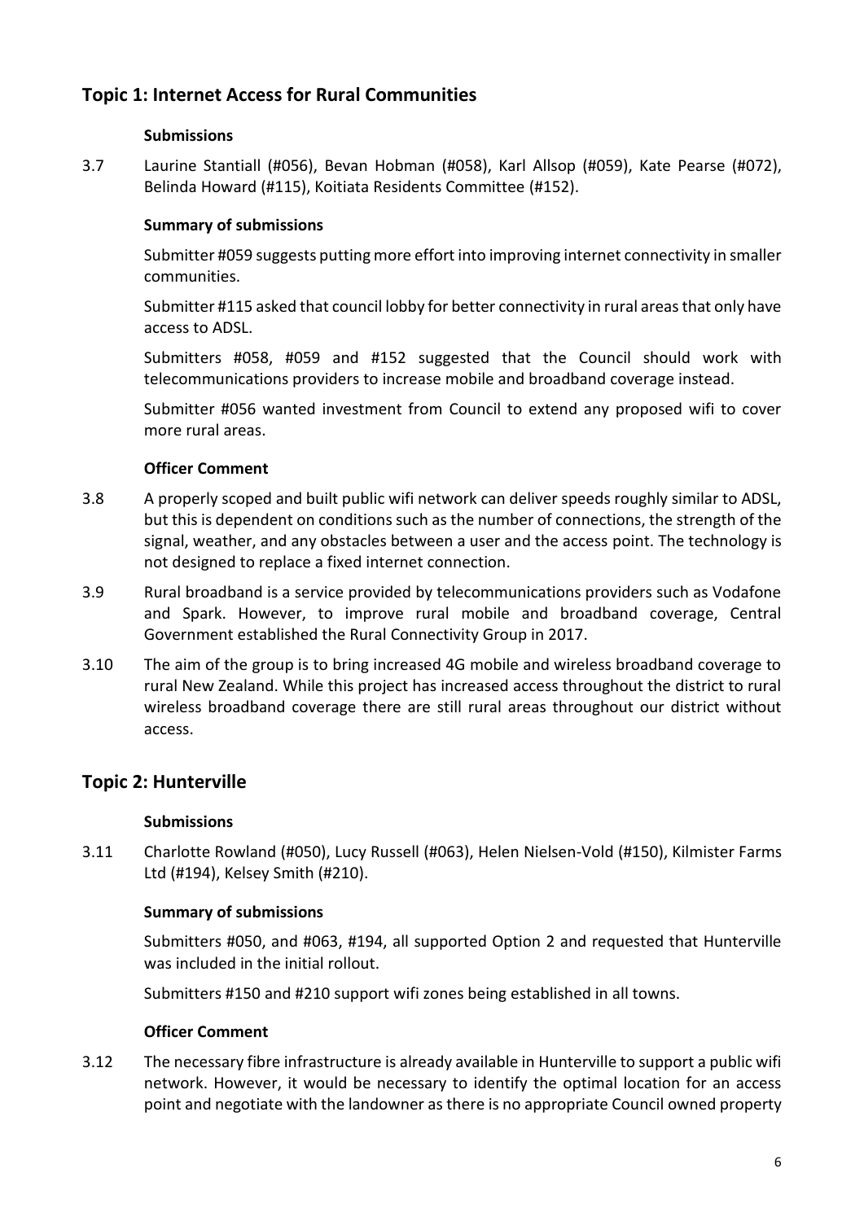## Topic 1: Internet Access for Rural Communities

**Submissions**

3.7 Laurine Stantiall (#056), Bevan Hobman (#058), Karl Allsop (#059), Kate Pearse (#072), Belinda Howard (#115), Koitiata Residents Committee (#152).

**Summary of submissions**

Submitter #059 suggests putting more effort into improving internet connectivity in smaller communities.

Submitter #115 asked that council lobby for better connectivity in rural areas that only have access to ADSL.

Submitters #058, #059 and #152 suggested that the Council should work with telecommunications providers to increase mobile and broadband coverage instead.

Submitter #056 wanted investment from Council to extend any proposed wifi to cover more rural areas.

**Officer Comment**

3.8 A properly scoped and built public wifi network can deliver speeds roughly similar to ADSL, but this is dependent on conditions such as the number of connections, the strength of the signal, weather, and any obstacles between a user and the access point. The technology is not designed to replace a fixed internet connection.

3.9 Rural broadband is a service provided by telecommunications providers such as Vodafone and Spark. However, to improve rural mobile and broadband coverage, Central Government established the Rural Connectivity Group in 2017.

3.10 The aim of the group is to bring increased 4G mobile and wireless broadband coverage to rural New Zealand. While this project has increased access throughout the district to rural wireless broadband coverage there are still rural areas throughout our district without access.

## Topic 2: Hunterville

**Submissions**

3.11 Charlotte Rowland (#050), Lucy Russell (#063), Helen Nielsen-Vold (#150), Kilmister Farms Ltd (#194), Kelsey Smith (#210).

**Summary of submissions**

Submitters #050, and #063, #194, all supported Option 2 and requested that Hunterville was included in the initial rollout.

Submitters #150 and #210 support wifi zones being established in all towns.

**Officer Comment**

3.12 The necessary fibre infrastructure is already available in Hunterville to support a public wifi network. However, it would be necessary to identify the optimal location for an access point and negotiate with the landowner as there is no appropriate Council owned property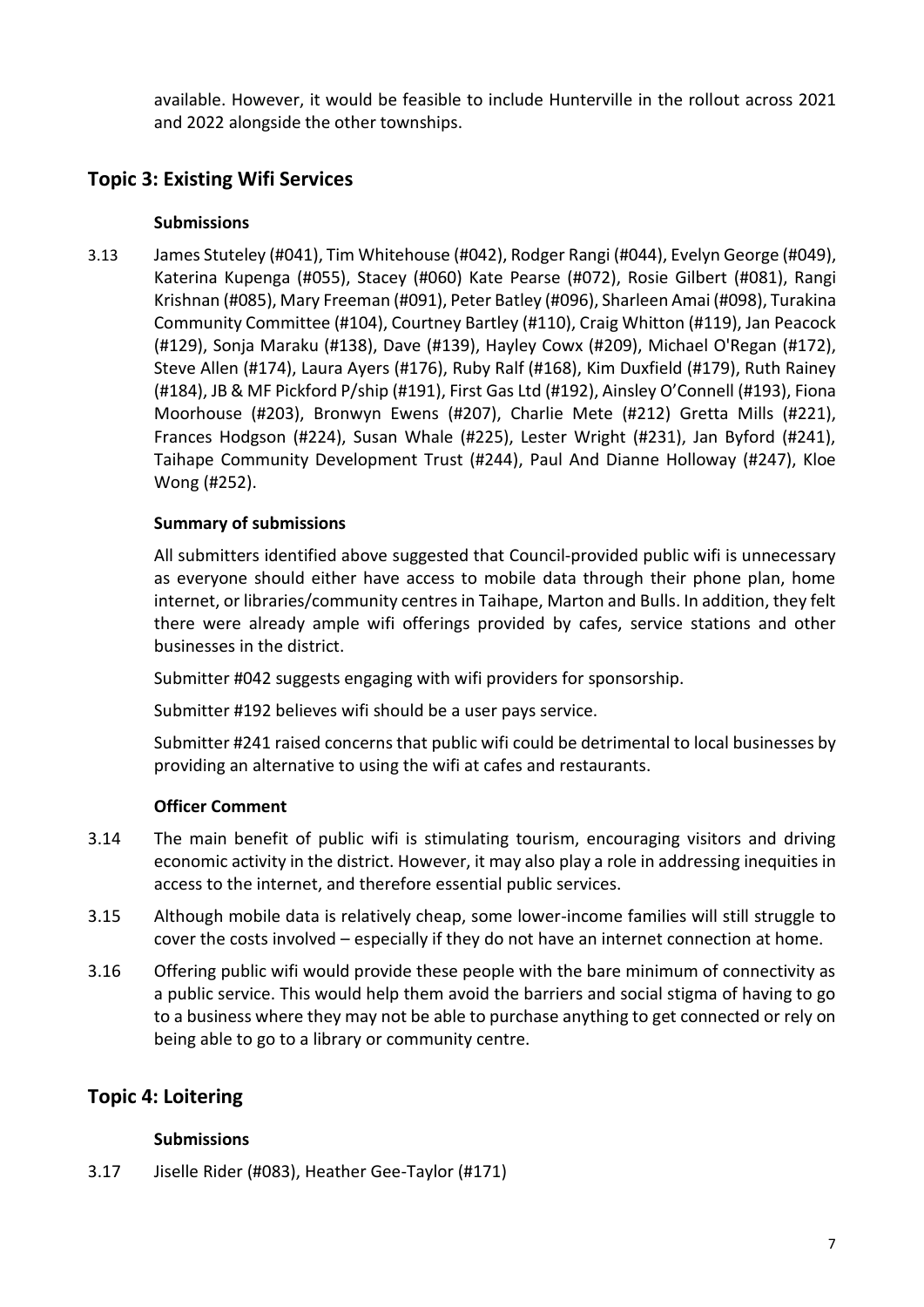available. However, it would be feasible to include Hunterville in the rollout across 2021 and 2022 alongside the other townships.

## Topic 3: Existing Wifi Services

**Submissions**

3.13 James Stuteley (#041), Tim Whitehouse (#042), Rodger Rangi (#044), Evelyn George (#049), Katerina Kupenga (#055), Stacey (#060) Kate Pearse (#072), Rosie Gilbert (#081), Rangi Krishnan (#085), Mary Freeman (#091), Peter Batley (#096), Sharleen Amai (#098), Turakina Community Committee (#104), Courtney Bartley (#110), Craig Whitton (#119), Jan Peacock (#129), Sonja Maraku (#138), Dave (#139), Hayley Cowx (#209), Michael O'Regan (#172), Steve Allen (#174), Laura Ayers (#176), Ruby Ralf (#168), Kim Duxfield (#179), Ruth Rainey (#184), JB & MF Pickford P/ship (#191), First Gas Ltd (#192), Ainsley O'Connell (#193), Fiona Moorhouse (#203), Bronwyn Ewens (#207), Charlie Mete (#212) Gretta Mills (#221), Frances Hodgson (#224), Susan Whale (#225), Lester Wright (#231), Jan Byford (#241), Taihape Community Development Trust (#244), Paul And Dianne Holloway (#247), Kloe Wong (#252).

**Summary of submissions**

All submitters identified above suggested that Council-provided public wifi is unnecessary as everyone should either have access to mobile data through their phone plan, home internet, or libraries/community centres in Taihape, Marton and Bulls. In addition, they felt there were already ample wifi offerings provided by cafes, service stations and other businesses in the district.

Submitter #042 suggests engaging with wifi providers for sponsorship.

Submitter #192 believes wifi should be a user pays service.

Submitter #241 raised concerns that public wifi could be detrimental to local businesses by providing an alternative to using the wifi at cafes and restaurants.

**Officer Comment**

3.14 The main benefit of public wifi is stimulating tourism, encouraging visitors and driving economic activity in the district. However, it may also play a role in addressing inequities in access to the internet, and therefore essential public services.

3.15 Although mobile data is relatively cheap, some lower-income families will still struggle to cover the costs involved – especially if they do not have an internet connection at home.

3.16 Offering public wifi would provide these people with the bare minimum of connectivity as a public service. This would help them avoid the barriers and social stigma of having to go to a business where they may not be able to purchase anything to get connected or rely on being able to go to a library or community centre.

## Topic 4: Loitering

**Submissions**

3.17 Jiselle Rider (#083), Heather Gee-Taylor (#171)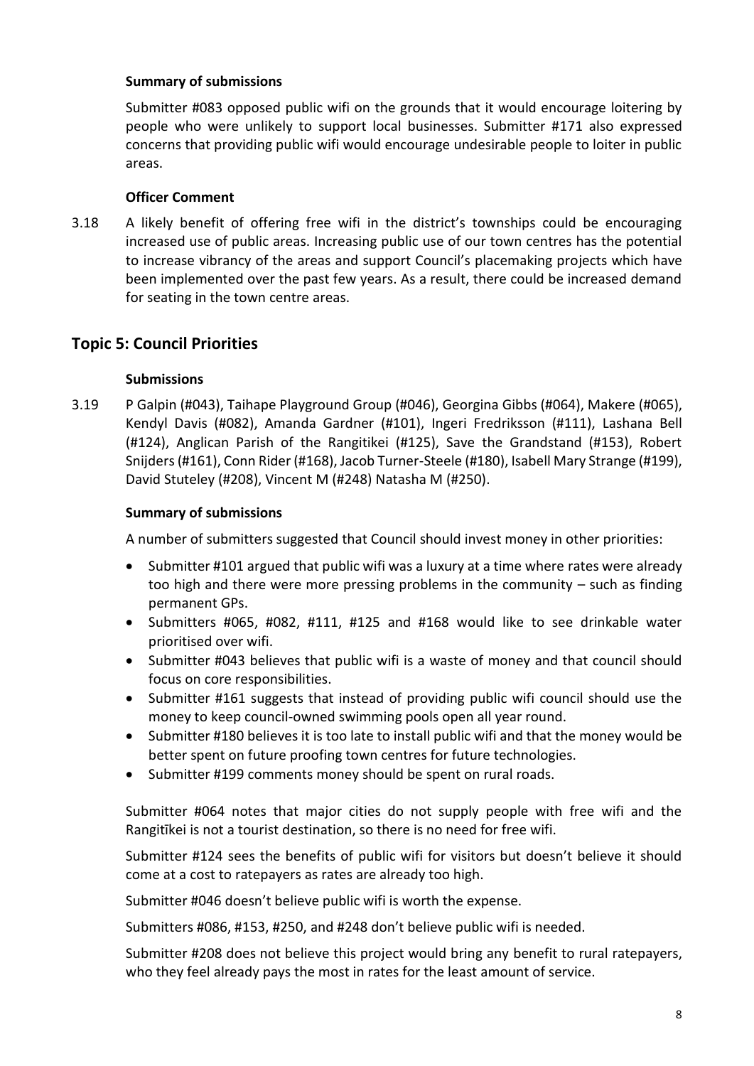**Summary of submissions**

Submitter #083 opposed public wifi on the grounds that it would encourage loitering by people who were unlikely to support local businesses. Submitter #171 also expressed concerns that providing public wifi would encourage undesirable people to loiter in public areas.

**Officer Comment**

3.18 A likely benefit of offering free wifi in the district's townships could be encouraging increased use of public areas. Increasing public use of our town centres has the potential to increase vibrancy of the areas and support Council's placemaking projects which have been implemented over the past few years. As a result, there could be increased demand for seating in the town centre areas.

## Topic 5: Council Priorities

**Submissions**

3.19 P Galpin (#043), Taihape Playground Group (#046), Georgina Gibbs (#064), Makere (#065), Kendyl Davis (#082), Amanda Gardner (#101), Ingeri Fredriksson (#111), Lashana Bell (#124), Anglican Parish of the Rangitikei (#125), Save the Grandstand (#153), Robert Snijders (#161), Conn Rider (#168), Jacob Turner-Steele (#180), Isabell Mary Strange (#199), David Stuteley (#208), Vincent M (#248) Natasha M (#250).

**Summary of submissions**

A number of submitters suggested that Council should invest money in other priorities:

- Submitter #101 argued that public wifi was a luxury at a time where rates were already too high and there were more pressing problems in the community – such as finding permanent GPs.
- Submitters #065, #082, #111, #125 and #168 would like to see drinkable water prioritised over wifi.
- Submitter #043 believes that public wifi is a waste of money and that council should focus on core responsibilities.
- Submitter #161 suggests that instead of providing public wifi council should use the money to keep council-owned swimming pools open all year round.
- Submitter #180 believes it is too late to install public wifi and that the money would be better spent on future proofing town centres for future technologies.
- Submitter #199 comments money should be spent on rural roads.

Submitter #064 notes that major cities do not supply people with free wifi and the Rangitīkei is not a tourist destination, so there is no need for free wifi.

Submitter #124 sees the benefits of public wifi for visitors but doesn't believe it should come at a cost to ratepayers as rates are already too high.

Submitter #046 doesn't believe public wifi is worth the expense.

Submitters #086, #153, #250, and #248 don't believe public wifi is needed.

Submitter #208 does not believe this project would bring any benefit to rural ratepayers, who they feel already pays the most in rates for the least amount of service.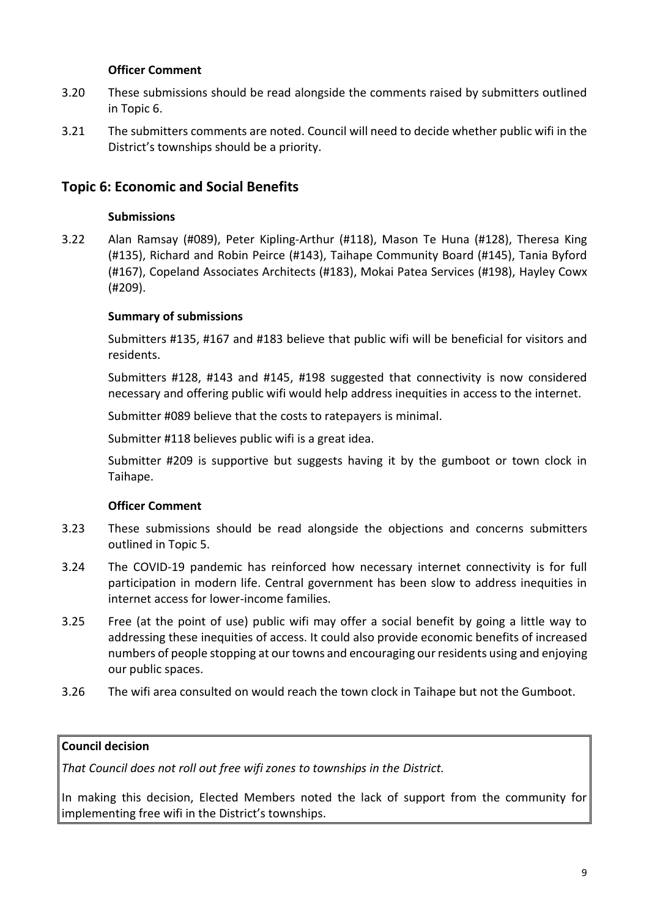**Officer Comment**

3.20 These submissions should be read alongside the comments raised by submitters outlined in Topic 6.

3.21 The submitters comments are noted. Council will need to decide whether public wifi in the District's townships should be a priority.

## Topic 6: Economic and Social Benefits

**Submissions**

3.22 Alan Ramsay (#089), Peter Kipling-Arthur (#118), Mason Te Huna (#128), Theresa King (#135), Richard and Robin Peirce (#143), Taihape Community Board (#145), Tania Byford (#167), Copeland Associates Architects (#183), Mokai Patea Services (#198), Hayley Cowx (#209).

**Summary of submissions**

Submitters #135, #167 and #183 believe that public wifi will be beneficial for visitors and residents.

Submitters #128, #143 and #145, #198 suggested that connectivity is now considered necessary and offering public wifi would help address inequities in access to the internet.

Submitter #089 believe that the costs to ratepayers is minimal.

Submitter #118 believes public wifi is a great idea.

Submitter #209 is supportive but suggests having it by the gumboot or town clock in Taihape.

**Officer Comment**

3.23 These submissions should be read alongside the objections and concerns submitters outlined in Topic 5.

3.24 The COVID-19 pandemic has reinforced how necessary internet connectivity is for full participation in modern life. Central government has been slow to address inequities in internet access for lower-income families.

3.25 Free (at the point of use) public wifi may offer a social benefit by going a little way to addressing these inequities of access. It could also provide economic benefits of increased numbers of people stopping at our towns and encouraging our residents using and enjoying our public spaces.

3.26 The wifi area consulted on would reach the town clock in Taihape but not the Gumboot.

**Council decision**

*That Council does not roll out free wifi zones to townships in the District.*

In making this decision, Elected Members noted the lack of support from the community for implementing free wifi in the District's townships.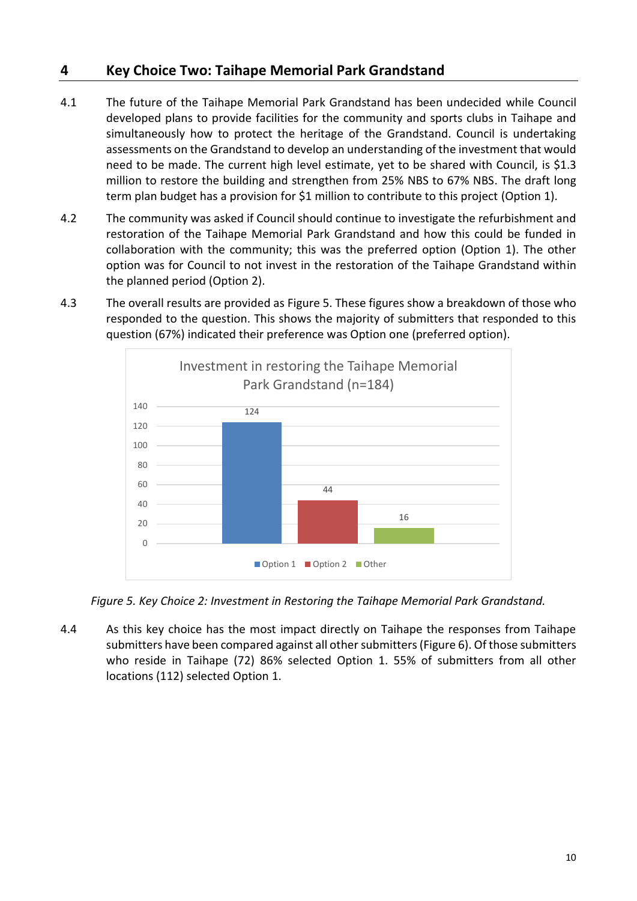# 4 Key Choice Two: Taihape Memorial Park Grandstand

4.1 The future of the Taihape Memorial Park Grandstand has been undecided while Council developed plans to provide facilities for the community and sports clubs in Taihape and simultaneously how to protect the heritage of the Grandstand. Council is undertaking assessments on the Grandstand to develop an understanding of the investment that would need to be made. The current high level estimate, yet to be shared with Council, is $1.3 million to restore the building and strengthen from 25% NBS to 67% NBS. The draft long term plan budget has a provision for $1 million to contribute to this project (Option 1).

4.2 The community was asked if Council should continue to investigate the refurbishment and restoration of the Taihape Memorial Park Grandstand and how this could be funded in collaboration with the community; this was the preferred option (Option 1). The other option was for Council to not invest in the restoration of the Taihape Grandstand within the planned period (Option 2).

4.3 The overall results are provided as Figure 5. These figures show a breakdown of those who responded to the question. This shows the majority of submitters that responded to this question (67%) indicated their preference was Option one (preferred option).

Investment in restoring the Taihape Memorial Park Grandstand (n=184)

| Option | Responses |
|---|---|
| Option 1 | 124 |
| Option 2 | 44 |
| Other | 16 |

*Figure 5. Key Choice 2: Investment in Restoring the Taihape Memorial Park Grandstand.*

4.4 As this key choice has the most impact directly on Taihape the responses from Taihape submitters have been compared against all other submitters (Figure 6). Of those submitters who reside in Taihape (72) 86% selected Option 1. 55% of submitters from all other locations (112) selected Option 1.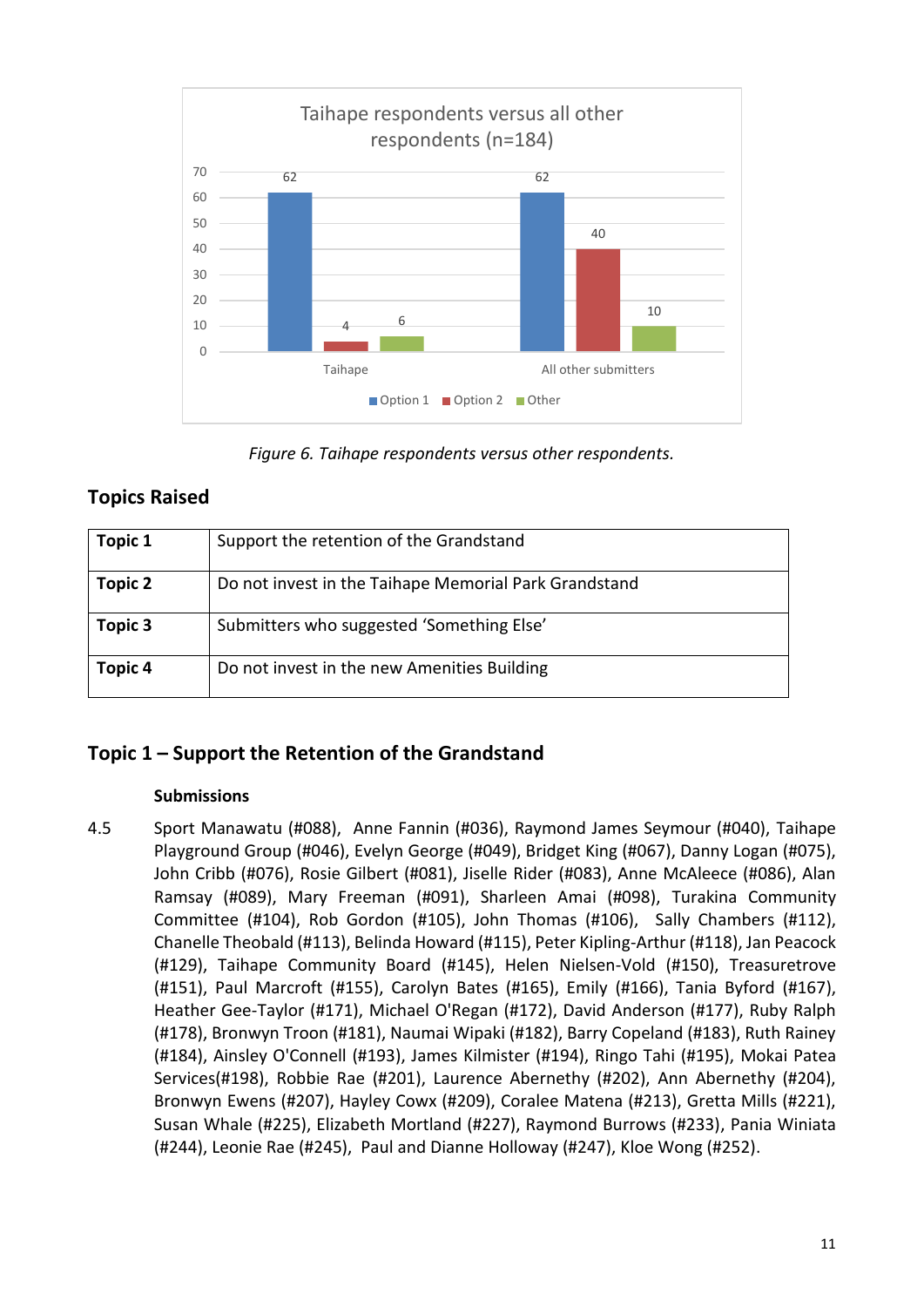*Figure 6. Taihape respondents versus other respondents.*

## Topics Raised

| | |
|---|---|
| **Topic 1** | Support the retention of the Grandstand |
| **Topic 2** | Do not invest in the Taihape Memorial Park Grandstand |
| **Topic 3** | Submitters who suggested 'Something Else' |
| **Topic 4** | Do not invest in the new Amenities Building |

## Topic 1 – Support the Retention of the Grandstand

### Submissions

4.5 Sport Manawatu (#088), Anne Fannin (#036), Raymond James Seymour (#040), Taihape Playground Group (#046), Evelyn George (#049), Bridget King (#067), Danny Logan (#075), John Cribb (#076), Rosie Gilbert (#081), Jiselle Rider (#083), Anne McAleece (#086), Alan Ramsay (#089), Mary Freeman (#091), Sharleen Amai (#098), Turakina Community Committee (#104), Rob Gordon (#105), John Thomas (#106), Sally Chambers (#112), Chanelle Theobald (#113), Belinda Howard (#115), Peter Kipling-Arthur (#118), Jan Peacock (#129), Taihape Community Board (#145), Helen Nielsen-Vold (#150), Treasuretrove (#151), Paul Marcroft (#155), Carolyn Bates (#165), Emily (#166), Tania Byford (#167), Heather Gee-Taylor (#171), Michael O'Regan (#172), David Anderson (#177), Ruby Ralph (#178), Bronwyn Troon (#181), Naumai Wipaki (#182), Barry Copeland (#183), Ruth Rainey (#184), Ainsley O'Connell (#193), James Kilmister (#194), Ringo Tahi (#195), Mokai Patea Services(#198), Robbie Rae (#201), Laurence Abernethy (#202), Ann Abernethy (#204), Bronwyn Ewens (#207), Hayley Cowx (#209), Coralee Matena (#213), Gretta Mills (#221), Susan Whale (#225), Elizabeth Mortland (#227), Raymond Burrows (#233), Pania Winiata (#244), Leonie Rae (#245), Paul and Dianne Holloway (#247), Kloe Wong (#252).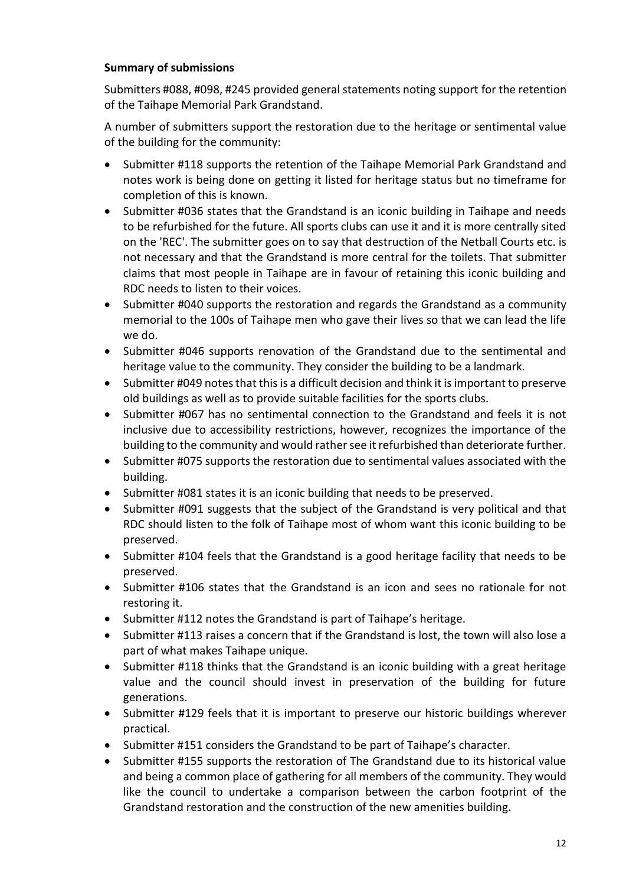**Summary of submissions**

Submitters #088, #098, #245 provided general statements noting support for the retention of the Taihape Memorial Park Grandstand.

A number of submitters support the restoration due to the heritage or sentimental value of the building for the community:

- Submitter #118 supports the retention of the Taihape Memorial Park Grandstand and notes work is being done on getting it listed for heritage status but no timeframe for completion of this is known.
- Submitter #036 states that the Grandstand is an iconic building in Taihape and needs to be refurbished for the future. All sports clubs can use it and it is more centrally sited on the 'REC'. The submitter goes on to say that destruction of the Netball Courts etc. is not necessary and that the Grandstand is more central for the toilets. That submitter claims that most people in Taihape are in favour of retaining this iconic building and RDC needs to listen to their voices.
- Submitter #040 supports the restoration and regards the Grandstand as a community memorial to the 100s of Taihape men who gave their lives so that we can lead the life we do.
- Submitter #046 supports renovation of the Grandstand due to the sentimental and heritage value to the community. They consider the building to be a landmark.
- Submitter #049 notes that this is a difficult decision and think it is important to preserve old buildings as well as to provide suitable facilities for the sports clubs.
- Submitter #067 has no sentimental connection to the Grandstand and feels it is not inclusive due to accessibility restrictions, however, recognizes the importance of the building to the community and would rather see it refurbished than deteriorate further.
- Submitter #075 supports the restoration due to sentimental values associated with the building.
- Submitter #081 states it is an iconic building that needs to be preserved.
- Submitter #091 suggests that the subject of the Grandstand is very political and that RDC should listen to the folk of Taihape most of whom want this iconic building to be preserved.
- Submitter #104 feels that the Grandstand is a good heritage facility that needs to be preserved.
- Submitter #106 states that the Grandstand is an icon and sees no rationale for not restoring it.
- Submitter #112 notes the Grandstand is part of Taihape's heritage.
- Submitter #113 raises a concern that if the Grandstand is lost, the town will also lose a part of what makes Taihape unique.
- Submitter #118 thinks that the Grandstand is an iconic building with a great heritage value and the council should invest in preservation of the building for future generations.
- Submitter #129 feels that it is important to preserve our historic buildings wherever practical.
- Submitter #151 considers the Grandstand to be part of Taihape's character.
- Submitter #155 supports the restoration of The Grandstand due to its historical value and being a common place of gathering for all members of the community. They would like the council to undertake a comparison between the carbon footprint of the Grandstand restoration and the construction of the new amenities building.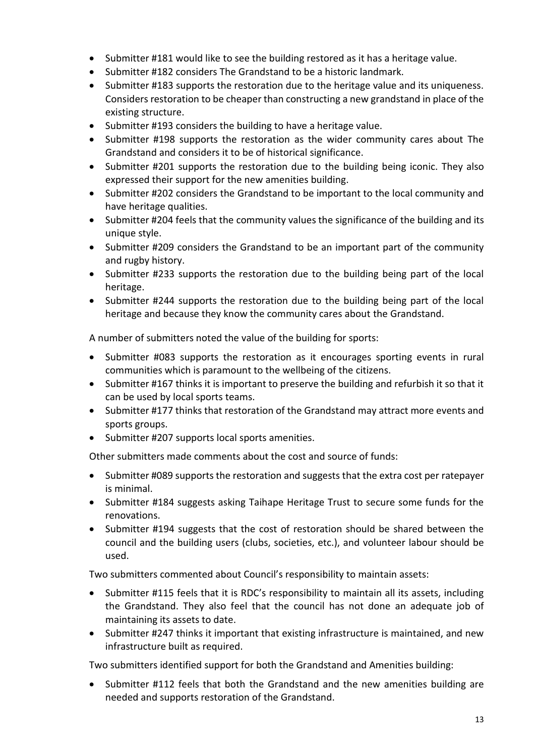- Submitter #181 would like to see the building restored as it has a heritage value.
- Submitter #182 considers The Grandstand to be a historic landmark.
- Submitter #183 supports the restoration due to the heritage value and its uniqueness. Considers restoration to be cheaper than constructing a new grandstand in place of the existing structure.
- Submitter #193 considers the building to have a heritage value.
- Submitter #198 supports the restoration as the wider community cares about The Grandstand and considers it to be of historical significance.
- Submitter #201 supports the restoration due to the building being iconic. They also expressed their support for the new amenities building.
- Submitter #202 considers the Grandstand to be important to the local community and have heritage qualities.
- Submitter #204 feels that the community values the significance of the building and its unique style.
- Submitter #209 considers the Grandstand to be an important part of the community and rugby history.
- Submitter #233 supports the restoration due to the building being part of the local heritage.
- Submitter #244 supports the restoration due to the building being part of the local heritage and because they know the community cares about the Grandstand.

A number of submitters noted the value of the building for sports:

- Submitter #083 supports the restoration as it encourages sporting events in rural communities which is paramount to the wellbeing of the citizens.
- Submitter #167 thinks it is important to preserve the building and refurbish it so that it can be used by local sports teams.
- Submitter #177 thinks that restoration of the Grandstand may attract more events and sports groups.
- Submitter #207 supports local sports amenities.

Other submitters made comments about the cost and source of funds:

- Submitter #089 supports the restoration and suggests that the extra cost per ratepayer is minimal.
- Submitter #184 suggests asking Taihape Heritage Trust to secure some funds for the renovations.
- Submitter #194 suggests that the cost of restoration should be shared between the council and the building users (clubs, societies, etc.), and volunteer labour should be used.

Two submitters commented about Council's responsibility to maintain assets:

- Submitter #115 feels that it is RDC's responsibility to maintain all its assets, including the Grandstand. They also feel that the council has not done an adequate job of maintaining its assets to date.
- Submitter #247 thinks it important that existing infrastructure is maintained, and new infrastructure built as required.

Two submitters identified support for both the Grandstand and Amenities building:

- Submitter #112 feels that both the Grandstand and the new amenities building are needed and supports restoration of the Grandstand.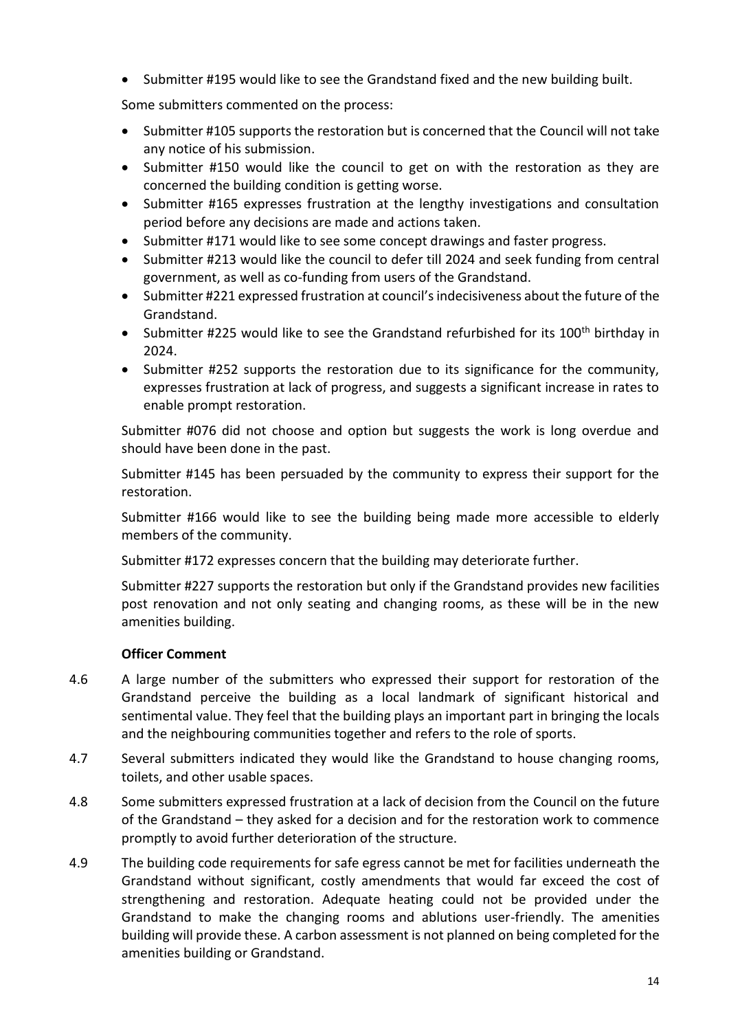- Submitter #195 would like to see the Grandstand fixed and the new building built.

Some submitters commented on the process:

- Submitter #105 supports the restoration but is concerned that the Council will not take any notice of his submission.
- Submitter #150 would like the council to get on with the restoration as they are concerned the building condition is getting worse.
- Submitter #165 expresses frustration at the lengthy investigations and consultation period before any decisions are made and actions taken.
- Submitter #171 would like to see some concept drawings and faster progress.
- Submitter #213 would like the council to defer till 2024 and seek funding from central government, as well as co-funding from users of the Grandstand.
- Submitter #221 expressed frustration at council's indecisiveness about the future of the Grandstand.
- Submitter #225 would like to see the Grandstand refurbished for its 100th birthday in 2024.
- Submitter #252 supports the restoration due to its significance for the community, expresses frustration at lack of progress, and suggests a significant increase in rates to enable prompt restoration.

Submitter #076 did not choose and option but suggests the work is long overdue and should have been done in the past.

Submitter #145 has been persuaded by the community to express their support for the restoration.

Submitter #166 would like to see the building being made more accessible to elderly members of the community.

Submitter #172 expresses concern that the building may deteriorate further.

Submitter #227 supports the restoration but only if the Grandstand provides new facilities post renovation and not only seating and changing rooms, as these will be in the new amenities building.

**Officer Comment**

4.6 A large number of the submitters who expressed their support for restoration of the Grandstand perceive the building as a local landmark of significant historical and sentimental value. They feel that the building plays an important part in bringing the locals and the neighbouring communities together and refers to the role of sports.

4.7 Several submitters indicated they would like the Grandstand to house changing rooms, toilets, and other usable spaces.

4.8 Some submitters expressed frustration at a lack of decision from the Council on the future of the Grandstand – they asked for a decision and for the restoration work to commence promptly to avoid further deterioration of the structure.

4.9 The building code requirements for safe egress cannot be met for facilities underneath the Grandstand without significant, costly amendments that would far exceed the cost of strengthening and restoration. Adequate heating could not be provided under the Grandstand to make the changing rooms and ablutions user-friendly. The amenities building will provide these. A carbon assessment is not planned on being completed for the amenities building or Grandstand.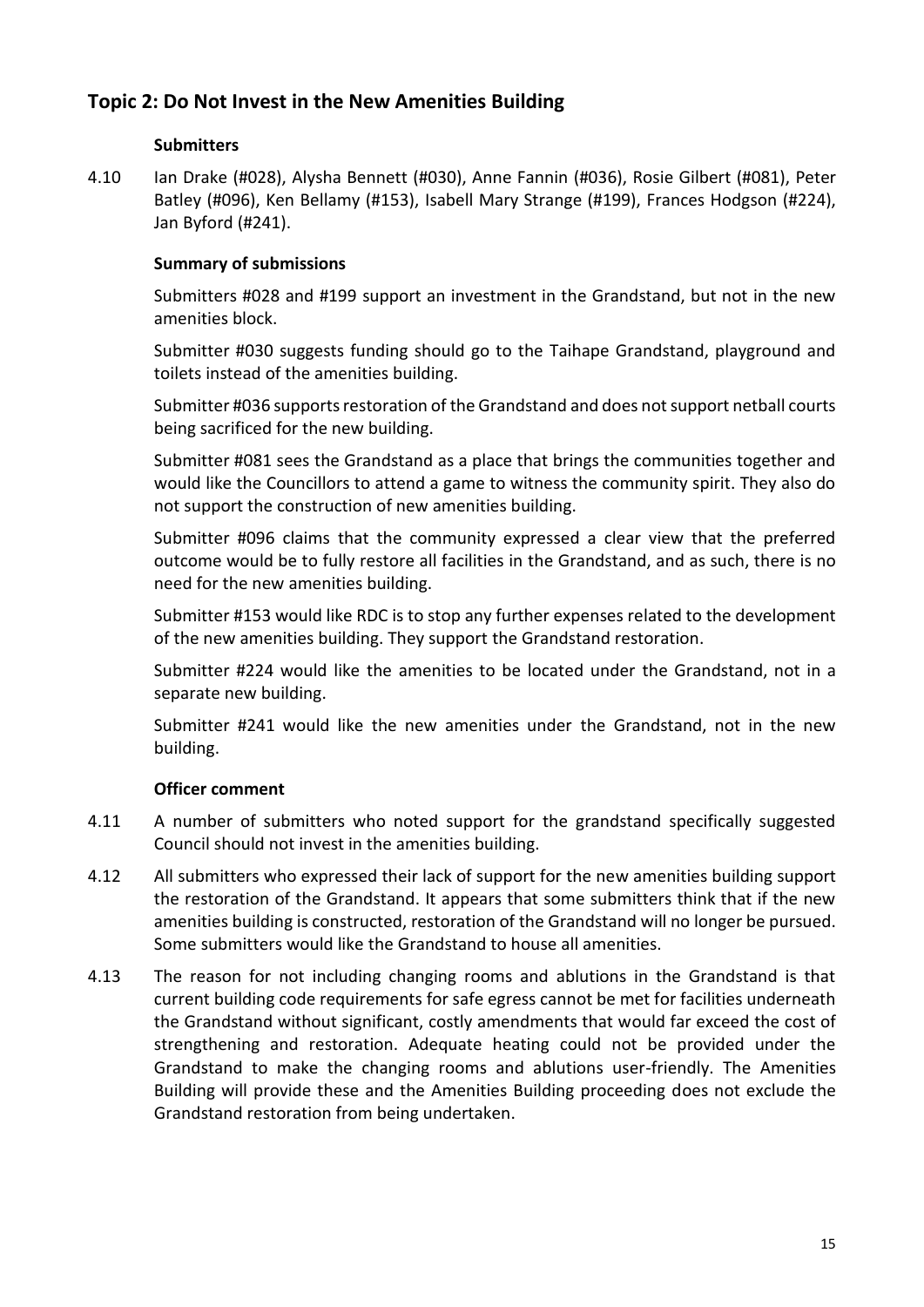## Topic 2: Do Not Invest in the New Amenities Building

**Submitters**

4.10 Ian Drake (#028), Alysha Bennett (#030), Anne Fannin (#036), Rosie Gilbert (#081), Peter Batley (#096), Ken Bellamy (#153), Isabell Mary Strange (#199), Frances Hodgson (#224), Jan Byford (#241).

**Summary of submissions**

Submitters #028 and #199 support an investment in the Grandstand, but not in the new amenities block.

Submitter #030 suggests funding should go to the Taihape Grandstand, playground and toilets instead of the amenities building.

Submitter #036 supports restoration of the Grandstand and does not support netball courts being sacrificed for the new building.

Submitter #081 sees the Grandstand as a place that brings the communities together and would like the Councillors to attend a game to witness the community spirit. They also do not support the construction of new amenities building.

Submitter #096 claims that the community expressed a clear view that the preferred outcome would be to fully restore all facilities in the Grandstand, and as such, there is no need for the new amenities building.

Submitter #153 would like RDC is to stop any further expenses related to the development of the new amenities building. They support the Grandstand restoration.

Submitter #224 would like the amenities to be located under the Grandstand, not in a separate new building.

Submitter #241 would like the new amenities under the Grandstand, not in the new building.

**Officer comment**

4.11 A number of submitters who noted support for the grandstand specifically suggested Council should not invest in the amenities building.

4.12 All submitters who expressed their lack of support for the new amenities building support the restoration of the Grandstand. It appears that some submitters think that if the new amenities building is constructed, restoration of the Grandstand will no longer be pursued. Some submitters would like the Grandstand to house all amenities.

4.13 The reason for not including changing rooms and ablutions in the Grandstand is that current building code requirements for safe egress cannot be met for facilities underneath the Grandstand without significant, costly amendments that would far exceed the cost of strengthening and restoration. Adequate heating could not be provided under the Grandstand to make the changing rooms and ablutions user-friendly. The Amenities Building will provide these and the Amenities Building proceeding does not exclude the Grandstand restoration from being undertaken.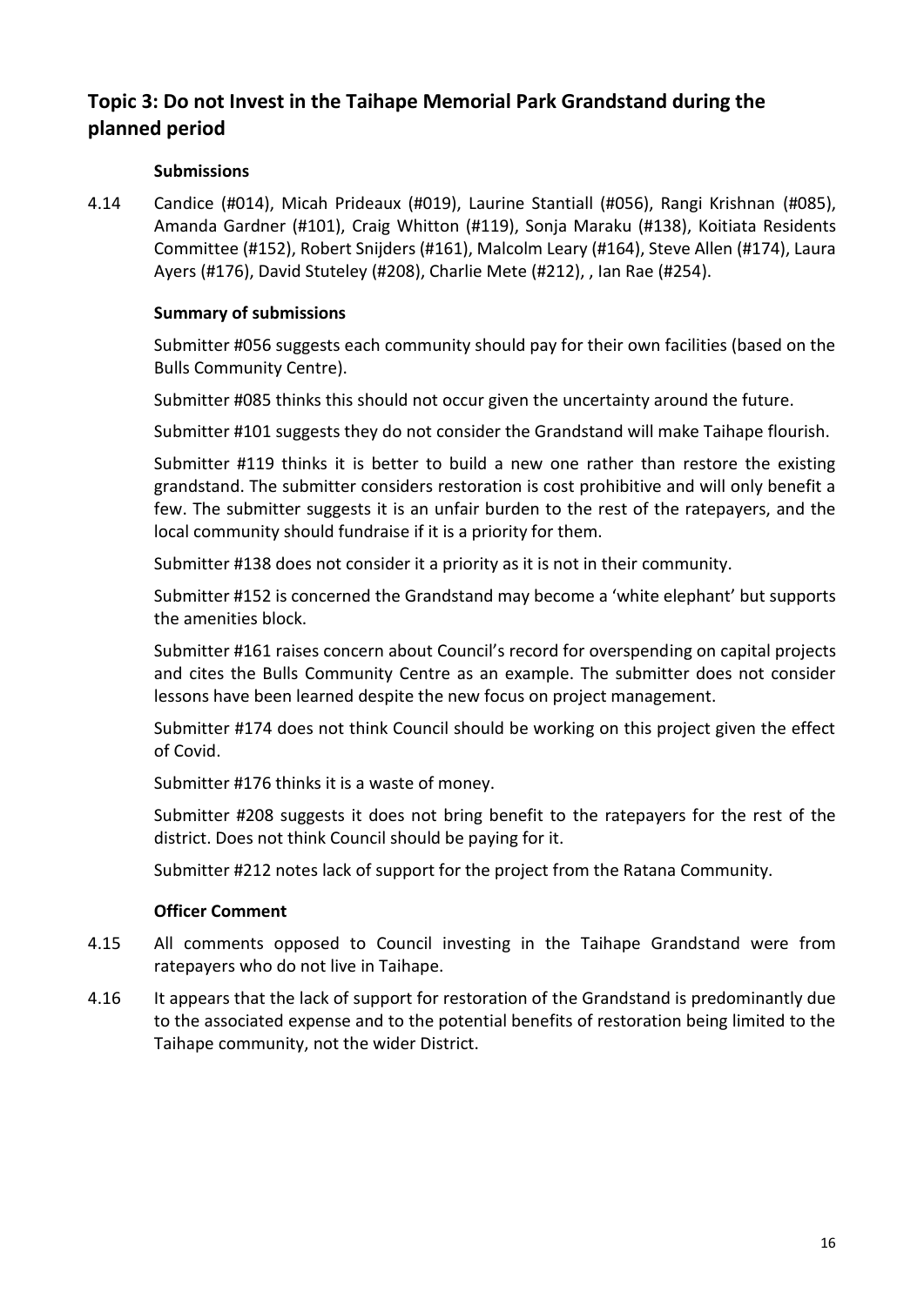## Topic 3: Do not Invest in the Taihape Memorial Park Grandstand during the planned period

**Submissions**

4.14 Candice (#014), Micah Prideaux (#019), Laurine Stantiall (#056), Rangi Krishnan (#085), Amanda Gardner (#101), Craig Whitton (#119), Sonja Maraku (#138), Koitiata Residents Committee (#152), Robert Snijders (#161), Malcolm Leary (#164), Steve Allen (#174), Laura Ayers (#176), David Stuteley (#208), Charlie Mete (#212), , Ian Rae (#254).

**Summary of submissions**

Submitter #056 suggests each community should pay for their own facilities (based on the Bulls Community Centre).

Submitter #085 thinks this should not occur given the uncertainty around the future.

Submitter #101 suggests they do not consider the Grandstand will make Taihape flourish.

Submitter #119 thinks it is better to build a new one rather than restore the existing grandstand. The submitter considers restoration is cost prohibitive and will only benefit a few. The submitter suggests it is an unfair burden to the rest of the ratepayers, and the local community should fundraise if it is a priority for them.

Submitter #138 does not consider it a priority as it is not in their community.

Submitter #152 is concerned the Grandstand may become a 'white elephant' but supports the amenities block.

Submitter #161 raises concern about Council's record for overspending on capital projects and cites the Bulls Community Centre as an example. The submitter does not consider lessons have been learned despite the new focus on project management.

Submitter #174 does not think Council should be working on this project given the effect of Covid.

Submitter #176 thinks it is a waste of money.

Submitter #208 suggests it does not bring benefit to the ratepayers for the rest of the district. Does not think Council should be paying for it.

Submitter #212 notes lack of support for the project from the Ratana Community.

**Officer Comment**

4.15 All comments opposed to Council investing in the Taihape Grandstand were from ratepayers who do not live in Taihape.

4.16 It appears that the lack of support for restoration of the Grandstand is predominantly due to the associated expense and to the potential benefits of restoration being limited to the Taihape community, not the wider District.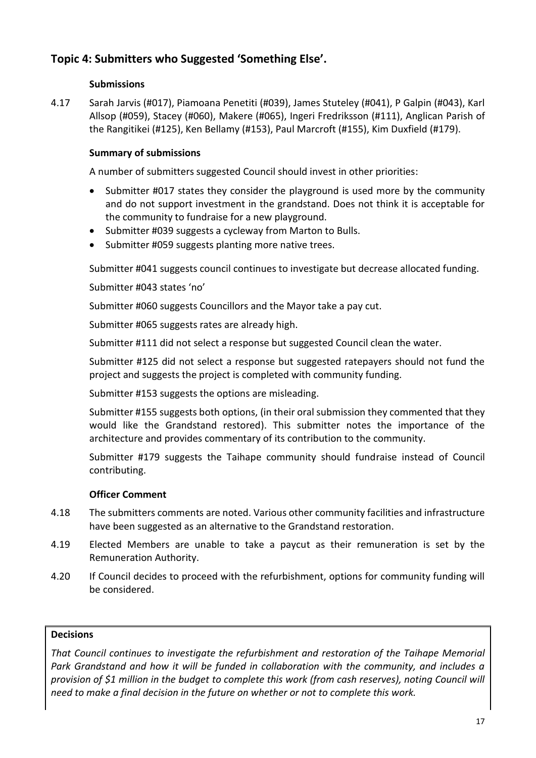## Topic 4: Submitters who Suggested 'Something Else'.

**Submissions**

4.17 Sarah Jarvis (#017), Piamoana Penetiti (#039), James Stuteley (#041), P Galpin (#043), Karl Allsop (#059), Stacey (#060), Makere (#065), Ingeri Fredriksson (#111), Anglican Parish of the Rangitikei (#125), Ken Bellamy (#153), Paul Marcroft (#155), Kim Duxfield (#179).

**Summary of submissions**

A number of submitters suggested Council should invest in other priorities:

- Submitter #017 states they consider the playground is used more by the community and do not support investment in the grandstand. Does not think it is acceptable for the community to fundraise for a new playground.
- Submitter #039 suggests a cycleway from Marton to Bulls.
- Submitter #059 suggests planting more native trees.

Submitter #041 suggests council continues to investigate but decrease allocated funding.

Submitter #043 states 'no'

Submitter #060 suggests Councillors and the Mayor take a pay cut.

Submitter #065 suggests rates are already high.

Submitter #111 did not select a response but suggested Council clean the water.

Submitter #125 did not select a response but suggested ratepayers should not fund the project and suggests the project is completed with community funding.

Submitter #153 suggests the options are misleading.

Submitter #155 suggests both options, (in their oral submission they commented that they would like the Grandstand restored). This submitter notes the importance of the architecture and provides commentary of its contribution to the community.

Submitter #179 suggests the Taihape community should fundraise instead of Council contributing.

**Officer Comment**

4.18 The submitters comments are noted. Various other community facilities and infrastructure have been suggested as an alternative to the Grandstand restoration.

4.19 Elected Members are unable to take a paycut as their remuneration is set by the Remuneration Authority.

4.20 If Council decides to proceed with the refurbishment, options for community funding will be considered.

**Decisions**

*That Council continues to investigate the refurbishment and restoration of the Taihape Memorial Park Grandstand and how it will be funded in collaboration with the community, and includes a provision of $1 million in the budget to complete this work (from cash reserves), noting Council will need to make a final decision in the future on whether or not to complete this work.*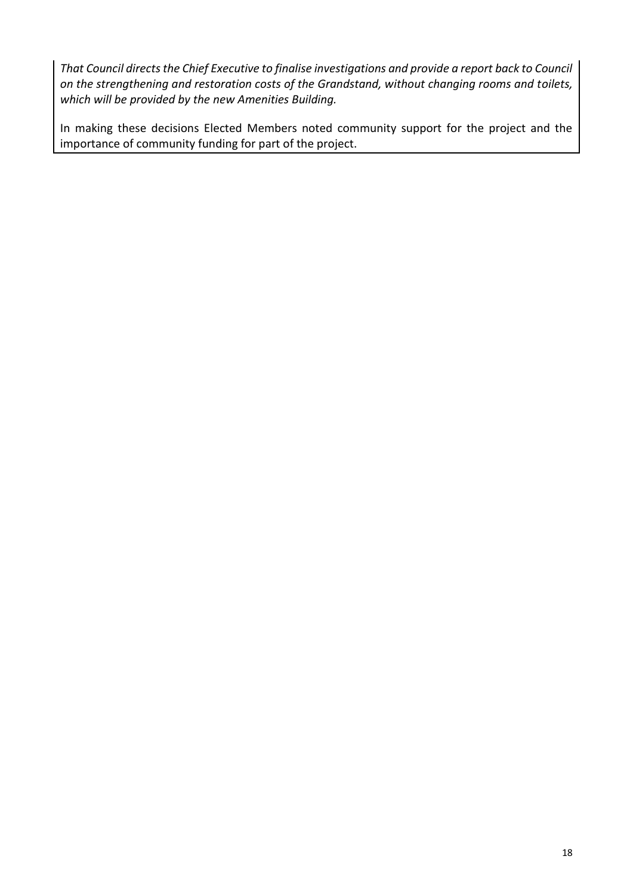*That Council directs the Chief Executive to finalise investigations and provide a report back to Council on the strengthening and restoration costs of the Grandstand, without changing rooms and toilets, which will be provided by the new Amenities Building.*

In making these decisions Elected Members noted community support for the project and the importance of community funding for part of the project.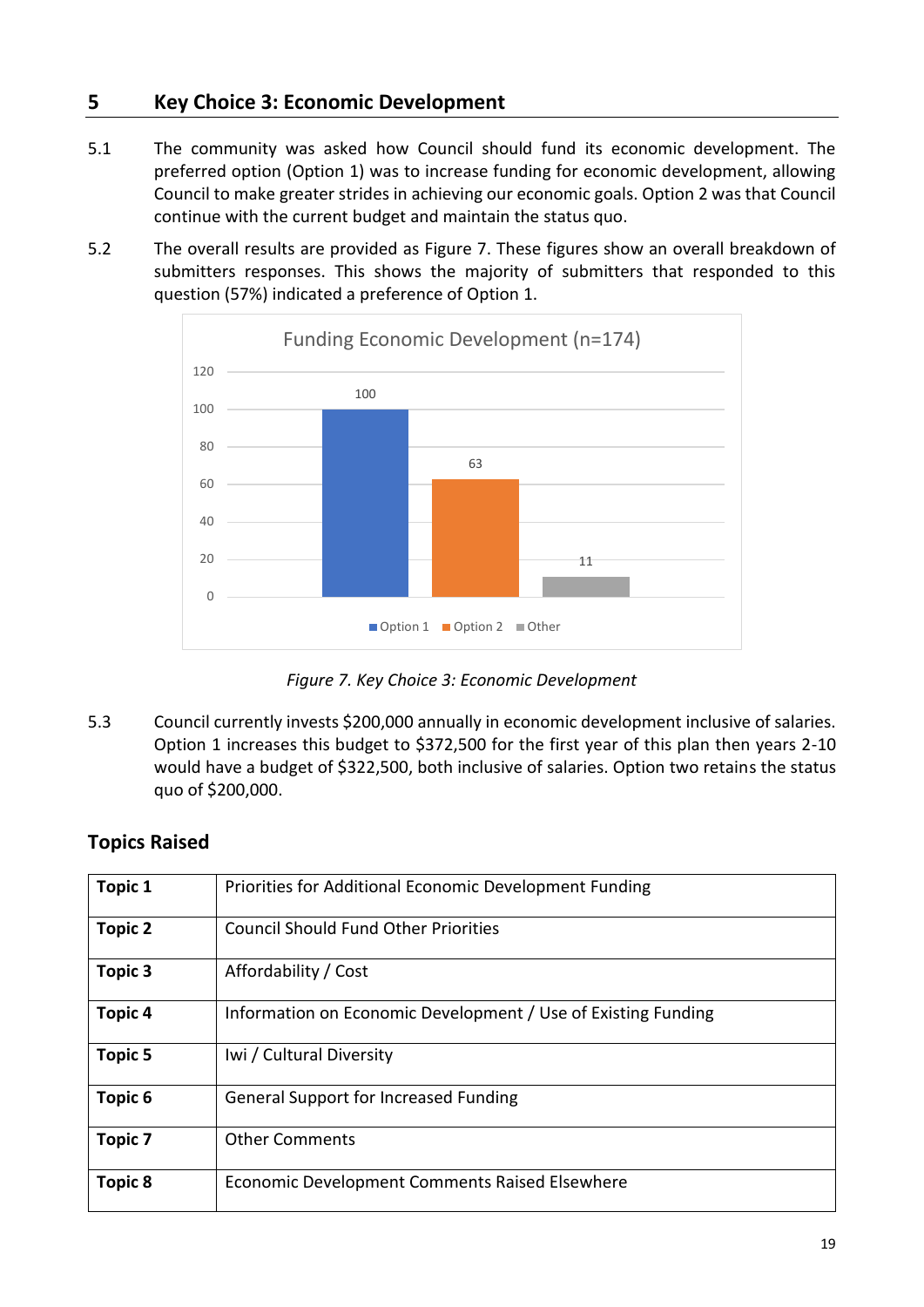## 5 Key Choice 3: Economic Development

5.1 The community was asked how Council should fund its economic development. The preferred option (Option 1) was to increase funding for economic development, allowing Council to make greater strides in achieving our economic goals. Option 2 was that Council continue with the current budget and maintain the status quo.

5.2 The overall results are provided as Figure 7. These figures show an overall breakdown of submitters responses. This shows the majority of submitters that responded to this question (57%) indicated a preference of Option 1.

Funding Economic Development (n=174)

| Option | Responses |
|---|---|
| Option 1 | 100 |
| Option 2 | 63 |
| Other | 11 |

*Figure 7. Key Choice 3: Economic Development*

5.3 Council currently invests $200,000 annually in economic development inclusive of salaries. Option 1 increases this budget to $372,500 for the first year of this plan then years 2-10 would have a budget of $322,500, both inclusive of salaries. Option two retains the status quo of $200,000.

### Topics Raised

| | |
|---|---|
| **Topic 1** | Priorities for Additional Economic Development Funding |
| **Topic 2** | Council Should Fund Other Priorities |
| **Topic 3** | Affordability / Cost |
| **Topic 4** | Information on Economic Development / Use of Existing Funding |
| **Topic 5** | Iwi / Cultural Diversity |
| **Topic 6** | General Support for Increased Funding |
| **Topic 7** | Other Comments |
| **Topic 8** | Economic Development Comments Raised Elsewhere |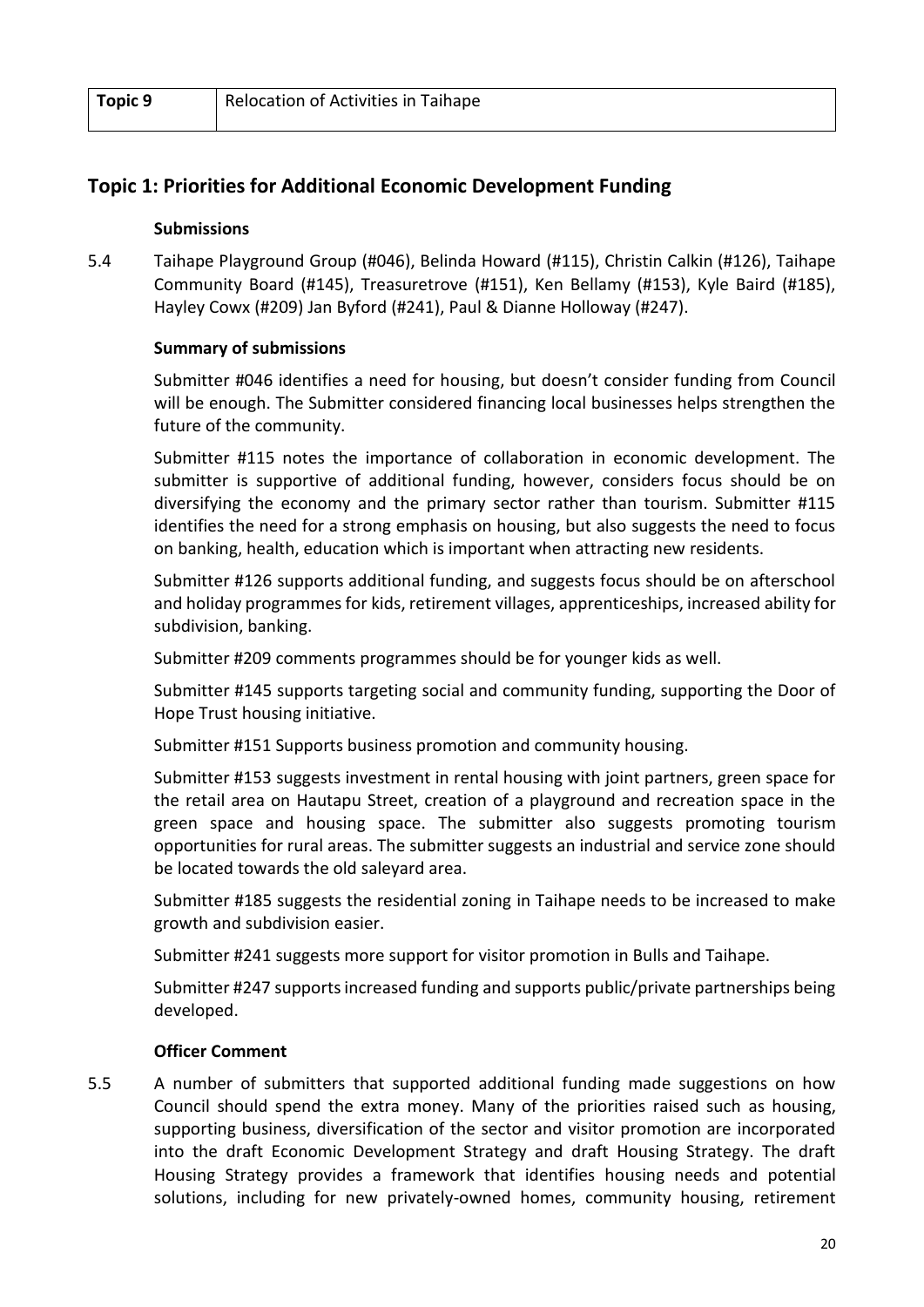| Topic 9 | Relocation of Activities in Taihape |
|---|---|

## Topic 1: Priorities for Additional Economic Development Funding

**Submissions**

5.4 Taihape Playground Group (#046), Belinda Howard (#115), Christin Calkin (#126), Taihape Community Board (#145), Treasuretrove (#151), Ken Bellamy (#153), Kyle Baird (#185), Hayley Cowx (#209) Jan Byford (#241), Paul & Dianne Holloway (#247).

**Summary of submissions**

Submitter #046 identifies a need for housing, but doesn't consider funding from Council will be enough. The Submitter considered financing local businesses helps strengthen the future of the community.

Submitter #115 notes the importance of collaboration in economic development. The submitter is supportive of additional funding, however, considers focus should be on diversifying the economy and the primary sector rather than tourism. Submitter #115 identifies the need for a strong emphasis on housing, but also suggests the need to focus on banking, health, education which is important when attracting new residents.

Submitter #126 supports additional funding, and suggests focus should be on afterschool and holiday programmes for kids, retirement villages, apprenticeships, increased ability for subdivision, banking.

Submitter #209 comments programmes should be for younger kids as well.

Submitter #145 supports targeting social and community funding, supporting the Door of Hope Trust housing initiative.

Submitter #151 Supports business promotion and community housing.

Submitter #153 suggests investment in rental housing with joint partners, green space for the retail area on Hautapu Street, creation of a playground and recreation space in the green space and housing space. The submitter also suggests promoting tourism opportunities for rural areas. The submitter suggests an industrial and service zone should be located towards the old saleyard area.

Submitter #185 suggests the residential zoning in Taihape needs to be increased to make growth and subdivision easier.

Submitter #241 suggests more support for visitor promotion in Bulls and Taihape.

Submitter #247 supports increased funding and supports public/private partnerships being developed.

**Officer Comment**

5.5 A number of submitters that supported additional funding made suggestions on how Council should spend the extra money. Many of the priorities raised such as housing, supporting business, diversification of the sector and visitor promotion are incorporated into the draft Economic Development Strategy and draft Housing Strategy. The draft Housing Strategy provides a framework that identifies housing needs and potential solutions, including for new privately-owned homes, community housing, retirement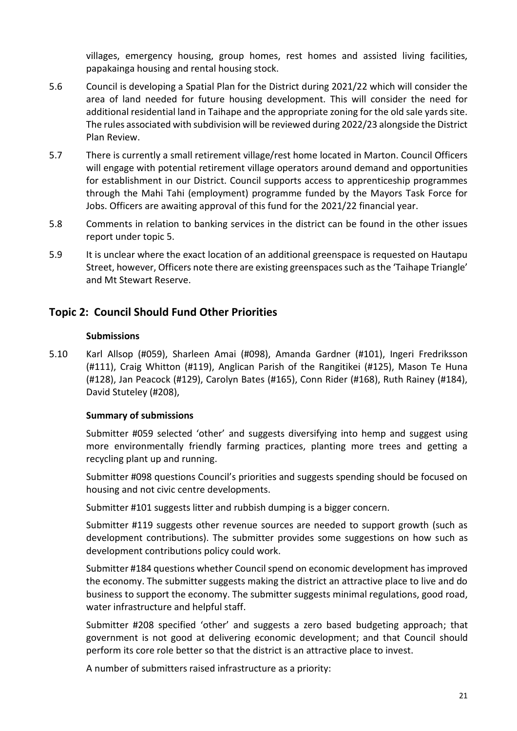villages, emergency housing, group homes, rest homes and assisted living facilities, papakainga housing and rental housing stock.

5.6 Council is developing a Spatial Plan for the District during 2021/22 which will consider the area of land needed for future housing development. This will consider the need for additional residential land in Taihape and the appropriate zoning for the old sale yards site. The rules associated with subdivision will be reviewed during 2022/23 alongside the District Plan Review.

5.7 There is currently a small retirement village/rest home located in Marton. Council Officers will engage with potential retirement village operators around demand and opportunities for establishment in our District. Council supports access to apprenticeship programmes through the Mahi Tahi (employment) programme funded by the Mayors Task Force for Jobs. Officers are awaiting approval of this fund for the 2021/22 financial year.

5.8 Comments in relation to banking services in the district can be found in the other issues report under topic 5.

5.9 It is unclear where the exact location of an additional greenspace is requested on Hautapu Street, however, Officers note there are existing greenspaces such as the 'Taihape Triangle' and Mt Stewart Reserve.

## Topic 2: Council Should Fund Other Priorities

**Submissions**

5.10 Karl Allsop (#059), Sharleen Amai (#098), Amanda Gardner (#101), Ingeri Fredriksson (#111), Craig Whitton (#119), Anglican Parish of the Rangitikei (#125), Mason Te Huna (#128), Jan Peacock (#129), Carolyn Bates (#165), Conn Rider (#168), Ruth Rainey (#184), David Stuteley (#208),

**Summary of submissions**

Submitter #059 selected 'other' and suggests diversifying into hemp and suggest using more environmentally friendly farming practices, planting more trees and getting a recycling plant up and running.

Submitter #098 questions Council's priorities and suggests spending should be focused on housing and not civic centre developments.

Submitter #101 suggests litter and rubbish dumping is a bigger concern.

Submitter #119 suggests other revenue sources are needed to support growth (such as development contributions). The submitter provides some suggestions on how such as development contributions policy could work.

Submitter #184 questions whether Council spend on economic development has improved the economy. The submitter suggests making the district an attractive place to live and do business to support the economy. The submitter suggests minimal regulations, good road, water infrastructure and helpful staff.

Submitter #208 specified 'other' and suggests a zero based budgeting approach; that government is not good at delivering economic development; and that Council should perform its core role better so that the district is an attractive place to invest.

A number of submitters raised infrastructure as a priority: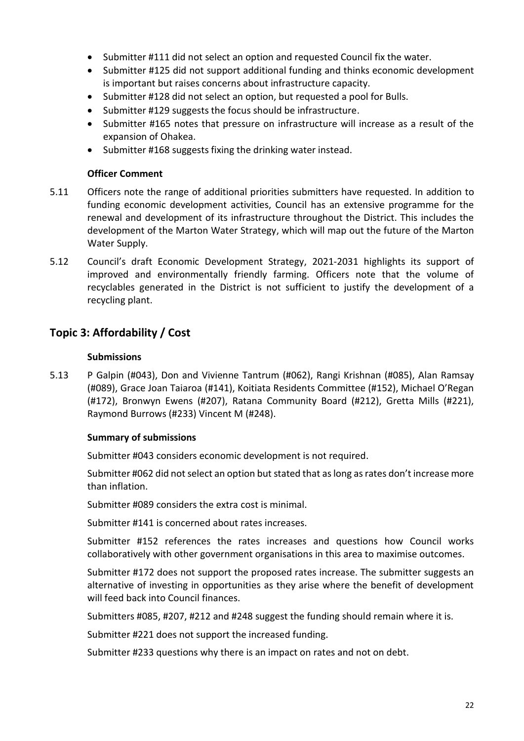- Submitter #111 did not select an option and requested Council fix the water.
- Submitter #125 did not support additional funding and thinks economic development is important but raises concerns about infrastructure capacity.
- Submitter #128 did not select an option, but requested a pool for Bulls.
- Submitter #129 suggests the focus should be infrastructure.
- Submitter #165 notes that pressure on infrastructure will increase as a result of the expansion of Ohakea.
- Submitter #168 suggests fixing the drinking water instead.

**Officer Comment**

5.11 Officers note the range of additional priorities submitters have requested. In addition to funding economic development activities, Council has an extensive programme for the renewal and development of its infrastructure throughout the District. This includes the development of the Marton Water Strategy, which will map out the future of the Marton Water Supply.

5.12 Council's draft Economic Development Strategy, 2021-2031 highlights its support of improved and environmentally friendly farming. Officers note that the volume of recyclables generated in the District is not sufficient to justify the development of a recycling plant.

## Topic 3: Affordability / Cost

**Submissions**

5.13 P Galpin (#043), Don and Vivienne Tantrum (#062), Rangi Krishnan (#085), Alan Ramsay (#089), Grace Joan Taiaroa (#141), Koitiata Residents Committee (#152), Michael O'Regan (#172), Bronwyn Ewens (#207), Ratana Community Board (#212), Gretta Mills (#221), Raymond Burrows (#233) Vincent M (#248).

**Summary of submissions**

Submitter #043 considers economic development is not required.

Submitter #062 did not select an option but stated that as long as rates don't increase more than inflation.

Submitter #089 considers the extra cost is minimal.

Submitter #141 is concerned about rates increases.

Submitter #152 references the rates increases and questions how Council works collaboratively with other government organisations in this area to maximise outcomes.

Submitter #172 does not support the proposed rates increase. The submitter suggests an alternative of investing in opportunities as they arise where the benefit of development will feed back into Council finances.

Submitters #085, #207, #212 and #248 suggest the funding should remain where it is.

Submitter #221 does not support the increased funding.

Submitter #233 questions why there is an impact on rates and not on debt.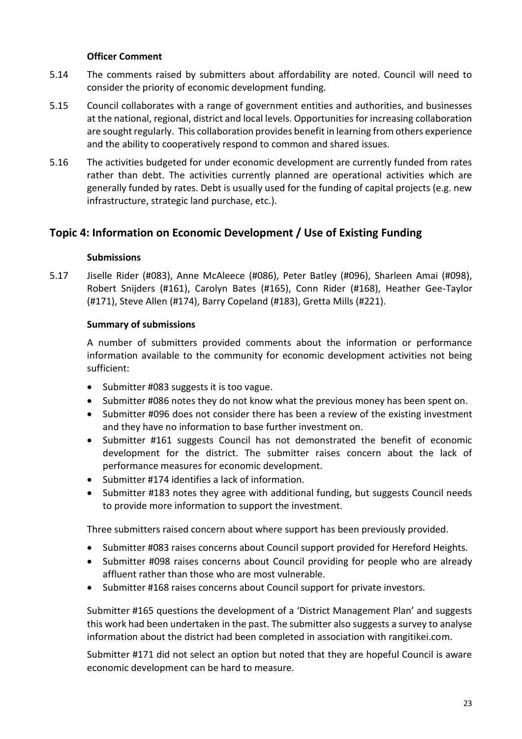**Officer Comment**

5.14 The comments raised by submitters about affordability are noted. Council will need to consider the priority of economic development funding.

5.15 Council collaborates with a range of government entities and authorities, and businesses at the national, regional, district and local levels. Opportunities for increasing collaboration are sought regularly. This collaboration provides benefit in learning from others experience and the ability to cooperatively respond to common and shared issues.

5.16 The activities budgeted for under economic development are currently funded from rates rather than debt. The activities currently planned are operational activities which are generally funded by rates. Debt is usually used for the funding of capital projects (e.g. new infrastructure, strategic land purchase, etc.).

## Topic 4: Information on Economic Development / Use of Existing Funding

**Submissions**

5.17 Jiselle Rider (#083), Anne McAleece (#086), Peter Batley (#096), Sharleen Amai (#098), Robert Snijders (#161), Carolyn Bates (#165), Conn Rider (#168), Heather Gee-Taylor (#171), Steve Allen (#174), Barry Copeland (#183), Gretta Mills (#221).

**Summary of submissions**

A number of submitters provided comments about the information or performance information available to the community for economic development activities not being sufficient:

- Submitter #083 suggests it is too vague.
- Submitter #086 notes they do not know what the previous money has been spent on.
- Submitter #096 does not consider there has been a review of the existing investment and they have no information to base further investment on.
- Submitter #161 suggests Council has not demonstrated the benefit of economic development for the district. The submitter raises concern about the lack of performance measures for economic development.
- Submitter #174 identifies a lack of information.
- Submitter #183 notes they agree with additional funding, but suggests Council needs to provide more information to support the investment.

Three submitters raised concern about where support has been previously provided.

- Submitter #083 raises concerns about Council support provided for Hereford Heights.
- Submitter #098 raises concerns about Council providing for people who are already affluent rather than those who are most vulnerable.
- Submitter #168 raises concerns about Council support for private investors.

Submitter #165 questions the development of a 'District Management Plan' and suggests this work had been undertaken in the past. The submitter also suggests a survey to analyse information about the district had been completed in association with rangitikei.com.

Submitter #171 did not select an option but noted that they are hopeful Council is aware economic development can be hard to measure.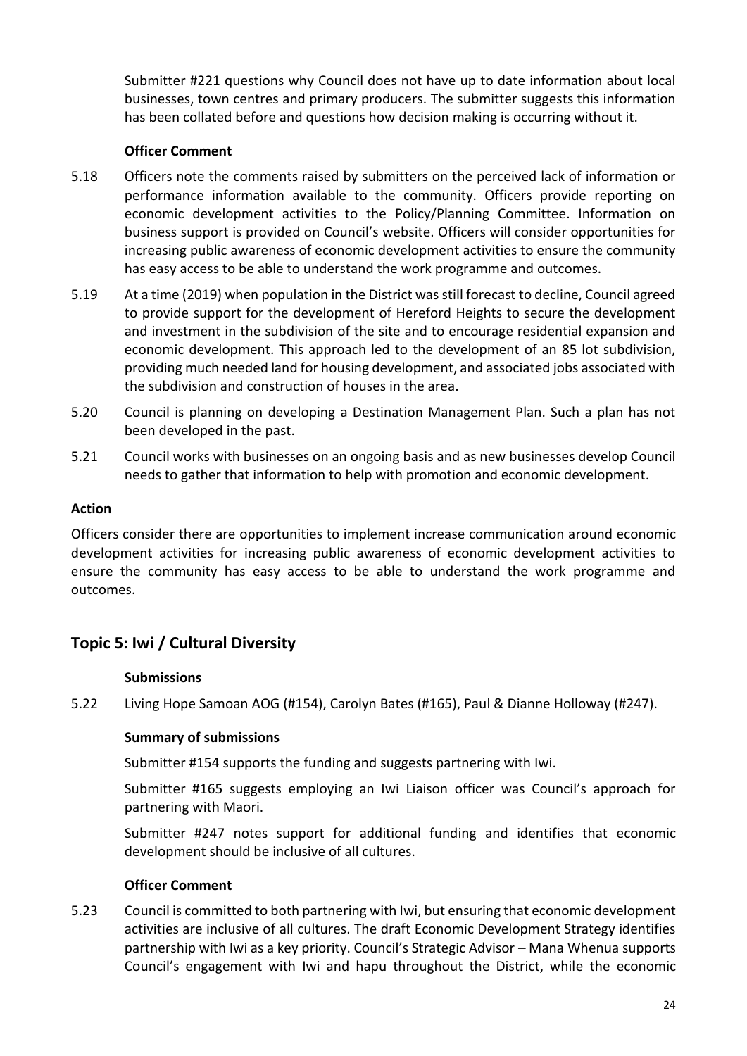Submitter #221 questions why Council does not have up to date information about local businesses, town centres and primary producers. The submitter suggests this information has been collated before and questions how decision making is occurring without it.

**Officer Comment**

5.18 Officers note the comments raised by submitters on the perceived lack of information or performance information available to the community. Officers provide reporting on economic development activities to the Policy/Planning Committee. Information on business support is provided on Council's website. Officers will consider opportunities for increasing public awareness of economic development activities to ensure the community has easy access to be able to understand the work programme and outcomes.

5.19 At a time (2019) when population in the District was still forecast to decline, Council agreed to provide support for the development of Hereford Heights to secure the development and investment in the subdivision of the site and to encourage residential expansion and economic development. This approach led to the development of an 85 lot subdivision, providing much needed land for housing development, and associated jobs associated with the subdivision and construction of houses in the area.

5.20 Council is planning on developing a Destination Management Plan. Such a plan has not been developed in the past.

5.21 Council works with businesses on an ongoing basis and as new businesses develop Council needs to gather that information to help with promotion and economic development.

**Action**

Officers consider there are opportunities to implement increase communication around economic development activities for increasing public awareness of economic development activities to ensure the community has easy access to be able to understand the work programme and outcomes.

## Topic 5: Iwi / Cultural Diversity

**Submissions**

5.22 Living Hope Samoan AOG (#154), Carolyn Bates (#165), Paul & Dianne Holloway (#247).

**Summary of submissions**

Submitter #154 supports the funding and suggests partnering with Iwi.

Submitter #165 suggests employing an Iwi Liaison officer was Council's approach for partnering with Maori.

Submitter #247 notes support for additional funding and identifies that economic development should be inclusive of all cultures.

**Officer Comment**

5.23 Council is committed to both partnering with Iwi, but ensuring that economic development activities are inclusive of all cultures. The draft Economic Development Strategy identifies partnership with Iwi as a key priority. Council's Strategic Advisor – Mana Whenua supports Council's engagement with Iwi and hapu throughout the District, while the economic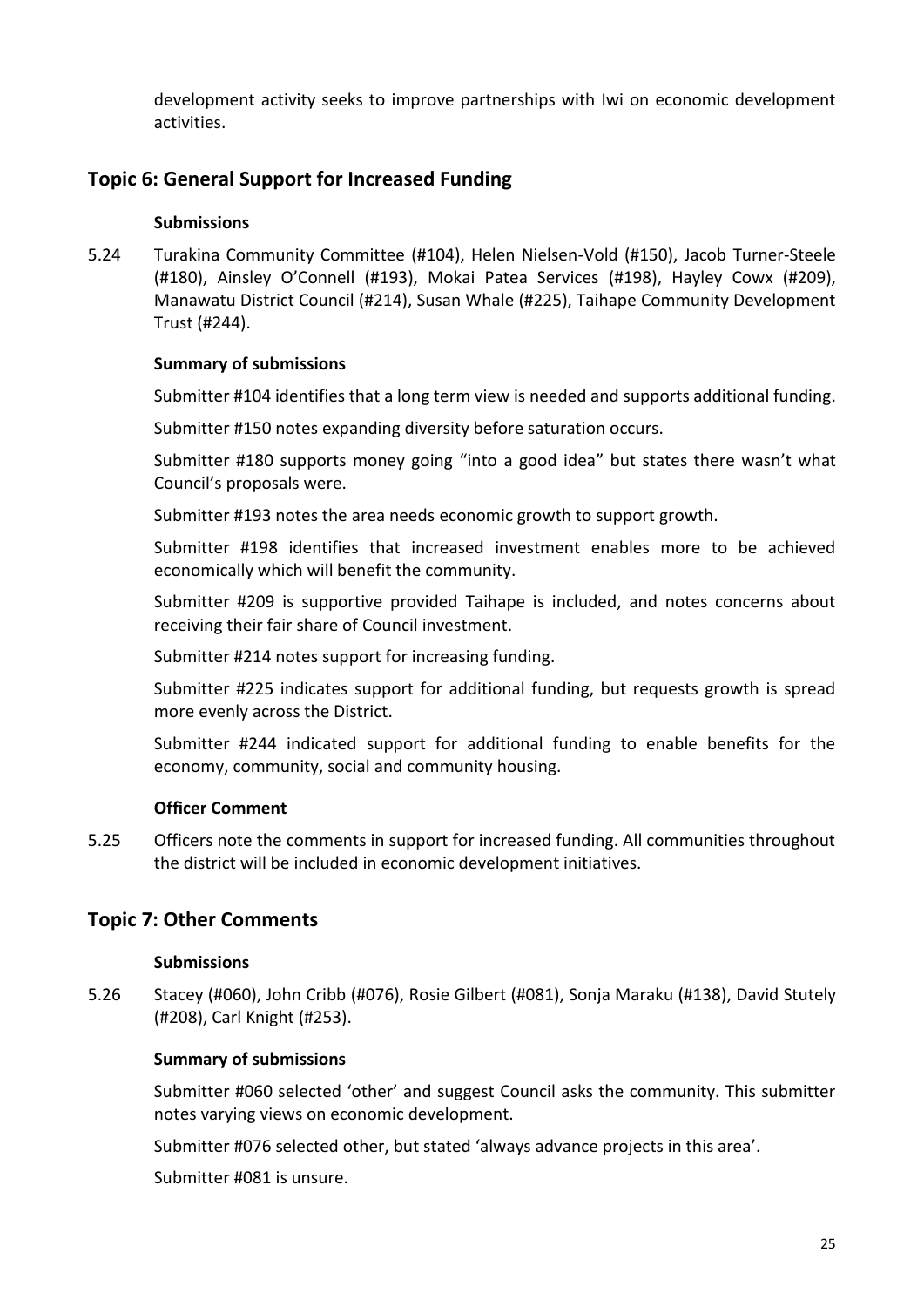development activity seeks to improve partnerships with Iwi on economic development activities.

## Topic 6: General Support for Increased Funding

**Submissions**

5.24 Turakina Community Committee (#104), Helen Nielsen-Vold (#150), Jacob Turner-Steele (#180), Ainsley O'Connell (#193), Mokai Patea Services (#198), Hayley Cowx (#209), Manawatu District Council (#214), Susan Whale (#225), Taihape Community Development Trust (#244).

**Summary of submissions**

Submitter #104 identifies that a long term view is needed and supports additional funding.

Submitter #150 notes expanding diversity before saturation occurs.

Submitter #180 supports money going "into a good idea" but states there wasn't what Council's proposals were.

Submitter #193 notes the area needs economic growth to support growth.

Submitter #198 identifies that increased investment enables more to be achieved economically which will benefit the community.

Submitter #209 is supportive provided Taihape is included, and notes concerns about receiving their fair share of Council investment.

Submitter #214 notes support for increasing funding.

Submitter #225 indicates support for additional funding, but requests growth is spread more evenly across the District.

Submitter #244 indicated support for additional funding to enable benefits for the economy, community, social and community housing.

**Officer Comment**

5.25 Officers note the comments in support for increased funding. All communities throughout the district will be included in economic development initiatives.

## Topic 7: Other Comments

**Submissions**

5.26 Stacey (#060), John Cribb (#076), Rosie Gilbert (#081), Sonja Maraku (#138), David Stutely (#208), Carl Knight (#253).

**Summary of submissions**

Submitter #060 selected 'other' and suggest Council asks the community. This submitter notes varying views on economic development.

Submitter #076 selected other, but stated 'always advance projects in this area'.

Submitter #081 is unsure.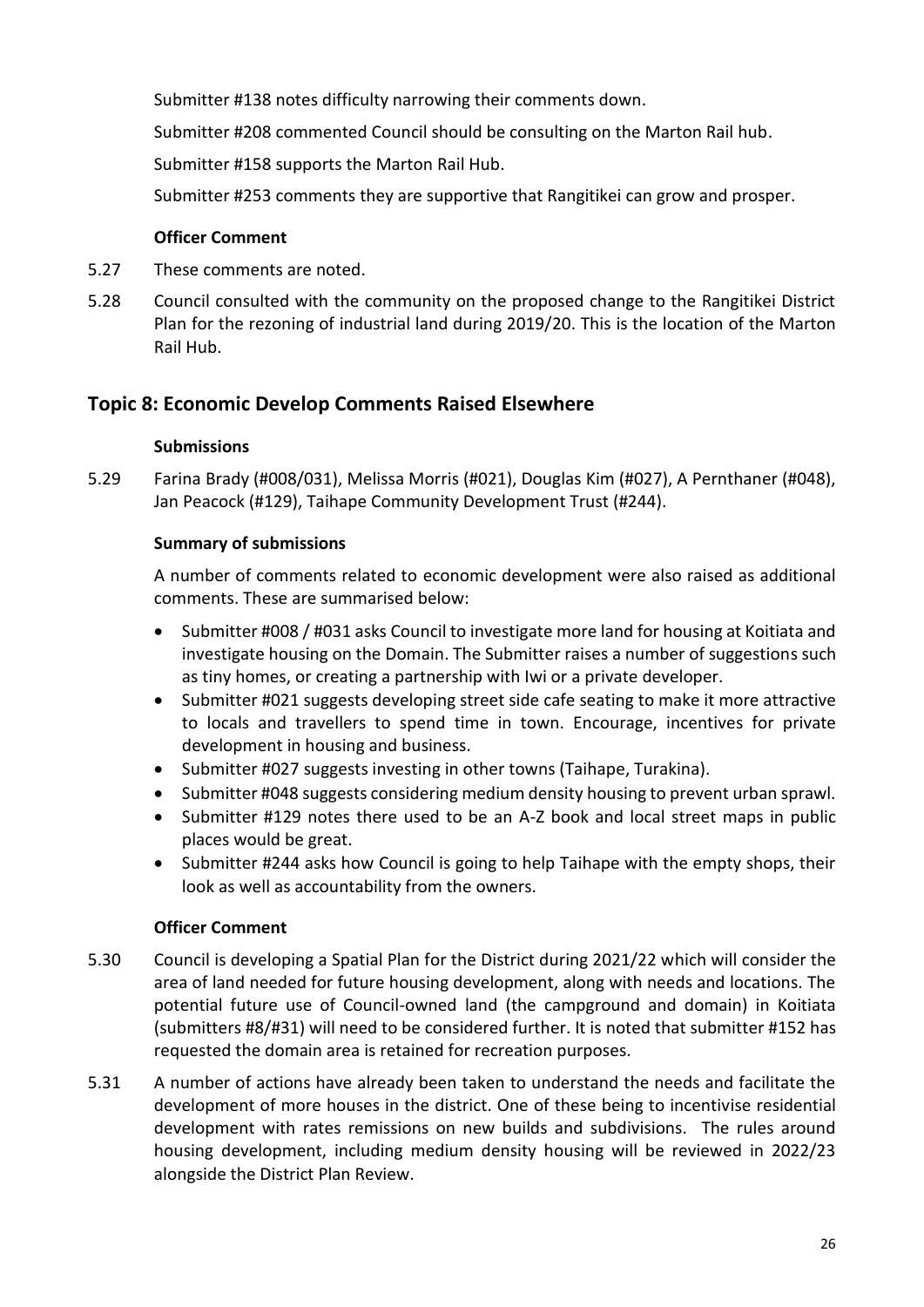Submitter #138 notes difficulty narrowing their comments down.

Submitter #208 commented Council should be consulting on the Marton Rail hub.

Submitter #158 supports the Marton Rail Hub.

Submitter #253 comments they are supportive that Rangitikei can grow and prosper.

**Officer Comment**

5.27 These comments are noted.

5.28 Council consulted with the community on the proposed change to the Rangitikei District Plan for the rezoning of industrial land during 2019/20. This is the location of the Marton Rail Hub.

## Topic 8: Economic Develop Comments Raised Elsewhere

**Submissions**

5.29 Farina Brady (#008/031), Melissa Morris (#021), Douglas Kim (#027), A Pernthaner (#048), Jan Peacock (#129), Taihape Community Development Trust (#244).

**Summary of submissions**

A number of comments related to economic development were also raised as additional comments. These are summarised below:

- Submitter #008 / #031 asks Council to investigate more land for housing at Koitiata and investigate housing on the Domain. The Submitter raises a number of suggestions such as tiny homes, or creating a partnership with Iwi or a private developer.
- Submitter #021 suggests developing street side cafe seating to make it more attractive to locals and travellers to spend time in town. Encourage, incentives for private development in housing and business.
- Submitter #027 suggests investing in other towns (Taihape, Turakina).
- Submitter #048 suggests considering medium density housing to prevent urban sprawl.
- Submitter #129 notes there used to be an A-Z book and local street maps in public places would be great.
- Submitter #244 asks how Council is going to help Taihape with the empty shops, their look as well as accountability from the owners.

**Officer Comment**

5.30 Council is developing a Spatial Plan for the District during 2021/22 which will consider the area of land needed for future housing development, along with needs and locations. The potential future use of Council-owned land (the campground and domain) in Koitiata (submitters #8/#31) will need to be considered further. It is noted that submitter #152 has requested the domain area is retained for recreation purposes.

5.31 A number of actions have already been taken to understand the needs and facilitate the development of more houses in the district. One of these being to incentivise residential development with rates remissions on new builds and subdivisions. The rules around housing development, including medium density housing will be reviewed in 2022/23 alongside the District Plan Review.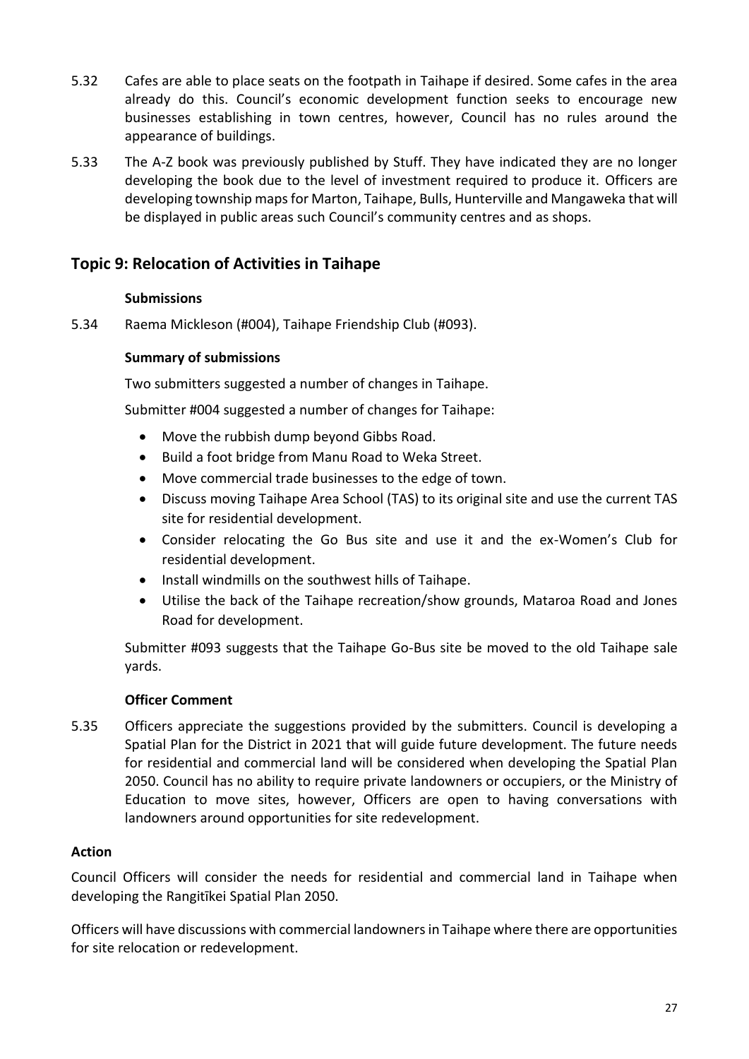5.32 Cafes are able to place seats on the footpath in Taihape if desired. Some cafes in the area already do this. Council's economic development function seeks to encourage new businesses establishing in town centres, however, Council has no rules around the appearance of buildings.

5.33 The A-Z book was previously published by Stuff. They have indicated they are no longer developing the book due to the level of investment required to produce it. Officers are developing township maps for Marton, Taihape, Bulls, Hunterville and Mangaweka that will be displayed in public areas such Council's community centres and as shops.

## Topic 9: Relocation of Activities in Taihape

**Submissions**

5.34 Raema Mickleson (#004), Taihape Friendship Club (#093).

**Summary of submissions**

Two submitters suggested a number of changes in Taihape.

Submitter #004 suggested a number of changes for Taihape:

- Move the rubbish dump beyond Gibbs Road.
- Build a foot bridge from Manu Road to Weka Street.
- Move commercial trade businesses to the edge of town.
- Discuss moving Taihape Area School (TAS) to its original site and use the current TAS site for residential development.
- Consider relocating the Go Bus site and use it and the ex-Women's Club for residential development.
- Install windmills on the southwest hills of Taihape.
- Utilise the back of the Taihape recreation/show grounds, Mataroa Road and Jones Road for development.

Submitter #093 suggests that the Taihape Go-Bus site be moved to the old Taihape sale yards.

**Officer Comment**

5.35 Officers appreciate the suggestions provided by the submitters. Council is developing a Spatial Plan for the District in 2021 that will guide future development. The future needs for residential and commercial land will be considered when developing the Spatial Plan 2050. Council has no ability to require private landowners or occupiers, or the Ministry of Education to move sites, however, Officers are open to having conversations with landowners around opportunities for site redevelopment.

**Action**

Council Officers will consider the needs for residential and commercial land in Taihape when developing the Rangitīkei Spatial Plan 2050.

Officers will have discussions with commercial landowners in Taihape where there are opportunities for site relocation or redevelopment.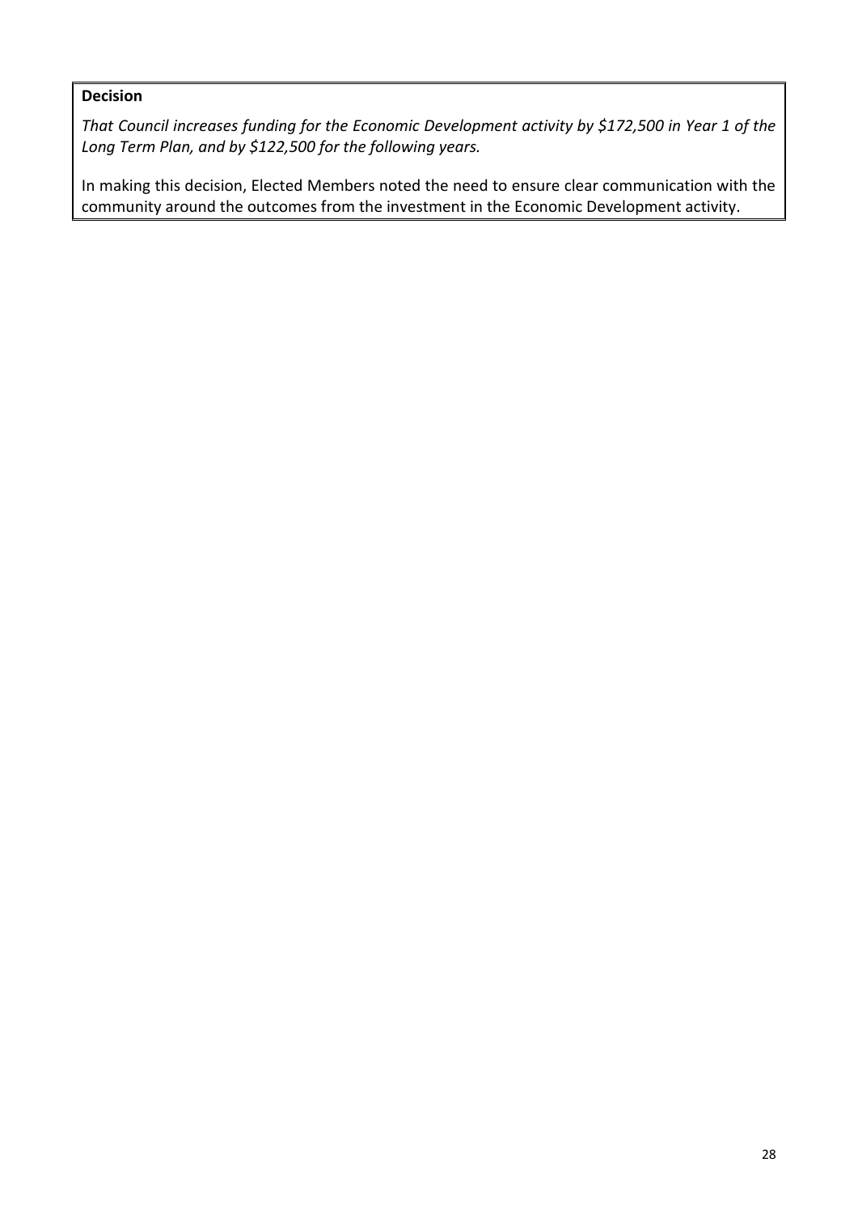**Decision**

*That Council increases funding for the Economic Development activity by $172,500 in Year 1 of the Long Term Plan, and by $122,500 for the following years.*

In making this decision, Elected Members noted the need to ensure clear communication with the community around the outcomes from the investment in the Economic Development activity.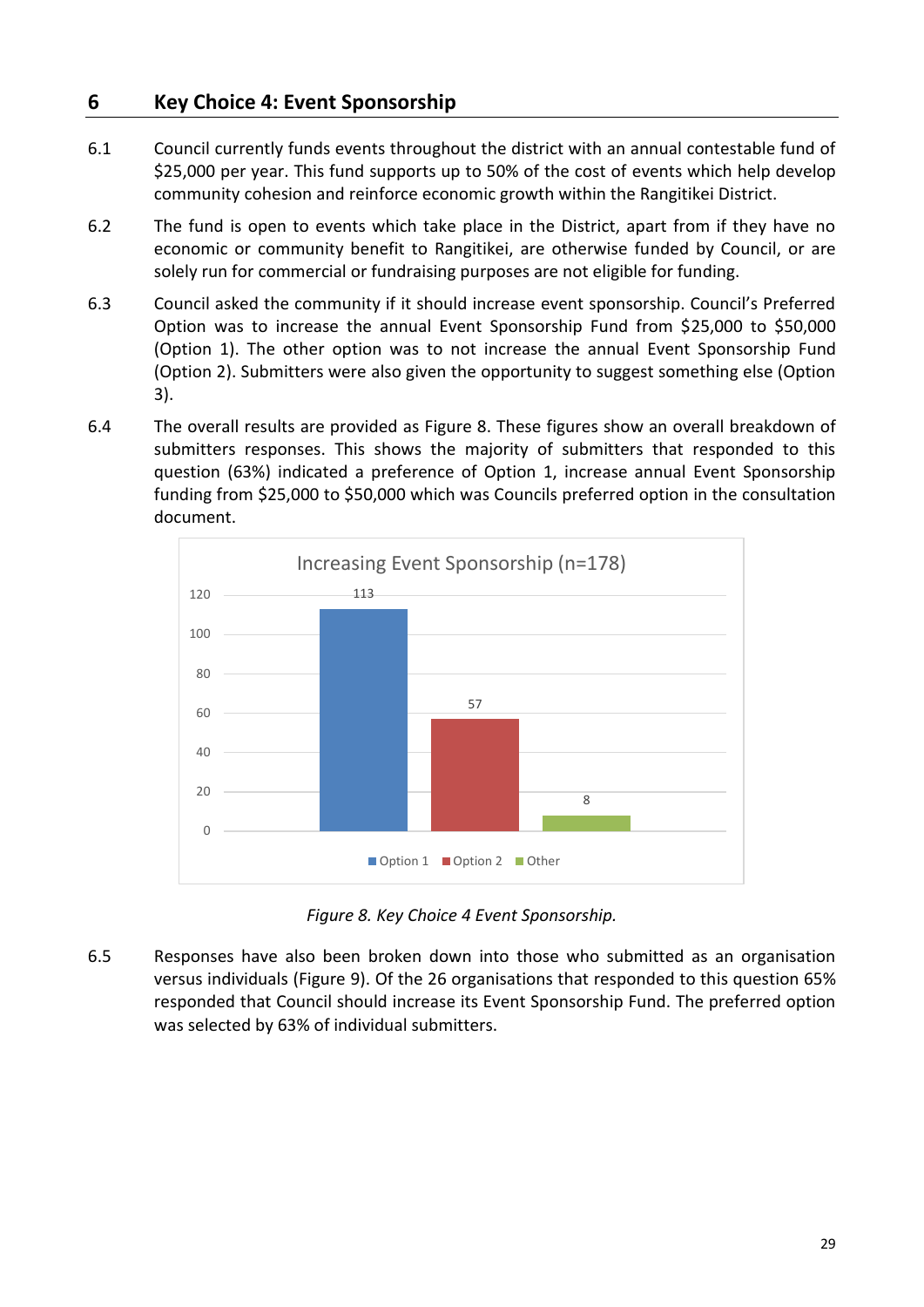## 6 Key Choice 4: Event Sponsorship

6.1 Council currently funds events throughout the district with an annual contestable fund of $25,000 per year. This fund supports up to 50% of the cost of events which help develop community cohesion and reinforce economic growth within the Rangitikei District.

6.2 The fund is open to events which take place in the District, apart from if they have no economic or community benefit to Rangitikei, are otherwise funded by Council, or are solely run for commercial or fundraising purposes are not eligible for funding.

6.3 Council asked the community if it should increase event sponsorship. Council's Preferred Option was to increase the annual Event Sponsorship Fund from $25,000 to $50,000 (Option 1). The other option was to not increase the annual Event Sponsorship Fund (Option 2). Submitters were also given the opportunity to suggest something else (Option 3).

6.4 The overall results are provided as Figure 8. These figures show an overall breakdown of submitters responses. This shows the majority of submitters that responded to this question (63%) indicated a preference of Option 1, increase annual Event Sponsorship funding from $25,000 to $50,000 which was Councils preferred option in the consultation document.

Increasing Event Sponsorship (n=178)

| Option | Count |
|---|---|
| Option 1 | 113 |
| Option 2 | 57 |
| Other | 8 |

*Figure 8. Key Choice 4 Event Sponsorship.*

6.5 Responses have also been broken down into those who submitted as an organisation versus individuals (Figure 9). Of the 26 organisations that responded to this question 65% responded that Council should increase its Event Sponsorship Fund. The preferred option was selected by 63% of individual submitters.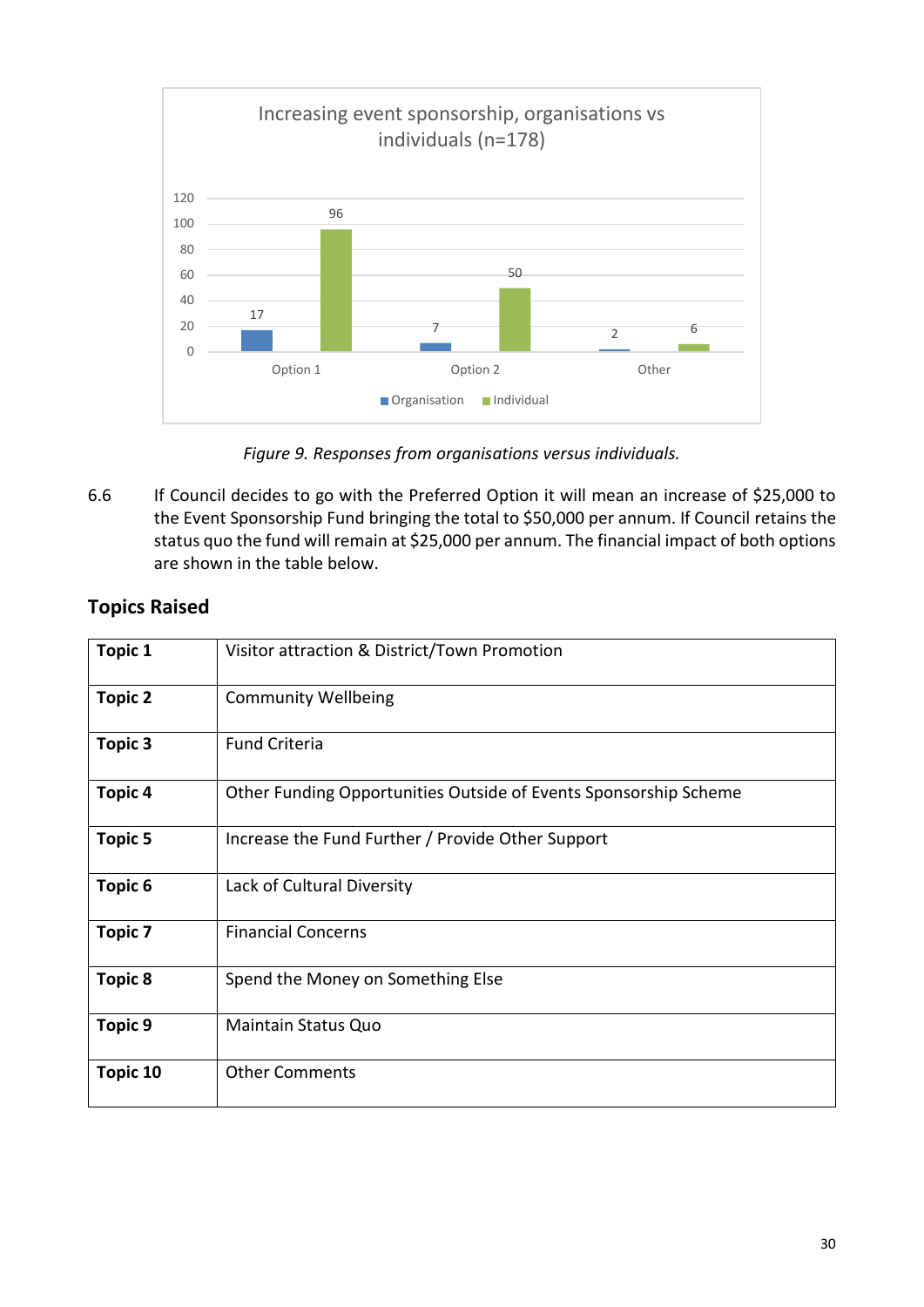Increasing event sponsorship, organisations vs individuals (n=178)

| | Organisation | Individual |
|---|---|---|
| Option 1 | 17 | 96 |
| Option 2 | 7 | 50 |
| Other | 2 | 6 |

*Figure 9. Responses from organisations versus individuals.*

6.6 If Council decides to go with the Preferred Option it will mean an increase of $25,000 to the Event Sponsorship Fund bringing the total to $50,000 per annum. If Council retains the status quo the fund will remain at $25,000 per annum. The financial impact of both options are shown in the table below.

## Topics Raised

| | |
|---|---|
| **Topic 1** | Visitor attraction & District/Town Promotion |
| **Topic 2** | Community Wellbeing |
| **Topic 3** | Fund Criteria |
| **Topic 4** | Other Funding Opportunities Outside of Events Sponsorship Scheme |
| **Topic 5** | Increase the Fund Further / Provide Other Support |
| **Topic 6** | Lack of Cultural Diversity |
| **Topic 7** | Financial Concerns |
| **Topic 8** | Spend the Money on Something Else |
| **Topic 9** | Maintain Status Quo |
| **Topic 10** | Other Comments |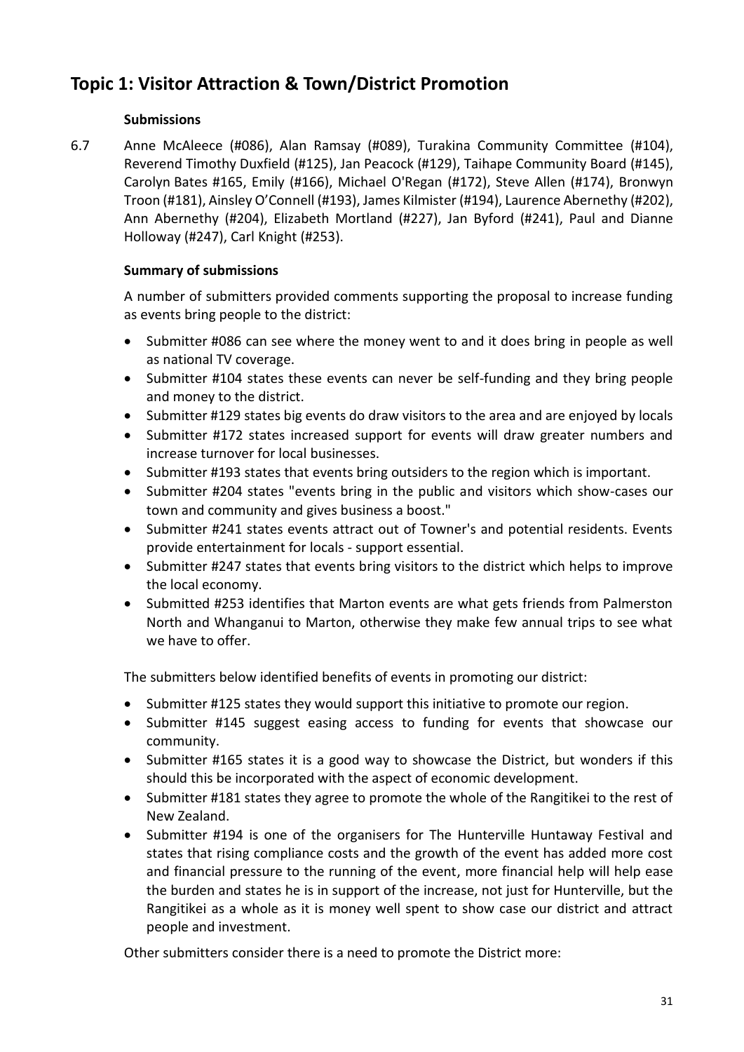## Topic 1: Visitor Attraction & Town/District Promotion

**Submissions**

6.7 Anne McAleece (#086), Alan Ramsay (#089), Turakina Community Committee (#104), Reverend Timothy Duxfield (#125), Jan Peacock (#129), Taihape Community Board (#145), Carolyn Bates #165, Emily (#166), Michael O'Regan (#172), Steve Allen (#174), Bronwyn Troon (#181), Ainsley O'Connell (#193), James Kilmister (#194), Laurence Abernethy (#202), Ann Abernethy (#204), Elizabeth Mortland (#227), Jan Byford (#241), Paul and Dianne Holloway (#247), Carl Knight (#253).

**Summary of submissions**

A number of submitters provided comments supporting the proposal to increase funding as events bring people to the district:

- Submitter #086 can see where the money went to and it does bring in people as well as national TV coverage.
- Submitter #104 states these events can never be self-funding and they bring people and money to the district.
- Submitter #129 states big events do draw visitors to the area and are enjoyed by locals
- Submitter #172 states increased support for events will draw greater numbers and increase turnover for local businesses.
- Submitter #193 states that events bring outsiders to the region which is important.
- Submitter #204 states "events bring in the public and visitors which show-cases our town and community and gives business a boost."
- Submitter #241 states events attract out of Towner's and potential residents. Events provide entertainment for locals - support essential.
- Submitter #247 states that events bring visitors to the district which helps to improve the local economy.
- Submitted #253 identifies that Marton events are what gets friends from Palmerston North and Whanganui to Marton, otherwise they make few annual trips to see what we have to offer.

The submitters below identified benefits of events in promoting our district:

- Submitter #125 states they would support this initiative to promote our region.
- Submitter #145 suggest easing access to funding for events that showcase our community.
- Submitter #165 states it is a good way to showcase the District, but wonders if this should this be incorporated with the aspect of economic development.
- Submitter #181 states they agree to promote the whole of the Rangitikei to the rest of New Zealand.
- Submitter #194 is one of the organisers for The Hunterville Huntaway Festival and states that rising compliance costs and the growth of the event has added more cost and financial pressure to the running of the event, more financial help will help ease the burden and states he is in support of the increase, not just for Hunterville, but the Rangitikei as a whole as it is money well spent to show case our district and attract people and investment.

Other submitters consider there is a need to promote the District more: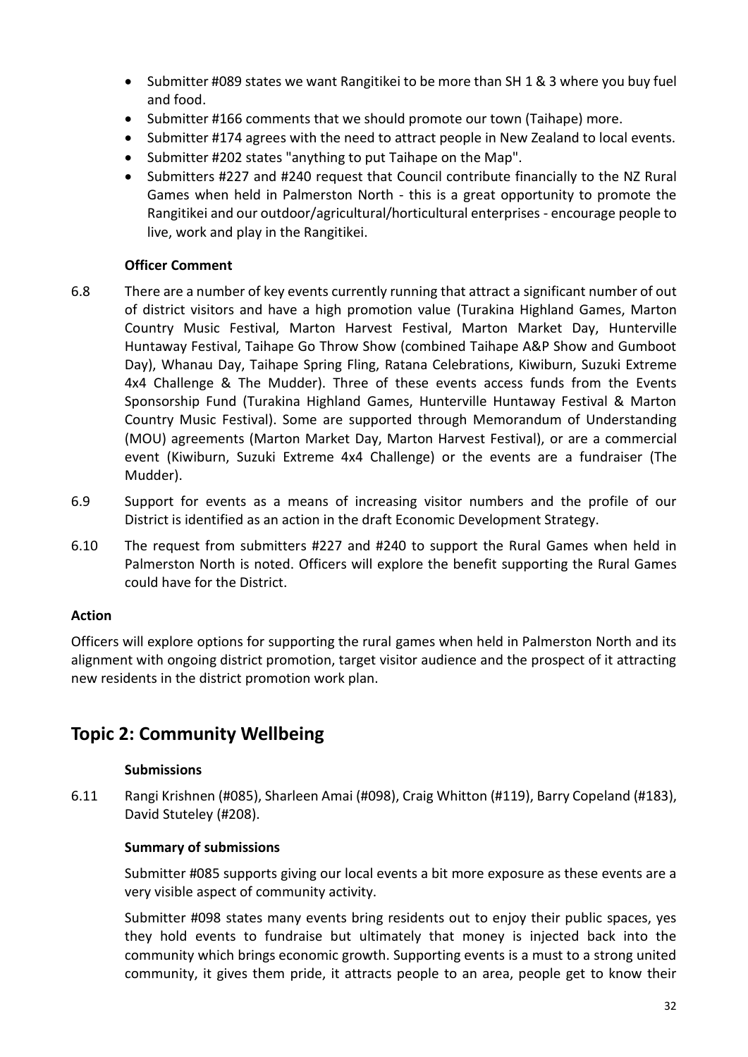- Submitter #089 states we want Rangitikei to be more than SH 1 & 3 where you buy fuel and food.
- Submitter #166 comments that we should promote our town (Taihape) more.
- Submitter #174 agrees with the need to attract people in New Zealand to local events.
- Submitter #202 states "anything to put Taihape on the Map".
- Submitters #227 and #240 request that Council contribute financially to the NZ Rural Games when held in Palmerston North - this is a great opportunity to promote the Rangitikei and our outdoor/agricultural/horticultural enterprises - encourage people to live, work and play in the Rangitikei.

**Officer Comment**

6.8 There are a number of key events currently running that attract a significant number of out of district visitors and have a high promotion value (Turakina Highland Games, Marton Country Music Festival, Marton Harvest Festival, Marton Market Day, Hunterville Huntaway Festival, Taihape Go Throw Show (combined Taihape A&P Show and Gumboot Day), Whanau Day, Taihape Spring Fling, Ratana Celebrations, Kiwiburn, Suzuki Extreme 4x4 Challenge & The Mudder). Three of these events access funds from the Events Sponsorship Fund (Turakina Highland Games, Hunterville Huntaway Festival & Marton Country Music Festival). Some are supported through Memorandum of Understanding (MOU) agreements (Marton Market Day, Marton Harvest Festival), or are a commercial event (Kiwiburn, Suzuki Extreme 4x4 Challenge) or the events are a fundraiser (The Mudder).

6.9 Support for events as a means of increasing visitor numbers and the profile of our District is identified as an action in the draft Economic Development Strategy.

6.10 The request from submitters #227 and #240 to support the Rural Games when held in Palmerston North is noted. Officers will explore the benefit supporting the Rural Games could have for the District.

**Action**

Officers will explore options for supporting the rural games when held in Palmerston North and its alignment with ongoing district promotion, target visitor audience and the prospect of it attracting new residents in the district promotion work plan.

## Topic 2: Community Wellbeing

**Submissions**

6.11 Rangi Krishnen (#085), Sharleen Amai (#098), Craig Whitton (#119), Barry Copeland (#183), David Stuteley (#208).

**Summary of submissions**

Submitter #085 supports giving our local events a bit more exposure as these events are a very visible aspect of community activity.

Submitter #098 states many events bring residents out to enjoy their public spaces, yes they hold events to fundraise but ultimately that money is injected back into the community which brings economic growth. Supporting events is a must to a strong united community, it gives them pride, it attracts people to an area, people get to know their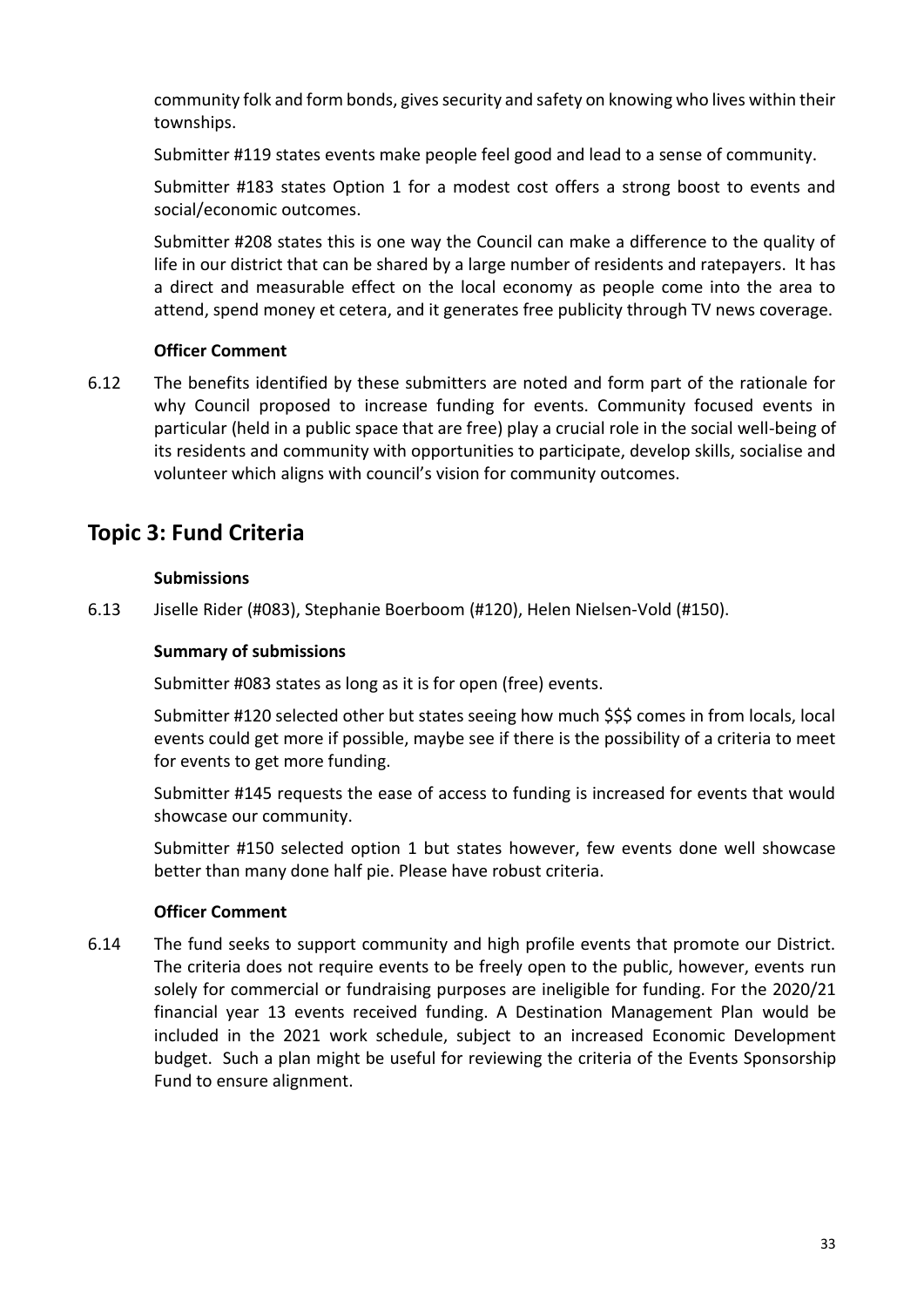community folk and form bonds, gives security and safety on knowing who lives within their townships.

Submitter #119 states events make people feel good and lead to a sense of community.

Submitter #183 states Option 1 for a modest cost offers a strong boost to events and social/economic outcomes.

Submitter #208 states this is one way the Council can make a difference to the quality of life in our district that can be shared by a large number of residents and ratepayers. It has a direct and measurable effect on the local economy as people come into the area to attend, spend money et cetera, and it generates free publicity through TV news coverage.

**Officer Comment**

6.12 The benefits identified by these submitters are noted and form part of the rationale for why Council proposed to increase funding for events. Community focused events in particular (held in a public space that are free) play a crucial role in the social well-being of its residents and community with opportunities to participate, develop skills, socialise and volunteer which aligns with council's vision for community outcomes.

## Topic 3: Fund Criteria

**Submissions**

6.13 Jiselle Rider (#083), Stephanie Boerboom (#120), Helen Nielsen-Vold (#150).

**Summary of submissions**

Submitter #083 states as long as it is for open (free) events.

Submitter #120 selected other but states seeing how much $$$ comes in from locals, local events could get more if possible, maybe see if there is the possibility of a criteria to meet for events to get more funding.

Submitter #145 requests the ease of access to funding is increased for events that would showcase our community.

Submitter #150 selected option 1 but states however, few events done well showcase better than many done half pie. Please have robust criteria.

**Officer Comment**

6.14 The fund seeks to support community and high profile events that promote our District. The criteria does not require events to be freely open to the public, however, events run solely for commercial or fundraising purposes are ineligible for funding. For the 2020/21 financial year 13 events received funding. A Destination Management Plan would be included in the 2021 work schedule, subject to an increased Economic Development budget. Such a plan might be useful for reviewing the criteria of the Events Sponsorship Fund to ensure alignment.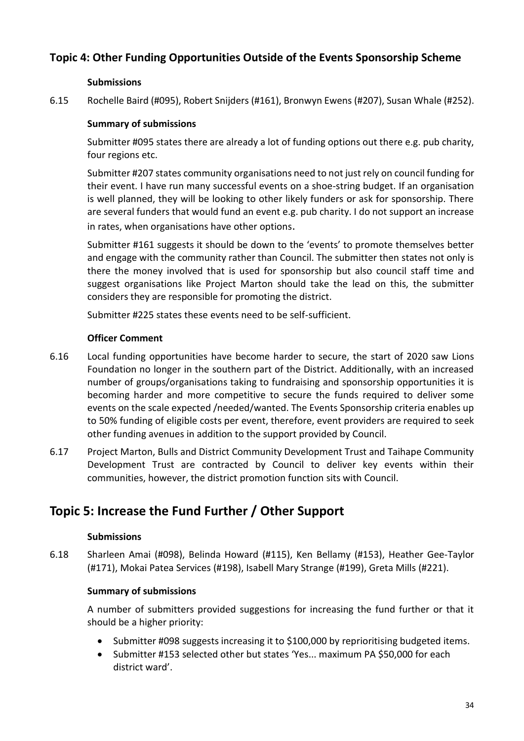## Topic 4: Other Funding Opportunities Outside of the Events Sponsorship Scheme

**Submissions**

6.15 Rochelle Baird (#095), Robert Snijders (#161), Bronwyn Ewens (#207), Susan Whale (#252).

**Summary of submissions**

Submitter #095 states there are already a lot of funding options out there e.g. pub charity, four regions etc.

Submitter #207 states community organisations need to not just rely on council funding for their event. I have run many successful events on a shoe-string budget. If an organisation is well planned, they will be looking to other likely funders or ask for sponsorship. There are several funders that would fund an event e.g. pub charity. I do not support an increase in rates, when organisations have other options.

Submitter #161 suggests it should be down to the 'events' to promote themselves better and engage with the community rather than Council. The submitter then states not only is there the money involved that is used for sponsorship but also council staff time and suggest organisations like Project Marton should take the lead on this, the submitter considers they are responsible for promoting the district.

Submitter #225 states these events need to be self-sufficient.

**Officer Comment**

6.16 Local funding opportunities have become harder to secure, the start of 2020 saw Lions Foundation no longer in the southern part of the District. Additionally, with an increased number of groups/organisations taking to fundraising and sponsorship opportunities it is becoming harder and more competitive to secure the funds required to deliver some events on the scale expected /needed/wanted. The Events Sponsorship criteria enables up to 50% funding of eligible costs per event, therefore, event providers are required to seek other funding avenues in addition to the support provided by Council.

6.17 Project Marton, Bulls and District Community Development Trust and Taihape Community Development Trust are contracted by Council to deliver key events within their communities, however, the district promotion function sits with Council.

# Topic 5: Increase the Fund Further / Other Support

**Submissions**

6.18 Sharleen Amai (#098), Belinda Howard (#115), Ken Bellamy (#153), Heather Gee-Taylor (#171), Mokai Patea Services (#198), Isabell Mary Strange (#199), Greta Mills (#221).

**Summary of submissions**

A number of submitters provided suggestions for increasing the fund further or that it should be a higher priority:

- Submitter #098 suggests increasing it to $100,000 by reprioritising budgeted items.
- Submitter #153 selected other but states 'Yes... maximum PA $50,000 for each district ward'.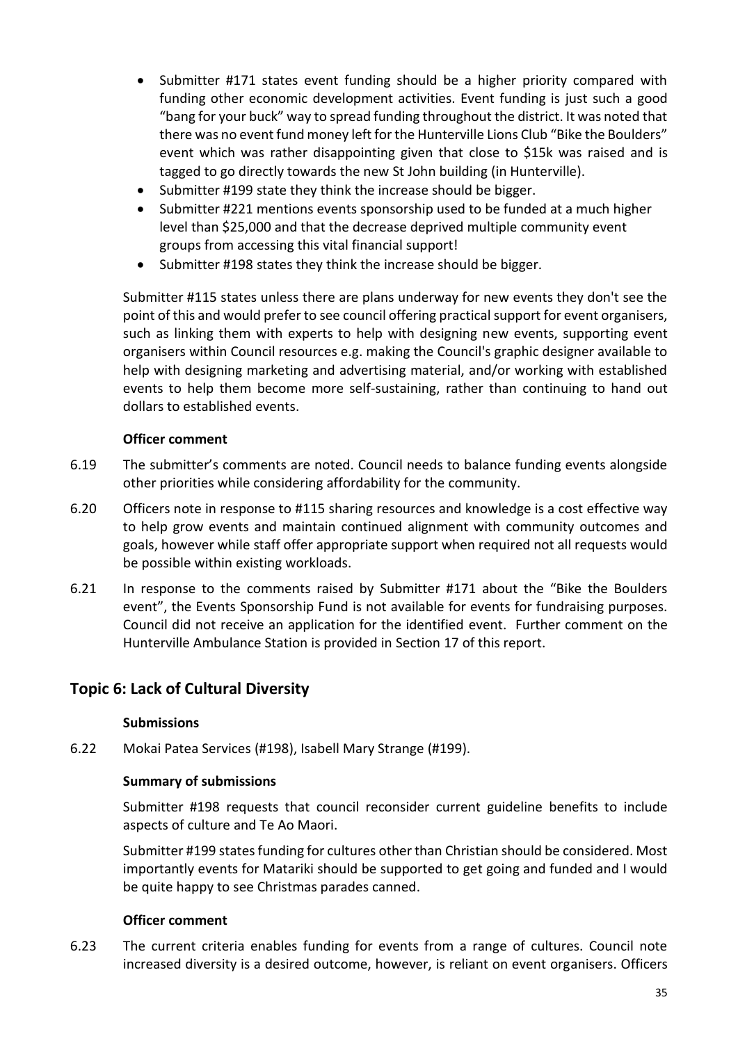- Submitter #171 states event funding should be a higher priority compared with funding other economic development activities. Event funding is just such a good "bang for your buck" way to spread funding throughout the district. It was noted that there was no event fund money left for the Hunterville Lions Club "Bike the Boulders" event which was rather disappointing given that close to $15k was raised and is tagged to go directly towards the new St John building (in Hunterville).
- Submitter #199 state they think the increase should be bigger.
- Submitter #221 mentions events sponsorship used to be funded at a much higher level than $25,000 and that the decrease deprived multiple community event groups from accessing this vital financial support!
- Submitter #198 states they think the increase should be bigger.

Submitter #115 states unless there are plans underway for new events they don't see the point of this and would prefer to see council offering practical support for event organisers, such as linking them with experts to help with designing new events, supporting event organisers within Council resources e.g. making the Council's graphic designer available to help with designing marketing and advertising material, and/or working with established events to help them become more self-sustaining, rather than continuing to hand out dollars to established events.

**Officer comment**

6.19 The submitter's comments are noted. Council needs to balance funding events alongside other priorities while considering affordability for the community.

6.20 Officers note in response to #115 sharing resources and knowledge is a cost effective way to help grow events and maintain continued alignment with community outcomes and goals, however while staff offer appropriate support when required not all requests would be possible within existing workloads.

6.21 In response to the comments raised by Submitter #171 about the "Bike the Boulders event", the Events Sponsorship Fund is not available for events for fundraising purposes. Council did not receive an application for the identified event. Further comment on the Hunterville Ambulance Station is provided in Section 17 of this report.

## Topic 6: Lack of Cultural Diversity

**Submissions**

6.22 Mokai Patea Services (#198), Isabell Mary Strange (#199).

**Summary of submissions**

Submitter #198 requests that council reconsider current guideline benefits to include aspects of culture and Te Ao Maori.

Submitter #199 states funding for cultures other than Christian should be considered. Most importantly events for Matariki should be supported to get going and funded and I would be quite happy to see Christmas parades canned.

**Officer comment**

6.23 The current criteria enables funding for events from a range of cultures. Council note increased diversity is a desired outcome, however, is reliant on event organisers. Officers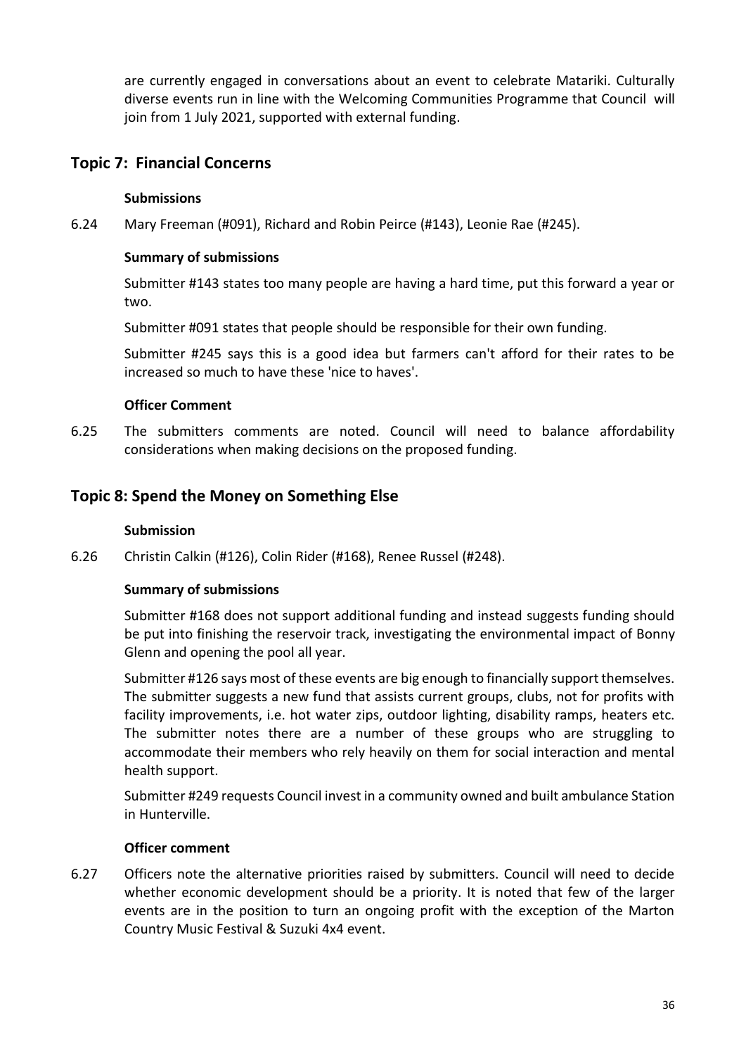are currently engaged in conversations about an event to celebrate Matariki. Culturally diverse events run in line with the Welcoming Communities Programme that Council will join from 1 July 2021, supported with external funding.

## Topic 7: Financial Concerns

**Submissions**

6.24 Mary Freeman (#091), Richard and Robin Peirce (#143), Leonie Rae (#245).

**Summary of submissions**

Submitter #143 states too many people are having a hard time, put this forward a year or two.

Submitter #091 states that people should be responsible for their own funding.

Submitter #245 says this is a good idea but farmers can't afford for their rates to be increased so much to have these 'nice to haves'.

**Officer Comment**

6.25 The submitters comments are noted. Council will need to balance affordability considerations when making decisions on the proposed funding.

## Topic 8: Spend the Money on Something Else

**Submission**

6.26 Christin Calkin (#126), Colin Rider (#168), Renee Russel (#248).

**Summary of submissions**

Submitter #168 does not support additional funding and instead suggests funding should be put into finishing the reservoir track, investigating the environmental impact of Bonny Glenn and opening the pool all year.

Submitter #126 says most of these events are big enough to financially support themselves. The submitter suggests a new fund that assists current groups, clubs, not for profits with facility improvements, i.e. hot water zips, outdoor lighting, disability ramps, heaters etc. The submitter notes there are a number of these groups who are struggling to accommodate their members who rely heavily on them for social interaction and mental health support.

Submitter #249 requests Council invest in a community owned and built ambulance Station in Hunterville.

**Officer comment**

6.27 Officers note the alternative priorities raised by submitters. Council will need to decide whether economic development should be a priority. It is noted that few of the larger events are in the position to turn an ongoing profit with the exception of the Marton Country Music Festival & Suzuki 4x4 event.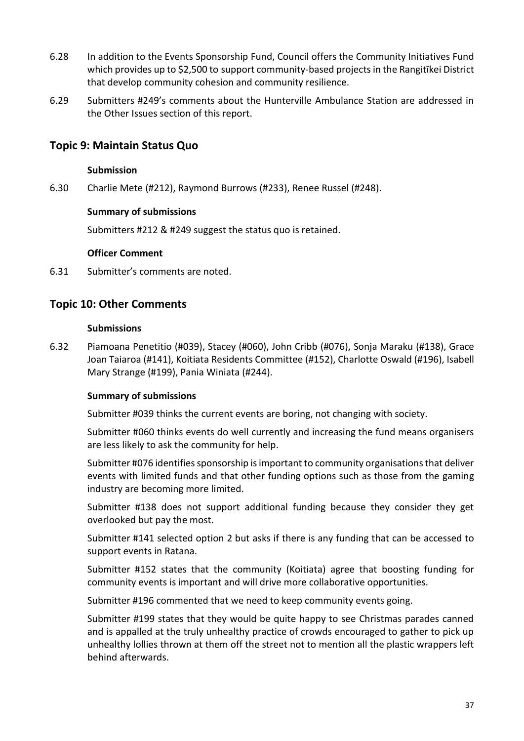6.28 In addition to the Events Sponsorship Fund, Council offers the Community Initiatives Fund which provides up to $2,500 to support community-based projects in the Rangitīkei District that develop community cohesion and community resilience.

6.29 Submitters #249's comments about the Hunterville Ambulance Station are addressed in the Other Issues section of this report.

## Topic 9: Maintain Status Quo

**Submission**

6.30 Charlie Mete (#212), Raymond Burrows (#233), Renee Russel (#248).

**Summary of submissions**

Submitters #212 & #249 suggest the status quo is retained.

**Officer Comment**

6.31 Submitter's comments are noted.

## Topic 10: Other Comments

**Submissions**

6.32 Piamoana Penetitio (#039), Stacey (#060), John Cribb (#076), Sonja Maraku (#138), Grace Joan Taiaroa (#141), Koitiata Residents Committee (#152), Charlotte Oswald (#196), Isabell Mary Strange (#199), Pania Winiata (#244).

**Summary of submissions**

Submitter #039 thinks the current events are boring, not changing with society.

Submitter #060 thinks events do well currently and increasing the fund means organisers are less likely to ask the community for help.

Submitter #076 identifies sponsorship is important to community organisations that deliver events with limited funds and that other funding options such as those from the gaming industry are becoming more limited.

Submitter #138 does not support additional funding because they consider they get overlooked but pay the most.

Submitter #141 selected option 2 but asks if there is any funding that can be accessed to support events in Ratana.

Submitter #152 states that the community (Koitiata) agree that boosting funding for community events is important and will drive more collaborative opportunities.

Submitter #196 commented that we need to keep community events going.

Submitter #199 states that they would be quite happy to see Christmas parades canned and is appalled at the truly unhealthy practice of crowds encouraged to gather to pick up unhealthy lollies thrown at them off the street not to mention all the plastic wrappers left behind afterwards.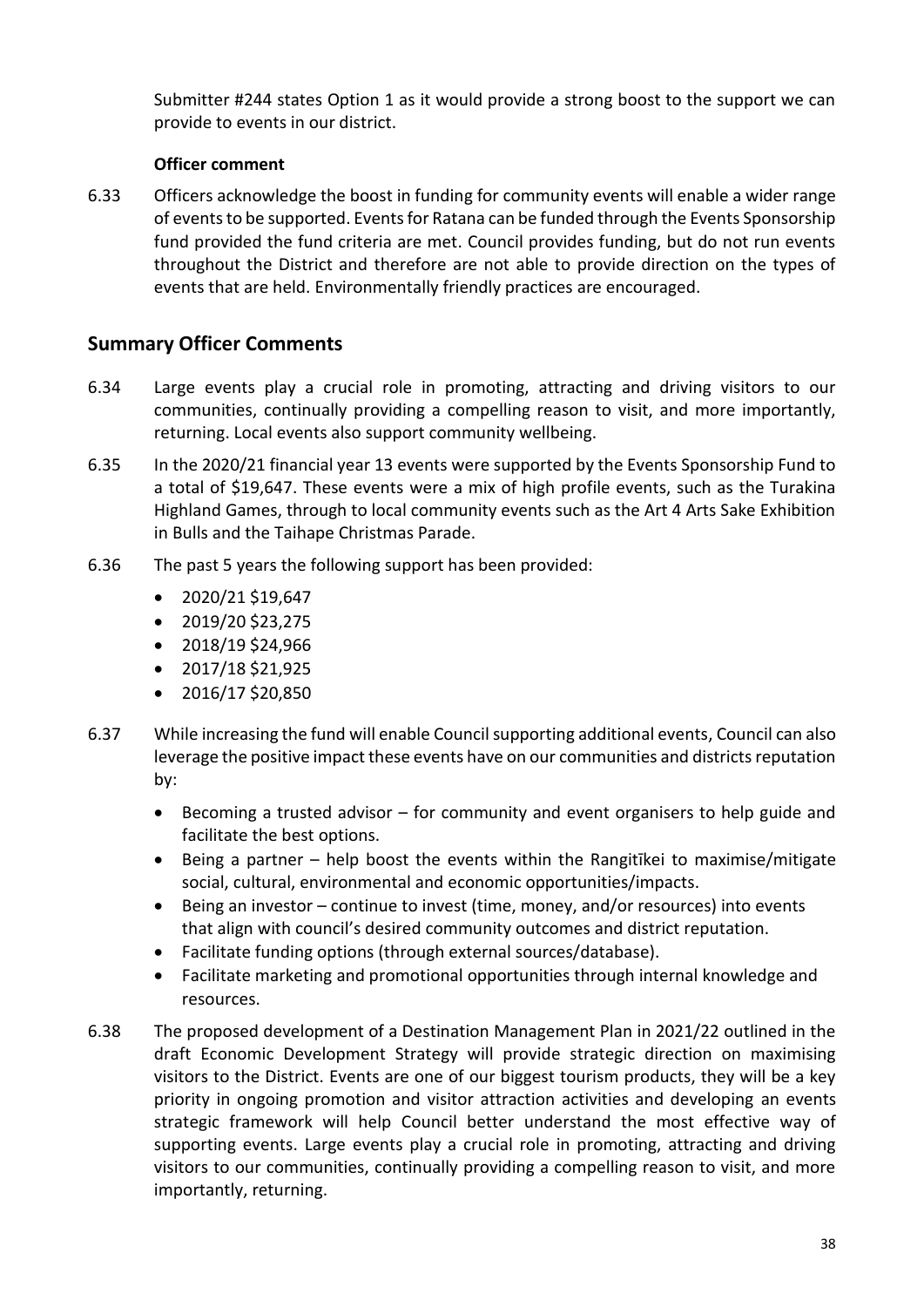Submitter #244 states Option 1 as it would provide a strong boost to the support we can provide to events in our district.

**Officer comment**

6.33 Officers acknowledge the boost in funding for community events will enable a wider range of events to be supported. Events for Ratana can be funded through the Events Sponsorship fund provided the fund criteria are met. Council provides funding, but do not run events throughout the District and therefore are not able to provide direction on the types of events that are held. Environmentally friendly practices are encouraged.

## Summary Officer Comments

6.34 Large events play a crucial role in promoting, attracting and driving visitors to our communities, continually providing a compelling reason to visit, and more importantly, returning. Local events also support community wellbeing.

6.35 In the 2020/21 financial year 13 events were supported by the Events Sponsorship Fund to a total of $19,647. These events were a mix of high profile events, such as the Turakina Highland Games, through to local community events such as the Art 4 Arts Sake Exhibition in Bulls and the Taihape Christmas Parade.

6.36 The past 5 years the following support has been provided:

- 2020/21 $19,647
- 2019/20 $23,275
- 2018/19 $24,966
- 2017/18 $21,925
- 2016/17 $20,850

6.37 While increasing the fund will enable Council supporting additional events, Council can also leverage the positive impact these events have on our communities and districts reputation by:

- Becoming a trusted advisor – for community and event organisers to help guide and facilitate the best options.
- Being a partner – help boost the events within the Rangitīkei to maximise/mitigate social, cultural, environmental and economic opportunities/impacts.
- Being an investor – continue to invest (time, money, and/or resources) into events that align with council's desired community outcomes and district reputation.
- Facilitate funding options (through external sources/database).
- Facilitate marketing and promotional opportunities through internal knowledge and resources.

6.38 The proposed development of a Destination Management Plan in 2021/22 outlined in the draft Economic Development Strategy will provide strategic direction on maximising visitors to the District. Events are one of our biggest tourism products, they will be a key priority in ongoing promotion and visitor attraction activities and developing an events strategic framework will help Council better understand the most effective way of supporting events. Large events play a crucial role in promoting, attracting and driving visitors to our communities, continually providing a compelling reason to visit, and more importantly, returning.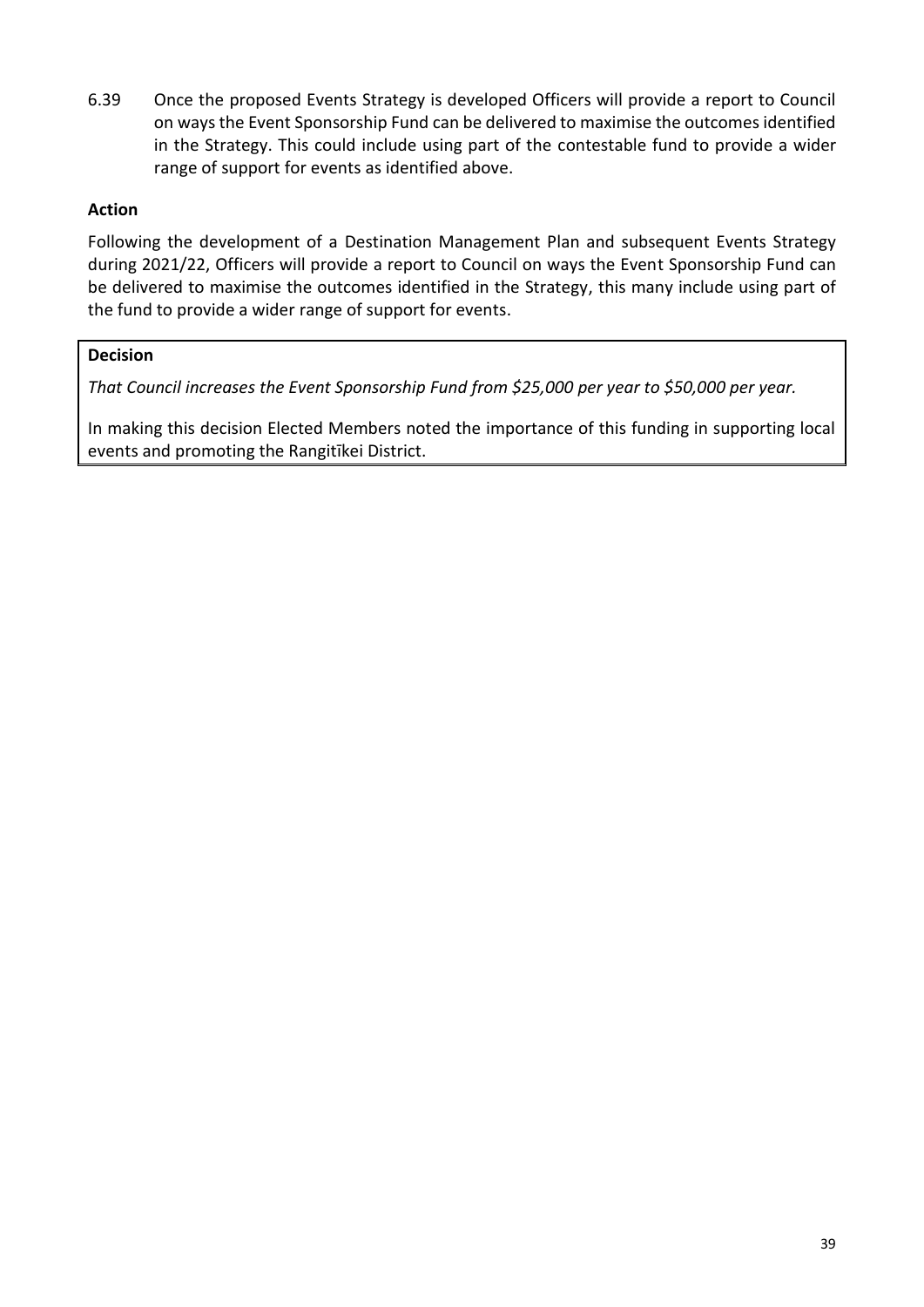6.39 Once the proposed Events Strategy is developed Officers will provide a report to Council on ways the Event Sponsorship Fund can be delivered to maximise the outcomes identified in the Strategy. This could include using part of the contestable fund to provide a wider range of support for events as identified above.

**Action**

Following the development of a Destination Management Plan and subsequent Events Strategy during 2021/22, Officers will provide a report to Council on ways the Event Sponsorship Fund can be delivered to maximise the outcomes identified in the Strategy, this many include using part of the fund to provide a wider range of support for events.

**Decision**

*That Council increases the Event Sponsorship Fund from $25,000 per year to $50,000 per year.*

In making this decision Elected Members noted the importance of this funding in supporting local events and promoting the Rangitīkei District.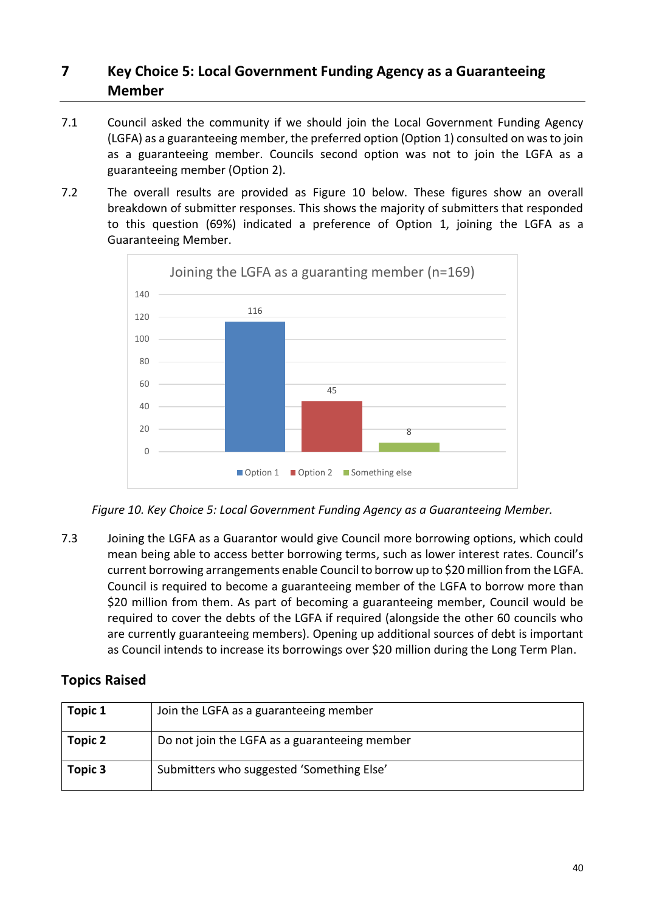## 7 Key Choice 5: Local Government Funding Agency as a Guaranteeing Member

7.1 Council asked the community if we should join the Local Government Funding Agency (LGFA) as a guaranteeing member, the preferred option (Option 1) consulted on was to join as a guaranteeing member. Councils second option was not to join the LGFA as a guaranteeing member (Option 2).

7.2 The overall results are provided as Figure 10 below. These figures show an overall breakdown of submitter responses. This shows the majority of submitters that responded to this question (69%) indicated a preference of Option 1, joining the LGFA as a Guaranteeing Member.

Joining the LGFA as a guaranting member (n=169)

| Option | Count |
|---|---|
| Option 1 | 116 |
| Option 2 | 45 |
| Something else | 8 |

*Figure 10. Key Choice 5: Local Government Funding Agency as a Guaranteeing Member.*

7.3 Joining the LGFA as a Guarantor would give Council more borrowing options, which could mean being able to access better borrowing terms, such as lower interest rates. Council's current borrowing arrangements enable Council to borrow up to $20 million from the LGFA. Council is required to become a guaranteeing member of the LGFA to borrow more than $20 million from them. As part of becoming a guaranteeing member, Council would be required to cover the debts of the LGFA if required (alongside the other 60 councils who are currently guaranteeing members). Opening up additional sources of debt is important as Council intends to increase its borrowings over $20 million during the Long Term Plan.

### Topics Raised

| | |
|---|---|
| **Topic 1** | Join the LGFA as a guaranteeing member |
| **Topic 2** | Do not join the LGFA as a guaranteeing member |
| **Topic 3** | Submitters who suggested 'Something Else' |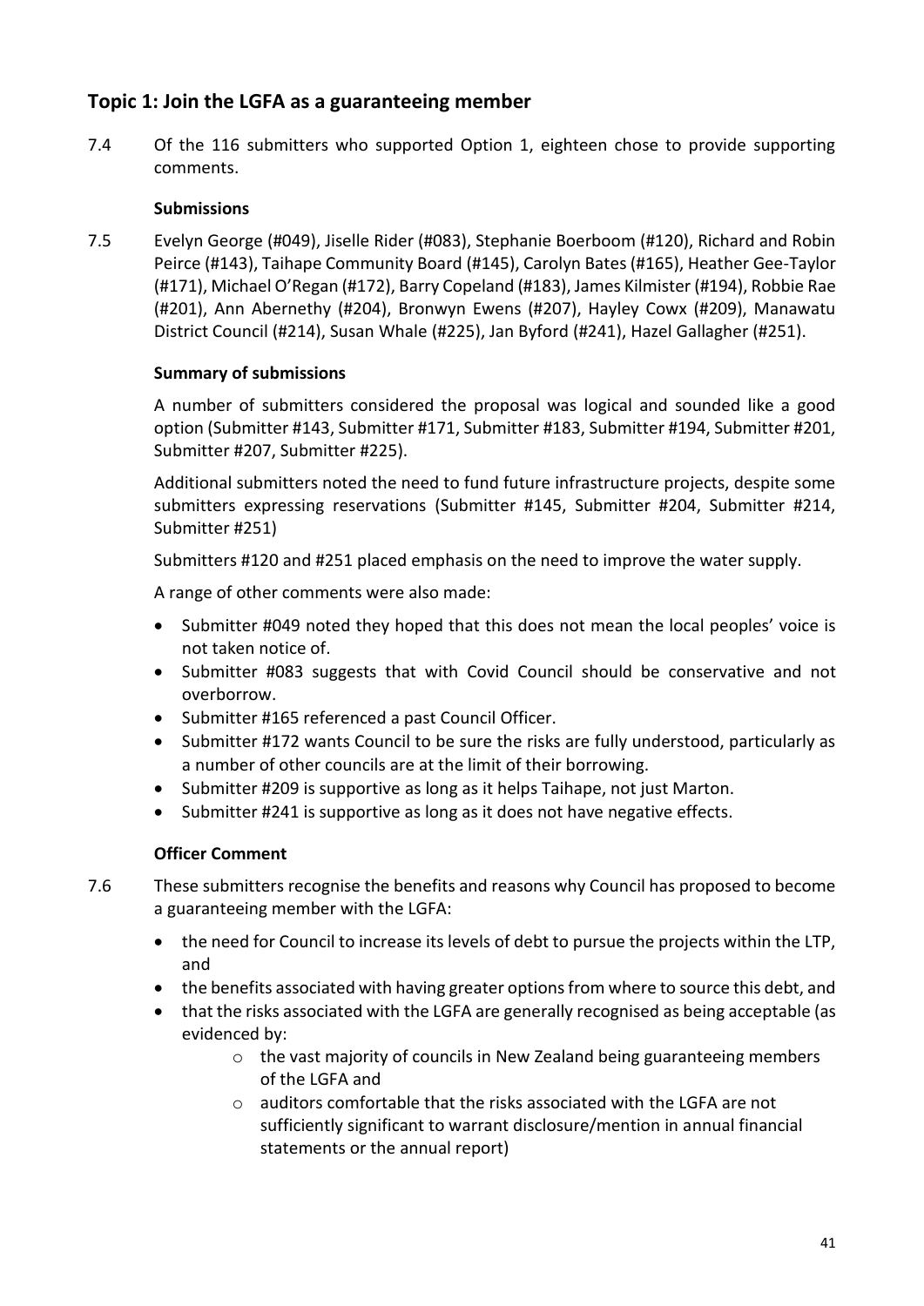## Topic 1: Join the LGFA as a guaranteeing member

7.4 Of the 116 submitters who supported Option 1, eighteen chose to provide supporting comments.

**Submissions**

7.5 Evelyn George (#049), Jiselle Rider (#083), Stephanie Boerboom (#120), Richard and Robin Peirce (#143), Taihape Community Board (#145), Carolyn Bates (#165), Heather Gee-Taylor (#171), Michael O'Regan (#172), Barry Copeland (#183), James Kilmister (#194), Robbie Rae (#201), Ann Abernethy (#204), Bronwyn Ewens (#207), Hayley Cowx (#209), Manawatu District Council (#214), Susan Whale (#225), Jan Byford (#241), Hazel Gallagher (#251).

**Summary of submissions**

A number of submitters considered the proposal was logical and sounded like a good option (Submitter #143, Submitter #171, Submitter #183, Submitter #194, Submitter #201, Submitter #207, Submitter #225).

Additional submitters noted the need to fund future infrastructure projects, despite some submitters expressing reservations (Submitter #145, Submitter #204, Submitter #214, Submitter #251)

Submitters #120 and #251 placed emphasis on the need to improve the water supply.

A range of other comments were also made:

- Submitter #049 noted they hoped that this does not mean the local peoples' voice is not taken notice of.
- Submitter #083 suggests that with Covid Council should be conservative and not overborrow.
- Submitter #165 referenced a past Council Officer.
- Submitter #172 wants Council to be sure the risks are fully understood, particularly as a number of other councils are at the limit of their borrowing.
- Submitter #209 is supportive as long as it helps Taihape, not just Marton.
- Submitter #241 is supportive as long as it does not have negative effects.

**Officer Comment**

7.6 These submitters recognise the benefits and reasons why Council has proposed to become a guaranteeing member with the LGFA:

- the need for Council to increase its levels of debt to pursue the projects within the LTP, and
- the benefits associated with having greater options from where to source this debt, and
- that the risks associated with the LGFA are generally recognised as being acceptable (as evidenced by:
  - the vast majority of councils in New Zealand being guaranteeing members of the LGFA and
  - auditors comfortable that the risks associated with the LGFA are not sufficiently significant to warrant disclosure/mention in annual financial statements or the annual report)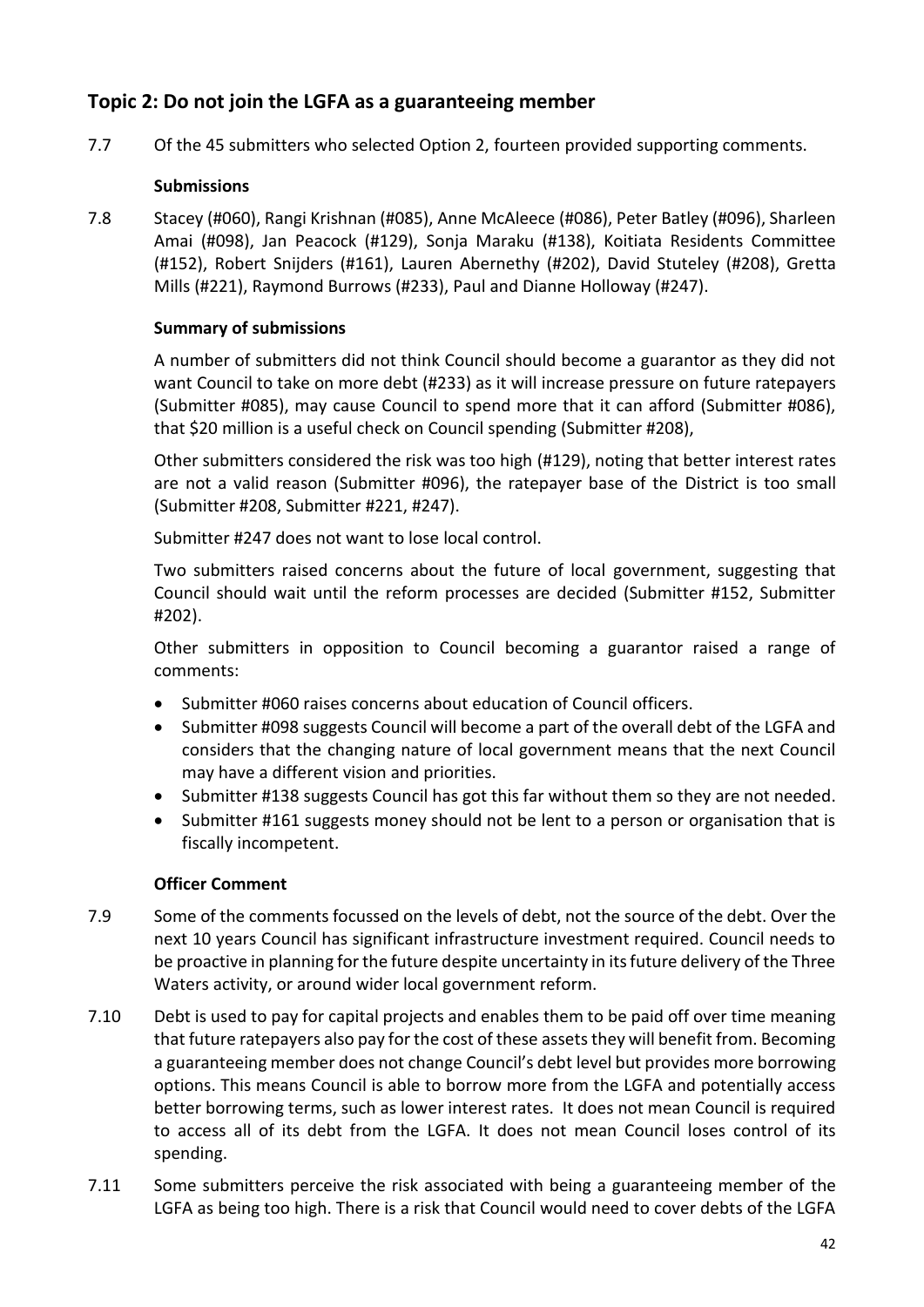## Topic 2: Do not join the LGFA as a guaranteeing member

7.7 Of the 45 submitters who selected Option 2, fourteen provided supporting comments.

**Submissions**

7.8 Stacey (#060), Rangi Krishnan (#085), Anne McAleece (#086), Peter Batley (#096), Sharleen Amai (#098), Jan Peacock (#129), Sonja Maraku (#138), Koitiata Residents Committee (#152), Robert Snijders (#161), Lauren Abernethy (#202), David Stuteley (#208), Gretta Mills (#221), Raymond Burrows (#233), Paul and Dianne Holloway (#247).

**Summary of submissions**

A number of submitters did not think Council should become a guarantor as they did not want Council to take on more debt (#233) as it will increase pressure on future ratepayers (Submitter #085), may cause Council to spend more that it can afford (Submitter #086), that $20 million is a useful check on Council spending (Submitter #208),

Other submitters considered the risk was too high (#129), noting that better interest rates are not a valid reason (Submitter #096), the ratepayer base of the District is too small (Submitter #208, Submitter #221, #247).

Submitter #247 does not want to lose local control.

Two submitters raised concerns about the future of local government, suggesting that Council should wait until the reform processes are decided (Submitter #152, Submitter #202).

Other submitters in opposition to Council becoming a guarantor raised a range of comments:

- Submitter #060 raises concerns about education of Council officers.
- Submitter #098 suggests Council will become a part of the overall debt of the LGFA and considers that the changing nature of local government means that the next Council may have a different vision and priorities.
- Submitter #138 suggests Council has got this far without them so they are not needed.
- Submitter #161 suggests money should not be lent to a person or organisation that is fiscally incompetent.

**Officer Comment**

7.9 Some of the comments focussed on the levels of debt, not the source of the debt. Over the next 10 years Council has significant infrastructure investment required. Council needs to be proactive in planning for the future despite uncertainty in its future delivery of the Three Waters activity, or around wider local government reform.

7.10 Debt is used to pay for capital projects and enables them to be paid off over time meaning that future ratepayers also pay for the cost of these assets they will benefit from. Becoming a guaranteeing member does not change Council's debt level but provides more borrowing options. This means Council is able to borrow more from the LGFA and potentially access better borrowing terms, such as lower interest rates. It does not mean Council is required to access all of its debt from the LGFA. It does not mean Council loses control of its spending.

7.11 Some submitters perceive the risk associated with being a guaranteeing member of the LGFA as being too high. There is a risk that Council would need to cover debts of the LGFA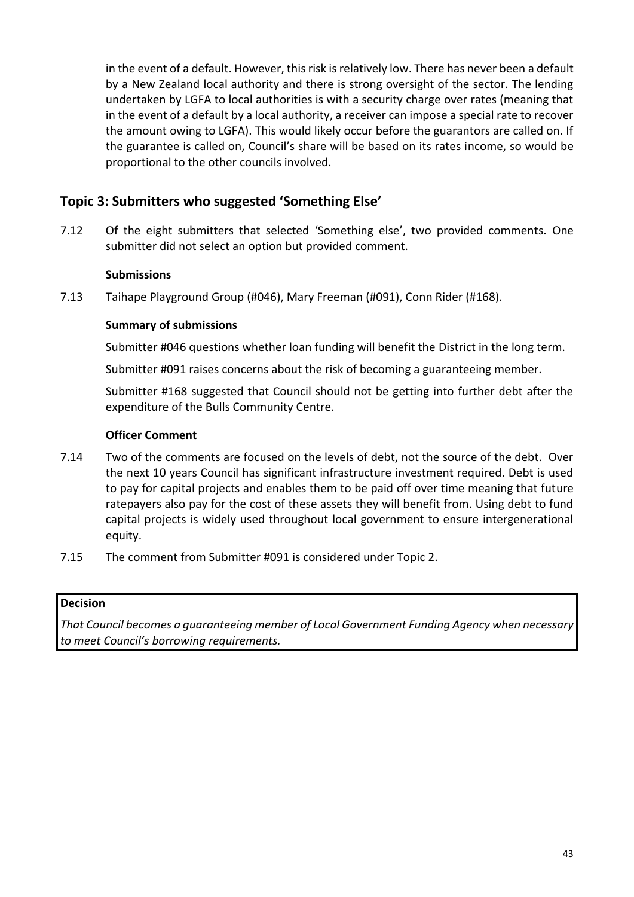in the event of a default. However, this risk is relatively low. There has never been a default by a New Zealand local authority and there is strong oversight of the sector. The lending undertaken by LGFA to local authorities is with a security charge over rates (meaning that in the event of a default by a local authority, a receiver can impose a special rate to recover the amount owing to LGFA). This would likely occur before the guarantors are called on. If the guarantee is called on, Council's share will be based on its rates income, so would be proportional to the other councils involved.

## Topic 3: Submitters who suggested 'Something Else'

7.12 Of the eight submitters that selected 'Something else', two provided comments. One submitter did not select an option but provided comment.

**Submissions**

7.13 Taihape Playground Group (#046), Mary Freeman (#091), Conn Rider (#168).

**Summary of submissions**

Submitter #046 questions whether loan funding will benefit the District in the long term.

Submitter #091 raises concerns about the risk of becoming a guaranteeing member.

Submitter #168 suggested that Council should not be getting into further debt after the expenditure of the Bulls Community Centre.

**Officer Comment**

7.14 Two of the comments are focused on the levels of debt, not the source of the debt. Over the next 10 years Council has significant infrastructure investment required. Debt is used to pay for capital projects and enables them to be paid off over time meaning that future ratepayers also pay for the cost of these assets they will benefit from. Using debt to fund capital projects is widely used throughout local government to ensure intergenerational equity.

7.15 The comment from Submitter #091 is considered under Topic 2.

| **Decision** |
|---|
| *That Council becomes a guaranteeing member of Local Government Funding Agency when necessary to meet Council's borrowing requirements.* |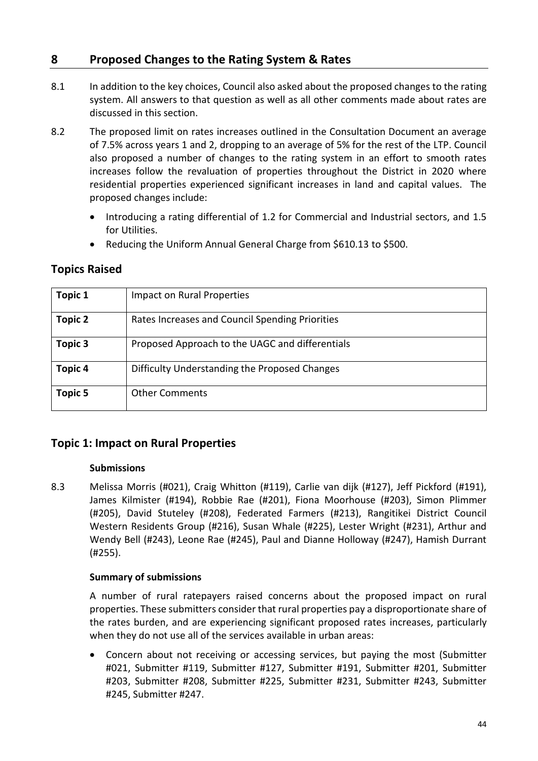## 8 Proposed Changes to the Rating System & Rates

8.1 In addition to the key choices, Council also asked about the proposed changes to the rating system. All answers to that question as well as all other comments made about rates are discussed in this section.

8.2 The proposed limit on rates increases outlined in the Consultation Document an average of 7.5% across years 1 and 2, dropping to an average of 5% for the rest of the LTP. Council also proposed a number of changes to the rating system in an effort to smooth rates increases follow the revaluation of properties throughout the District in 2020 where residential properties experienced significant increases in land and capital values. The proposed changes include:

- Introducing a rating differential of 1.2 for Commercial and Industrial sectors, and 1.5 for Utilities.
- Reducing the Uniform Annual General Charge from $610.13 to $500.

### Topics Raised

| | |
|---|---|
| **Topic 1** | Impact on Rural Properties |
| **Topic 2** | Rates Increases and Council Spending Priorities |
| **Topic 3** | Proposed Approach to the UAGC and differentials |
| **Topic 4** | Difficulty Understanding the Proposed Changes |
| **Topic 5** | Other Comments |

### Topic 1: Impact on Rural Properties

**Submissions**

8.3 Melissa Morris (#021), Craig Whitton (#119), Carlie van dijk (#127), Jeff Pickford (#191), James Kilmister (#194), Robbie Rae (#201), Fiona Moorhouse (#203), Simon Plimmer (#205), David Stuteley (#208), Federated Farmers (#213), Rangitikei District Council Western Residents Group (#216), Susan Whale (#225), Lester Wright (#231), Arthur and Wendy Bell (#243), Leone Rae (#245), Paul and Dianne Holloway (#247), Hamish Durrant (#255).

**Summary of submissions**

A number of rural ratepayers raised concerns about the proposed impact on rural properties. These submitters consider that rural properties pay a disproportionate share of the rates burden, and are experiencing significant proposed rates increases, particularly when they do not use all of the services available in urban areas:

- Concern about not receiving or accessing services, but paying the most (Submitter #021, Submitter #119, Submitter #127, Submitter #191, Submitter #201, Submitter #203, Submitter #208, Submitter #225, Submitter #231, Submitter #243, Submitter #245, Submitter #247.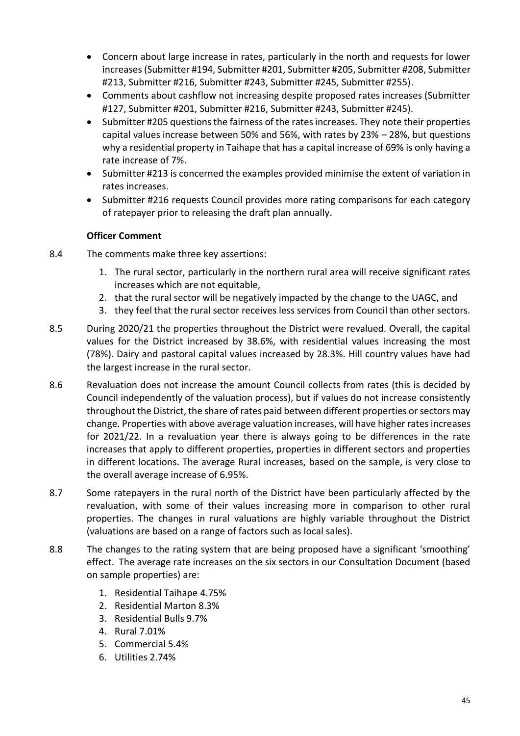- Concern about large increase in rates, particularly in the north and requests for lower increases (Submitter #194, Submitter #201, Submitter #205, Submitter #208, Submitter #213, Submitter #216, Submitter #243, Submitter #245, Submitter #255).
- Comments about cashflow not increasing despite proposed rates increases (Submitter #127, Submitter #201, Submitter #216, Submitter #243, Submitter #245).
- Submitter #205 questions the fairness of the rates increases. They note their properties capital values increase between 50% and 56%, with rates by 23% – 28%, but questions why a residential property in Taihape that has a capital increase of 69% is only having a rate increase of 7%.
- Submitter #213 is concerned the examples provided minimise the extent of variation in rates increases.
- Submitter #216 requests Council provides more rating comparisons for each category of ratepayer prior to releasing the draft plan annually.

**Officer Comment**

8.4 The comments make three key assertions:

1. The rural sector, particularly in the northern rural area will receive significant rates increases which are not equitable,
2. that the rural sector will be negatively impacted by the change to the UAGC, and
3. they feel that the rural sector receives less services from Council than other sectors.

8.5 During 2020/21 the properties throughout the District were revalued. Overall, the capital values for the District increased by 38.6%, with residential values increasing the most (78%). Dairy and pastoral capital values increased by 28.3%. Hill country values have had the largest increase in the rural sector.

8.6 Revaluation does not increase the amount Council collects from rates (this is decided by Council independently of the valuation process), but if values do not increase consistently throughout the District, the share of rates paid between different properties or sectors may change. Properties with above average valuation increases, will have higher rates increases for 2021/22. In a revaluation year there is always going to be differences in the rate increases that apply to different properties, properties in different sectors and properties in different locations. The average Rural increases, based on the sample, is very close to the overall average increase of 6.95%.

8.7 Some ratepayers in the rural north of the District have been particularly affected by the revaluation, with some of their values increasing more in comparison to other rural properties. The changes in rural valuations are highly variable throughout the District (valuations are based on a range of factors such as local sales).

8.8 The changes to the rating system that are being proposed have a significant 'smoothing' effect. The average rate increases on the six sectors in our Consultation Document (based on sample properties) are:

1. Residential Taihape 4.75%
2. Residential Marton 8.3%
3. Residential Bulls 9.7%
4. Rural 7.01%
5. Commercial 5.4%
6. Utilities 2.74%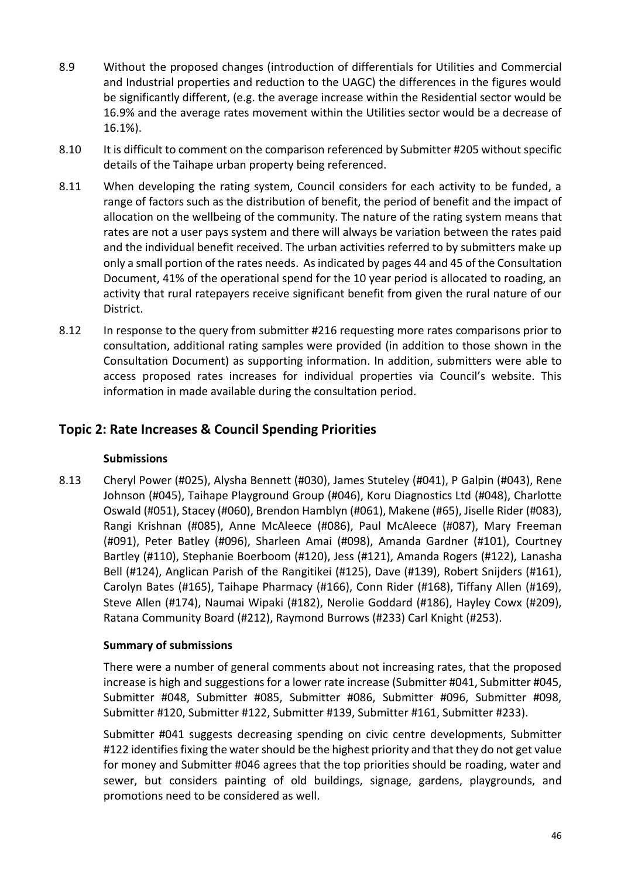8.9 Without the proposed changes (introduction of differentials for Utilities and Commercial and Industrial properties and reduction to the UAGC) the differences in the figures would be significantly different, (e.g. the average increase within the Residential sector would be 16.9% and the average rates movement within the Utilities sector would be a decrease of 16.1%).

8.10 It is difficult to comment on the comparison referenced by Submitter #205 without specific details of the Taihape urban property being referenced.

8.11 When developing the rating system, Council considers for each activity to be funded, a range of factors such as the distribution of benefit, the period of benefit and the impact of allocation on the wellbeing of the community. The nature of the rating system means that rates are not a user pays system and there will always be variation between the rates paid and the individual benefit received. The urban activities referred to by submitters make up only a small portion of the rates needs. As indicated by pages 44 and 45 of the Consultation Document, 41% of the operational spend for the 10 year period is allocated to roading, an activity that rural ratepayers receive significant benefit from given the rural nature of our District.

8.12 In response to the query from submitter #216 requesting more rates comparisons prior to consultation, additional rating samples were provided (in addition to those shown in the Consultation Document) as supporting information. In addition, submitters were able to access proposed rates increases for individual properties via Council's website. This information in made available during the consultation period.

## Topic 2: Rate Increases & Council Spending Priorities

**Submissions**

8.13 Cheryl Power (#025), Alysha Bennett (#030), James Stuteley (#041), P Galpin (#043), Rene Johnson (#045), Taihape Playground Group (#046), Koru Diagnostics Ltd (#048), Charlotte Oswald (#051), Stacey (#060), Brendon Hamblyn (#061), Makene (#65), Jiselle Rider (#083), Rangi Krishnan (#085), Anne McAleece (#086), Paul McAleece (#087), Mary Freeman (#091), Peter Batley (#096), Sharleen Amai (#098), Amanda Gardner (#101), Courtney Bartley (#110), Stephanie Boerboom (#120), Jess (#121), Amanda Rogers (#122), Lanasha Bell (#124), Anglican Parish of the Rangitikei (#125), Dave (#139), Robert Snijders (#161), Carolyn Bates (#165), Taihape Pharmacy (#166), Conn Rider (#168), Tiffany Allen (#169), Steve Allen (#174), Naumai Wipaki (#182), Nerolie Goddard (#186), Hayley Cowx (#209), Ratana Community Board (#212), Raymond Burrows (#233) Carl Knight (#253).

**Summary of submissions**

There were a number of general comments about not increasing rates, that the proposed increase is high and suggestions for a lower rate increase (Submitter #041, Submitter #045, Submitter #048, Submitter #085, Submitter #086, Submitter #096, Submitter #098, Submitter #120, Submitter #122, Submitter #139, Submitter #161, Submitter #233).

Submitter #041 suggests decreasing spending on civic centre developments, Submitter #122 identifies fixing the water should be the highest priority and that they do not get value for money and Submitter #046 agrees that the top priorities should be roading, water and sewer, but considers painting of old buildings, signage, gardens, playgrounds, and promotions need to be considered as well.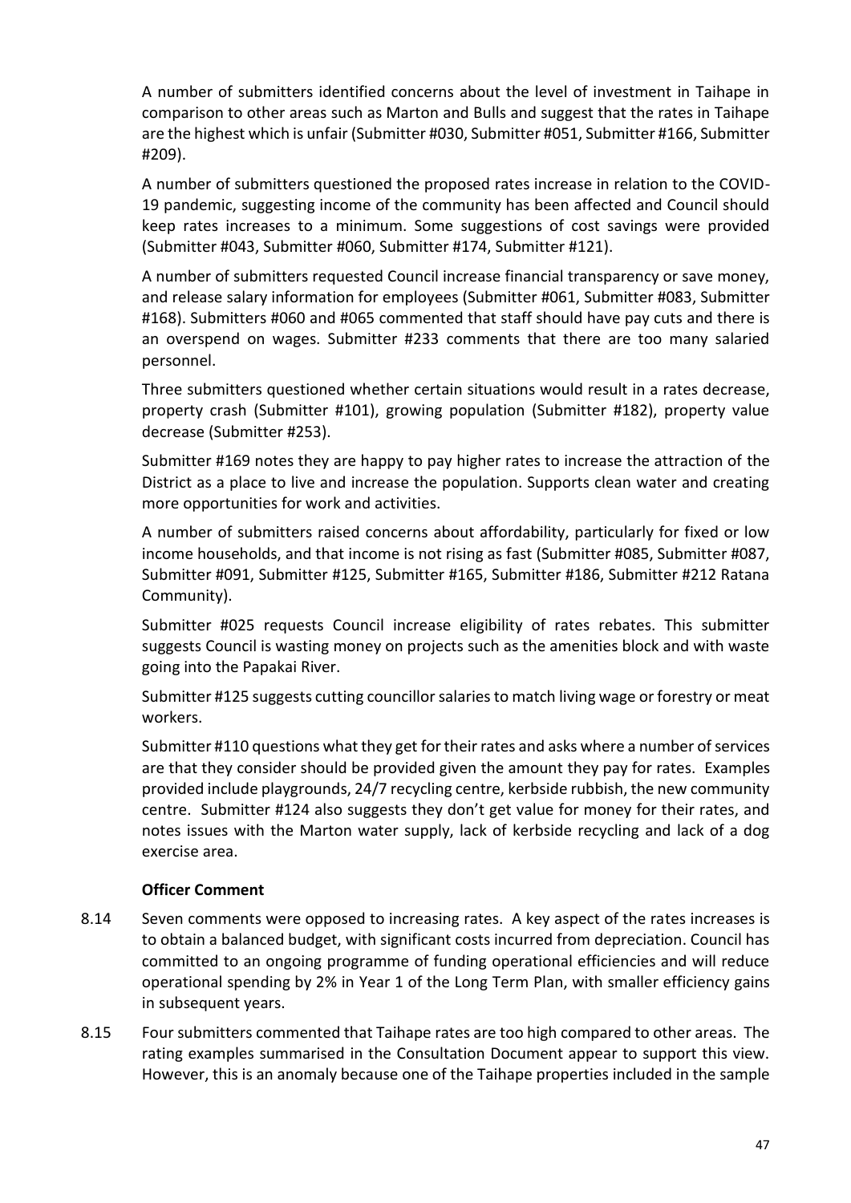A number of submitters identified concerns about the level of investment in Taihape in comparison to other areas such as Marton and Bulls and suggest that the rates in Taihape are the highest which is unfair (Submitter #030, Submitter #051, Submitter #166, Submitter #209).

A number of submitters questioned the proposed rates increase in relation to the COVID-19 pandemic, suggesting income of the community has been affected and Council should keep rates increases to a minimum. Some suggestions of cost savings were provided (Submitter #043, Submitter #060, Submitter #174, Submitter #121).

A number of submitters requested Council increase financial transparency or save money, and release salary information for employees (Submitter #061, Submitter #083, Submitter #168). Submitters #060 and #065 commented that staff should have pay cuts and there is an overspend on wages. Submitter #233 comments that there are too many salaried personnel.

Three submitters questioned whether certain situations would result in a rates decrease, property crash (Submitter #101), growing population (Submitter #182), property value decrease (Submitter #253).

Submitter #169 notes they are happy to pay higher rates to increase the attraction of the District as a place to live and increase the population. Supports clean water and creating more opportunities for work and activities.

A number of submitters raised concerns about affordability, particularly for fixed or low income households, and that income is not rising as fast (Submitter #085, Submitter #087, Submitter #091, Submitter #125, Submitter #165, Submitter #186, Submitter #212 Ratana Community).

Submitter #025 requests Council increase eligibility of rates rebates. This submitter suggests Council is wasting money on projects such as the amenities block and with waste going into the Papakai River.

Submitter #125 suggests cutting councillor salaries to match living wage or forestry or meat workers.

Submitter #110 questions what they get for their rates and asks where a number of services are that they consider should be provided given the amount they pay for rates. Examples provided include playgrounds, 24/7 recycling centre, kerbside rubbish, the new community centre. Submitter #124 also suggests they don't get value for money for their rates, and notes issues with the Marton water supply, lack of kerbside recycling and lack of a dog exercise area.

**Officer Comment**

8.14 Seven comments were opposed to increasing rates. A key aspect of the rates increases is to obtain a balanced budget, with significant costs incurred from depreciation. Council has committed to an ongoing programme of funding operational efficiencies and will reduce operational spending by 2% in Year 1 of the Long Term Plan, with smaller efficiency gains in subsequent years.

8.15 Four submitters commented that Taihape rates are too high compared to other areas. The rating examples summarised in the Consultation Document appear to support this view. However, this is an anomaly because one of the Taihape properties included in the sample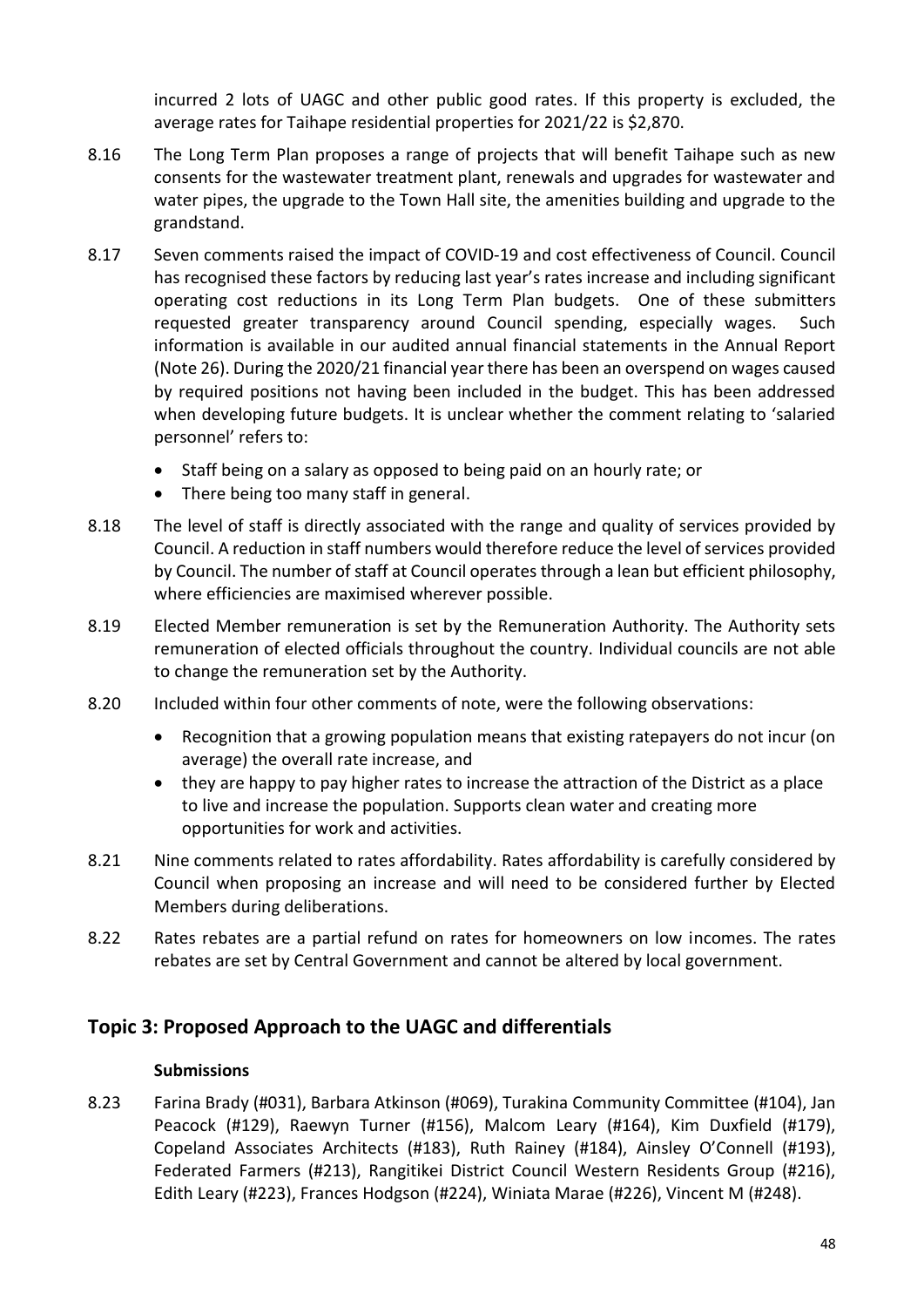incurred 2 lots of UAGC and other public good rates. If this property is excluded, the average rates for Taihape residential properties for 2021/22 is $2,870.

8.16 The Long Term Plan proposes a range of projects that will benefit Taihape such as new consents for the wastewater treatment plant, renewals and upgrades for wastewater and water pipes, the upgrade to the Town Hall site, the amenities building and upgrade to the grandstand.

8.17 Seven comments raised the impact of COVID-19 and cost effectiveness of Council. Council has recognised these factors by reducing last year's rates increase and including significant operating cost reductions in its Long Term Plan budgets. One of these submitters requested greater transparency around Council spending, especially wages. Such information is available in our audited annual financial statements in the Annual Report (Note 26). During the 2020/21 financial year there has been an overspend on wages caused by required positions not having been included in the budget. This has been addressed when developing future budgets. It is unclear whether the comment relating to 'salaried personnel' refers to:

- Staff being on a salary as opposed to being paid on an hourly rate; or
- There being too many staff in general.

8.18 The level of staff is directly associated with the range and quality of services provided by Council. A reduction in staff numbers would therefore reduce the level of services provided by Council. The number of staff at Council operates through a lean but efficient philosophy, where efficiencies are maximised wherever possible.

8.19 Elected Member remuneration is set by the Remuneration Authority. The Authority sets remuneration of elected officials throughout the country. Individual councils are not able to change the remuneration set by the Authority.

8.20 Included within four other comments of note, were the following observations:

- Recognition that a growing population means that existing ratepayers do not incur (on average) the overall rate increase, and
- they are happy to pay higher rates to increase the attraction of the District as a place to live and increase the population. Supports clean water and creating more opportunities for work and activities.

8.21 Nine comments related to rates affordability. Rates affordability is carefully considered by Council when proposing an increase and will need to be considered further by Elected Members during deliberations.

8.22 Rates rebates are a partial refund on rates for homeowners on low incomes. The rates rebates are set by Central Government and cannot be altered by local government.

## Topic 3: Proposed Approach to the UAGC and differentials

### Submissions

8.23 Farina Brady (#031), Barbara Atkinson (#069), Turakina Community Committee (#104), Jan Peacock (#129), Raewyn Turner (#156), Malcom Leary (#164), Kim Duxfield (#179), Copeland Associates Architects (#183), Ruth Rainey (#184), Ainsley O'Connell (#193), Federated Farmers (#213), Rangitikei District Council Western Residents Group (#216), Edith Leary (#223), Frances Hodgson (#224), Winiata Marae (#226), Vincent M (#248).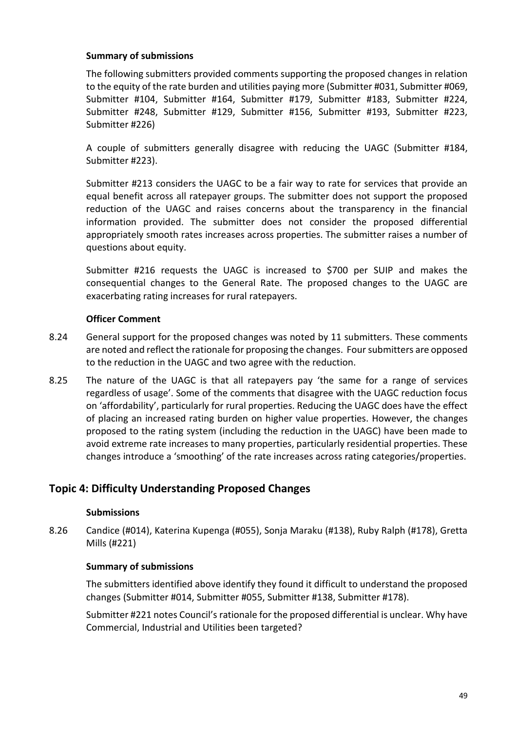#### Summary of submissions

The following submitters provided comments supporting the proposed changes in relation to the equity of the rate burden and utilities paying more (Submitter #031, Submitter #069, Submitter #104, Submitter #164, Submitter #179, Submitter #183, Submitter #224, Submitter #248, Submitter #129, Submitter #156, Submitter #193, Submitter #223, Submitter #226)

A couple of submitters generally disagree with reducing the UAGC (Submitter #184, Submitter #223).

Submitter #213 considers the UAGC to be a fair way to rate for services that provide an equal benefit across all ratepayer groups. The submitter does not support the proposed reduction of the UAGC and raises concerns about the transparency in the financial information provided. The submitter does not consider the proposed differential appropriately smooth rates increases across properties. The submitter raises a number of questions about equity.

Submitter #216 requests the UAGC is increased to $700 per SUIP and makes the consequential changes to the General Rate. The proposed changes to the UAGC are exacerbating rating increases for rural ratepayers.

#### Officer Comment

8.24 General support for the proposed changes was noted by 11 submitters. These comments are noted and reflect the rationale for proposing the changes. Four submitters are opposed to the reduction in the UAGC and two agree with the reduction.

8.25 The nature of the UAGC is that all ratepayers pay 'the same for a range of services regardless of usage'. Some of the comments that disagree with the UAGC reduction focus on 'affordability', particularly for rural properties. Reducing the UAGC does have the effect of placing an increased rating burden on higher value properties. However, the changes proposed to the rating system (including the reduction in the UAGC) have been made to avoid extreme rate increases to many properties, particularly residential properties. These changes introduce a 'smoothing' of the rate increases across rating categories/properties.

## Topic 4: Difficulty Understanding Proposed Changes

#### Submissions

8.26 Candice (#014), Katerina Kupenga (#055), Sonja Maraku (#138), Ruby Ralph (#178), Gretta Mills (#221)

#### Summary of submissions

The submitters identified above identify they found it difficult to understand the proposed changes (Submitter #014, Submitter #055, Submitter #138, Submitter #178).

Submitter #221 notes Council's rationale for the proposed differential is unclear. Why have Commercial, Industrial and Utilities been targeted?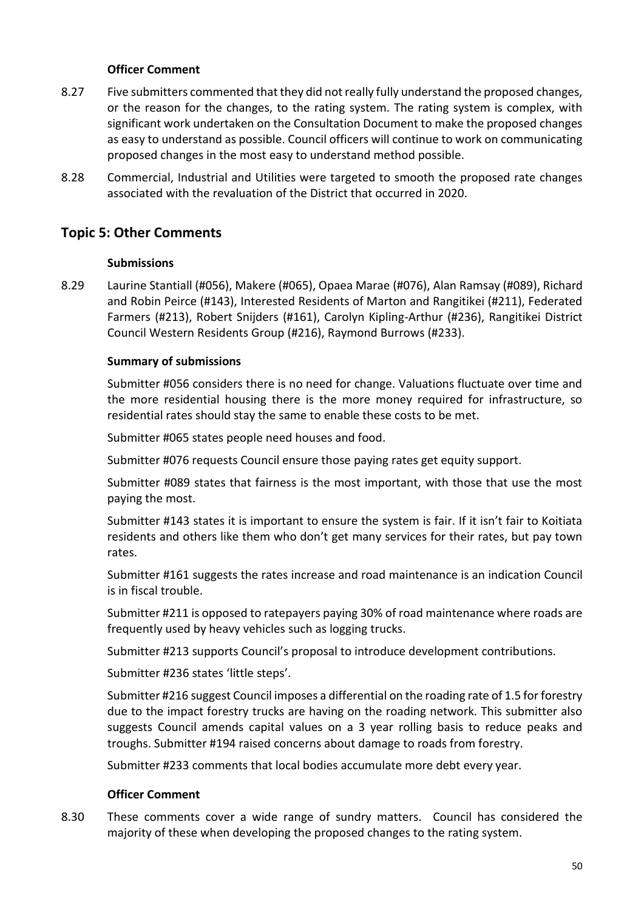**Officer Comment**

8.27 Five submitters commented that they did not really fully understand the proposed changes, or the reason for the changes, to the rating system. The rating system is complex, with significant work undertaken on the Consultation Document to make the proposed changes as easy to understand as possible. Council officers will continue to work on communicating proposed changes in the most easy to understand method possible.

8.28 Commercial, Industrial and Utilities were targeted to smooth the proposed rate changes associated with the revaluation of the District that occurred in 2020.

## Topic 5: Other Comments

**Submissions**

8.29 Laurine Stantiall (#056), Makere (#065), Opaea Marae (#076), Alan Ramsay (#089), Richard and Robin Peirce (#143), Interested Residents of Marton and Rangitikei (#211), Federated Farmers (#213), Robert Snijders (#161), Carolyn Kipling-Arthur (#236), Rangitikei District Council Western Residents Group (#216), Raymond Burrows (#233).

**Summary of submissions**

Submitter #056 considers there is no need for change. Valuations fluctuate over time and the more residential housing there is the more money required for infrastructure, so residential rates should stay the same to enable these costs to be met.

Submitter #065 states people need houses and food.

Submitter #076 requests Council ensure those paying rates get equity support.

Submitter #089 states that fairness is the most important, with those that use the most paying the most.

Submitter #143 states it is important to ensure the system is fair. If it isn't fair to Koitiata residents and others like them who don't get many services for their rates, but pay town rates.

Submitter #161 suggests the rates increase and road maintenance is an indication Council is in fiscal trouble.

Submitter #211 is opposed to ratepayers paying 30% of road maintenance where roads are frequently used by heavy vehicles such as logging trucks.

Submitter #213 supports Council's proposal to introduce development contributions.

Submitter #236 states 'little steps'.

Submitter #216 suggest Council imposes a differential on the roading rate of 1.5 for forestry due to the impact forestry trucks are having on the roading network. This submitter also suggests Council amends capital values on a 3 year rolling basis to reduce peaks and troughs. Submitter #194 raised concerns about damage to roads from forestry.

Submitter #233 comments that local bodies accumulate more debt every year.

**Officer Comment**

8.30 These comments cover a wide range of sundry matters. Council has considered the majority of these when developing the proposed changes to the rating system.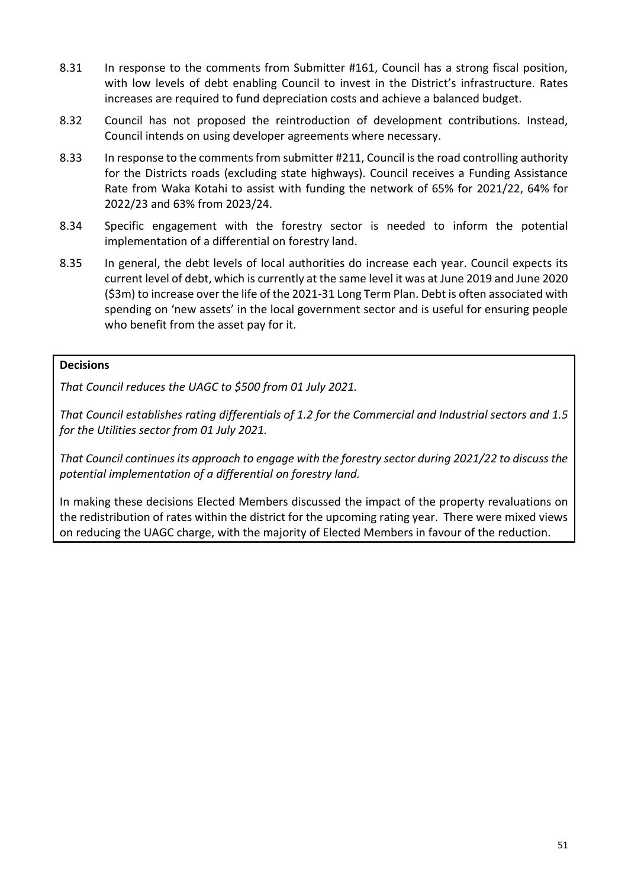8.31 In response to the comments from Submitter #161, Council has a strong fiscal position, with low levels of debt enabling Council to invest in the District's infrastructure. Rates increases are required to fund depreciation costs and achieve a balanced budget.

8.32 Council has not proposed the reintroduction of development contributions. Instead, Council intends on using developer agreements where necessary.

8.33 In response to the comments from submitter #211, Council is the road controlling authority for the Districts roads (excluding state highways). Council receives a Funding Assistance Rate from Waka Kotahi to assist with funding the network of 65% for 2021/22, 64% for 2022/23 and 63% from 2023/24.

8.34 Specific engagement with the forestry sector is needed to inform the potential implementation of a differential on forestry land.

8.35 In general, the debt levels of local authorities do increase each year. Council expects its current level of debt, which is currently at the same level it was at June 2019 and June 2020 ($3m) to increase over the life of the 2021-31 Long Term Plan. Debt is often associated with spending on 'new assets' in the local government sector and is useful for ensuring people who benefit from the asset pay for it.

**Decisions**

*That Council reduces the UAGC to $500 from 01 July 2021.*

*That Council establishes rating differentials of 1.2 for the Commercial and Industrial sectors and 1.5 for the Utilities sector from 01 July 2021.*

*That Council continues its approach to engage with the forestry sector during 2021/22 to discuss the potential implementation of a differential on forestry land.*

In making these decisions Elected Members discussed the impact of the property revaluations on the redistribution of rates within the district for the upcoming rating year. There were mixed views on reducing the UAGC charge, with the majority of Elected Members in favour of the reduction.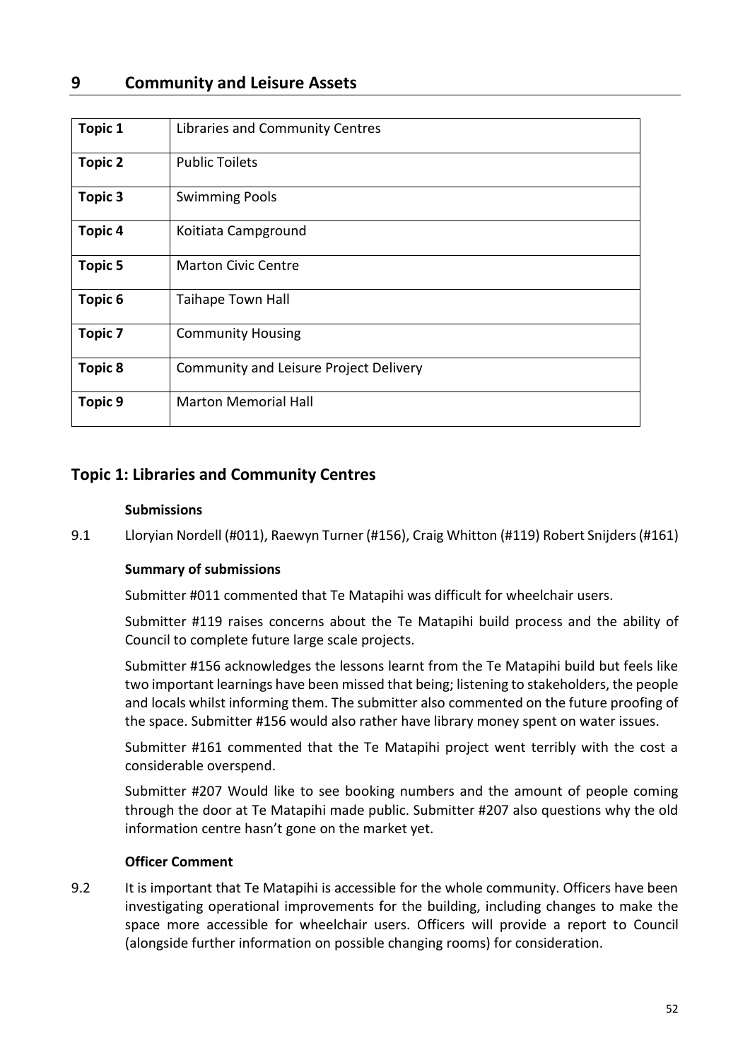# 9 Community and Leisure Assets

| | |
|---|---|
| **Topic 1** | Libraries and Community Centres |
| **Topic 2** | Public Toilets |
| **Topic 3** | Swimming Pools |
| **Topic 4** | Koitiata Campground |
| **Topic 5** | Marton Civic Centre |
| **Topic 6** | Taihape Town Hall |
| **Topic 7** | Community Housing |
| **Topic 8** | Community and Leisure Project Delivery |
| **Topic 9** | Marton Memorial Hall |

## Topic 1: Libraries and Community Centres

**Submissions**

9.1 Lloryian Nordell (#011), Raewyn Turner (#156), Craig Whitton (#119) Robert Snijders (#161)

**Summary of submissions**

Submitter #011 commented that Te Matapihi was difficult for wheelchair users.

Submitter #119 raises concerns about the Te Matapihi build process and the ability of Council to complete future large scale projects.

Submitter #156 acknowledges the lessons learnt from the Te Matapihi build but feels like two important learnings have been missed that being; listening to stakeholders, the people and locals whilst informing them. The submitter also commented on the future proofing of the space. Submitter #156 would also rather have library money spent on water issues.

Submitter #161 commented that the Te Matapihi project went terribly with the cost a considerable overspend.

Submitter #207 Would like to see booking numbers and the amount of people coming through the door at Te Matapihi made public. Submitter #207 also questions why the old information centre hasn't gone on the market yet.

**Officer Comment**

9.2 It is important that Te Matapihi is accessible for the whole community. Officers have been investigating operational improvements for the building, including changes to make the space more accessible for wheelchair users. Officers will provide a report to Council (alongside further information on possible changing rooms) for consideration.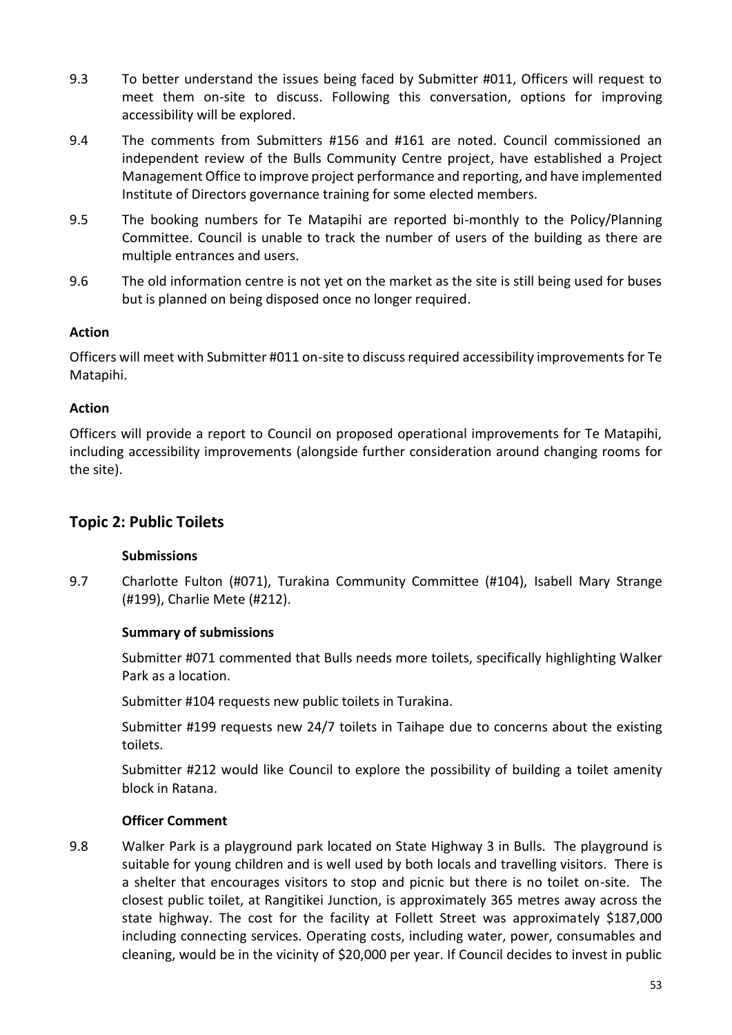9.3 To better understand the issues being faced by Submitter #011, Officers will request to meet them on-site to discuss. Following this conversation, options for improving accessibility will be explored.

9.4 The comments from Submitters #156 and #161 are noted. Council commissioned an independent review of the Bulls Community Centre project, have established a Project Management Office to improve project performance and reporting, and have implemented Institute of Directors governance training for some elected members.

9.5 The booking numbers for Te Matapihi are reported bi-monthly to the Policy/Planning Committee. Council is unable to track the number of users of the building as there are multiple entrances and users.

9.6 The old information centre is not yet on the market as the site is still being used for buses but is planned on being disposed once no longer required.

**Action**

Officers will meet with Submitter #011 on-site to discuss required accessibility improvements for Te Matapihi.

**Action**

Officers will provide a report to Council on proposed operational improvements for Te Matapihi, including accessibility improvements (alongside further consideration around changing rooms for the site).

## Topic 2: Public Toilets

**Submissions**

9.7 Charlotte Fulton (#071), Turakina Community Committee (#104), Isabell Mary Strange (#199), Charlie Mete (#212).

**Summary of submissions**

Submitter #071 commented that Bulls needs more toilets, specifically highlighting Walker Park as a location.

Submitter #104 requests new public toilets in Turakina.

Submitter #199 requests new 24/7 toilets in Taihape due to concerns about the existing toilets.

Submitter #212 would like Council to explore the possibility of building a toilet amenity block in Ratana.

**Officer Comment**

9.8 Walker Park is a playground park located on State Highway 3 in Bulls. The playground is suitable for young children and is well used by both locals and travelling visitors. There is a shelter that encourages visitors to stop and picnic but there is no toilet on-site. The closest public toilet, at Rangitikei Junction, is approximately 365 metres away across the state highway. The cost for the facility at Follett Street was approximately $187,000 including connecting services. Operating costs, including water, power, consumables and cleaning, would be in the vicinity of $20,000 per year. If Council decides to invest in public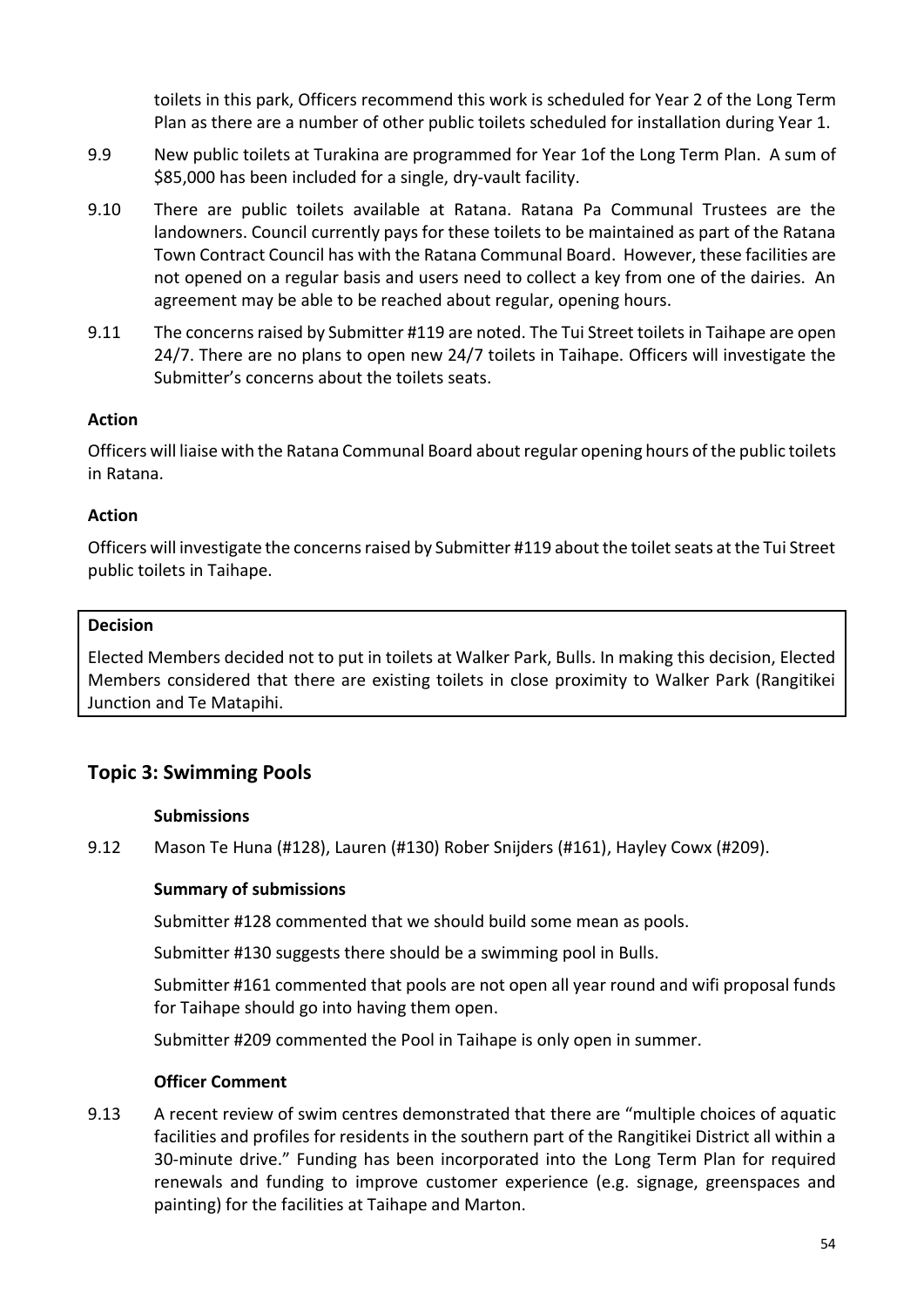toilets in this park, Officers recommend this work is scheduled for Year 2 of the Long Term Plan as there are a number of other public toilets scheduled for installation during Year 1.

9.9 New public toilets at Turakina are programmed for Year 1of the Long Term Plan. A sum of $85,000 has been included for a single, dry-vault facility.

9.10 There are public toilets available at Ratana. Ratana Pa Communal Trustees are the landowners. Council currently pays for these toilets to be maintained as part of the Ratana Town Contract Council has with the Ratana Communal Board. However, these facilities are not opened on a regular basis and users need to collect a key from one of the dairies. An agreement may be able to be reached about regular, opening hours.

9.11 The concerns raised by Submitter #119 are noted. The Tui Street toilets in Taihape are open 24/7. There are no plans to open new 24/7 toilets in Taihape. Officers will investigate the Submitter's concerns about the toilets seats.

**Action**

Officers will liaise with the Ratana Communal Board about regular opening hours of the public toilets in Ratana.

**Action**

Officers will investigate the concerns raised by Submitter #119 about the toilet seats at the Tui Street public toilets in Taihape.

**Decision**

Elected Members decided not to put in toilets at Walker Park, Bulls. In making this decision, Elected Members considered that there are existing toilets in close proximity to Walker Park (Rangitikei Junction and Te Matapihi.

## Topic 3: Swimming Pools

**Submissions**

9.12 Mason Te Huna (#128), Lauren (#130) Rober Snijders (#161), Hayley Cowx (#209).

**Summary of submissions**

Submitter #128 commented that we should build some mean as pools.

Submitter #130 suggests there should be a swimming pool in Bulls.

Submitter #161 commented that pools are not open all year round and wifi proposal funds for Taihape should go into having them open.

Submitter #209 commented the Pool in Taihape is only open in summer.

**Officer Comment**

9.13 A recent review of swim centres demonstrated that there are "multiple choices of aquatic facilities and profiles for residents in the southern part of the Rangitikei District all within a 30-minute drive." Funding has been incorporated into the Long Term Plan for required renewals and funding to improve customer experience (e.g. signage, greenspaces and painting) for the facilities at Taihape and Marton.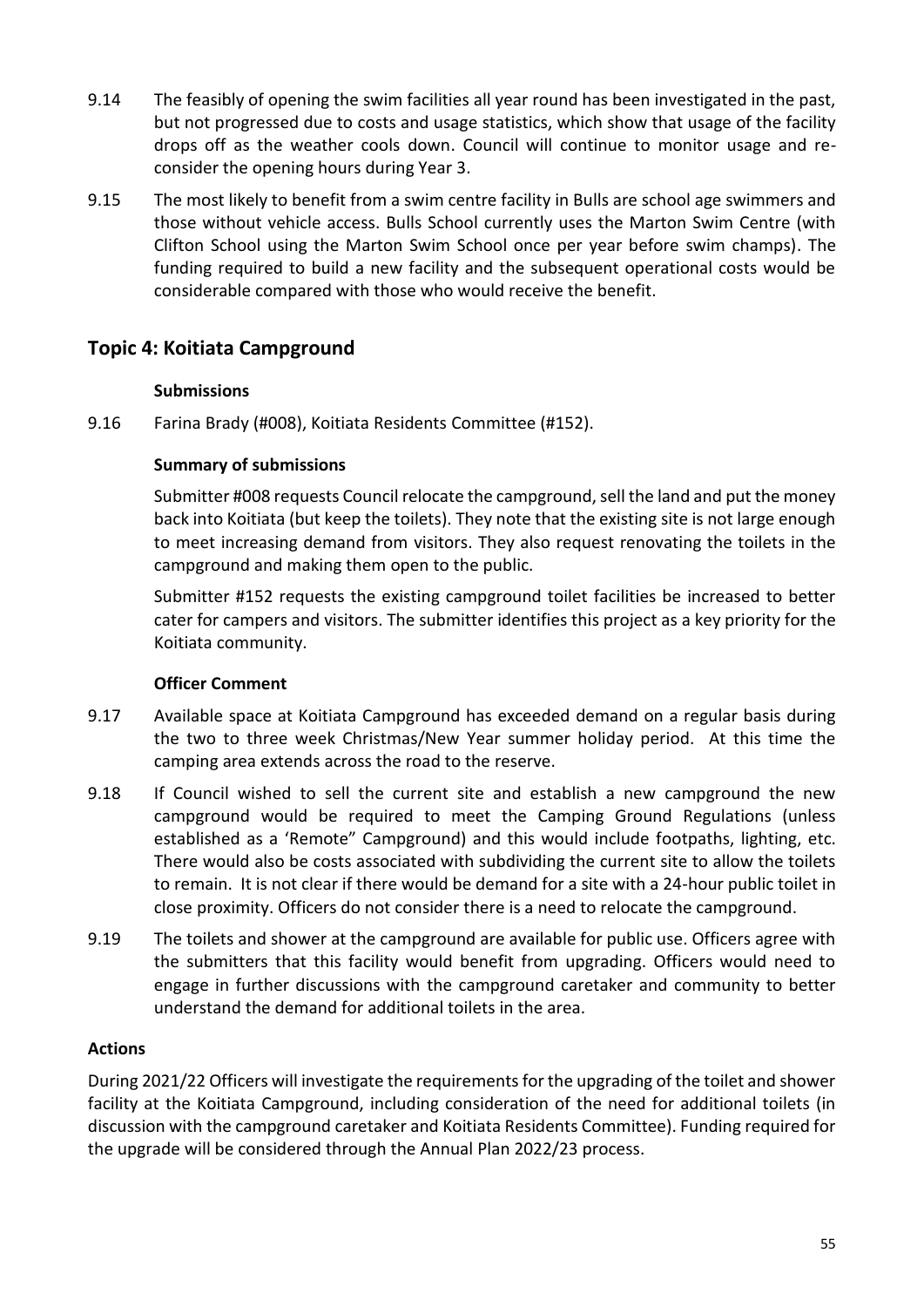9.14 The feasibly of opening the swim facilities all year round has been investigated in the past, but not progressed due to costs and usage statistics, which show that usage of the facility drops off as the weather cools down. Council will continue to monitor usage and re-consider the opening hours during Year 3.

9.15 The most likely to benefit from a swim centre facility in Bulls are school age swimmers and those without vehicle access. Bulls School currently uses the Marton Swim Centre (with Clifton School using the Marton Swim School once per year before swim champs). The funding required to build a new facility and the subsequent operational costs would be considerable compared with those who would receive the benefit.

## Topic 4: Koitiata Campground

**Submissions**

9.16 Farina Brady (#008), Koitiata Residents Committee (#152).

**Summary of submissions**

Submitter #008 requests Council relocate the campground, sell the land and put the money back into Koitiata (but keep the toilets). They note that the existing site is not large enough to meet increasing demand from visitors. They also request renovating the toilets in the campground and making them open to the public.

Submitter #152 requests the existing campground toilet facilities be increased to better cater for campers and visitors. The submitter identifies this project as a key priority for the Koitiata community.

**Officer Comment**

9.17 Available space at Koitiata Campground has exceeded demand on a regular basis during the two to three week Christmas/New Year summer holiday period. At this time the camping area extends across the road to the reserve.

9.18 If Council wished to sell the current site and establish a new campground the new campground would be required to meet the Camping Ground Regulations (unless established as a 'Remote" Campground) and this would include footpaths, lighting, etc. There would also be costs associated with subdividing the current site to allow the toilets to remain. It is not clear if there would be demand for a site with a 24-hour public toilet in close proximity. Officers do not consider there is a need to relocate the campground.

9.19 The toilets and shower at the campground are available for public use. Officers agree with the submitters that this facility would benefit from upgrading. Officers would need to engage in further discussions with the campground caretaker and community to better understand the demand for additional toilets in the area.

**Actions**

During 2021/22 Officers will investigate the requirements for the upgrading of the toilet and shower facility at the Koitiata Campground, including consideration of the need for additional toilets (in discussion with the campground caretaker and Koitiata Residents Committee). Funding required for the upgrade will be considered through the Annual Plan 2022/23 process.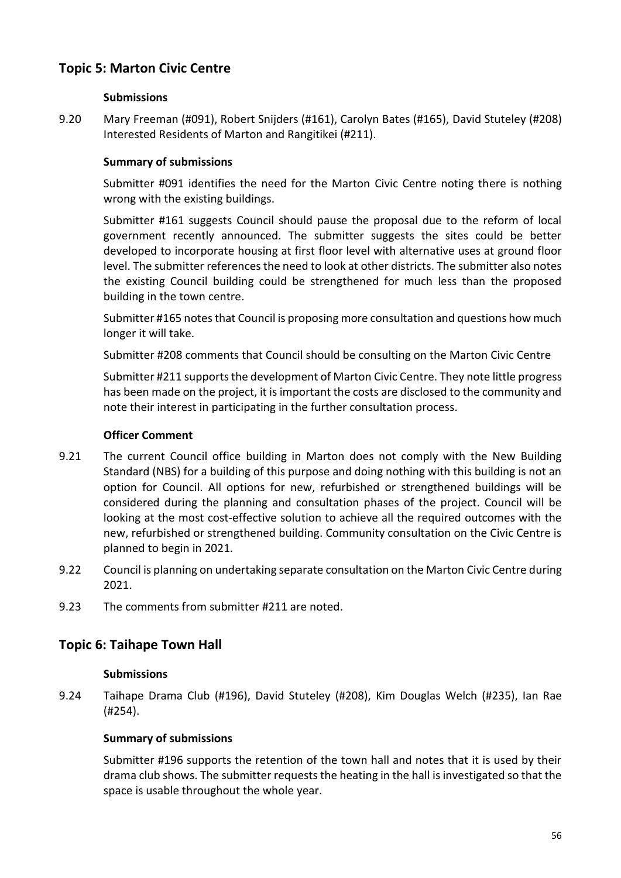## Topic 5: Marton Civic Centre

**Submissions**

9.20 Mary Freeman (#091), Robert Snijders (#161), Carolyn Bates (#165), David Stuteley (#208) Interested Residents of Marton and Rangitikei (#211).

**Summary of submissions**

Submitter #091 identifies the need for the Marton Civic Centre noting there is nothing wrong with the existing buildings.

Submitter #161 suggests Council should pause the proposal due to the reform of local government recently announced. The submitter suggests the sites could be better developed to incorporate housing at first floor level with alternative uses at ground floor level. The submitter references the need to look at other districts. The submitter also notes the existing Council building could be strengthened for much less than the proposed building in the town centre.

Submitter #165 notes that Council is proposing more consultation and questions how much longer it will take.

Submitter #208 comments that Council should be consulting on the Marton Civic Centre

Submitter #211 supports the development of Marton Civic Centre. They note little progress has been made on the project, it is important the costs are disclosed to the community and note their interest in participating in the further consultation process.

**Officer Comment**

9.21 The current Council office building in Marton does not comply with the New Building Standard (NBS) for a building of this purpose and doing nothing with this building is not an option for Council. All options for new, refurbished or strengthened buildings will be considered during the planning and consultation phases of the project. Council will be looking at the most cost-effective solution to achieve all the required outcomes with the new, refurbished or strengthened building. Community consultation on the Civic Centre is planned to begin in 2021.

9.22 Council is planning on undertaking separate consultation on the Marton Civic Centre during 2021.

9.23 The comments from submitter #211 are noted.

## Topic 6: Taihape Town Hall

**Submissions**

9.24 Taihape Drama Club (#196), David Stuteley (#208), Kim Douglas Welch (#235), Ian Rae (#254).

**Summary of submissions**

Submitter #196 supports the retention of the town hall and notes that it is used by their drama club shows. The submitter requests the heating in the hall is investigated so that the space is usable throughout the whole year.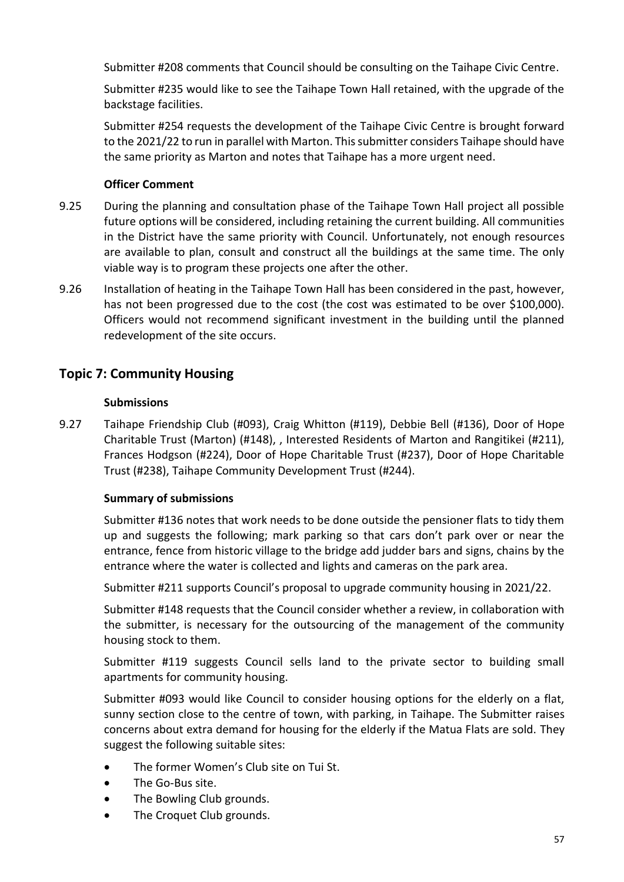Submitter #208 comments that Council should be consulting on the Taihape Civic Centre.

Submitter #235 would like to see the Taihape Town Hall retained, with the upgrade of the backstage facilities.

Submitter #254 requests the development of the Taihape Civic Centre is brought forward to the 2021/22 to run in parallel with Marton. This submitter considers Taihape should have the same priority as Marton and notes that Taihape has a more urgent need.

**Officer Comment**

9.25 During the planning and consultation phase of the Taihape Town Hall project all possible future options will be considered, including retaining the current building. All communities in the District have the same priority with Council. Unfortunately, not enough resources are available to plan, consult and construct all the buildings at the same time. The only viable way is to program these projects one after the other.

9.26 Installation of heating in the Taihape Town Hall has been considered in the past, however, has not been progressed due to the cost (the cost was estimated to be over $100,000). Officers would not recommend significant investment in the building until the planned redevelopment of the site occurs.

## Topic 7: Community Housing

**Submissions**

9.27 Taihape Friendship Club (#093), Craig Whitton (#119), Debbie Bell (#136), Door of Hope Charitable Trust (Marton) (#148), , Interested Residents of Marton and Rangitikei (#211), Frances Hodgson (#224), Door of Hope Charitable Trust (#237), Door of Hope Charitable Trust (#238), Taihape Community Development Trust (#244).

**Summary of submissions**

Submitter #136 notes that work needs to be done outside the pensioner flats to tidy them up and suggests the following; mark parking so that cars don't park over or near the entrance, fence from historic village to the bridge add judder bars and signs, chains by the entrance where the water is collected and lights and cameras on the park area.

Submitter #211 supports Council's proposal to upgrade community housing in 2021/22.

Submitter #148 requests that the Council consider whether a review, in collaboration with the submitter, is necessary for the outsourcing of the management of the community housing stock to them.

Submitter #119 suggests Council sells land to the private sector to building small apartments for community housing.

Submitter #093 would like Council to consider housing options for the elderly on a flat, sunny section close to the centre of town, with parking, in Taihape. The Submitter raises concerns about extra demand for housing for the elderly if the Matua Flats are sold. They suggest the following suitable sites:

- The former Women's Club site on Tui St.
- The Go-Bus site.
- The Bowling Club grounds.
- The Croquet Club grounds.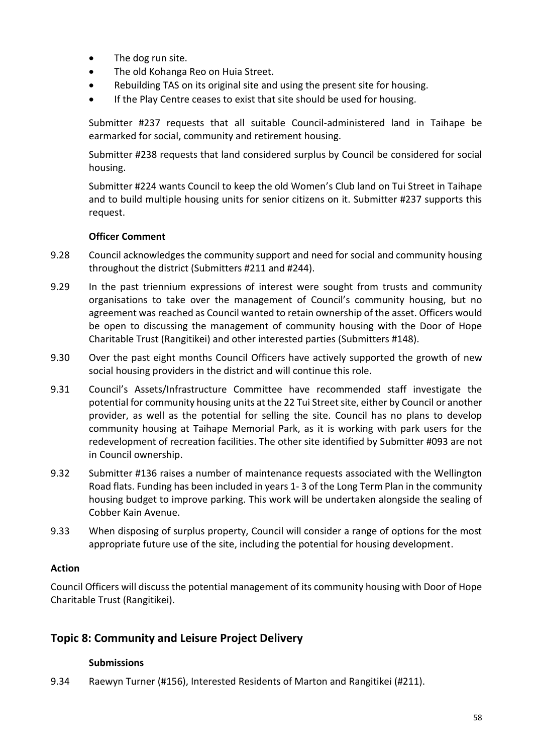- The dog run site.
- The old Kohanga Reo on Huia Street.
- Rebuilding TAS on its original site and using the present site for housing.
- If the Play Centre ceases to exist that site should be used for housing.

Submitter #237 requests that all suitable Council-administered land in Taihape be earmarked for social, community and retirement housing.

Submitter #238 requests that land considered surplus by Council be considered for social housing.

Submitter #224 wants Council to keep the old Women's Club land on Tui Street in Taihape and to build multiple housing units for senior citizens on it. Submitter #237 supports this request.

**Officer Comment**

9.28 Council acknowledges the community support and need for social and community housing throughout the district (Submitters #211 and #244).

9.29 In the past triennium expressions of interest were sought from trusts and community organisations to take over the management of Council's community housing, but no agreement was reached as Council wanted to retain ownership of the asset. Officers would be open to discussing the management of community housing with the Door of Hope Charitable Trust (Rangitikei) and other interested parties (Submitters #148).

9.30 Over the past eight months Council Officers have actively supported the growth of new social housing providers in the district and will continue this role.

9.31 Council's Assets/Infrastructure Committee have recommended staff investigate the potential for community housing units at the 22 Tui Street site, either by Council or another provider, as well as the potential for selling the site. Council has no plans to develop community housing at Taihape Memorial Park, as it is working with park users for the redevelopment of recreation facilities. The other site identified by Submitter #093 are not in Council ownership.

9.32 Submitter #136 raises a number of maintenance requests associated with the Wellington Road flats. Funding has been included in years 1- 3 of the Long Term Plan in the community housing budget to improve parking. This work will be undertaken alongside the sealing of Cobber Kain Avenue.

9.33 When disposing of surplus property, Council will consider a range of options for the most appropriate future use of the site, including the potential for housing development.

**Action**

Council Officers will discuss the potential management of its community housing with Door of Hope Charitable Trust (Rangitikei).

## Topic 8: Community and Leisure Project Delivery

**Submissions**

9.34 Raewyn Turner (#156), Interested Residents of Marton and Rangitikei (#211).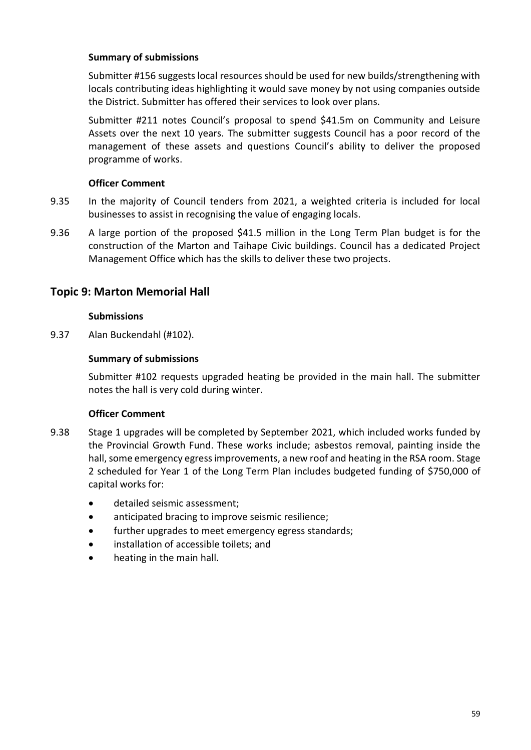**Summary of submissions**

Submitter #156 suggests local resources should be used for new builds/strengthening with locals contributing ideas highlighting it would save money by not using companies outside the District. Submitter has offered their services to look over plans.

Submitter #211 notes Council's proposal to spend $41.5m on Community and Leisure Assets over the next 10 years. The submitter suggests Council has a poor record of the management of these assets and questions Council's ability to deliver the proposed programme of works.

**Officer Comment**

9.35 In the majority of Council tenders from 2021, a weighted criteria is included for local businesses to assist in recognising the value of engaging locals.

9.36 A large portion of the proposed $41.5 million in the Long Term Plan budget is for the construction of the Marton and Taihape Civic buildings. Council has a dedicated Project Management Office which has the skills to deliver these two projects.

## Topic 9: Marton Memorial Hall

**Submissions**

9.37 Alan Buckendahl (#102).

**Summary of submissions**

Submitter #102 requests upgraded heating be provided in the main hall. The submitter notes the hall is very cold during winter.

**Officer Comment**

9.38 Stage 1 upgrades will be completed by September 2021, which included works funded by the Provincial Growth Fund. These works include; asbestos removal, painting inside the hall, some emergency egress improvements, a new roof and heating in the RSA room. Stage 2 scheduled for Year 1 of the Long Term Plan includes budgeted funding of $750,000 of capital works for:

- detailed seismic assessment;
- anticipated bracing to improve seismic resilience;
- further upgrades to meet emergency egress standards;
- installation of accessible toilets; and
- heating in the main hall.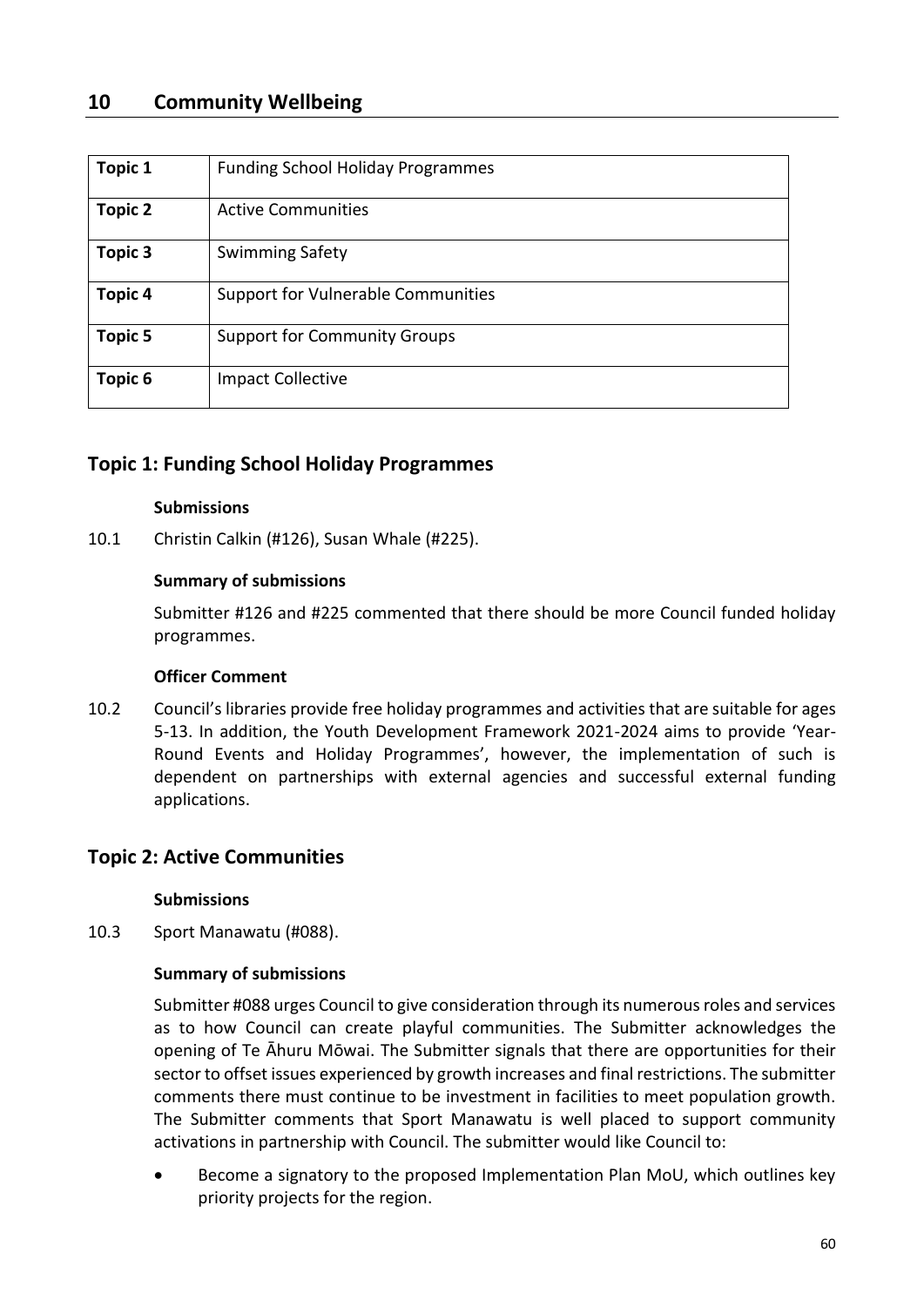## 10 Community Wellbeing

| Topic 1 | Funding School Holiday Programmes |
|---|---|
| Topic 2 | Active Communities |
| Topic 3 | Swimming Safety |
| Topic 4 | Support for Vulnerable Communities |
| Topic 5 | Support for Community Groups |
| Topic 6 | Impact Collective |

### Topic 1: Funding School Holiday Programmes

**Submissions**

10.1 Christin Calkin (#126), Susan Whale (#225).

**Summary of submissions**

Submitter #126 and #225 commented that there should be more Council funded holiday programmes.

**Officer Comment**

10.2 Council's libraries provide free holiday programmes and activities that are suitable for ages 5-13. In addition, the Youth Development Framework 2021-2024 aims to provide 'Year-Round Events and Holiday Programmes', however, the implementation of such is dependent on partnerships with external agencies and successful external funding applications.

### Topic 2: Active Communities

**Submissions**

10.3 Sport Manawatu (#088).

**Summary of submissions**

Submitter #088 urges Council to give consideration through its numerous roles and services as to how Council can create playful communities. The Submitter acknowledges the opening of Te Āhuru Mōwai. The Submitter signals that there are opportunities for their sector to offset issues experienced by growth increases and final restrictions. The submitter comments there must continue to be investment in facilities to meet population growth. The Submitter comments that Sport Manawatu is well placed to support community activations in partnership with Council. The submitter would like Council to:

- Become a signatory to the proposed Implementation Plan MoU, which outlines key priority projects for the region.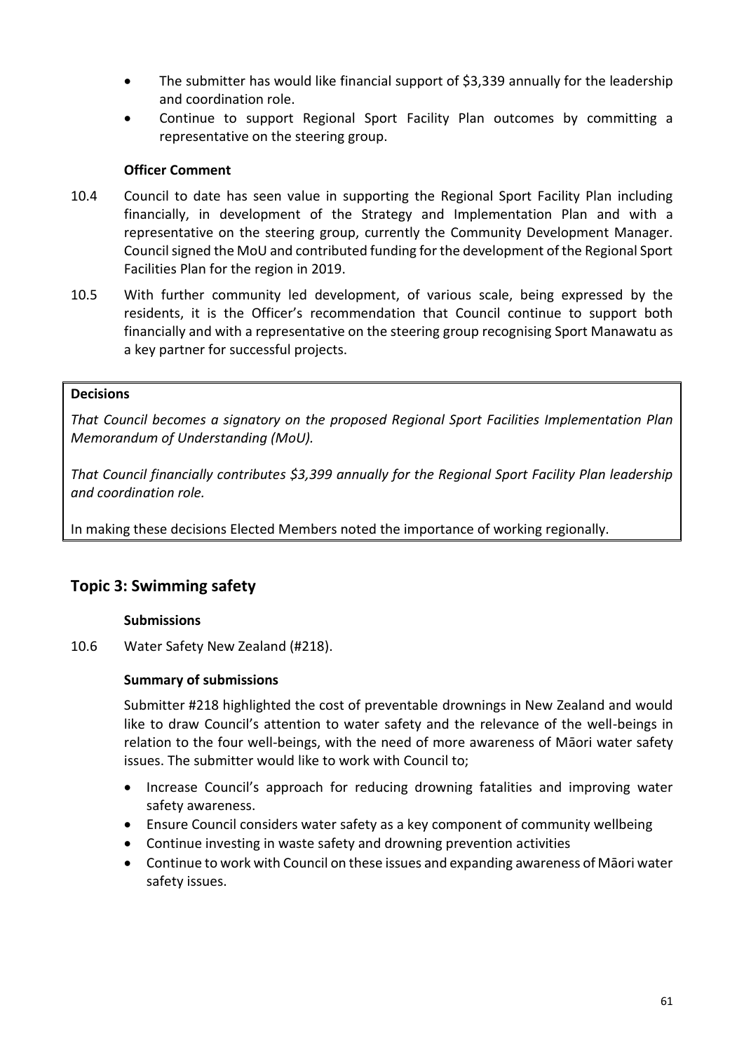- The submitter has would like financial support of $3,339 annually for the leadership and coordination role.
- Continue to support Regional Sport Facility Plan outcomes by committing a representative on the steering group.

**Officer Comment**

10.4 Council to date has seen value in supporting the Regional Sport Facility Plan including financially, in development of the Strategy and Implementation Plan and with a representative on the steering group, currently the Community Development Manager. Council signed the MoU and contributed funding for the development of the Regional Sport Facilities Plan for the region in 2019.

10.5 With further community led development, of various scale, being expressed by the residents, it is the Officer's recommendation that Council continue to support both financially and with a representative on the steering group recognising Sport Manawatu as a key partner for successful projects.

**Decisions**

*That Council becomes a signatory on the proposed Regional Sport Facilities Implementation Plan Memorandum of Understanding (MoU).*

*That Council financially contributes $3,399 annually for the Regional Sport Facility Plan leadership and coordination role.*

In making these decisions Elected Members noted the importance of working regionally.

## Topic 3: Swimming safety

**Submissions**

10.6 Water Safety New Zealand (#218).

**Summary of submissions**

Submitter #218 highlighted the cost of preventable drownings in New Zealand and would like to draw Council's attention to water safety and the relevance of the well-beings in relation to the four well-beings, with the need of more awareness of Māori water safety issues. The submitter would like to work with Council to;

- Increase Council's approach for reducing drowning fatalities and improving water safety awareness.
- Ensure Council considers water safety as a key component of community wellbeing
- Continue investing in waste safety and drowning prevention activities
- Continue to work with Council on these issues and expanding awareness of Māori water safety issues.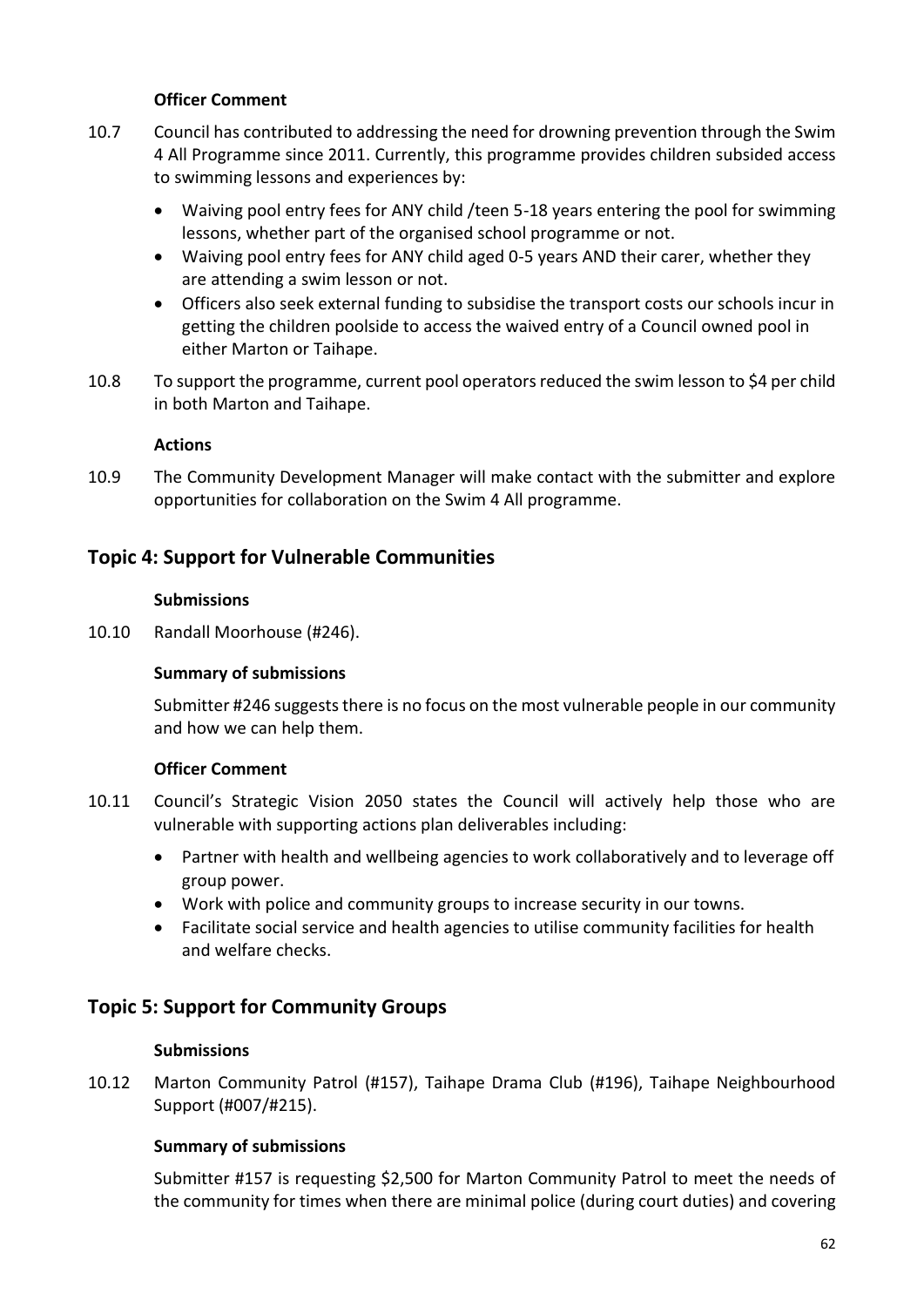**Officer Comment**

10.7 Council has contributed to addressing the need for drowning prevention through the Swim 4 All Programme since 2011. Currently, this programme provides children subsided access to swimming lessons and experiences by:

- Waiving pool entry fees for ANY child /teen 5-18 years entering the pool for swimming lessons, whether part of the organised school programme or not.
- Waiving pool entry fees for ANY child aged 0-5 years AND their carer, whether they are attending a swim lesson or not.
- Officers also seek external funding to subsidise the transport costs our schools incur in getting the children poolside to access the waived entry of a Council owned pool in either Marton or Taihape.

10.8 To support the programme, current pool operators reduced the swim lesson to $4 per child in both Marton and Taihape.

**Actions**

10.9 The Community Development Manager will make contact with the submitter and explore opportunities for collaboration on the Swim 4 All programme.

## Topic 4: Support for Vulnerable Communities

**Submissions**

10.10 Randall Moorhouse (#246).

**Summary of submissions**

Submitter #246 suggests there is no focus on the most vulnerable people in our community and how we can help them.

**Officer Comment**

10.11 Council's Strategic Vision 2050 states the Council will actively help those who are vulnerable with supporting actions plan deliverables including:

- Partner with health and wellbeing agencies to work collaboratively and to leverage off group power.
- Work with police and community groups to increase security in our towns.
- Facilitate social service and health agencies to utilise community facilities for health and welfare checks.

## Topic 5: Support for Community Groups

**Submissions**

10.12 Marton Community Patrol (#157), Taihape Drama Club (#196), Taihape Neighbourhood Support (#007/#215).

**Summary of submissions**

Submitter #157 is requesting $2,500 for Marton Community Patrol to meet the needs of the community for times when there are minimal police (during court duties) and covering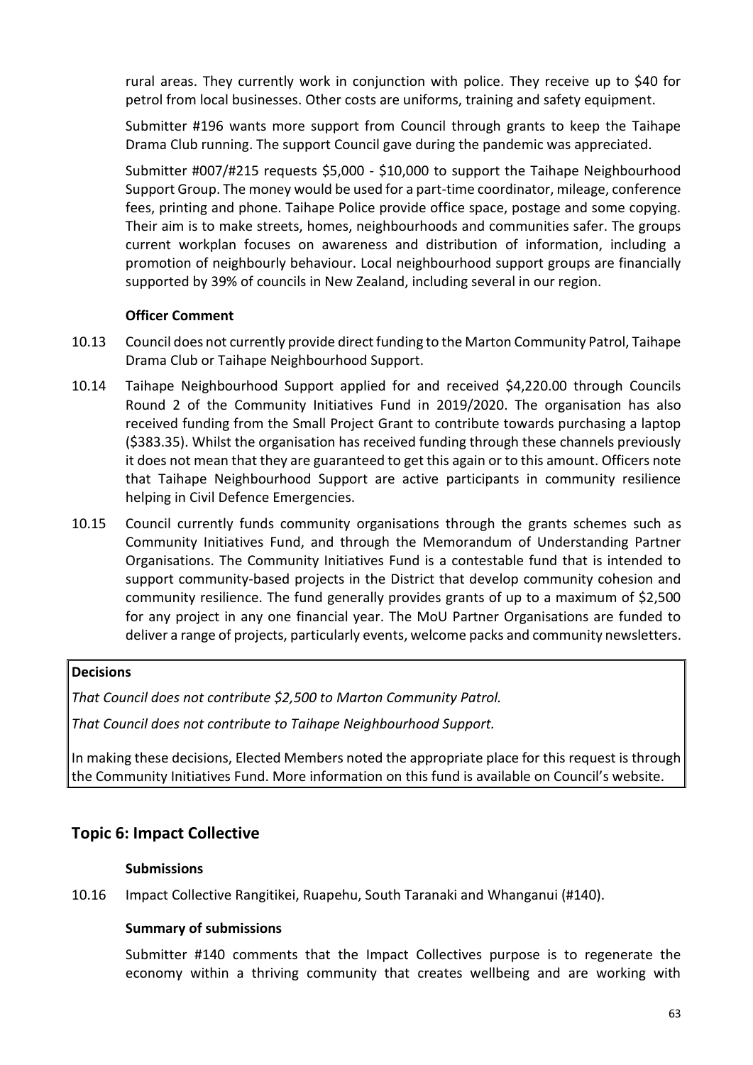rural areas. They currently work in conjunction with police. They receive up to $40 for petrol from local businesses. Other costs are uniforms, training and safety equipment.

Submitter #196 wants more support from Council through grants to keep the Taihape Drama Club running. The support Council gave during the pandemic was appreciated.

Submitter #007/#215 requests $5,000 - $10,000 to support the Taihape Neighbourhood Support Group. The money would be used for a part-time coordinator, mileage, conference fees, printing and phone. Taihape Police provide office space, postage and some copying. Their aim is to make streets, homes, neighbourhoods and communities safer. The groups current workplan focuses on awareness and distribution of information, including a promotion of neighbourly behaviour. Local neighbourhood support groups are financially supported by 39% of councils in New Zealand, including several in our region.

**Officer Comment**

10.13 Council does not currently provide direct funding to the Marton Community Patrol, Taihape Drama Club or Taihape Neighbourhood Support.

10.14 Taihape Neighbourhood Support applied for and received $4,220.00 through Councils Round 2 of the Community Initiatives Fund in 2019/2020. The organisation has also received funding from the Small Project Grant to contribute towards purchasing a laptop ($383.35). Whilst the organisation has received funding through these channels previously it does not mean that they are guaranteed to get this again or to this amount. Officers note that Taihape Neighbourhood Support are active participants in community resilience helping in Civil Defence Emergencies.

10.15 Council currently funds community organisations through the grants schemes such as Community Initiatives Fund, and through the Memorandum of Understanding Partner Organisations. The Community Initiatives Fund is a contestable fund that is intended to support community-based projects in the District that develop community cohesion and community resilience. The fund generally provides grants of up to a maximum of $2,500 for any project in any one financial year. The MoU Partner Organisations are funded to deliver a range of projects, particularly events, welcome packs and community newsletters.

**Decisions**

*That Council does not contribute $2,500 to Marton Community Patrol.*

*That Council does not contribute to Taihape Neighbourhood Support.*

In making these decisions, Elected Members noted the appropriate place for this request is through the Community Initiatives Fund. More information on this fund is available on Council's website.

## Topic 6: Impact Collective

**Submissions**

10.16 Impact Collective Rangitikei, Ruapehu, South Taranaki and Whanganui (#140).

**Summary of submissions**

Submitter #140 comments that the Impact Collectives purpose is to regenerate the economy within a thriving community that creates wellbeing and are working with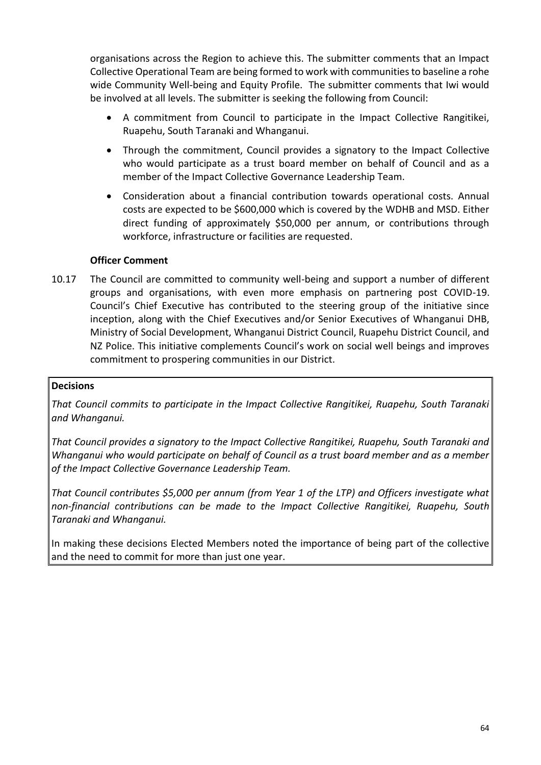organisations across the Region to achieve this. The submitter comments that an Impact Collective Operational Team are being formed to work with communities to baseline a rohe wide Community Well-being and Equity Profile. The submitter comments that Iwi would be involved at all levels. The submitter is seeking the following from Council:

- A commitment from Council to participate in the Impact Collective Rangitikei, Ruapehu, South Taranaki and Whanganui.
- Through the commitment, Council provides a signatory to the Impact Collective who would participate as a trust board member on behalf of Council and as a member of the Impact Collective Governance Leadership Team.
- Consideration about a financial contribution towards operational costs. Annual costs are expected to be $600,000 which is covered by the WDHB and MSD. Either direct funding of approximately $50,000 per annum, or contributions through workforce, infrastructure or facilities are requested.

**Officer Comment**

10.17 The Council are committed to community well-being and support a number of different groups and organisations, with even more emphasis on partnering post COVID-19. Council's Chief Executive has contributed to the steering group of the initiative since inception, along with the Chief Executives and/or Senior Executives of Whanganui DHB, Ministry of Social Development, Whanganui District Council, Ruapehu District Council, and NZ Police. This initiative complements Council's work on social well beings and improves commitment to prospering communities in our District.

**Decisions**

*That Council commits to participate in the Impact Collective Rangitikei, Ruapehu, South Taranaki and Whanganui.*

*That Council provides a signatory to the Impact Collective Rangitikei, Ruapehu, South Taranaki and Whanganui who would participate on behalf of Council as a trust board member and as a member of the Impact Collective Governance Leadership Team.*

*That Council contributes $5,000 per annum (from Year 1 of the LTP) and Officers investigate what non-financial contributions can be made to the Impact Collective Rangitikei, Ruapehu, South Taranaki and Whanganui.*

In making these decisions Elected Members noted the importance of being part of the collective and the need to commit for more than just one year.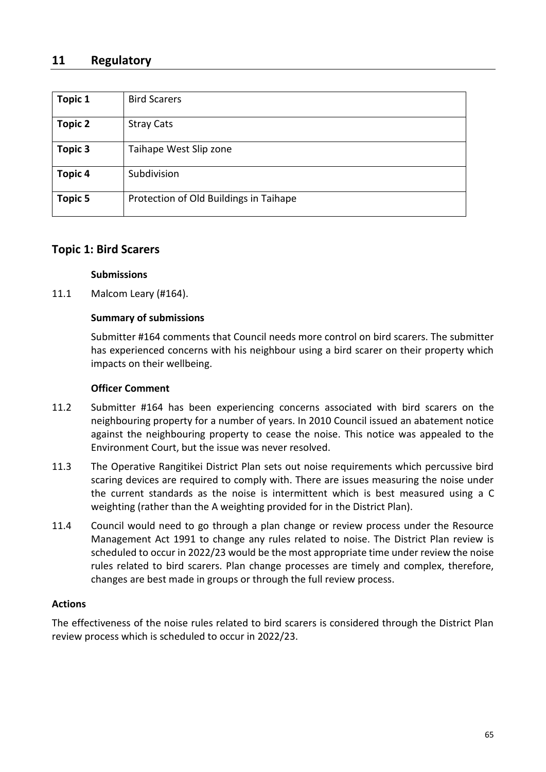## 11 Regulatory

| Topic 1 | Bird Scarers |
|---|---|
| **Topic 2** | Stray Cats |
| **Topic 3** | Taihape West Slip zone |
| **Topic 4** | Subdivision |
| **Topic 5** | Protection of Old Buildings in Taihape |

### Topic 1: Bird Scarers

**Submissions**

11.1 Malcom Leary (#164).

**Summary of submissions**

Submitter #164 comments that Council needs more control on bird scarers. The submitter has experienced concerns with his neighbour using a bird scarer on their property which impacts on their wellbeing.

**Officer Comment**

11.2 Submitter #164 has been experiencing concerns associated with bird scarers on the neighbouring property for a number of years. In 2010 Council issued an abatement notice against the neighbouring property to cease the noise. This notice was appealed to the Environment Court, but the issue was never resolved.

11.3 The Operative Rangitikei District Plan sets out noise requirements which percussive bird scaring devices are required to comply with. There are issues measuring the noise under the current standards as the noise is intermittent which is best measured using a C weighting (rather than the A weighting provided for in the District Plan).

11.4 Council would need to go through a plan change or review process under the Resource Management Act 1991 to change any rules related to noise. The District Plan review is scheduled to occur in 2022/23 would be the most appropriate time under review the noise rules related to bird scarers. Plan change processes are timely and complex, therefore, changes are best made in groups or through the full review process.

**Actions**

The effectiveness of the noise rules related to bird scarers is considered through the District Plan review process which is scheduled to occur in 2022/23.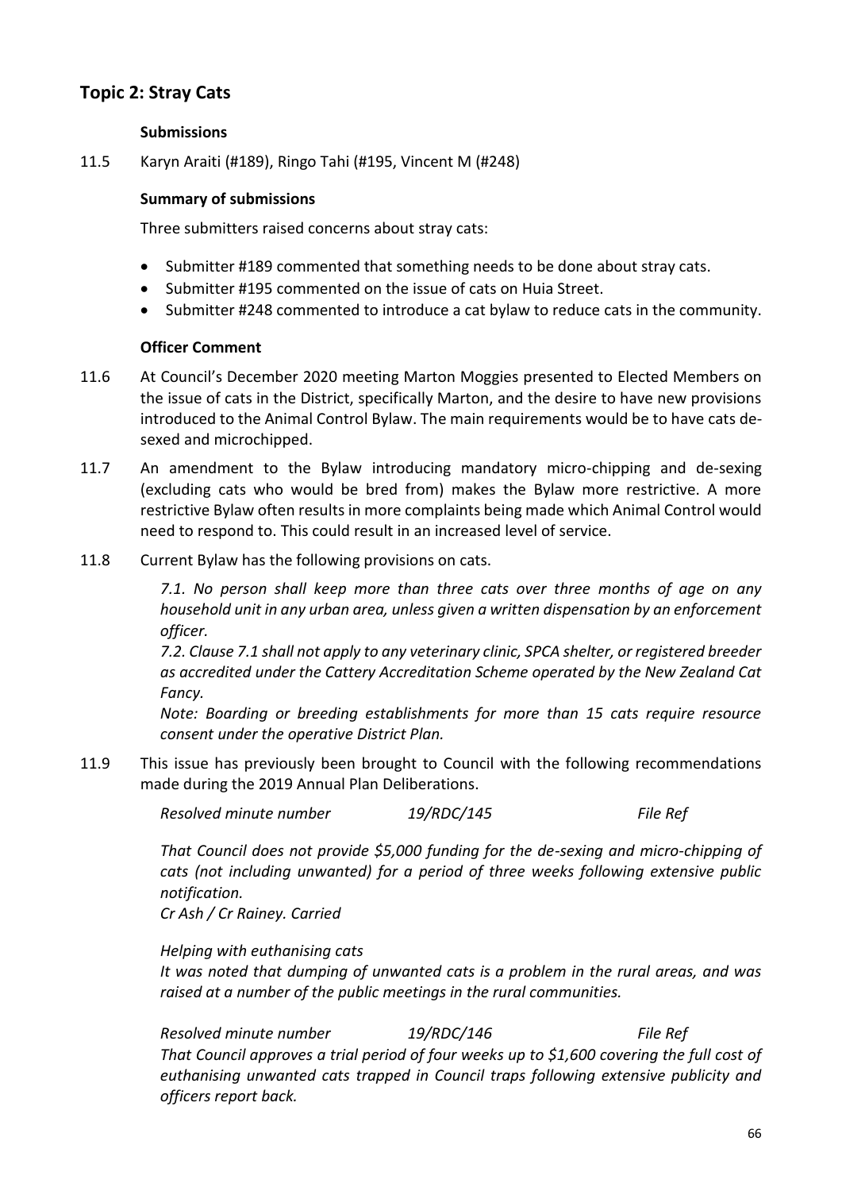## Topic 2: Stray Cats

**Submissions**

11.5 Karyn Araiti (#189), Ringo Tahi (#195, Vincent M (#248)

**Summary of submissions**

Three submitters raised concerns about stray cats:

- Submitter #189 commented that something needs to be done about stray cats.
- Submitter #195 commented on the issue of cats on Huia Street.
- Submitter #248 commented to introduce a cat bylaw to reduce cats in the community.

**Officer Comment**

11.6 At Council's December 2020 meeting Marton Moggies presented to Elected Members on the issue of cats in the District, specifically Marton, and the desire to have new provisions introduced to the Animal Control Bylaw. The main requirements would be to have cats de-sexed and microchipped.

11.7 An amendment to the Bylaw introducing mandatory micro-chipping and de-sexing (excluding cats who would be bred from) makes the Bylaw more restrictive. A more restrictive Bylaw often results in more complaints being made which Animal Control would need to respond to. This could result in an increased level of service.

11.8 Current Bylaw has the following provisions on cats.

*7.1. No person shall keep more than three cats over three months of age on any household unit in any urban area, unless given a written dispensation by an enforcement officer.*

*7.2. Clause 7.1 shall not apply to any veterinary clinic, SPCA shelter, or registered breeder as accredited under the Cattery Accreditation Scheme operated by the New Zealand Cat Fancy.*

*Note: Boarding or breeding establishments for more than 15 cats require resource consent under the operative District Plan.*

11.9 This issue has previously been brought to Council with the following recommendations made during the 2019 Annual Plan Deliberations.

*Resolved minute number 19/RDC/145 File Ref*

*That Council does not provide $5,000 funding for the de-sexing and micro-chipping of cats (not including unwanted) for a period of three weeks following extensive public notification.*
*Cr Ash / Cr Rainey. Carried*

*Helping with euthanising cats*
*It was noted that dumping of unwanted cats is a problem in the rural areas, and was raised at a number of the public meetings in the rural communities.*

*Resolved minute number 19/RDC/146 File Ref*
*That Council approves a trial period of four weeks up to $1,600 covering the full cost of euthanising unwanted cats trapped in Council traps following extensive publicity and officers report back.*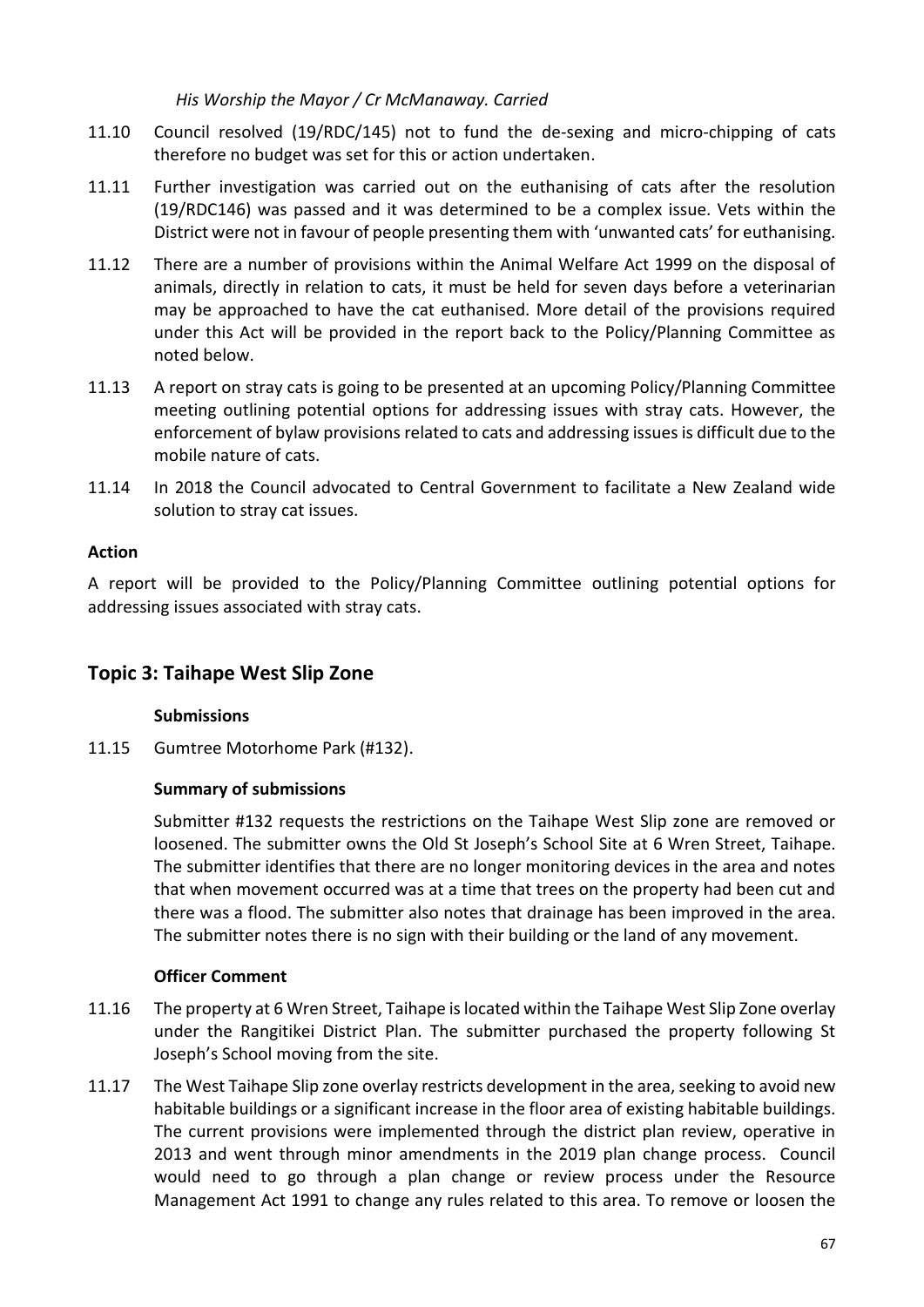*His Worship the Mayor / Cr McManaway. Carried*

11.10 Council resolved (19/RDC/145) not to fund the de-sexing and micro-chipping of cats therefore no budget was set for this or action undertaken.

11.11 Further investigation was carried out on the euthanising of cats after the resolution (19/RDC146) was passed and it was determined to be a complex issue. Vets within the District were not in favour of people presenting them with 'unwanted cats' for euthanising.

11.12 There are a number of provisions within the Animal Welfare Act 1999 on the disposal of animals, directly in relation to cats, it must be held for seven days before a veterinarian may be approached to have the cat euthanised. More detail of the provisions required under this Act will be provided in the report back to the Policy/Planning Committee as noted below.

11.13 A report on stray cats is going to be presented at an upcoming Policy/Planning Committee meeting outlining potential options for addressing issues with stray cats. However, the enforcement of bylaw provisions related to cats and addressing issues is difficult due to the mobile nature of cats.

11.14 In 2018 the Council advocated to Central Government to facilitate a New Zealand wide solution to stray cat issues.

**Action**

A report will be provided to the Policy/Planning Committee outlining potential options for addressing issues associated with stray cats.

## Topic 3: Taihape West Slip Zone

**Submissions**

11.15 Gumtree Motorhome Park (#132).

**Summary of submissions**

Submitter #132 requests the restrictions on the Taihape West Slip zone are removed or loosened. The submitter owns the Old St Joseph's School Site at 6 Wren Street, Taihape. The submitter identifies that there are no longer monitoring devices in the area and notes that when movement occurred was at a time that trees on the property had been cut and there was a flood. The submitter also notes that drainage has been improved in the area. The submitter notes there is no sign with their building or the land of any movement.

**Officer Comment**

11.16 The property at 6 Wren Street, Taihape is located within the Taihape West Slip Zone overlay under the Rangitikei District Plan. The submitter purchased the property following St Joseph's School moving from the site.

11.17 The West Taihape Slip zone overlay restricts development in the area, seeking to avoid new habitable buildings or a significant increase in the floor area of existing habitable buildings. The current provisions were implemented through the district plan review, operative in 2013 and went through minor amendments in the 2019 plan change process. Council would need to go through a plan change or review process under the Resource Management Act 1991 to change any rules related to this area. To remove or loosen the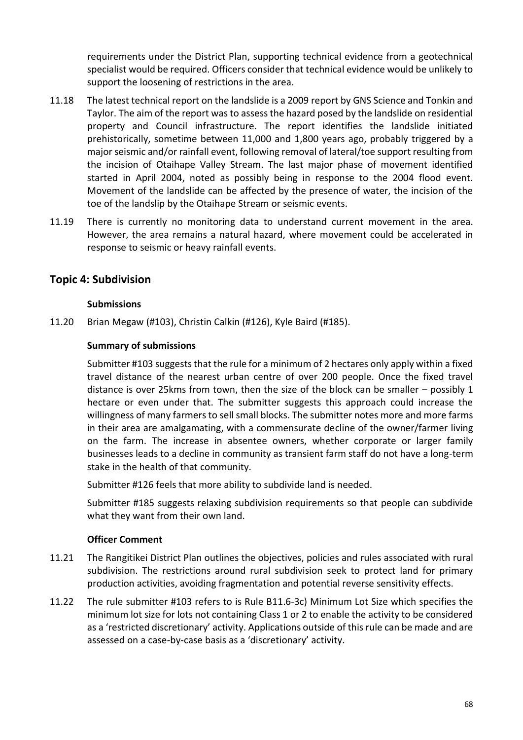requirements under the District Plan, supporting technical evidence from a geotechnical specialist would be required. Officers consider that technical evidence would be unlikely to support the loosening of restrictions in the area.

11.18 The latest technical report on the landslide is a 2009 report by GNS Science and Tonkin and Taylor. The aim of the report was to assess the hazard posed by the landslide on residential property and Council infrastructure. The report identifies the landslide initiated prehistorically, sometime between 11,000 and 1,800 years ago, probably triggered by a major seismic and/or rainfall event, following removal of lateral/toe support resulting from the incision of Otaihape Valley Stream. The last major phase of movement identified started in April 2004, noted as possibly being in response to the 2004 flood event. Movement of the landslide can be affected by the presence of water, the incision of the toe of the landslip by the Otaihape Stream or seismic events.

11.19 There is currently no monitoring data to understand current movement in the area. However, the area remains a natural hazard, where movement could be accelerated in response to seismic or heavy rainfall events.

## Topic 4: Subdivision

**Submissions**

11.20 Brian Megaw (#103), Christin Calkin (#126), Kyle Baird (#185).

**Summary of submissions**

Submitter #103 suggests that the rule for a minimum of 2 hectares only apply within a fixed travel distance of the nearest urban centre of over 200 people. Once the fixed travel distance is over 25kms from town, then the size of the block can be smaller – possibly 1 hectare or even under that. The submitter suggests this approach could increase the willingness of many farmers to sell small blocks. The submitter notes more and more farms in their area are amalgamating, with a commensurate decline of the owner/farmer living on the farm. The increase in absentee owners, whether corporate or larger family businesses leads to a decline in community as transient farm staff do not have a long-term stake in the health of that community.

Submitter #126 feels that more ability to subdivide land is needed.

Submitter #185 suggests relaxing subdivision requirements so that people can subdivide what they want from their own land.

**Officer Comment**

11.21 The Rangitikei District Plan outlines the objectives, policies and rules associated with rural subdivision. The restrictions around rural subdivision seek to protect land for primary production activities, avoiding fragmentation and potential reverse sensitivity effects.

11.22 The rule submitter #103 refers to is Rule B11.6-3c) Minimum Lot Size which specifies the minimum lot size for lots not containing Class 1 or 2 to enable the activity to be considered as a 'restricted discretionary' activity. Applications outside of this rule can be made and are assessed on a case-by-case basis as a 'discretionary' activity.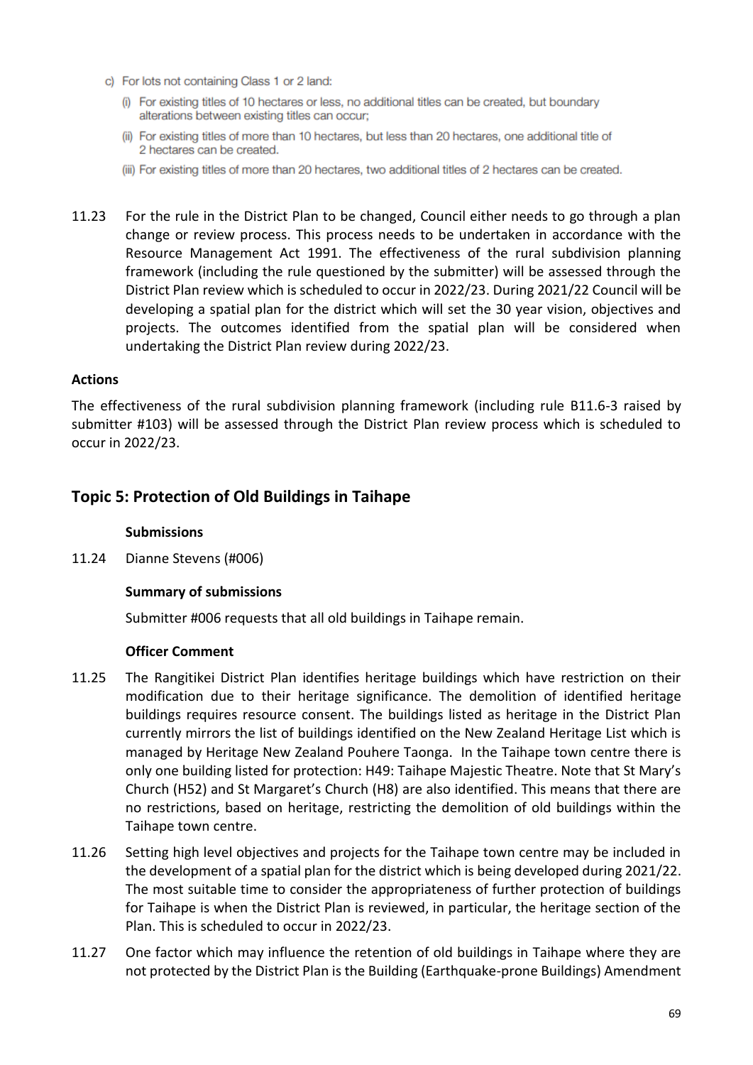c) For lots not containing Class 1 or 2 land:

(i) For existing titles of 10 hectares or less, no additional titles can be created, but boundary alterations between existing titles can occur;

(ii) For existing titles of more than 10 hectares, but less than 20 hectares, one additional title of 2 hectares can be created.

(iii) For existing titles of more than 20 hectares, two additional titles of 2 hectares can be created.

11.23 For the rule in the District Plan to be changed, Council either needs to go through a plan change or review process. This process needs to be undertaken in accordance with the Resource Management Act 1991. The effectiveness of the rural subdivision planning framework (including the rule questioned by the submitter) will be assessed through the District Plan review which is scheduled to occur in 2022/23. During 2021/22 Council will be developing a spatial plan for the district which will set the 30 year vision, objectives and projects. The outcomes identified from the spatial plan will be considered when undertaking the District Plan review during 2022/23.

**Actions**

The effectiveness of the rural subdivision planning framework (including rule B11.6-3 raised by submitter #103) will be assessed through the District Plan review process which is scheduled to occur in 2022/23.

## Topic 5: Protection of Old Buildings in Taihape

**Submissions**

11.24 Dianne Stevens (#006)

**Summary of submissions**

Submitter #006 requests that all old buildings in Taihape remain.

**Officer Comment**

11.25 The Rangitikei District Plan identifies heritage buildings which have restriction on their modification due to their heritage significance. The demolition of identified heritage buildings requires resource consent. The buildings listed as heritage in the District Plan currently mirrors the list of buildings identified on the New Zealand Heritage List which is managed by Heritage New Zealand Pouhere Taonga. In the Taihape town centre there is only one building listed for protection: H49: Taihape Majestic Theatre. Note that St Mary's Church (H52) and St Margaret's Church (H8) are also identified. This means that there are no restrictions, based on heritage, restricting the demolition of old buildings within the Taihape town centre.

11.26 Setting high level objectives and projects for the Taihape town centre may be included in the development of a spatial plan for the district which is being developed during 2021/22. The most suitable time to consider the appropriateness of further protection of buildings for Taihape is when the District Plan is reviewed, in particular, the heritage section of the Plan. This is scheduled to occur in 2022/23.

11.27 One factor which may influence the retention of old buildings in Taihape where they are not protected by the District Plan is the Building (Earthquake-prone Buildings) Amendment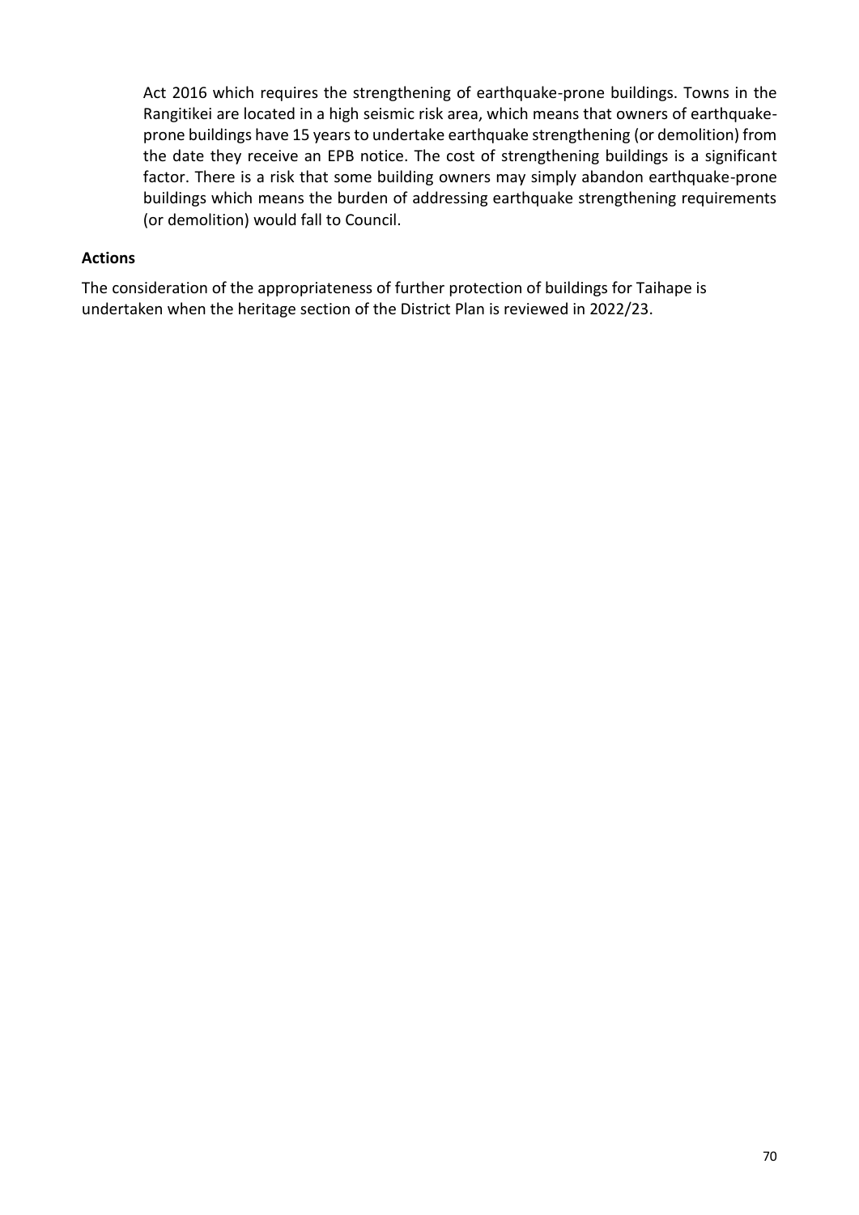Act 2016 which requires the strengthening of earthquake-prone buildings. Towns in the Rangitikei are located in a high seismic risk area, which means that owners of earthquake-prone buildings have 15 years to undertake earthquake strengthening (or demolition) from the date they receive an EPB notice. The cost of strengthening buildings is a significant factor. There is a risk that some building owners may simply abandon earthquake-prone buildings which means the burden of addressing earthquake strengthening requirements (or demolition) would fall to Council.

**Actions**

The consideration of the appropriateness of further protection of buildings for Taihape is undertaken when the heritage section of the District Plan is reviewed in 2022/23.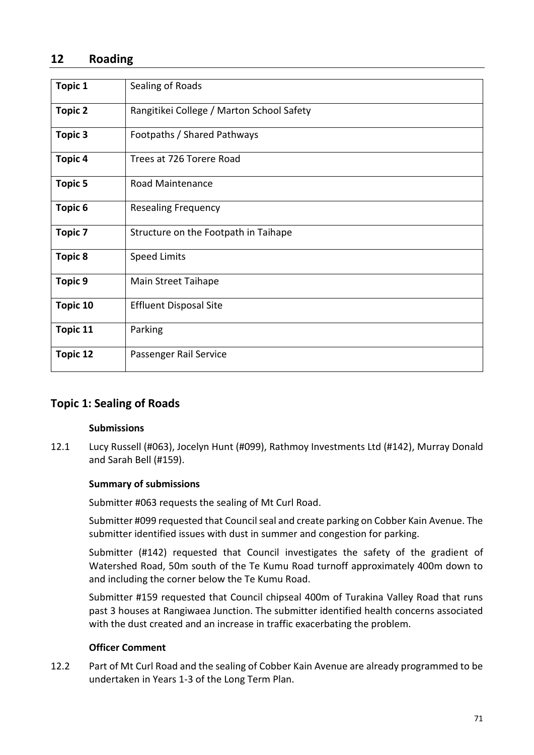## 12 Roading

| Topic 1 | Sealing of Roads |
|---|---|
| Topic 2 | Rangitikei College / Marton School Safety |
| Topic 3 | Footpaths / Shared Pathways |
| Topic 4 | Trees at 726 Torere Road |
| Topic 5 | Road Maintenance |
| Topic 6 | Resealing Frequency |
| Topic 7 | Structure on the Footpath in Taihape |
| Topic 8 | Speed Limits |
| Topic 9 | Main Street Taihape |
| Topic 10 | Effluent Disposal Site |
| Topic 11 | Parking |
| Topic 12 | Passenger Rail Service |

### Topic 1: Sealing of Roads

**Submissions**

12.1 Lucy Russell (#063), Jocelyn Hunt (#099), Rathmoy Investments Ltd (#142), Murray Donald and Sarah Bell (#159).

**Summary of submissions**

Submitter #063 requests the sealing of Mt Curl Road.

Submitter #099 requested that Council seal and create parking on Cobber Kain Avenue. The submitter identified issues with dust in summer and congestion for parking.

Submitter (#142) requested that Council investigates the safety of the gradient of Watershed Road, 50m south of the Te Kumu Road turnoff approximately 400m down to and including the corner below the Te Kumu Road.

Submitter #159 requested that Council chipseal 400m of Turakina Valley Road that runs past 3 houses at Rangiwaea Junction. The submitter identified health concerns associated with the dust created and an increase in traffic exacerbating the problem.

**Officer Comment**

12.2 Part of Mt Curl Road and the sealing of Cobber Kain Avenue are already programmed to be undertaken in Years 1-3 of the Long Term Plan.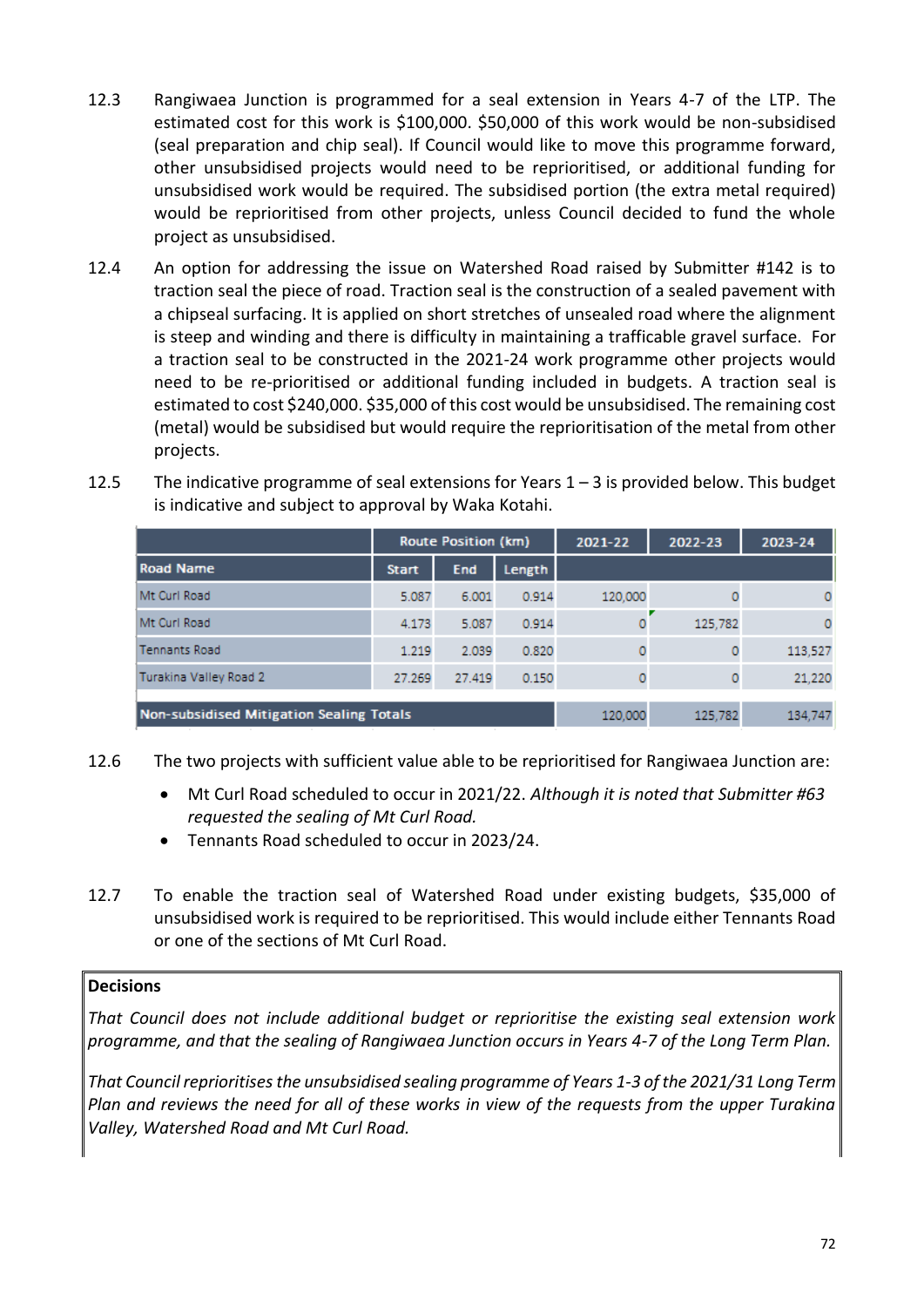12.3 Rangiwaea Junction is programmed for a seal extension in Years 4-7 of the LTP. The estimated cost for this work is $100,000. $50,000 of this work would be non-subsidised (seal preparation and chip seal). If Council would like to move this programme forward, other unsubsidised projects would need to be reprioritised, or additional funding for unsubsidised work would be required. The subsidised portion (the extra metal required) would be reprioritised from other projects, unless Council decided to fund the whole project as unsubsidised.

12.4 An option for addressing the issue on Watershed Road raised by Submitter #142 is to traction seal the piece of road. Traction seal is the construction of a sealed pavement with a chipseal surfacing. It is applied on short stretches of unsealed road where the alignment is steep and winding and there is difficulty in maintaining a trafficable gravel surface. For a traction seal to be constructed in the 2021-24 work programme other projects would need to be re-prioritised or additional funding included in budgets. A traction seal is estimated to cost $240,000. $35,000 of this cost would be unsubsidised. The remaining cost (metal) would be subsidised but would require the reprioritisation of the metal from other projects.

12.5 The indicative programme of seal extensions for Years 1 – 3 is provided below. This budget is indicative and subject to approval by Waka Kotahi.

| | Route Position (km) | | | 2021-22 | 2022-23 | 2023-24 |
|---|---|---|---|---|---|---|
| Road Name | Start | End | Length | | | |
| Mt Curl Road | 5.087 | 6.001 | 0.914 | 120,000 | 0 | 0 |
| Mt Curl Road | 4.173 | 5.087 | 0.914 | 0 | 125,782 | 0 |
| Tennants Road | 1.219 | 2.039 | 0.820 | 0 | 0 | 113,527 |
| Turakina Valley Road 2 | 27.269 | 27.419 | 0.150 | 0 | 0 | 21,220 |
| Non-subsidised Mitigation Sealing Totals | | | | 120,000 | 125,782 | 134,747 |

12.6 The two projects with sufficient value able to be reprioritised for Rangiwaea Junction are:

- Mt Curl Road scheduled to occur in 2021/22. *Although it is noted that Submitter #63 requested the sealing of Mt Curl Road.*
- Tennants Road scheduled to occur in 2023/24.

12.7 To enable the traction seal of Watershed Road under existing budgets, $35,000 of unsubsidised work is required to be reprioritised. This would include either Tennants Road or one of the sections of Mt Curl Road.

**Decisions**

*That Council does not include additional budget or reprioritise the existing seal extension work programme, and that the sealing of Rangiwaea Junction occurs in Years 4-7 of the Long Term Plan.*

*That Council reprioritises the unsubsidised sealing programme of Years 1-3 of the 2021/31 Long Term Plan and reviews the need for all of these works in view of the requests from the upper Turakina Valley, Watershed Road and Mt Curl Road.*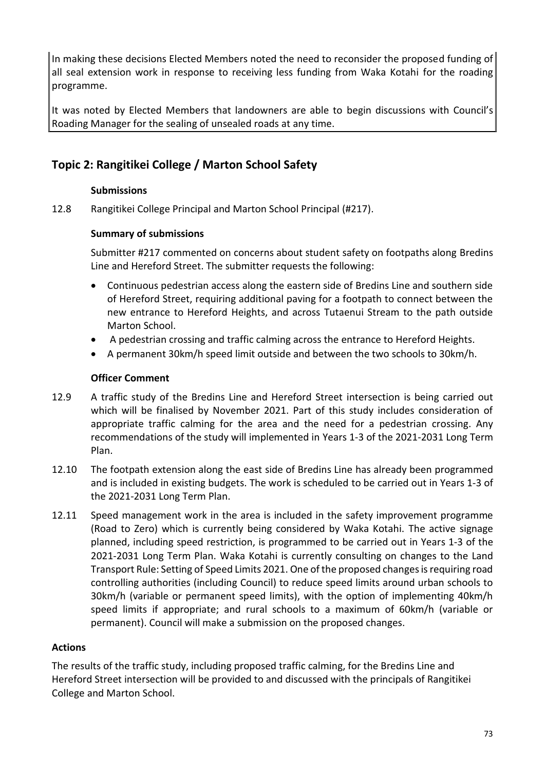In making these decisions Elected Members noted the need to reconsider the proposed funding of all seal extension work in response to receiving less funding from Waka Kotahi for the roading programme.

It was noted by Elected Members that landowners are able to begin discussions with Council's Roading Manager for the sealing of unsealed roads at any time.

## Topic 2: Rangitikei College / Marton School Safety

**Submissions**

12.8 Rangitikei College Principal and Marton School Principal (#217).

**Summary of submissions**

Submitter #217 commented on concerns about student safety on footpaths along Bredins Line and Hereford Street. The submitter requests the following:

- Continuous pedestrian access along the eastern side of Bredins Line and southern side of Hereford Street, requiring additional paving for a footpath to connect between the new entrance to Hereford Heights, and across Tutaenui Stream to the path outside Marton School.
- A pedestrian crossing and traffic calming across the entrance to Hereford Heights.
- A permanent 30km/h speed limit outside and between the two schools to 30km/h.

**Officer Comment**

12.9 A traffic study of the Bredins Line and Hereford Street intersection is being carried out which will be finalised by November 2021. Part of this study includes consideration of appropriate traffic calming for the area and the need for a pedestrian crossing. Any recommendations of the study will implemented in Years 1-3 of the 2021-2031 Long Term Plan.

12.10 The footpath extension along the east side of Bredins Line has already been programmed and is included in existing budgets. The work is scheduled to be carried out in Years 1-3 of the 2021-2031 Long Term Plan.

12.11 Speed management work in the area is included in the safety improvement programme (Road to Zero) which is currently being considered by Waka Kotahi. The active signage planned, including speed restriction, is programmed to be carried out in Years 1-3 of the 2021-2031 Long Term Plan. Waka Kotahi is currently consulting on changes to the Land Transport Rule: Setting of Speed Limits 2021. One of the proposed changes is requiring road controlling authorities (including Council) to reduce speed limits around urban schools to 30km/h (variable or permanent speed limits), with the option of implementing 40km/h speed limits if appropriate; and rural schools to a maximum of 60km/h (variable or permanent). Council will make a submission on the proposed changes.

**Actions**

The results of the traffic study, including proposed traffic calming, for the Bredins Line and Hereford Street intersection will be provided to and discussed with the principals of Rangitikei College and Marton School.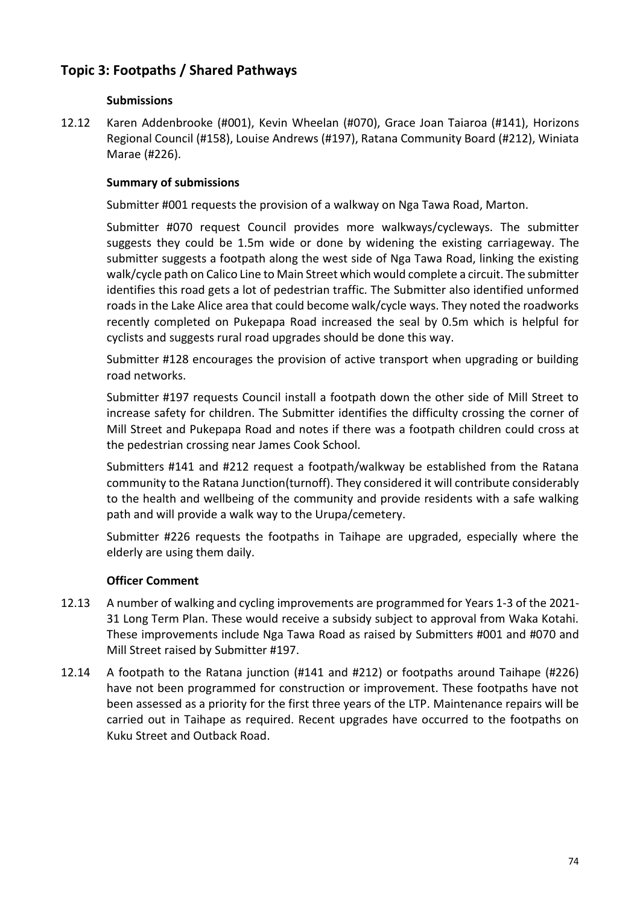## Topic 3: Footpaths / Shared Pathways

**Submissions**

12.12 Karen Addenbrooke (#001), Kevin Wheelan (#070), Grace Joan Taiaroa (#141), Horizons Regional Council (#158), Louise Andrews (#197), Ratana Community Board (#212), Winiata Marae (#226).

**Summary of submissions**

Submitter #001 requests the provision of a walkway on Nga Tawa Road, Marton.

Submitter #070 request Council provides more walkways/cycleways. The submitter suggests they could be 1.5m wide or done by widening the existing carriageway. The submitter suggests a footpath along the west side of Nga Tawa Road, linking the existing walk/cycle path on Calico Line to Main Street which would complete a circuit. The submitter identifies this road gets a lot of pedestrian traffic. The Submitter also identified unformed roads in the Lake Alice area that could become walk/cycle ways. They noted the roadworks recently completed on Pukepapa Road increased the seal by 0.5m which is helpful for cyclists and suggests rural road upgrades should be done this way.

Submitter #128 encourages the provision of active transport when upgrading or building road networks.

Submitter #197 requests Council install a footpath down the other side of Mill Street to increase safety for children. The Submitter identifies the difficulty crossing the corner of Mill Street and Pukepapa Road and notes if there was a footpath children could cross at the pedestrian crossing near James Cook School.

Submitters #141 and #212 request a footpath/walkway be established from the Ratana community to the Ratana Junction(turnoff). They considered it will contribute considerably to the health and wellbeing of the community and provide residents with a safe walking path and will provide a walk way to the Urupa/cemetery.

Submitter #226 requests the footpaths in Taihape are upgraded, especially where the elderly are using them daily.

**Officer Comment**

12.13 A number of walking and cycling improvements are programmed for Years 1-3 of the 2021-31 Long Term Plan. These would receive a subsidy subject to approval from Waka Kotahi. These improvements include Nga Tawa Road as raised by Submitters #001 and #070 and Mill Street raised by Submitter #197.

12.14 A footpath to the Ratana junction (#141 and #212) or footpaths around Taihape (#226) have not been programmed for construction or improvement. These footpaths have not been assessed as a priority for the first three years of the LTP. Maintenance repairs will be carried out in Taihape as required. Recent upgrades have occurred to the footpaths on Kuku Street and Outback Road.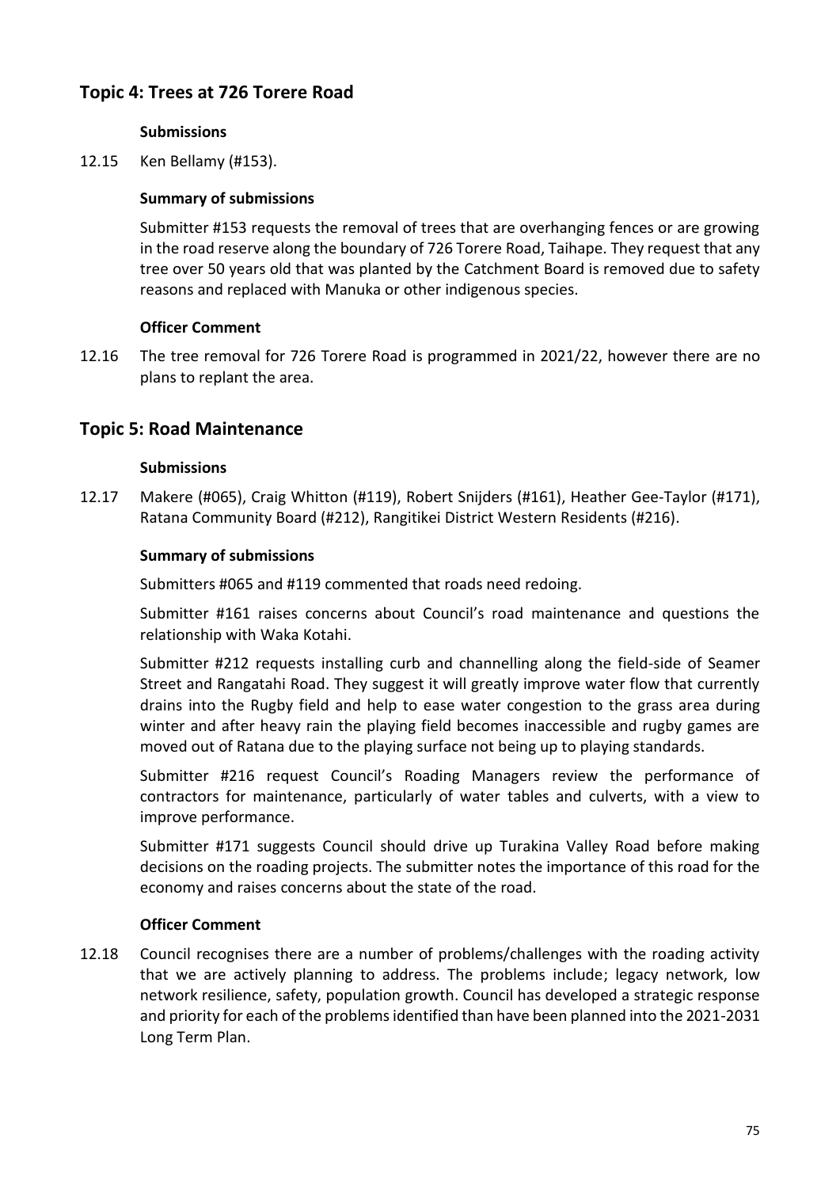## Topic 4: Trees at 726 Torere Road

**Submissions**

12.15 Ken Bellamy (#153).

**Summary of submissions**

Submitter #153 requests the removal of trees that are overhanging fences or are growing in the road reserve along the boundary of 726 Torere Road, Taihape. They request that any tree over 50 years old that was planted by the Catchment Board is removed due to safety reasons and replaced with Manuka or other indigenous species.

**Officer Comment**

12.16 The tree removal for 726 Torere Road is programmed in 2021/22, however there are no plans to replant the area.

## Topic 5: Road Maintenance

**Submissions**

12.17 Makere (#065), Craig Whitton (#119), Robert Snijders (#161), Heather Gee-Taylor (#171), Ratana Community Board (#212), Rangitikei District Western Residents (#216).

**Summary of submissions**

Submitters #065 and #119 commented that roads need redoing.

Submitter #161 raises concerns about Council's road maintenance and questions the relationship with Waka Kotahi.

Submitter #212 requests installing curb and channelling along the field-side of Seamer Street and Rangatahi Road. They suggest it will greatly improve water flow that currently drains into the Rugby field and help to ease water congestion to the grass area during winter and after heavy rain the playing field becomes inaccessible and rugby games are moved out of Ratana due to the playing surface not being up to playing standards.

Submitter #216 request Council's Roading Managers review the performance of contractors for maintenance, particularly of water tables and culverts, with a view to improve performance.

Submitter #171 suggests Council should drive up Turakina Valley Road before making decisions on the roading projects. The submitter notes the importance of this road for the economy and raises concerns about the state of the road.

**Officer Comment**

12.18 Council recognises there are a number of problems/challenges with the roading activity that we are actively planning to address. The problems include; legacy network, low network resilience, safety, population growth. Council has developed a strategic response and priority for each of the problems identified than have been planned into the 2021-2031 Long Term Plan.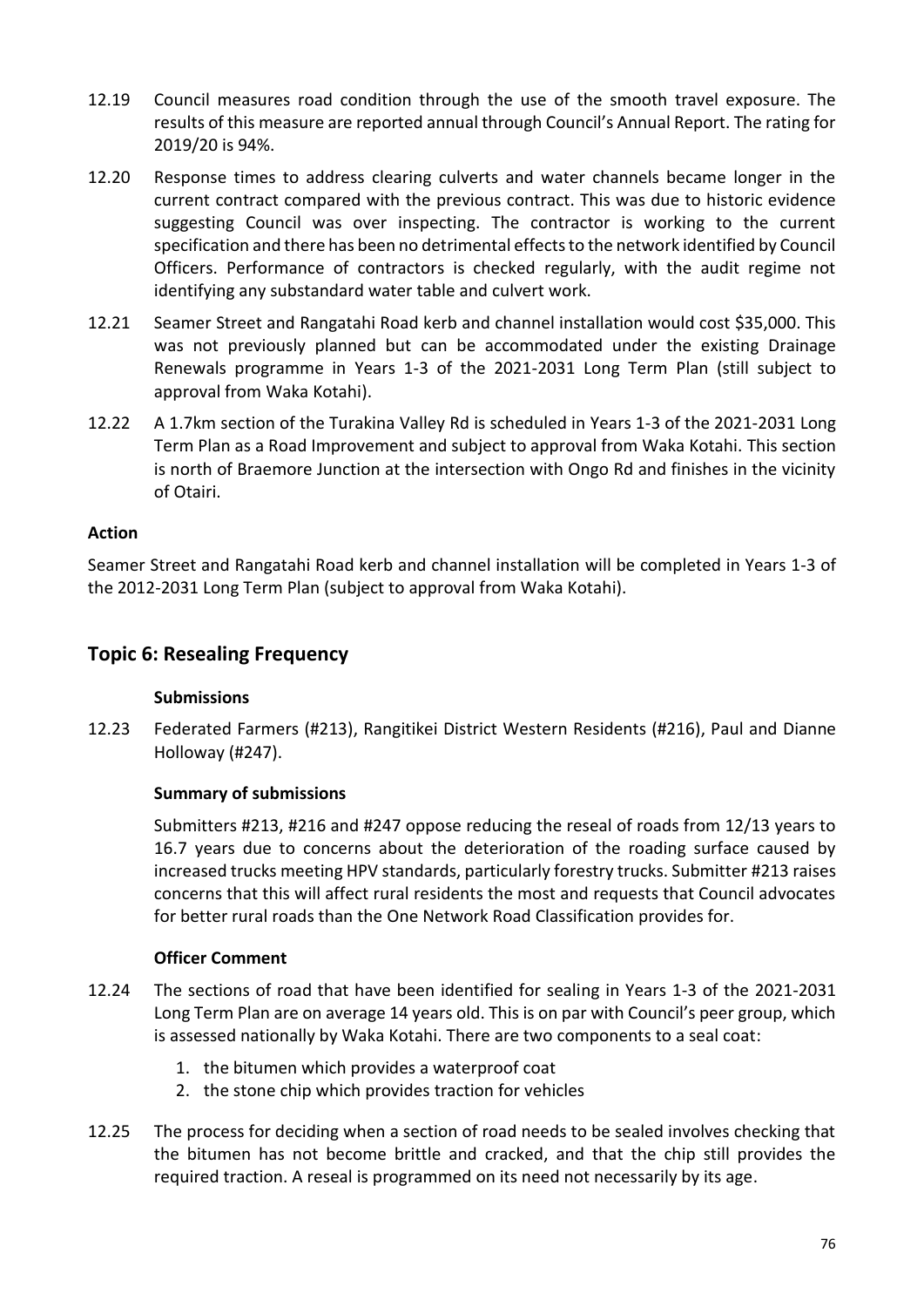12.19 Council measures road condition through the use of the smooth travel exposure. The results of this measure are reported annual through Council's Annual Report. The rating for 2019/20 is 94%.

12.20 Response times to address clearing culverts and water channels became longer in the current contract compared with the previous contract. This was due to historic evidence suggesting Council was over inspecting. The contractor is working to the current specification and there has been no detrimental effects to the network identified by Council Officers. Performance of contractors is checked regularly, with the audit regime not identifying any substandard water table and culvert work.

12.21 Seamer Street and Rangatahi Road kerb and channel installation would cost $35,000. This was not previously planned but can be accommodated under the existing Drainage Renewals programme in Years 1-3 of the 2021-2031 Long Term Plan (still subject to approval from Waka Kotahi).

12.22 A 1.7km section of the Turakina Valley Rd is scheduled in Years 1-3 of the 2021-2031 Long Term Plan as a Road Improvement and subject to approval from Waka Kotahi. This section is north of Braemore Junction at the intersection with Ongo Rd and finishes in the vicinity of Otairi.

**Action**

Seamer Street and Rangatahi Road kerb and channel installation will be completed in Years 1-3 of the 2012-2031 Long Term Plan (subject to approval from Waka Kotahi).

## Topic 6: Resealing Frequency

**Submissions**

12.23 Federated Farmers (#213), Rangitikei District Western Residents (#216), Paul and Dianne Holloway (#247).

**Summary of submissions**

Submitters #213, #216 and #247 oppose reducing the reseal of roads from 12/13 years to 16.7 years due to concerns about the deterioration of the roading surface caused by increased trucks meeting HPV standards, particularly forestry trucks. Submitter #213 raises concerns that this will affect rural residents the most and requests that Council advocates for better rural roads than the One Network Road Classification provides for.

**Officer Comment**

12.24 The sections of road that have been identified for sealing in Years 1-3 of the 2021-2031 Long Term Plan are on average 14 years old. This is on par with Council's peer group, which is assessed nationally by Waka Kotahi. There are two components to a seal coat:

1. the bitumen which provides a waterproof coat
2. the stone chip which provides traction for vehicles

12.25 The process for deciding when a section of road needs to be sealed involves checking that the bitumen has not become brittle and cracked, and that the chip still provides the required traction. A reseal is programmed on its need not necessarily by its age.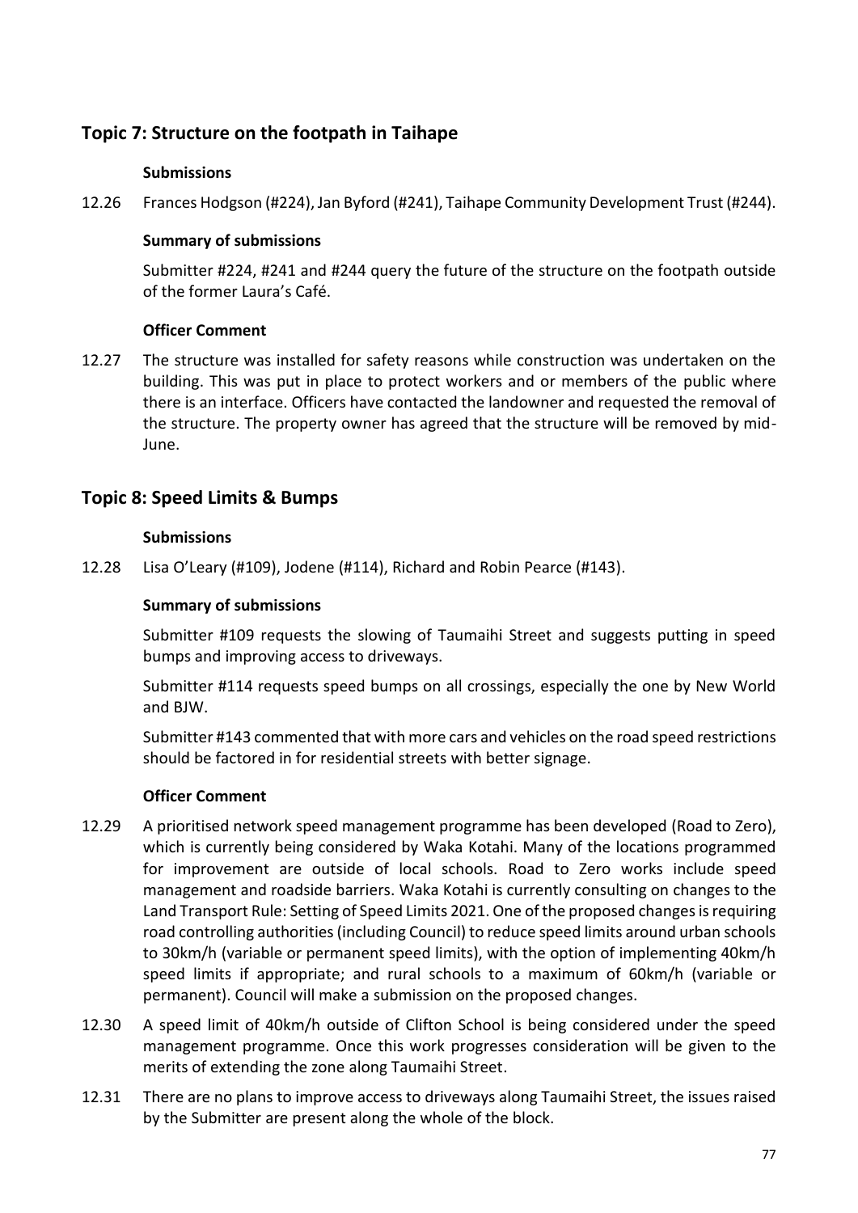## Topic 7: Structure on the footpath in Taihape

**Submissions**

12.26 Frances Hodgson (#224), Jan Byford (#241), Taihape Community Development Trust (#244).

**Summary of submissions**

Submitter #224, #241 and #244 query the future of the structure on the footpath outside of the former Laura's Café.

**Officer Comment**

12.27 The structure was installed for safety reasons while construction was undertaken on the building. This was put in place to protect workers and or members of the public where there is an interface. Officers have contacted the landowner and requested the removal of the structure. The property owner has agreed that the structure will be removed by mid-June.

## Topic 8: Speed Limits & Bumps

**Submissions**

12.28 Lisa O'Leary (#109), Jodene (#114), Richard and Robin Pearce (#143).

**Summary of submissions**

Submitter #109 requests the slowing of Taumaihi Street and suggests putting in speed bumps and improving access to driveways.

Submitter #114 requests speed bumps on all crossings, especially the one by New World and BJW.

Submitter #143 commented that with more cars and vehicles on the road speed restrictions should be factored in for residential streets with better signage.

**Officer Comment**

12.29 A prioritised network speed management programme has been developed (Road to Zero), which is currently being considered by Waka Kotahi. Many of the locations programmed for improvement are outside of local schools. Road to Zero works include speed management and roadside barriers. Waka Kotahi is currently consulting on changes to the Land Transport Rule: Setting of Speed Limits 2021. One of the proposed changes is requiring road controlling authorities (including Council) to reduce speed limits around urban schools to 30km/h (variable or permanent speed limits), with the option of implementing 40km/h speed limits if appropriate; and rural schools to a maximum of 60km/h (variable or permanent). Council will make a submission on the proposed changes.

12.30 A speed limit of 40km/h outside of Clifton School is being considered under the speed management programme. Once this work progresses consideration will be given to the merits of extending the zone along Taumaihi Street.

12.31 There are no plans to improve access to driveways along Taumaihi Street, the issues raised by the Submitter are present along the whole of the block.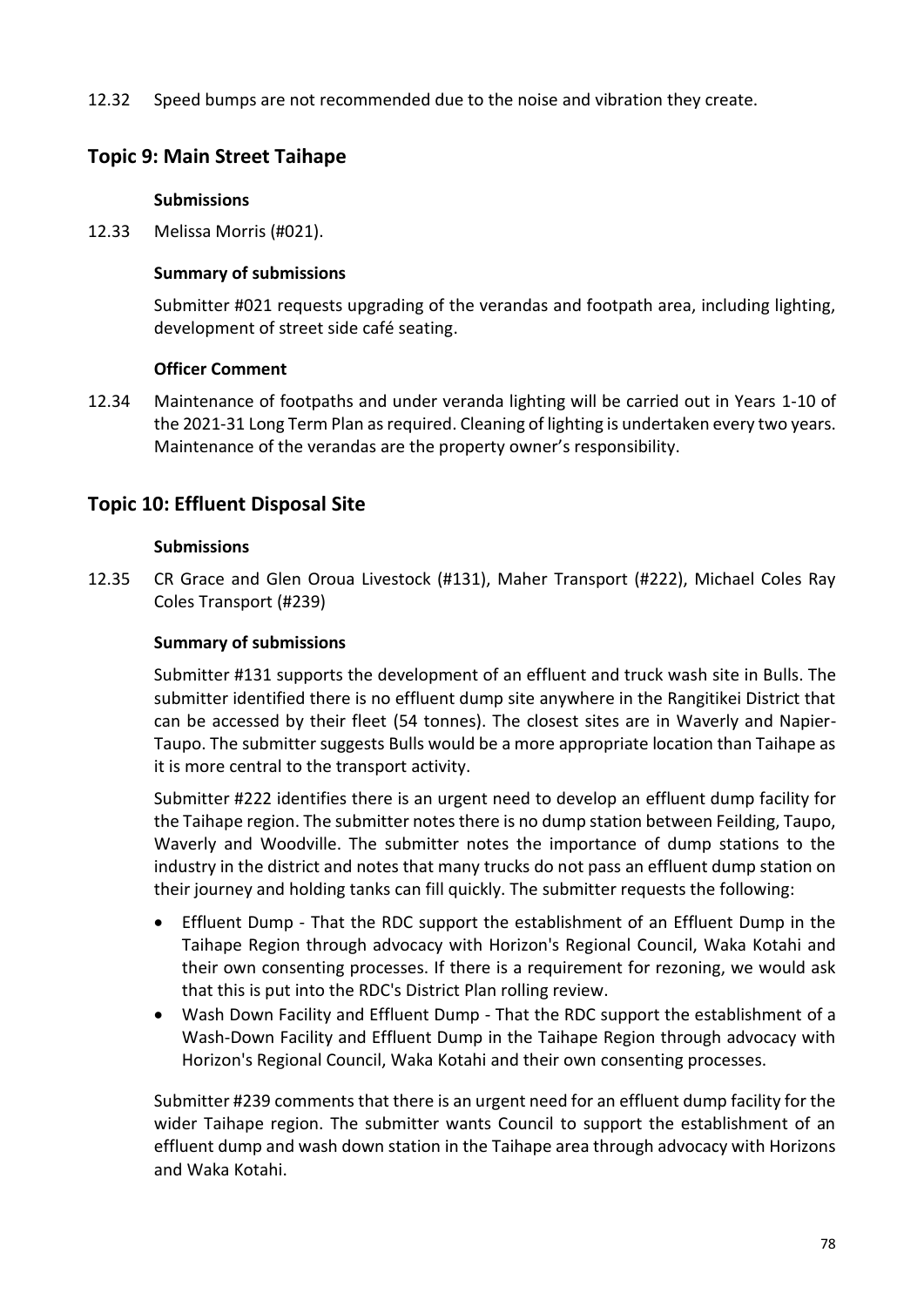12.32 Speed bumps are not recommended due to the noise and vibration they create.

## Topic 9: Main Street Taihape

**Submissions**

12.33 Melissa Morris (#021).

**Summary of submissions**

Submitter #021 requests upgrading of the verandas and footpath area, including lighting, development of street side café seating.

**Officer Comment**

12.34 Maintenance of footpaths and under veranda lighting will be carried out in Years 1-10 of the 2021-31 Long Term Plan as required. Cleaning of lighting is undertaken every two years. Maintenance of the verandas are the property owner's responsibility.

## Topic 10: Effluent Disposal Site

**Submissions**

12.35 CR Grace and Glen Oroua Livestock (#131), Maher Transport (#222), Michael Coles Ray Coles Transport (#239)

**Summary of submissions**

Submitter #131 supports the development of an effluent and truck wash site in Bulls. The submitter identified there is no effluent dump site anywhere in the Rangitikei District that can be accessed by their fleet (54 tonnes). The closest sites are in Waverly and Napier-Taupo. The submitter suggests Bulls would be a more appropriate location than Taihape as it is more central to the transport activity.

Submitter #222 identifies there is an urgent need to develop an effluent dump facility for the Taihape region. The submitter notes there is no dump station between Feilding, Taupo, Waverly and Woodville. The submitter notes the importance of dump stations to the industry in the district and notes that many trucks do not pass an effluent dump station on their journey and holding tanks can fill quickly. The submitter requests the following:

- Effluent Dump - That the RDC support the establishment of an Effluent Dump in the Taihape Region through advocacy with Horizon's Regional Council, Waka Kotahi and their own consenting processes. If there is a requirement for rezoning, we would ask that this is put into the RDC's District Plan rolling review.
- Wash Down Facility and Effluent Dump - That the RDC support the establishment of a Wash-Down Facility and Effluent Dump in the Taihape Region through advocacy with Horizon's Regional Council, Waka Kotahi and their own consenting processes.

Submitter #239 comments that there is an urgent need for an effluent dump facility for the wider Taihape region. The submitter wants Council to support the establishment of an effluent dump and wash down station in the Taihape area through advocacy with Horizons and Waka Kotahi.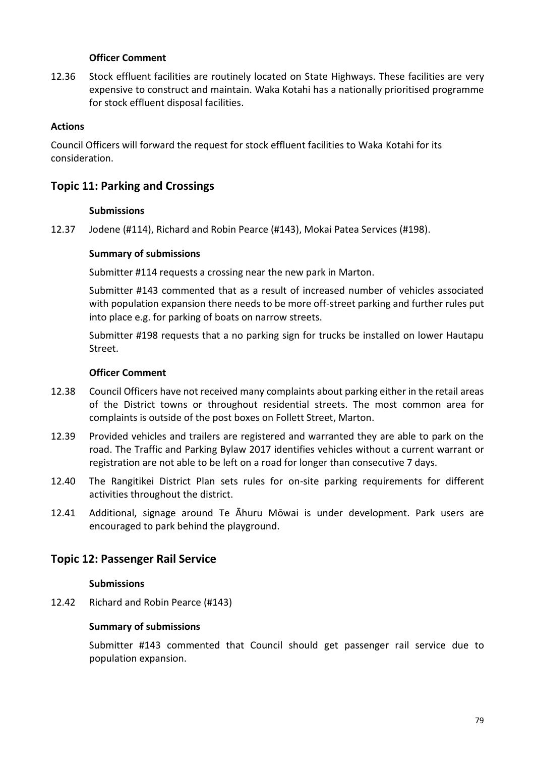**Officer Comment**

12.36 Stock effluent facilities are routinely located on State Highways. These facilities are very expensive to construct and maintain. Waka Kotahi has a nationally prioritised programme for stock effluent disposal facilities.

**Actions**

Council Officers will forward the request for stock effluent facilities to Waka Kotahi for its consideration.

## Topic 11: Parking and Crossings

**Submissions**

12.37 Jodene (#114), Richard and Robin Pearce (#143), Mokai Patea Services (#198).

**Summary of submissions**

Submitter #114 requests a crossing near the new park in Marton.

Submitter #143 commented that as a result of increased number of vehicles associated with population expansion there needs to be more off-street parking and further rules put into place e.g. for parking of boats on narrow streets.

Submitter #198 requests that a no parking sign for trucks be installed on lower Hautapu Street.

**Officer Comment**

12.38 Council Officers have not received many complaints about parking either in the retail areas of the District towns or throughout residential streets. The most common area for complaints is outside of the post boxes on Follett Street, Marton.

12.39 Provided vehicles and trailers are registered and warranted they are able to park on the road. The Traffic and Parking Bylaw 2017 identifies vehicles without a current warrant or registration are not able to be left on a road for longer than consecutive 7 days.

12.40 The Rangitikei District Plan sets rules for on-site parking requirements for different activities throughout the district.

12.41 Additional, signage around Te Āhuru Mōwai is under development. Park users are encouraged to park behind the playground.

## Topic 12: Passenger Rail Service

**Submissions**

12.42 Richard and Robin Pearce (#143)

**Summary of submissions**

Submitter #143 commented that Council should get passenger rail service due to population expansion.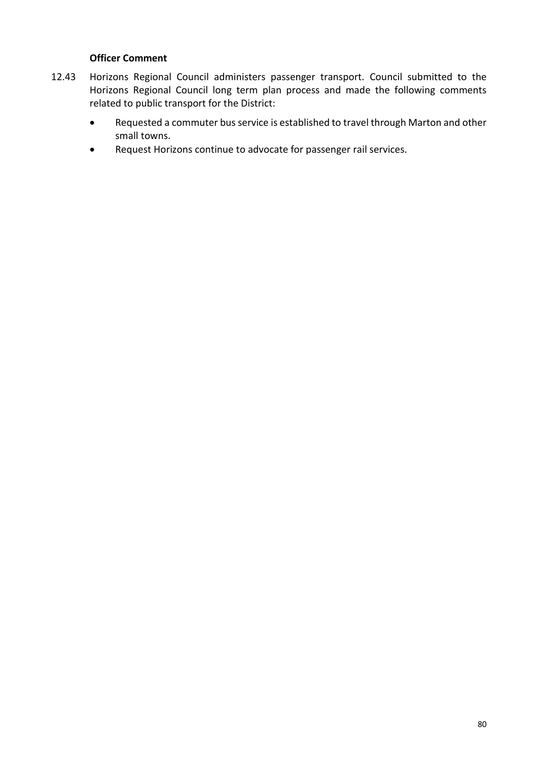**Officer Comment**

12.43 Horizons Regional Council administers passenger transport. Council submitted to the Horizons Regional Council long term plan process and made the following comments related to public transport for the District:

- Requested a commuter bus service is established to travel through Marton and other small towns.
- Request Horizons continue to advocate for passenger rail services.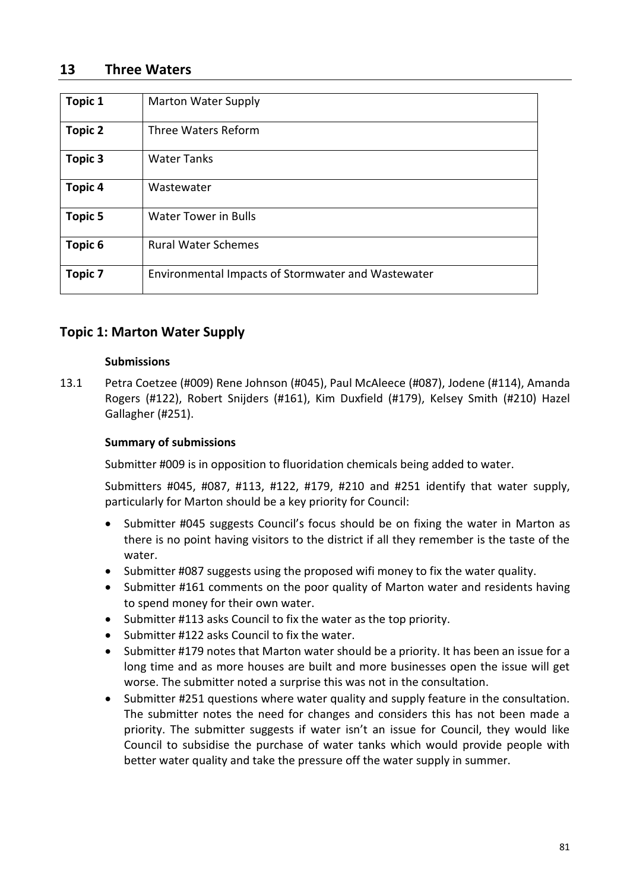## 13 Three Waters

| | |
|---|---|
| **Topic 1** | Marton Water Supply |
| **Topic 2** | Three Waters Reform |
| **Topic 3** | Water Tanks |
| **Topic 4** | Wastewater |
| **Topic 5** | Water Tower in Bulls |
| **Topic 6** | Rural Water Schemes |
| **Topic 7** | Environmental Impacts of Stormwater and Wastewater |

### Topic 1: Marton Water Supply

**Submissions**

13.1 Petra Coetzee (#009) Rene Johnson (#045), Paul McAleece (#087), Jodene (#114), Amanda Rogers (#122), Robert Snijders (#161), Kim Duxfield (#179), Kelsey Smith (#210) Hazel Gallagher (#251).

**Summary of submissions**

Submitter #009 is in opposition to fluoridation chemicals being added to water.

Submitters #045, #087, #113, #122, #179, #210 and #251 identify that water supply, particularly for Marton should be a key priority for Council:

- Submitter #045 suggests Council's focus should be on fixing the water in Marton as there is no point having visitors to the district if all they remember is the taste of the water.
- Submitter #087 suggests using the proposed wifi money to fix the water quality.
- Submitter #161 comments on the poor quality of Marton water and residents having to spend money for their own water.
- Submitter #113 asks Council to fix the water as the top priority.
- Submitter #122 asks Council to fix the water.
- Submitter #179 notes that Marton water should be a priority. It has been an issue for a long time and as more houses are built and more businesses open the issue will get worse. The submitter noted a surprise this was not in the consultation.
- Submitter #251 questions where water quality and supply feature in the consultation. The submitter notes the need for changes and considers this has not been made a priority. The submitter suggests if water isn't an issue for Council, they would like Council to subsidise the purchase of water tanks which would provide people with better water quality and take the pressure off the water supply in summer.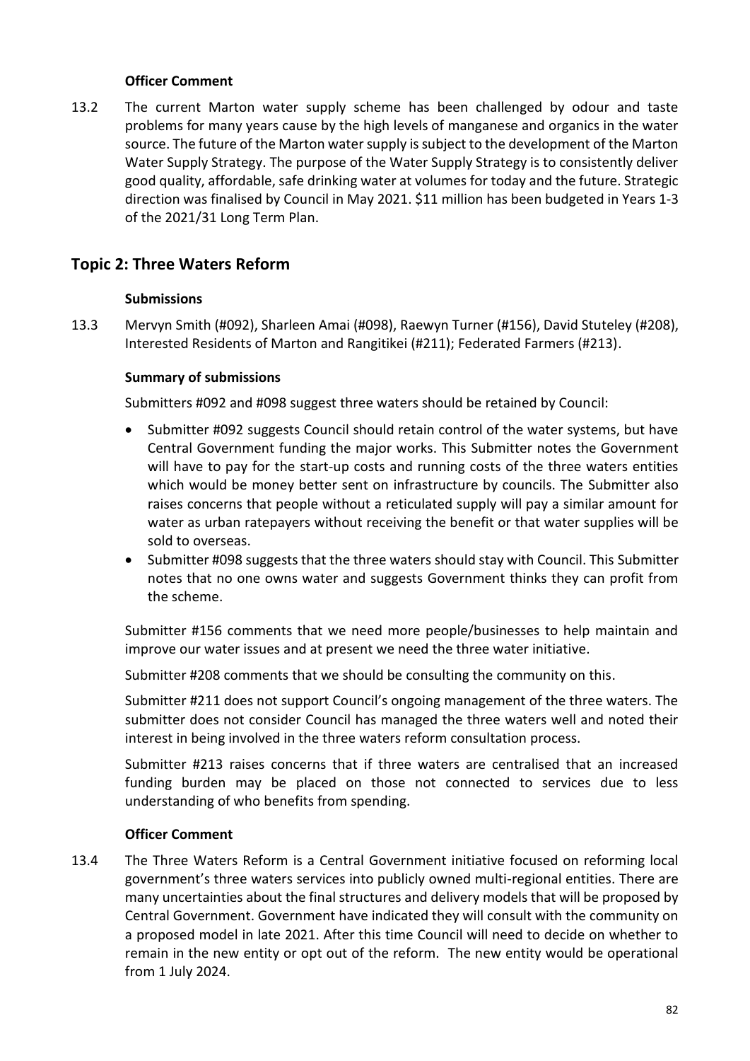**Officer Comment**

13.2 The current Marton water supply scheme has been challenged by odour and taste problems for many years cause by the high levels of manganese and organics in the water source. The future of the Marton water supply is subject to the development of the Marton Water Supply Strategy. The purpose of the Water Supply Strategy is to consistently deliver good quality, affordable, safe drinking water at volumes for today and the future. Strategic direction was finalised by Council in May 2021. $11 million has been budgeted in Years 1-3 of the 2021/31 Long Term Plan.

## Topic 2: Three Waters Reform

**Submissions**

13.3 Mervyn Smith (#092), Sharleen Amai (#098), Raewyn Turner (#156), David Stuteley (#208), Interested Residents of Marton and Rangitikei (#211); Federated Farmers (#213).

**Summary of submissions**

Submitters #092 and #098 suggest three waters should be retained by Council:

- Submitter #092 suggests Council should retain control of the water systems, but have Central Government funding the major works. This Submitter notes the Government will have to pay for the start-up costs and running costs of the three waters entities which would be money better sent on infrastructure by councils. The Submitter also raises concerns that people without a reticulated supply will pay a similar amount for water as urban ratepayers without receiving the benefit or that water supplies will be sold to overseas.
- Submitter #098 suggests that the three waters should stay with Council. This Submitter notes that no one owns water and suggests Government thinks they can profit from the scheme.

Submitter #156 comments that we need more people/businesses to help maintain and improve our water issues and at present we need the three water initiative.

Submitter #208 comments that we should be consulting the community on this.

Submitter #211 does not support Council's ongoing management of the three waters. The submitter does not consider Council has managed the three waters well and noted their interest in being involved in the three waters reform consultation process.

Submitter #213 raises concerns that if three waters are centralised that an increased funding burden may be placed on those not connected to services due to less understanding of who benefits from spending.

**Officer Comment**

13.4 The Three Waters Reform is a Central Government initiative focused on reforming local government's three waters services into publicly owned multi-regional entities. There are many uncertainties about the final structures and delivery models that will be proposed by Central Government. Government have indicated they will consult with the community on a proposed model in late 2021. After this time Council will need to decide on whether to remain in the new entity or opt out of the reform. The new entity would be operational from 1 July 2024.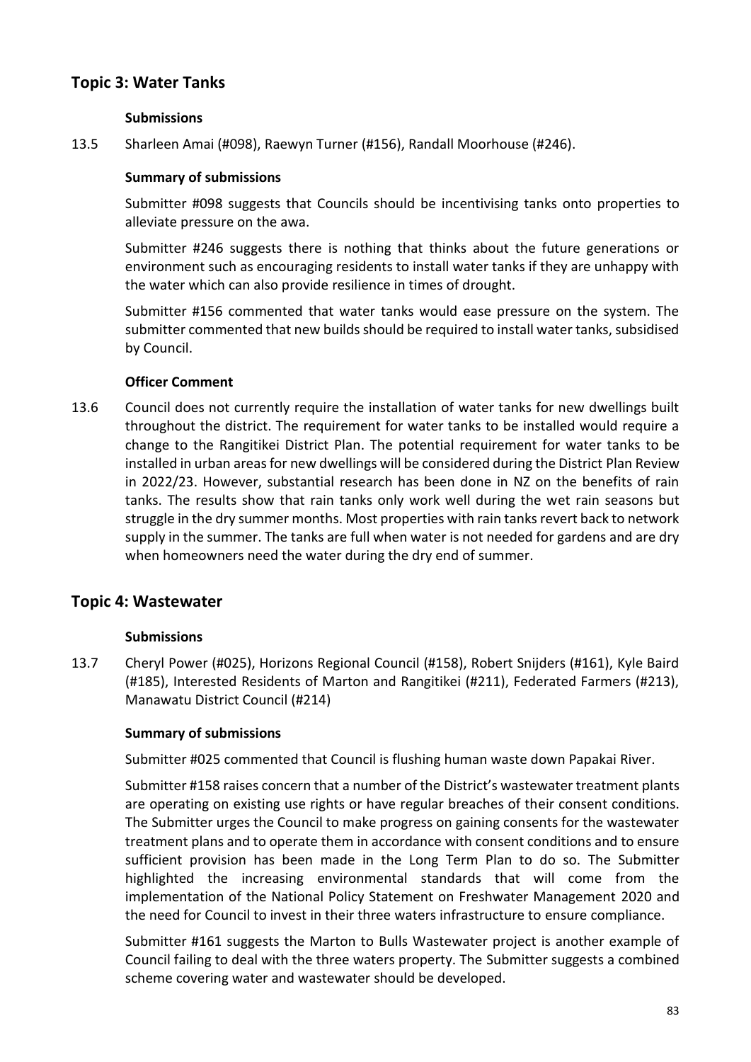## Topic 3: Water Tanks

**Submissions**

13.5 Sharleen Amai (#098), Raewyn Turner (#156), Randall Moorhouse (#246).

**Summary of submissions**

Submitter #098 suggests that Councils should be incentivising tanks onto properties to alleviate pressure on the awa.

Submitter #246 suggests there is nothing that thinks about the future generations or environment such as encouraging residents to install water tanks if they are unhappy with the water which can also provide resilience in times of drought.

Submitter #156 commented that water tanks would ease pressure on the system. The submitter commented that new builds should be required to install water tanks, subsidised by Council.

**Officer Comment**

13.6 Council does not currently require the installation of water tanks for new dwellings built throughout the district. The requirement for water tanks to be installed would require a change to the Rangitikei District Plan. The potential requirement for water tanks to be installed in urban areas for new dwellings will be considered during the District Plan Review in 2022/23. However, substantial research has been done in NZ on the benefits of rain tanks. The results show that rain tanks only work well during the wet rain seasons but struggle in the dry summer months. Most properties with rain tanks revert back to network supply in the summer. The tanks are full when water is not needed for gardens and are dry when homeowners need the water during the dry end of summer.

## Topic 4: Wastewater

**Submissions**

13.7 Cheryl Power (#025), Horizons Regional Council (#158), Robert Snijders (#161), Kyle Baird (#185), Interested Residents of Marton and Rangitikei (#211), Federated Farmers (#213), Manawatu District Council (#214)

**Summary of submissions**

Submitter #025 commented that Council is flushing human waste down Papakai River.

Submitter #158 raises concern that a number of the District's wastewater treatment plants are operating on existing use rights or have regular breaches of their consent conditions. The Submitter urges the Council to make progress on gaining consents for the wastewater treatment plans and to operate them in accordance with consent conditions and to ensure sufficient provision has been made in the Long Term Plan to do so. The Submitter highlighted the increasing environmental standards that will come from the implementation of the National Policy Statement on Freshwater Management 2020 and the need for Council to invest in their three waters infrastructure to ensure compliance.

Submitter #161 suggests the Marton to Bulls Wastewater project is another example of Council failing to deal with the three waters property. The Submitter suggests a combined scheme covering water and wastewater should be developed.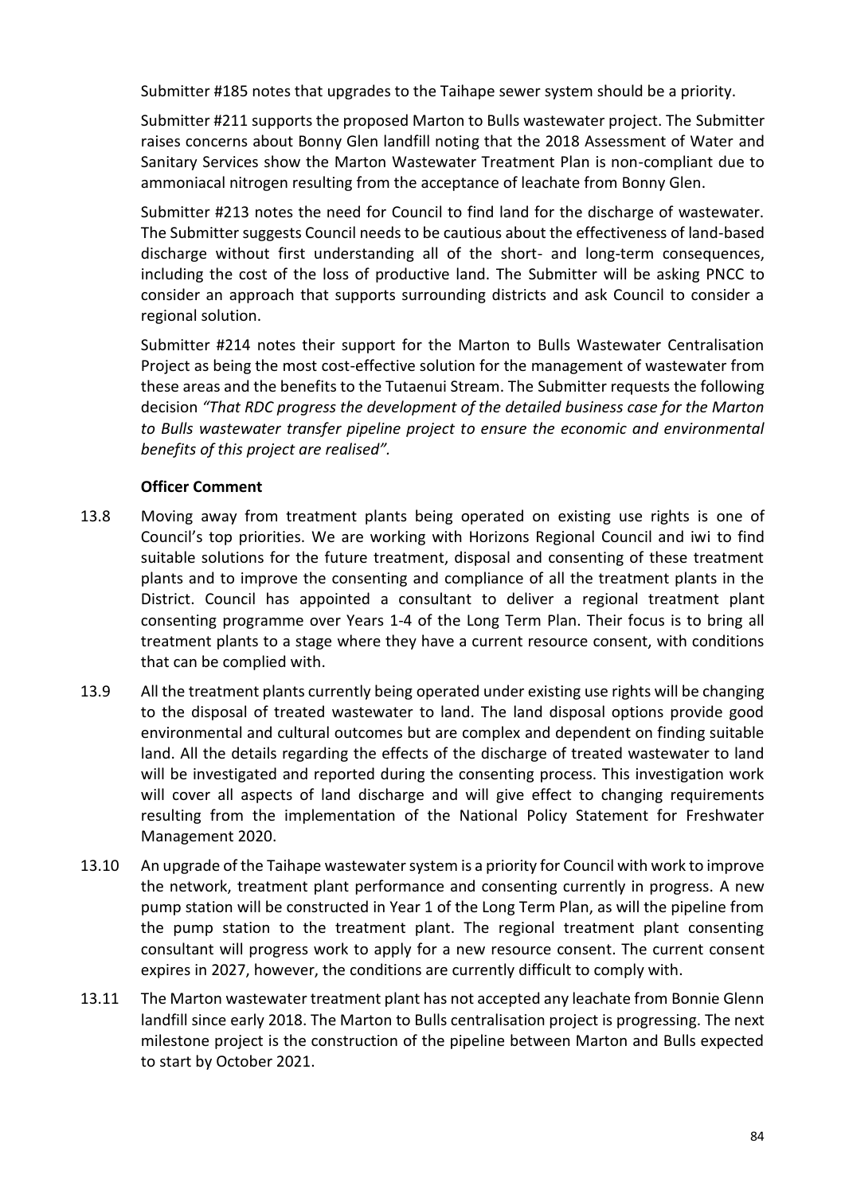Submitter #185 notes that upgrades to the Taihape sewer system should be a priority.

Submitter #211 supports the proposed Marton to Bulls wastewater project. The Submitter raises concerns about Bonny Glen landfill noting that the 2018 Assessment of Water and Sanitary Services show the Marton Wastewater Treatment Plan is non-compliant due to ammoniacal nitrogen resulting from the acceptance of leachate from Bonny Glen.

Submitter #213 notes the need for Council to find land for the discharge of wastewater. The Submitter suggests Council needs to be cautious about the effectiveness of land-based discharge without first understanding all of the short- and long-term consequences, including the cost of the loss of productive land. The Submitter will be asking PNCC to consider an approach that supports surrounding districts and ask Council to consider a regional solution.

Submitter #214 notes their support for the Marton to Bulls Wastewater Centralisation Project as being the most cost-effective solution for the management of wastewater from these areas and the benefits to the Tutaenui Stream. The Submitter requests the following decision *"That RDC progress the development of the detailed business case for the Marton to Bulls wastewater transfer pipeline project to ensure the economic and environmental benefits of this project are realised".*

**Officer Comment**

13.8 Moving away from treatment plants being operated on existing use rights is one of Council's top priorities. We are working with Horizons Regional Council and iwi to find suitable solutions for the future treatment, disposal and consenting of these treatment plants and to improve the consenting and compliance of all the treatment plants in the District. Council has appointed a consultant to deliver a regional treatment plant consenting programme over Years 1-4 of the Long Term Plan. Their focus is to bring all treatment plants to a stage where they have a current resource consent, with conditions that can be complied with.

13.9 All the treatment plants currently being operated under existing use rights will be changing to the disposal of treated wastewater to land. The land disposal options provide good environmental and cultural outcomes but are complex and dependent on finding suitable land. All the details regarding the effects of the discharge of treated wastewater to land will be investigated and reported during the consenting process. This investigation work will cover all aspects of land discharge and will give effect to changing requirements resulting from the implementation of the National Policy Statement for Freshwater Management 2020.

13.10 An upgrade of the Taihape wastewater system is a priority for Council with work to improve the network, treatment plant performance and consenting currently in progress. A new pump station will be constructed in Year 1 of the Long Term Plan, as will the pipeline from the pump station to the treatment plant. The regional treatment plant consenting consultant will progress work to apply for a new resource consent. The current consent expires in 2027, however, the conditions are currently difficult to comply with.

13.11 The Marton wastewater treatment plant has not accepted any leachate from Bonnie Glenn landfill since early 2018. The Marton to Bulls centralisation project is progressing. The next milestone project is the construction of the pipeline between Marton and Bulls expected to start by October 2021.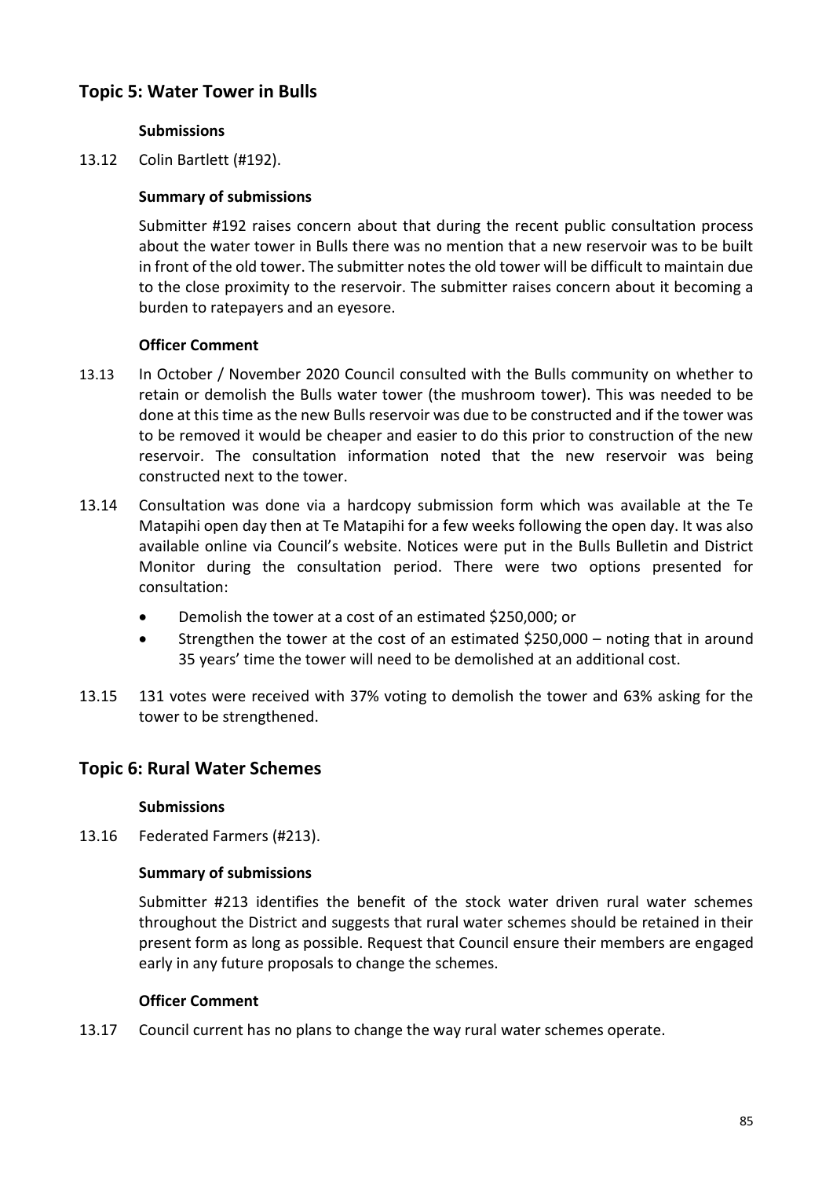## Topic 5: Water Tower in Bulls

**Submissions**

13.12 Colin Bartlett (#192).

**Summary of submissions**

Submitter #192 raises concern about that during the recent public consultation process about the water tower in Bulls there was no mention that a new reservoir was to be built in front of the old tower. The submitter notes the old tower will be difficult to maintain due to the close proximity to the reservoir. The submitter raises concern about it becoming a burden to ratepayers and an eyesore.

**Officer Comment**

13.13 In October / November 2020 Council consulted with the Bulls community on whether to retain or demolish the Bulls water tower (the mushroom tower). This was needed to be done at this time as the new Bulls reservoir was due to be constructed and if the tower was to be removed it would be cheaper and easier to do this prior to construction of the new reservoir. The consultation information noted that the new reservoir was being constructed next to the tower.

13.14 Consultation was done via a hardcopy submission form which was available at the Te Matapihi open day then at Te Matapihi for a few weeks following the open day. It was also available online via Council's website. Notices were put in the Bulls Bulletin and District Monitor during the consultation period. There were two options presented for consultation:

- Demolish the tower at a cost of an estimated $250,000; or
- Strengthen the tower at the cost of an estimated $250,000 – noting that in around 35 years' time the tower will need to be demolished at an additional cost.

13.15 131 votes were received with 37% voting to demolish the tower and 63% asking for the tower to be strengthened.

## Topic 6: Rural Water Schemes

**Submissions**

13.16 Federated Farmers (#213).

**Summary of submissions**

Submitter #213 identifies the benefit of the stock water driven rural water schemes throughout the District and suggests that rural water schemes should be retained in their present form as long as possible. Request that Council ensure their members are engaged early in any future proposals to change the schemes.

**Officer Comment**

13.17 Council current has no plans to change the way rural water schemes operate.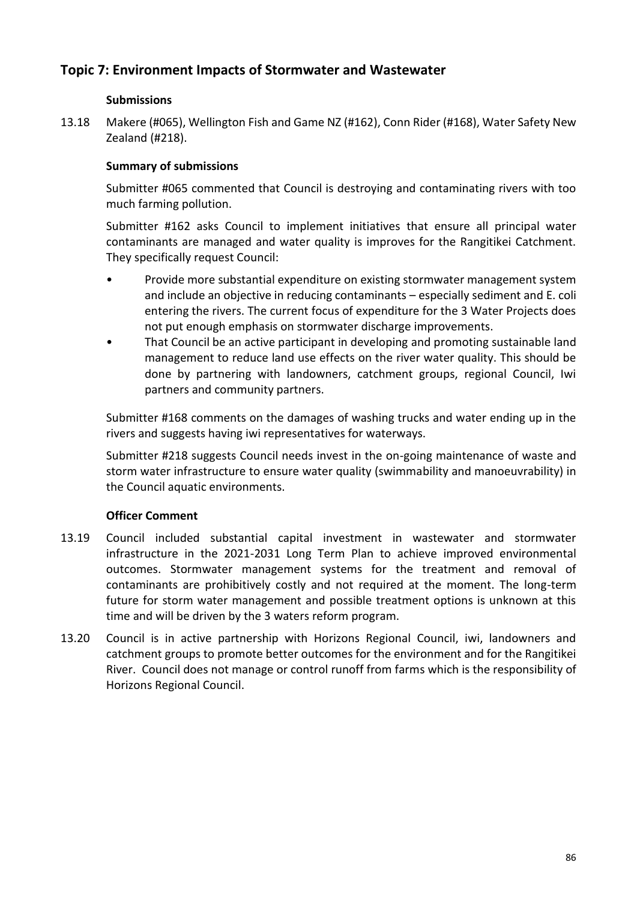## Topic 7: Environment Impacts of Stormwater and Wastewater

### Submissions

13.18 Makere (#065), Wellington Fish and Game NZ (#162), Conn Rider (#168), Water Safety New Zealand (#218).

### Summary of submissions

Submitter #065 commented that Council is destroying and contaminating rivers with too much farming pollution.

Submitter #162 asks Council to implement initiatives that ensure all principal water contaminants are managed and water quality is improves for the Rangitikei Catchment. They specifically request Council:

- Provide more substantial expenditure on existing stormwater management system and include an objective in reducing contaminants – especially sediment and E. coli entering the rivers. The current focus of expenditure for the 3 Water Projects does not put enough emphasis on stormwater discharge improvements.
- That Council be an active participant in developing and promoting sustainable land management to reduce land use effects on the river water quality. This should be done by partnering with landowners, catchment groups, regional Council, Iwi partners and community partners.

Submitter #168 comments on the damages of washing trucks and water ending up in the rivers and suggests having iwi representatives for waterways.

Submitter #218 suggests Council needs invest in the on-going maintenance of waste and storm water infrastructure to ensure water quality (swimmability and manoeuvrability) in the Council aquatic environments.

### Officer Comment

13.19 Council included substantial capital investment in wastewater and stormwater infrastructure in the 2021-2031 Long Term Plan to achieve improved environmental outcomes. Stormwater management systems for the treatment and removal of contaminants are prohibitively costly and not required at the moment. The long-term future for storm water management and possible treatment options is unknown at this time and will be driven by the 3 waters reform program.

13.20 Council is in active partnership with Horizons Regional Council, iwi, landowners and catchment groups to promote better outcomes for the environment and for the Rangitikei River. Council does not manage or control runoff from farms which is the responsibility of Horizons Regional Council.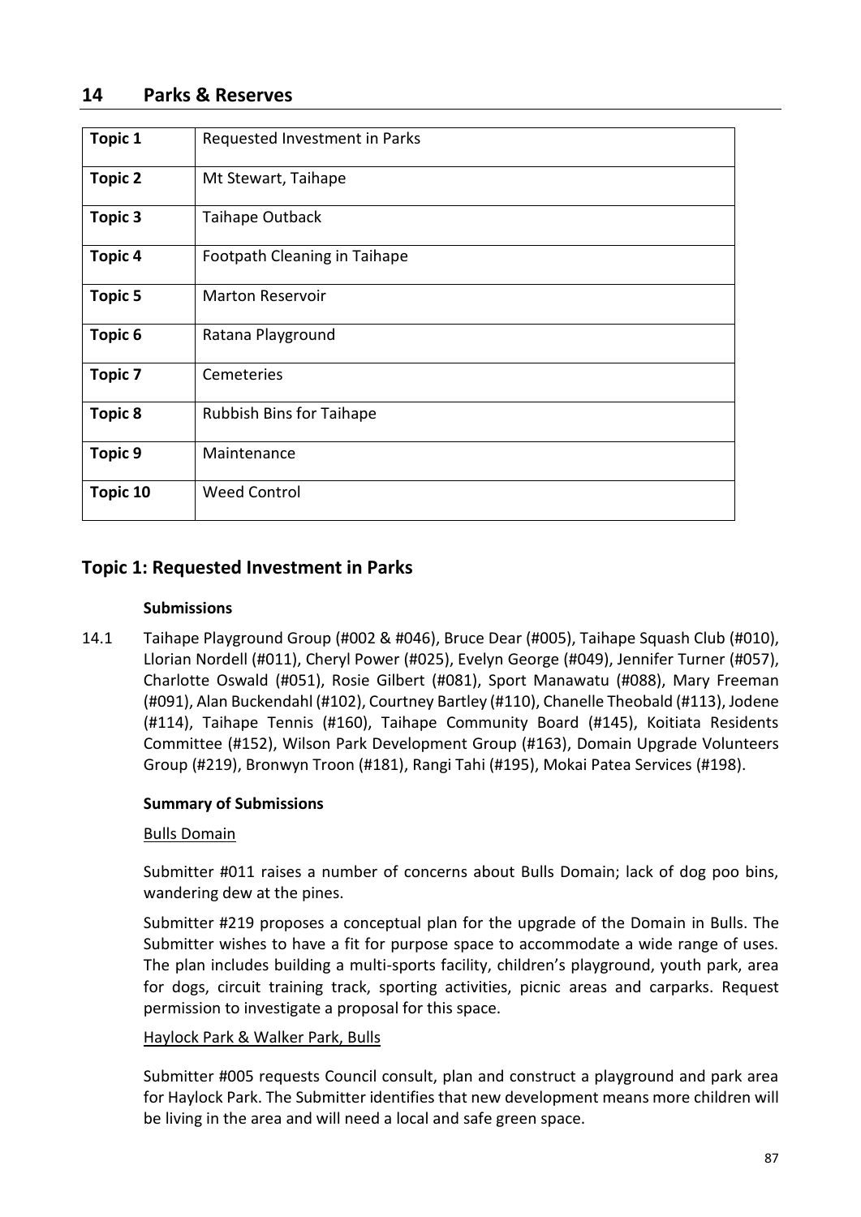## 14 Parks & Reserves

| | |
|---|---|
| **Topic 1** | Requested Investment in Parks |
| **Topic 2** | Mt Stewart, Taihape |
| **Topic 3** | Taihape Outback |
| **Topic 4** | Footpath Cleaning in Taihape |
| **Topic 5** | Marton Reservoir |
| **Topic 6** | Ratana Playground |
| **Topic 7** | Cemeteries |
| **Topic 8** | Rubbish Bins for Taihape |
| **Topic 9** | Maintenance |
| **Topic 10** | Weed Control |

### Topic 1: Requested Investment in Parks

**Submissions**

14.1 Taihape Playground Group (#002 & #046), Bruce Dear (#005), Taihape Squash Club (#010), Llorian Nordell (#011), Cheryl Power (#025), Evelyn George (#049), Jennifer Turner (#057), Charlotte Oswald (#051), Rosie Gilbert (#081), Sport Manawatu (#088), Mary Freeman (#091), Alan Buckendahl (#102), Courtney Bartley (#110), Chanelle Theobald (#113), Jodene (#114), Taihape Tennis (#160), Taihape Community Board (#145), Koitiata Residents Committee (#152), Wilson Park Development Group (#163), Domain Upgrade Volunteers Group (#219), Bronwyn Troon (#181), Rangi Tahi (#195), Mokai Patea Services (#198).

**Summary of Submissions**

Bulls Domain

Submitter #011 raises a number of concerns about Bulls Domain; lack of dog poo bins, wandering dew at the pines.

Submitter #219 proposes a conceptual plan for the upgrade of the Domain in Bulls. The Submitter wishes to have a fit for purpose space to accommodate a wide range of uses. The plan includes building a multi-sports facility, children's playground, youth park, area for dogs, circuit training track, sporting activities, picnic areas and carparks. Request permission to investigate a proposal for this space.

Haylock Park & Walker Park, Bulls

Submitter #005 requests Council consult, plan and construct a playground and park area for Haylock Park. The Submitter identifies that new development means more children will be living in the area and will need a local and safe green space.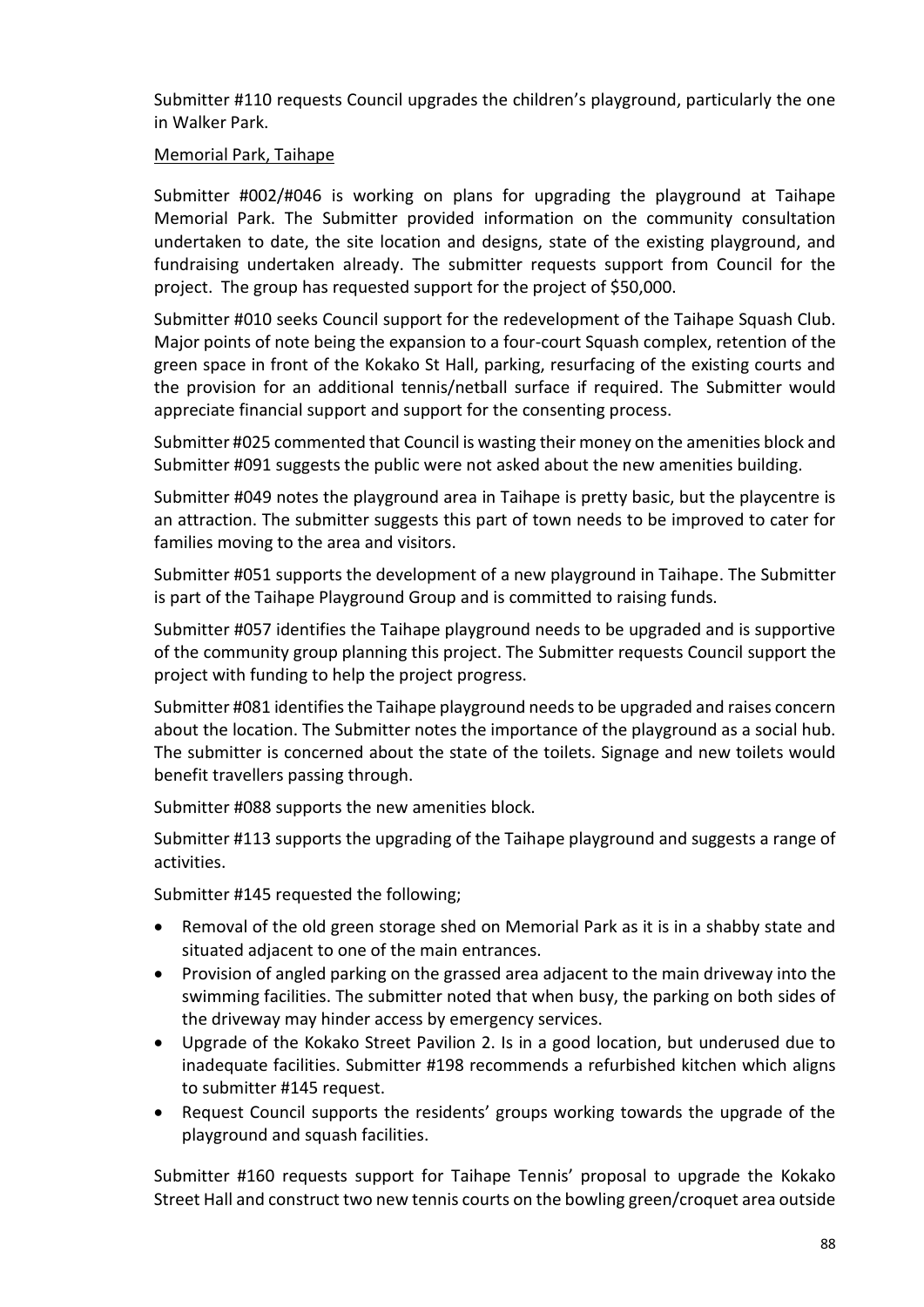Submitter #110 requests Council upgrades the children's playground, particularly the one in Walker Park.

Memorial Park, Taihape

Submitter #002/#046 is working on plans for upgrading the playground at Taihape Memorial Park. The Submitter provided information on the community consultation undertaken to date, the site location and designs, state of the existing playground, and fundraising undertaken already. The submitter requests support from Council for the project. The group has requested support for the project of $50,000.

Submitter #010 seeks Council support for the redevelopment of the Taihape Squash Club. Major points of note being the expansion to a four-court Squash complex, retention of the green space in front of the Kokako St Hall, parking, resurfacing of the existing courts and the provision for an additional tennis/netball surface if required. The Submitter would appreciate financial support and support for the consenting process.

Submitter #025 commented that Council is wasting their money on the amenities block and Submitter #091 suggests the public were not asked about the new amenities building.

Submitter #049 notes the playground area in Taihape is pretty basic, but the playcentre is an attraction. The submitter suggests this part of town needs to be improved to cater for families moving to the area and visitors.

Submitter #051 supports the development of a new playground in Taihape. The Submitter is part of the Taihape Playground Group and is committed to raising funds.

Submitter #057 identifies the Taihape playground needs to be upgraded and is supportive of the community group planning this project. The Submitter requests Council support the project with funding to help the project progress.

Submitter #081 identifies the Taihape playground needs to be upgraded and raises concern about the location. The Submitter notes the importance of the playground as a social hub. The submitter is concerned about the state of the toilets. Signage and new toilets would benefit travellers passing through.

Submitter #088 supports the new amenities block.

Submitter #113 supports the upgrading of the Taihape playground and suggests a range of activities.

Submitter #145 requested the following;

- Removal of the old green storage shed on Memorial Park as it is in a shabby state and situated adjacent to one of the main entrances.
- Provision of angled parking on the grassed area adjacent to the main driveway into the swimming facilities. The submitter noted that when busy, the parking on both sides of the driveway may hinder access by emergency services.
- Upgrade of the Kokako Street Pavilion 2. Is in a good location, but underused due to inadequate facilities. Submitter #198 recommends a refurbished kitchen which aligns to submitter #145 request.
- Request Council supports the residents' groups working towards the upgrade of the playground and squash facilities.

Submitter #160 requests support for Taihape Tennis' proposal to upgrade the Kokako Street Hall and construct two new tennis courts on the bowling green/croquet area outside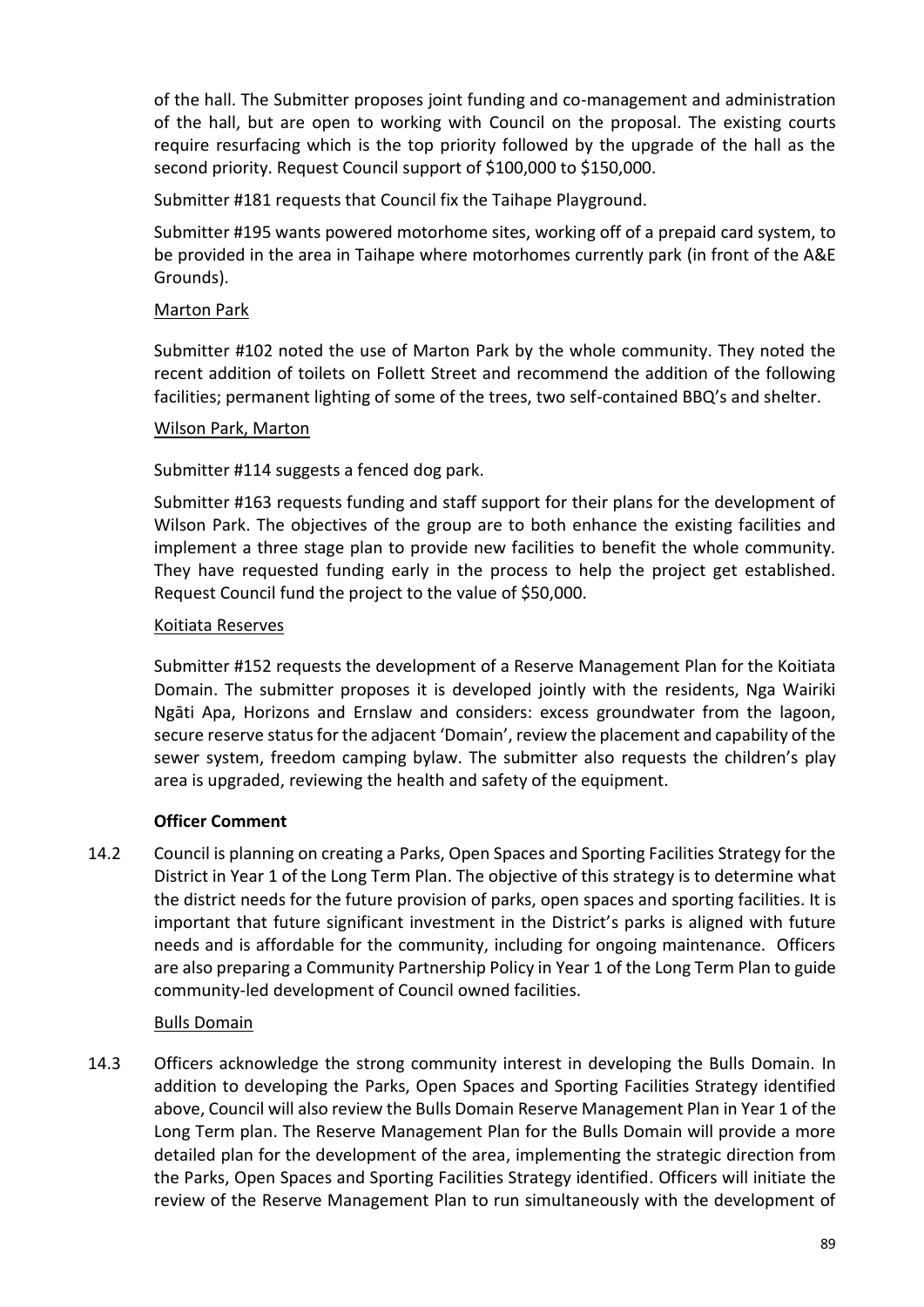of the hall. The Submitter proposes joint funding and co-management and administration of the hall, but are open to working with Council on the proposal. The existing courts require resurfacing which is the top priority followed by the upgrade of the hall as the second priority. Request Council support of $100,000 to $150,000.

Submitter #181 requests that Council fix the Taihape Playground.

Submitter #195 wants powered motorhome sites, working off of a prepaid card system, to be provided in the area in Taihape where motorhomes currently park (in front of the A&E Grounds).

Marton Park

Submitter #102 noted the use of Marton Park by the whole community. They noted the recent addition of toilets on Follett Street and recommend the addition of the following facilities; permanent lighting of some of the trees, two self-contained BBQ's and shelter.

Wilson Park, Marton

Submitter #114 suggests a fenced dog park.

Submitter #163 requests funding and staff support for their plans for the development of Wilson Park. The objectives of the group are to both enhance the existing facilities and implement a three stage plan to provide new facilities to benefit the whole community. They have requested funding early in the process to help the project get established. Request Council fund the project to the value of $50,000.

Koitiata Reserves

Submitter #152 requests the development of a Reserve Management Plan for the Koitiata Domain. The submitter proposes it is developed jointly with the residents, Nga Wairiki Ngāti Apa, Horizons and Ernslaw and considers: excess groundwater from the lagoon, secure reserve status for the adjacent 'Domain', review the placement and capability of the sewer system, freedom camping bylaw. The submitter also requests the children's play area is upgraded, reviewing the health and safety of the equipment.

**Officer Comment**

14.2 Council is planning on creating a Parks, Open Spaces and Sporting Facilities Strategy for the District in Year 1 of the Long Term Plan. The objective of this strategy is to determine what the district needs for the future provision of parks, open spaces and sporting facilities. It is important that future significant investment in the District's parks is aligned with future needs and is affordable for the community, including for ongoing maintenance. Officers are also preparing a Community Partnership Policy in Year 1 of the Long Term Plan to guide community-led development of Council owned facilities.

Bulls Domain

14.3 Officers acknowledge the strong community interest in developing the Bulls Domain. In addition to developing the Parks, Open Spaces and Sporting Facilities Strategy identified above, Council will also review the Bulls Domain Reserve Management Plan in Year 1 of the Long Term plan. The Reserve Management Plan for the Bulls Domain will provide a more detailed plan for the development of the area, implementing the strategic direction from the Parks, Open Spaces and Sporting Facilities Strategy identified. Officers will initiate the review of the Reserve Management Plan to run simultaneously with the development of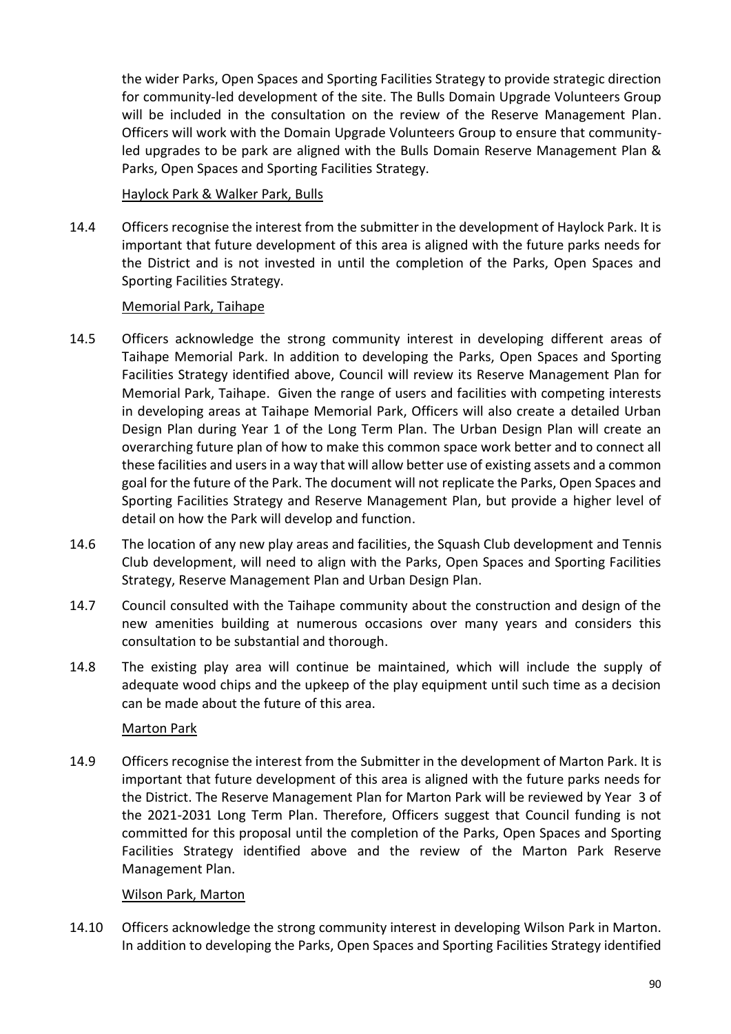the wider Parks, Open Spaces and Sporting Facilities Strategy to provide strategic direction for community-led development of the site. The Bulls Domain Upgrade Volunteers Group will be included in the consultation on the review of the Reserve Management Plan. Officers will work with the Domain Upgrade Volunteers Group to ensure that community-led upgrades to be park are aligned with the Bulls Domain Reserve Management Plan & Parks, Open Spaces and Sporting Facilities Strategy.

Haylock Park & Walker Park, Bulls

14.4 Officers recognise the interest from the submitter in the development of Haylock Park. It is important that future development of this area is aligned with the future parks needs for the District and is not invested in until the completion of the Parks, Open Spaces and Sporting Facilities Strategy.

Memorial Park, Taihape

14.5 Officers acknowledge the strong community interest in developing different areas of Taihape Memorial Park. In addition to developing the Parks, Open Spaces and Sporting Facilities Strategy identified above, Council will review its Reserve Management Plan for Memorial Park, Taihape. Given the range of users and facilities with competing interests in developing areas at Taihape Memorial Park, Officers will also create a detailed Urban Design Plan during Year 1 of the Long Term Plan. The Urban Design Plan will create an overarching future plan of how to make this common space work better and to connect all these facilities and users in a way that will allow better use of existing assets and a common goal for the future of the Park. The document will not replicate the Parks, Open Spaces and Sporting Facilities Strategy and Reserve Management Plan, but provide a higher level of detail on how the Park will develop and function.

14.6 The location of any new play areas and facilities, the Squash Club development and Tennis Club development, will need to align with the Parks, Open Spaces and Sporting Facilities Strategy, Reserve Management Plan and Urban Design Plan.

14.7 Council consulted with the Taihape community about the construction and design of the new amenities building at numerous occasions over many years and considers this consultation to be substantial and thorough.

14.8 The existing play area will continue be maintained, which will include the supply of adequate wood chips and the upkeep of the play equipment until such time as a decision can be made about the future of this area.

Marton Park

14.9 Officers recognise the interest from the Submitter in the development of Marton Park. It is important that future development of this area is aligned with the future parks needs for the District. The Reserve Management Plan for Marton Park will be reviewed by Year 3 of the 2021-2031 Long Term Plan. Therefore, Officers suggest that Council funding is not committed for this proposal until the completion of the Parks, Open Spaces and Sporting Facilities Strategy identified above and the review of the Marton Park Reserve Management Plan.

Wilson Park, Marton

14.10 Officers acknowledge the strong community interest in developing Wilson Park in Marton. In addition to developing the Parks, Open Spaces and Sporting Facilities Strategy identified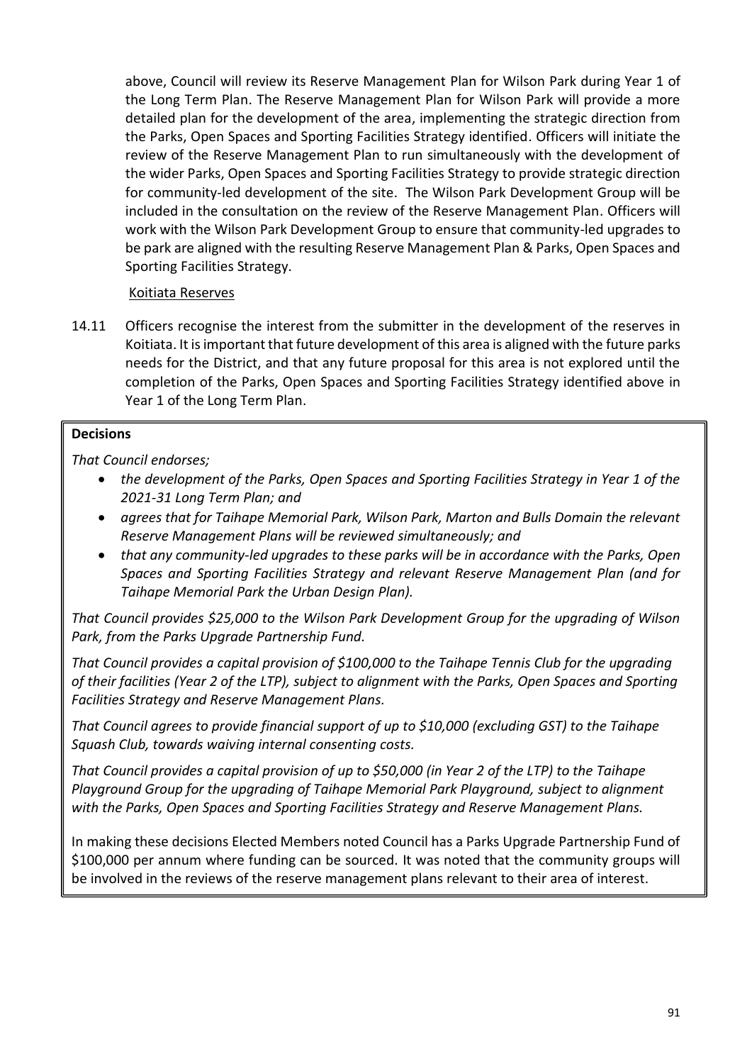above, Council will review its Reserve Management Plan for Wilson Park during Year 1 of the Long Term Plan. The Reserve Management Plan for Wilson Park will provide a more detailed plan for the development of the area, implementing the strategic direction from the Parks, Open Spaces and Sporting Facilities Strategy identified. Officers will initiate the review of the Reserve Management Plan to run simultaneously with the development of the wider Parks, Open Spaces and Sporting Facilities Strategy to provide strategic direction for community-led development of the site. The Wilson Park Development Group will be included in the consultation on the review of the Reserve Management Plan. Officers will work with the Wilson Park Development Group to ensure that community-led upgrades to be park are aligned with the resulting Reserve Management Plan & Parks, Open Spaces and Sporting Facilities Strategy.

Koitiata Reserves

14.11 Officers recognise the interest from the submitter in the development of the reserves in Koitiata. It is important that future development of this area is aligned with the future parks needs for the District, and that any future proposal for this area is not explored until the completion of the Parks, Open Spaces and Sporting Facilities Strategy identified above in Year 1 of the Long Term Plan.

**Decisions**

*That Council endorses;*

- *the development of the Parks, Open Spaces and Sporting Facilities Strategy in Year 1 of the 2021-31 Long Term Plan; and*
- *agrees that for Taihape Memorial Park, Wilson Park, Marton and Bulls Domain the relevant Reserve Management Plans will be reviewed simultaneously; and*
- *that any community-led upgrades to these parks will be in accordance with the Parks, Open Spaces and Sporting Facilities Strategy and relevant Reserve Management Plan (and for Taihape Memorial Park the Urban Design Plan).*

*That Council provides $25,000 to the Wilson Park Development Group for the upgrading of Wilson Park, from the Parks Upgrade Partnership Fund.*

*That Council provides a capital provision of $100,000 to the Taihape Tennis Club for the upgrading of their facilities (Year 2 of the LTP), subject to alignment with the Parks, Open Spaces and Sporting Facilities Strategy and Reserve Management Plans.*

*That Council agrees to provide financial support of up to $10,000 (excluding GST) to the Taihape Squash Club, towards waiving internal consenting costs.*

*That Council provides a capital provision of up to $50,000 (in Year 2 of the LTP) to the Taihape Playground Group for the upgrading of Taihape Memorial Park Playground, subject to alignment with the Parks, Open Spaces and Sporting Facilities Strategy and Reserve Management Plans.*

In making these decisions Elected Members noted Council has a Parks Upgrade Partnership Fund of $100,000 per annum where funding can be sourced. It was noted that the community groups will be involved in the reviews of the reserve management plans relevant to their area of interest.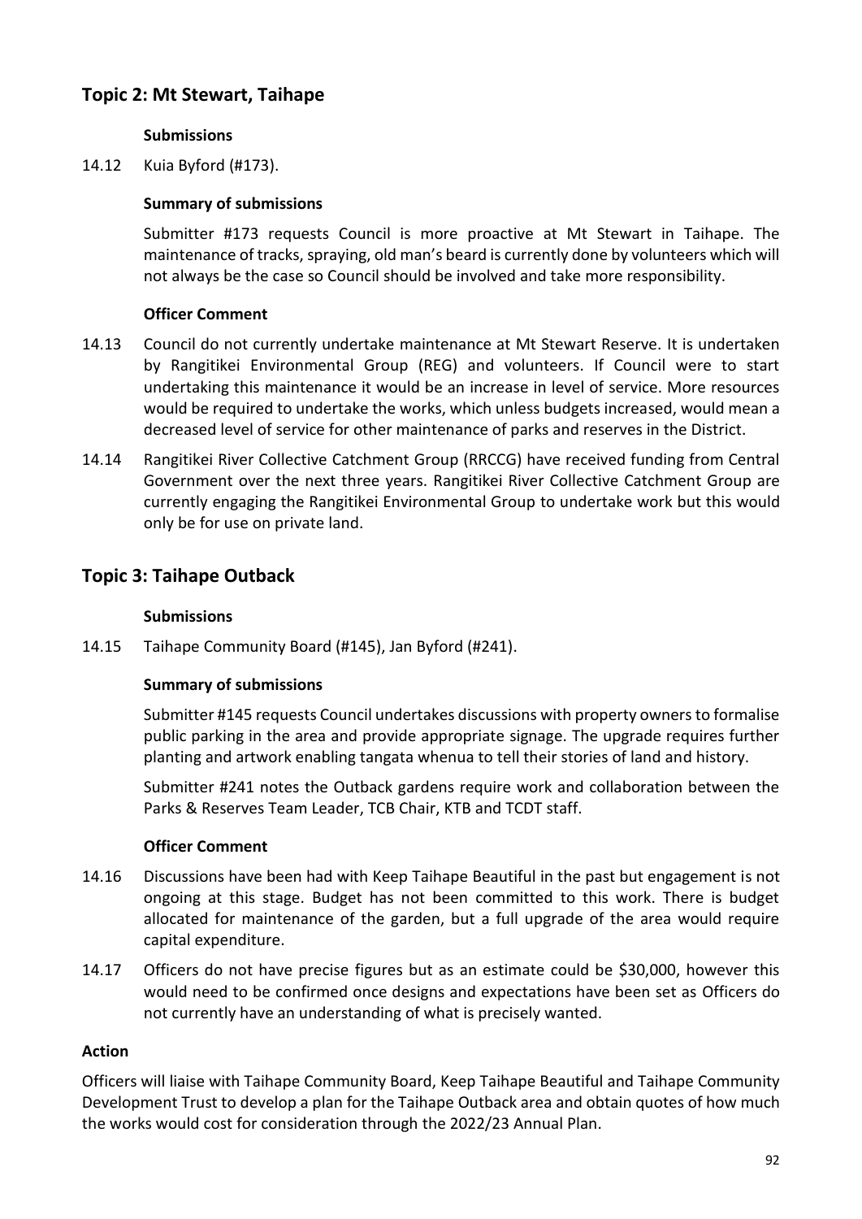## Topic 2: Mt Stewart, Taihape

**Submissions**

14.12 Kuia Byford (#173).

**Summary of submissions**

Submitter #173 requests Council is more proactive at Mt Stewart in Taihape. The maintenance of tracks, spraying, old man's beard is currently done by volunteers which will not always be the case so Council should be involved and take more responsibility.

**Officer Comment**

14.13 Council do not currently undertake maintenance at Mt Stewart Reserve. It is undertaken by Rangitikei Environmental Group (REG) and volunteers. If Council were to start undertaking this maintenance it would be an increase in level of service. More resources would be required to undertake the works, which unless budgets increased, would mean a decreased level of service for other maintenance of parks and reserves in the District.

14.14 Rangitikei River Collective Catchment Group (RRCCG) have received funding from Central Government over the next three years. Rangitikei River Collective Catchment Group are currently engaging the Rangitikei Environmental Group to undertake work but this would only be for use on private land.

## Topic 3: Taihape Outback

**Submissions**

14.15 Taihape Community Board (#145), Jan Byford (#241).

**Summary of submissions**

Submitter #145 requests Council undertakes discussions with property owners to formalise public parking in the area and provide appropriate signage. The upgrade requires further planting and artwork enabling tangata whenua to tell their stories of land and history.

Submitter #241 notes the Outback gardens require work and collaboration between the Parks & Reserves Team Leader, TCB Chair, KTB and TCDT staff.

**Officer Comment**

14.16 Discussions have been had with Keep Taihape Beautiful in the past but engagement is not ongoing at this stage. Budget has not been committed to this work. There is budget allocated for maintenance of the garden, but a full upgrade of the area would require capital expenditure.

14.17 Officers do not have precise figures but as an estimate could be $30,000, however this would need to be confirmed once designs and expectations have been set as Officers do not currently have an understanding of what is precisely wanted.

**Action**

Officers will liaise with Taihape Community Board, Keep Taihape Beautiful and Taihape Community Development Trust to develop a plan for the Taihape Outback area and obtain quotes of how much the works would cost for consideration through the 2022/23 Annual Plan.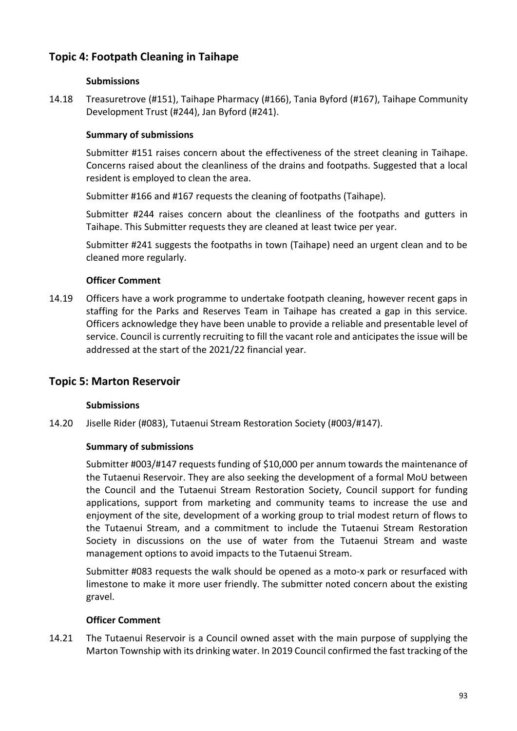## Topic 4: Footpath Cleaning in Taihape

**Submissions**

14.18 Treasuretrove (#151), Taihape Pharmacy (#166), Tania Byford (#167), Taihape Community Development Trust (#244), Jan Byford (#241).

**Summary of submissions**

Submitter #151 raises concern about the effectiveness of the street cleaning in Taihape. Concerns raised about the cleanliness of the drains and footpaths. Suggested that a local resident is employed to clean the area.

Submitter #166 and #167 requests the cleaning of footpaths (Taihape).

Submitter #244 raises concern about the cleanliness of the footpaths and gutters in Taihape. This Submitter requests they are cleaned at least twice per year.

Submitter #241 suggests the footpaths in town (Taihape) need an urgent clean and to be cleaned more regularly.

**Officer Comment**

14.19 Officers have a work programme to undertake footpath cleaning, however recent gaps in staffing for the Parks and Reserves Team in Taihape has created a gap in this service. Officers acknowledge they have been unable to provide a reliable and presentable level of service. Council is currently recruiting to fill the vacant role and anticipates the issue will be addressed at the start of the 2021/22 financial year.

## Topic 5: Marton Reservoir

**Submissions**

14.20 Jiselle Rider (#083), Tutaenui Stream Restoration Society (#003/#147).

**Summary of submissions**

Submitter #003/#147 requests funding of $10,000 per annum towards the maintenance of the Tutaenui Reservoir. They are also seeking the development of a formal MoU between the Council and the Tutaenui Stream Restoration Society, Council support for funding applications, support from marketing and community teams to increase the use and enjoyment of the site, development of a working group to trial modest return of flows to the Tutaenui Stream, and a commitment to include the Tutaenui Stream Restoration Society in discussions on the use of water from the Tutaenui Stream and waste management options to avoid impacts to the Tutaenui Stream.

Submitter #083 requests the walk should be opened as a moto-x park or resurfaced with limestone to make it more user friendly. The submitter noted concern about the existing gravel.

**Officer Comment**

14.21 The Tutaenui Reservoir is a Council owned asset with the main purpose of supplying the Marton Township with its drinking water. In 2019 Council confirmed the fast tracking of the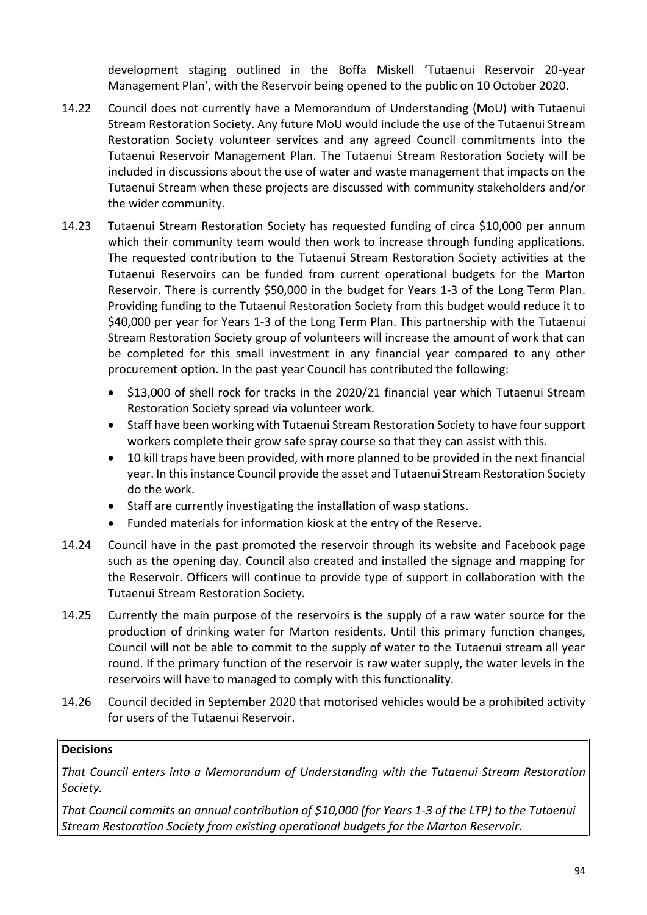development staging outlined in the Boffa Miskell 'Tutaenui Reservoir 20-year Management Plan', with the Reservoir being opened to the public on 10 October 2020.

14.22 Council does not currently have a Memorandum of Understanding (MoU) with Tutaenui Stream Restoration Society. Any future MoU would include the use of the Tutaenui Stream Restoration Society volunteer services and any agreed Council commitments into the Tutaenui Reservoir Management Plan. The Tutaenui Stream Restoration Society will be included in discussions about the use of water and waste management that impacts on the Tutaenui Stream when these projects are discussed with community stakeholders and/or the wider community.

14.23 Tutaenui Stream Restoration Society has requested funding of circa $10,000 per annum which their community team would then work to increase through funding applications. The requested contribution to the Tutaenui Stream Restoration Society activities at the Tutaenui Reservoirs can be funded from current operational budgets for the Marton Reservoir. There is currently $50,000 in the budget for Years 1-3 of the Long Term Plan. Providing funding to the Tutaenui Restoration Society from this budget would reduce it to $40,000 per year for Years 1-3 of the Long Term Plan. This partnership with the Tutaenui Stream Restoration Society group of volunteers will increase the amount of work that can be completed for this small investment in any financial year compared to any other procurement option. In the past year Council has contributed the following:

- $13,000 of shell rock for tracks in the 2020/21 financial year which Tutaenui Stream Restoration Society spread via volunteer work.
- Staff have been working with Tutaenui Stream Restoration Society to have four support workers complete their grow safe spray course so that they can assist with this.
- 10 kill traps have been provided, with more planned to be provided in the next financial year. In this instance Council provide the asset and Tutaenui Stream Restoration Society do the work.
- Staff are currently investigating the installation of wasp stations.
- Funded materials for information kiosk at the entry of the Reserve.

14.24 Council have in the past promoted the reservoir through its website and Facebook page such as the opening day. Council also created and installed the signage and mapping for the Reservoir. Officers will continue to provide type of support in collaboration with the Tutaenui Stream Restoration Society.

14.25 Currently the main purpose of the reservoirs is the supply of a raw water source for the production of drinking water for Marton residents. Until this primary function changes, Council will not be able to commit to the supply of water to the Tutaenui stream all year round. If the primary function of the reservoir is raw water supply, the water levels in the reservoirs will have to managed to comply with this functionality.

14.26 Council decided in September 2020 that motorised vehicles would be a prohibited activity for users of the Tutaenui Reservoir.

**Decisions**

*That Council enters into a Memorandum of Understanding with the Tutaenui Stream Restoration Society.*

*That Council commits an annual contribution of $10,000 (for Years 1-3 of the LTP) to the Tutaenui Stream Restoration Society from existing operational budgets for the Marton Reservoir.*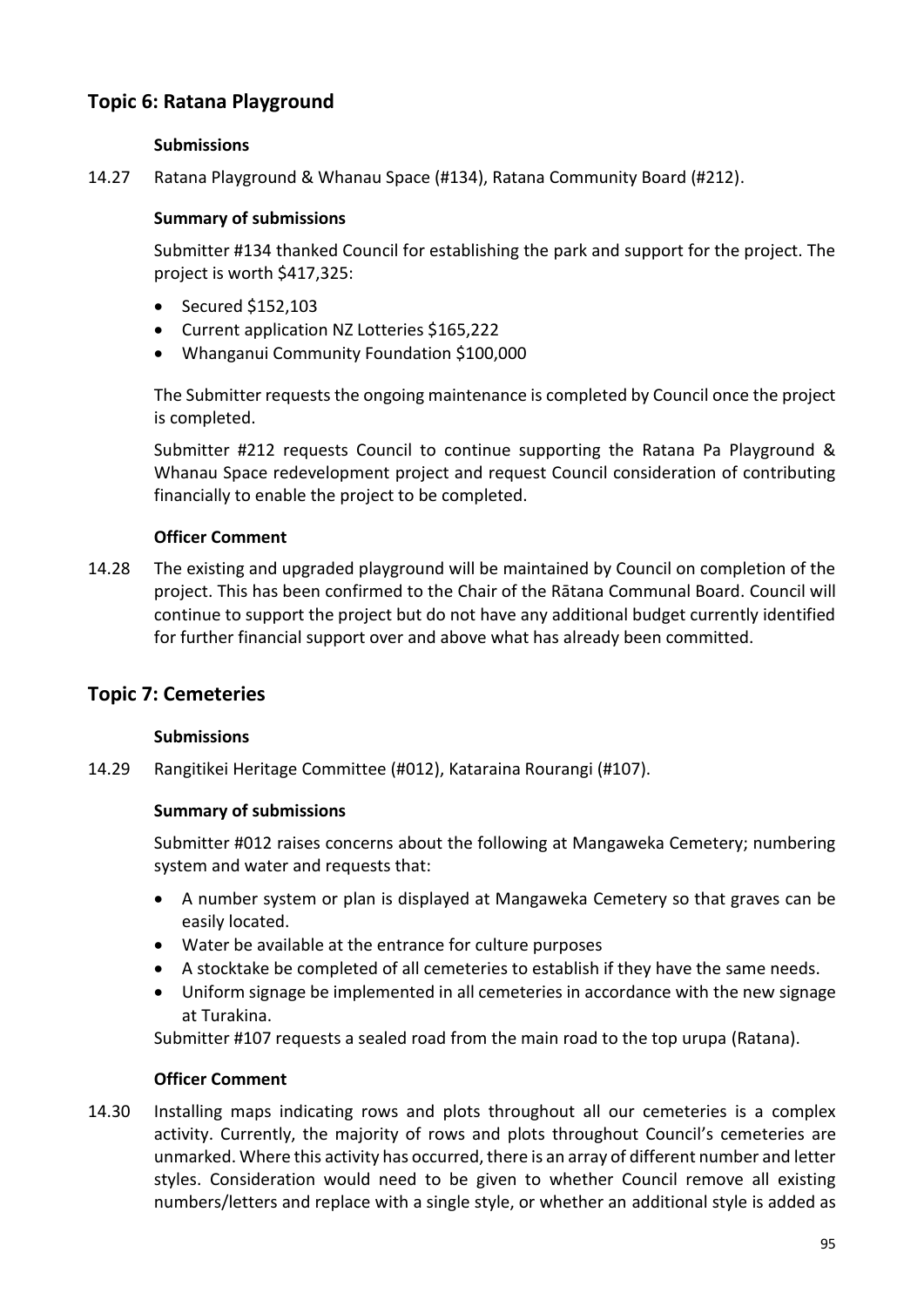## Topic 6: Ratana Playground

**Submissions**

14.27 Ratana Playground & Whanau Space (#134), Ratana Community Board (#212).

**Summary of submissions**

Submitter #134 thanked Council for establishing the park and support for the project. The project is worth $417,325:

- Secured $152,103
- Current application NZ Lotteries $165,222
- Whanganui Community Foundation $100,000

The Submitter requests the ongoing maintenance is completed by Council once the project is completed.

Submitter #212 requests Council to continue supporting the Ratana Pa Playground & Whanau Space redevelopment project and request Council consideration of contributing financially to enable the project to be completed.

**Officer Comment**

14.28 The existing and upgraded playground will be maintained by Council on completion of the project. This has been confirmed to the Chair of the Rātana Communal Board. Council will continue to support the project but do not have any additional budget currently identified for further financial support over and above what has already been committed.

## Topic 7: Cemeteries

**Submissions**

14.29 Rangitikei Heritage Committee (#012), Kataraina Rourangi (#107).

**Summary of submissions**

Submitter #012 raises concerns about the following at Mangaweka Cemetery; numbering system and water and requests that:

- A number system or plan is displayed at Mangaweka Cemetery so that graves can be easily located.
- Water be available at the entrance for culture purposes
- A stocktake be completed of all cemeteries to establish if they have the same needs.
- Uniform signage be implemented in all cemeteries in accordance with the new signage at Turakina.

Submitter #107 requests a sealed road from the main road to the top urupa (Ratana).

**Officer Comment**

14.30 Installing maps indicating rows and plots throughout all our cemeteries is a complex activity. Currently, the majority of rows and plots throughout Council's cemeteries are unmarked. Where this activity has occurred, there is an array of different number and letter styles. Consideration would need to be given to whether Council remove all existing numbers/letters and replace with a single style, or whether an additional style is added as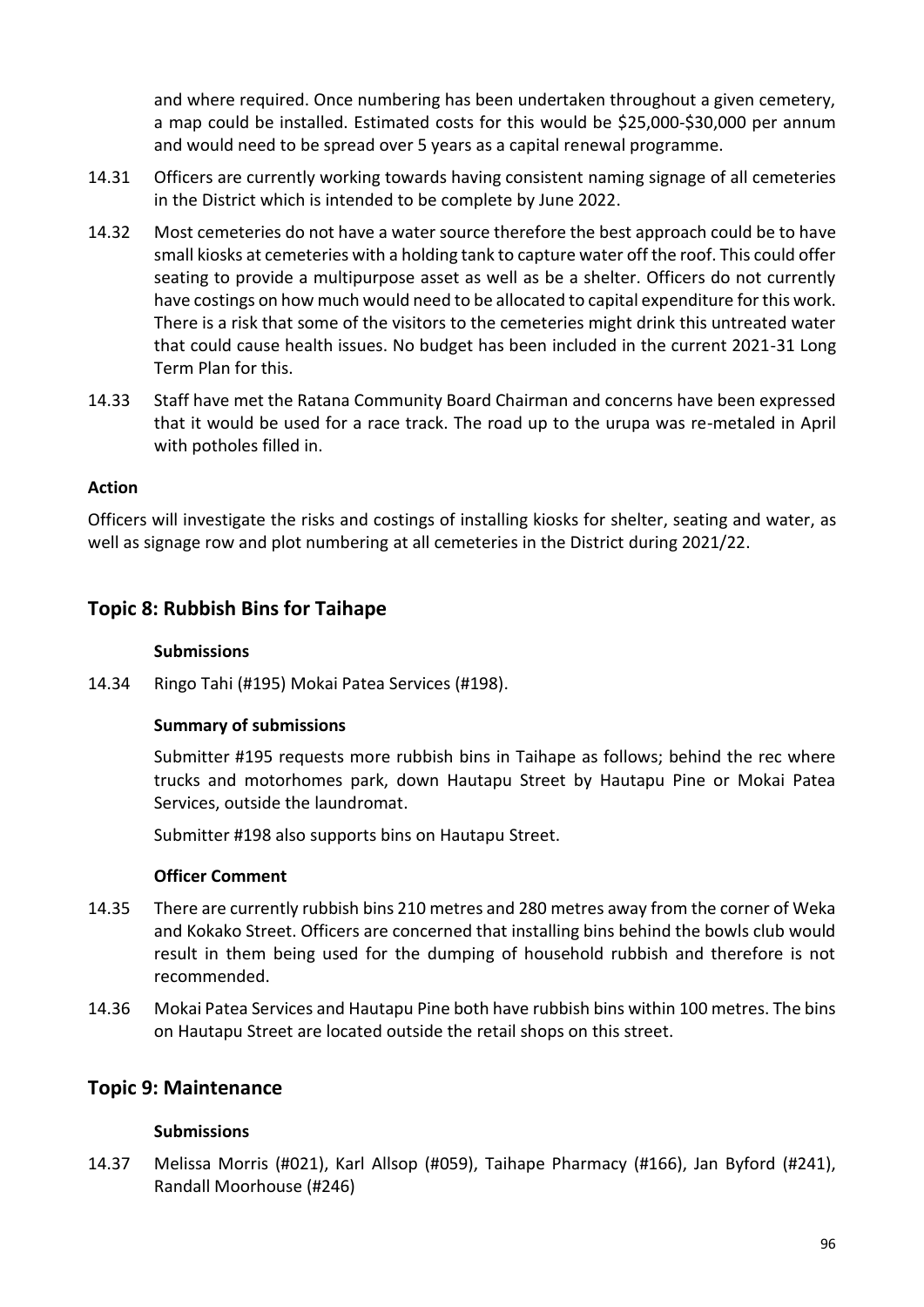and where required. Once numbering has been undertaken throughout a given cemetery, a map could be installed. Estimated costs for this would be $25,000-$30,000 per annum and would need to be spread over 5 years as a capital renewal programme.

14.31 Officers are currently working towards having consistent naming signage of all cemeteries in the District which is intended to be complete by June 2022.

14.32 Most cemeteries do not have a water source therefore the best approach could be to have small kiosks at cemeteries with a holding tank to capture water off the roof. This could offer seating to provide a multipurpose asset as well as be a shelter. Officers do not currently have costings on how much would need to be allocated to capital expenditure for this work. There is a risk that some of the visitors to the cemeteries might drink this untreated water that could cause health issues. No budget has been included in the current 2021-31 Long Term Plan for this.

14.33 Staff have met the Ratana Community Board Chairman and concerns have been expressed that it would be used for a race track. The road up to the urupa was re-metaled in April with potholes filled in.

**Action**

Officers will investigate the risks and costings of installing kiosks for shelter, seating and water, as well as signage row and plot numbering at all cemeteries in the District during 2021/22.

## Topic 8: Rubbish Bins for Taihape

**Submissions**

14.34 Ringo Tahi (#195) Mokai Patea Services (#198).

**Summary of submissions**

Submitter #195 requests more rubbish bins in Taihape as follows; behind the rec where trucks and motorhomes park, down Hautapu Street by Hautapu Pine or Mokai Patea Services, outside the laundromat.

Submitter #198 also supports bins on Hautapu Street.

**Officer Comment**

14.35 There are currently rubbish bins 210 metres and 280 metres away from the corner of Weka and Kokako Street. Officers are concerned that installing bins behind the bowls club would result in them being used for the dumping of household rubbish and therefore is not recommended.

14.36 Mokai Patea Services and Hautapu Pine both have rubbish bins within 100 metres. The bins on Hautapu Street are located outside the retail shops on this street.

## Topic 9: Maintenance

**Submissions**

14.37 Melissa Morris (#021), Karl Allsop (#059), Taihape Pharmacy (#166), Jan Byford (#241), Randall Moorhouse (#246)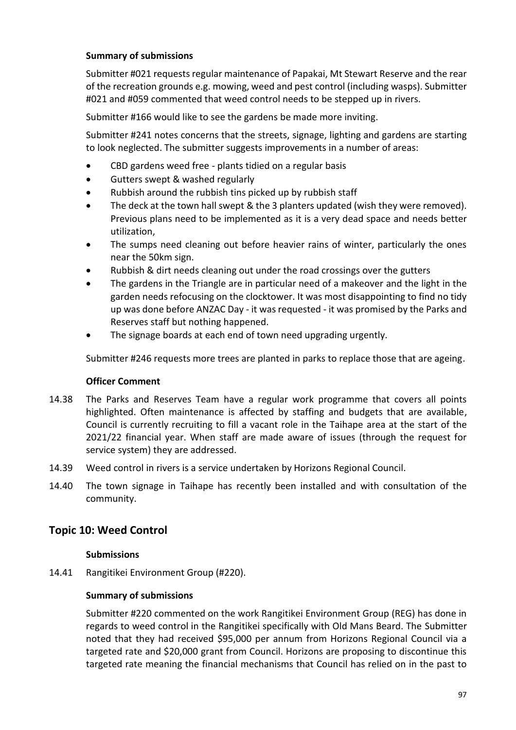**Summary of submissions**

Submitter #021 requests regular maintenance of Papakai, Mt Stewart Reserve and the rear of the recreation grounds e.g. mowing, weed and pest control (including wasps). Submitter #021 and #059 commented that weed control needs to be stepped up in rivers.

Submitter #166 would like to see the gardens be made more inviting.

Submitter #241 notes concerns that the streets, signage, lighting and gardens are starting to look neglected. The submitter suggests improvements in a number of areas:

- CBD gardens weed free - plants tidied on a regular basis
- Gutters swept & washed regularly
- Rubbish around the rubbish tins picked up by rubbish staff
- The deck at the town hall swept & the 3 planters updated (wish they were removed). Previous plans need to be implemented as it is a very dead space and needs better utilization,
- The sumps need cleaning out before heavier rains of winter, particularly the ones near the 50km sign.
- Rubbish & dirt needs cleaning out under the road crossings over the gutters
- The gardens in the Triangle are in particular need of a makeover and the light in the garden needs refocusing on the clocktower. It was most disappointing to find no tidy up was done before ANZAC Day - it was requested - it was promised by the Parks and Reserves staff but nothing happened.
- The signage boards at each end of town need upgrading urgently.

Submitter #246 requests more trees are planted in parks to replace those that are ageing.

**Officer Comment**

14.38 The Parks and Reserves Team have a regular work programme that covers all points highlighted. Often maintenance is affected by staffing and budgets that are available, Council is currently recruiting to fill a vacant role in the Taihape area at the start of the 2021/22 financial year. When staff are made aware of issues (through the request for service system) they are addressed.

14.39 Weed control in rivers is a service undertaken by Horizons Regional Council.

14.40 The town signage in Taihape has recently been installed and with consultation of the community.

## Topic 10: Weed Control

**Submissions**

14.41 Rangitikei Environment Group (#220).

**Summary of submissions**

Submitter #220 commented on the work Rangitikei Environment Group (REG) has done in regards to weed control in the Rangitikei specifically with Old Mans Beard. The Submitter noted that they had received $95,000 per annum from Horizons Regional Council via a targeted rate and $20,000 grant from Council. Horizons are proposing to discontinue this targeted rate meaning the financial mechanisms that Council has relied on in the past to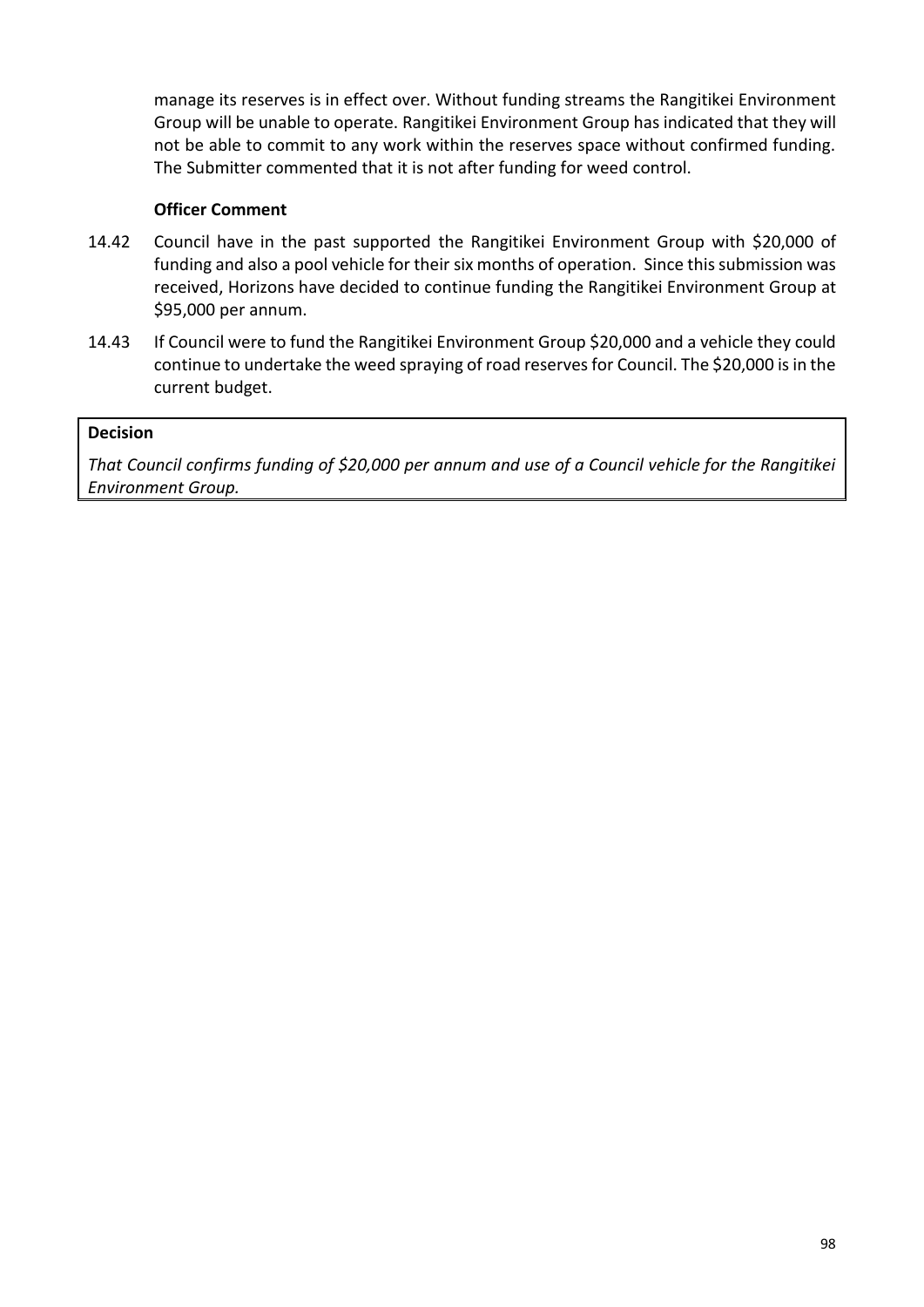manage its reserves is in effect over. Without funding streams the Rangitikei Environment Group will be unable to operate. Rangitikei Environment Group has indicated that they will not be able to commit to any work within the reserves space without confirmed funding. The Submitter commented that it is not after funding for weed control.

**Officer Comment**

14.42 Council have in the past supported the Rangitikei Environment Group with $20,000 of funding and also a pool vehicle for their six months of operation. Since this submission was received, Horizons have decided to continue funding the Rangitikei Environment Group at $95,000 per annum.

14.43 If Council were to fund the Rangitikei Environment Group $20,000 and a vehicle they could continue to undertake the weed spraying of road reserves for Council. The $20,000 is in the current budget.

**Decision**

*That Council confirms funding of $20,000 per annum and use of a Council vehicle for the Rangitikei Environment Group.*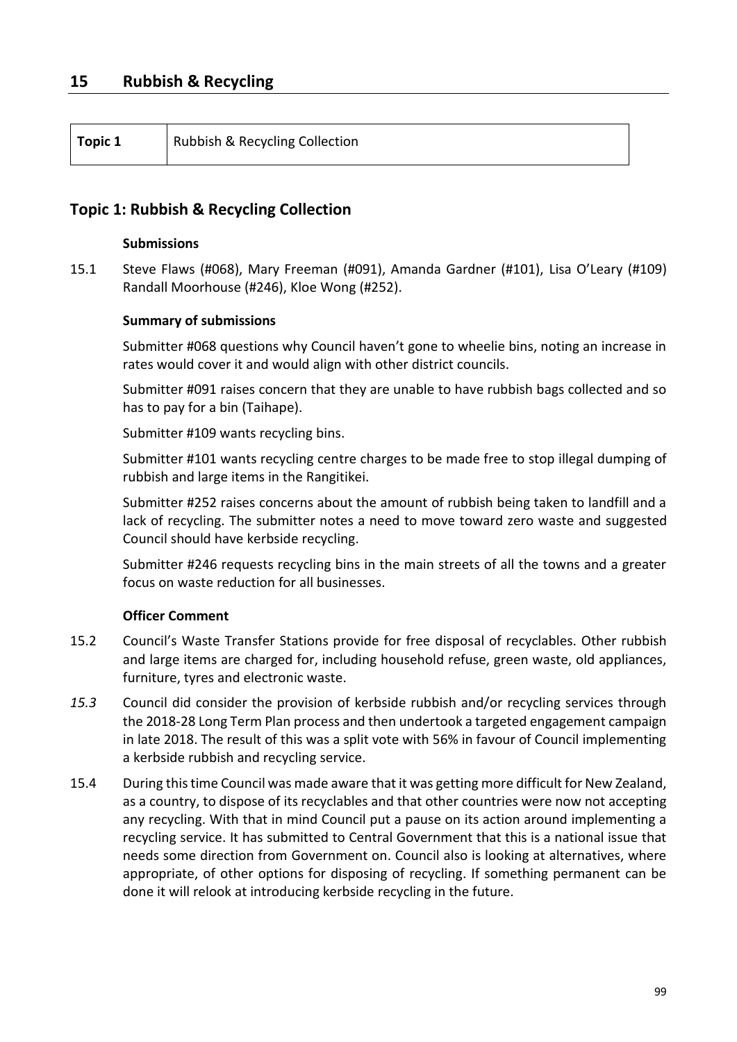## 15 Rubbish & Recycling

| **Topic 1** | Rubbish & Recycling Collection |
|---|---|

### Topic 1: Rubbish & Recycling Collection

**Submissions**

15.1 Steve Flaws (#068), Mary Freeman (#091), Amanda Gardner (#101), Lisa O'Leary (#109) Randall Moorhouse (#246), Kloe Wong (#252).

**Summary of submissions**

Submitter #068 questions why Council haven't gone to wheelie bins, noting an increase in rates would cover it and would align with other district councils.

Submitter #091 raises concern that they are unable to have rubbish bags collected and so has to pay for a bin (Taihape).

Submitter #109 wants recycling bins.

Submitter #101 wants recycling centre charges to be made free to stop illegal dumping of rubbish and large items in the Rangitikei.

Submitter #252 raises concerns about the amount of rubbish being taken to landfill and a lack of recycling. The submitter notes a need to move toward zero waste and suggested Council should have kerbside recycling.

Submitter #246 requests recycling bins in the main streets of all the towns and a greater focus on waste reduction for all businesses.

**Officer Comment**

15.2 Council's Waste Transfer Stations provide for free disposal of recyclables. Other rubbish and large items are charged for, including household refuse, green waste, old appliances, furniture, tyres and electronic waste.

*15.3* Council did consider the provision of kerbside rubbish and/or recycling services through the 2018-28 Long Term Plan process and then undertook a targeted engagement campaign in late 2018. The result of this was a split vote with 56% in favour of Council implementing a kerbside rubbish and recycling service.

15.4 During this time Council was made aware that it was getting more difficult for New Zealand, as a country, to dispose of its recyclables and that other countries were now not accepting any recycling. With that in mind Council put a pause on its action around implementing a recycling service. It has submitted to Central Government that this is a national issue that needs some direction from Government on. Council also is looking at alternatives, where appropriate, of other options for disposing of recycling. If something permanent can be done it will relook at introducing kerbside recycling in the future.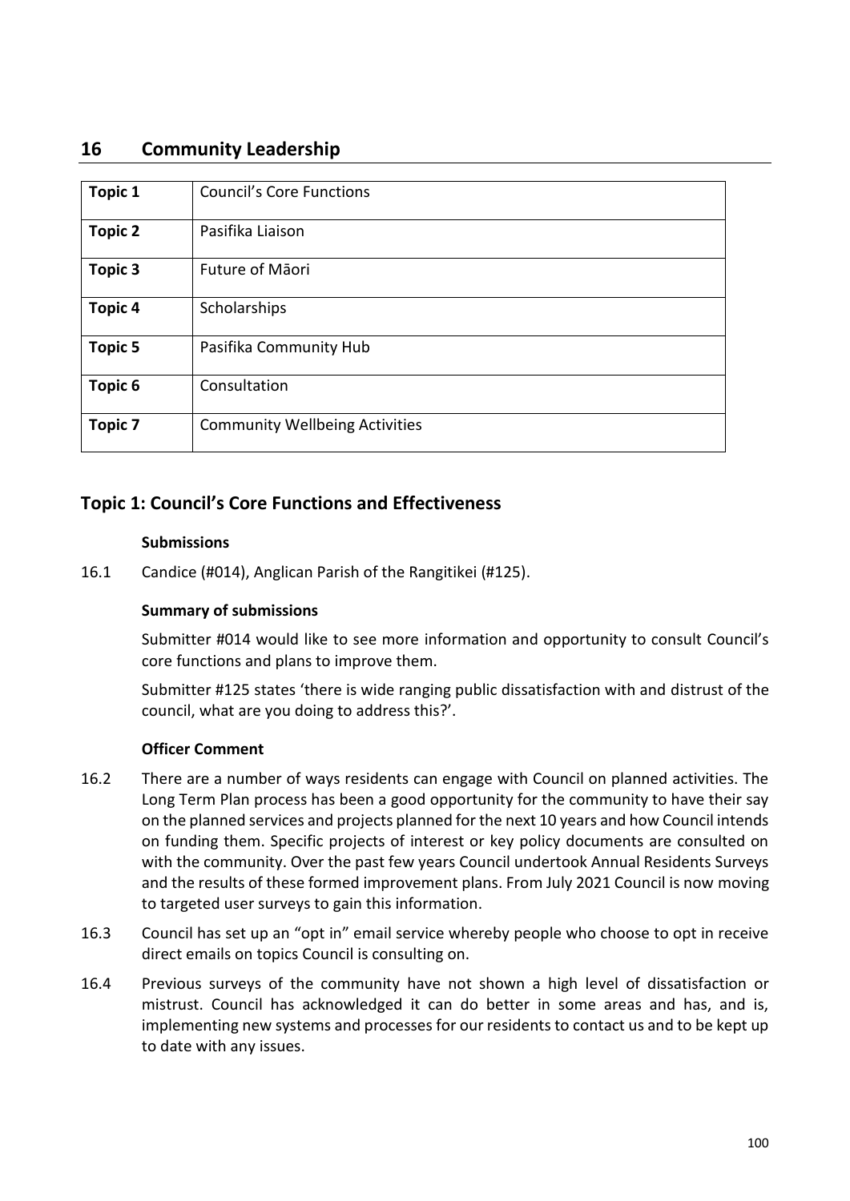## 16 Community Leadership

| Topic 1 | Council's Core Functions |
|---|---|
| **Topic 2** | Pasifika Liaison |
| **Topic 3** | Future of Māori |
| **Topic 4** | Scholarships |
| **Topic 5** | Pasifika Community Hub |
| **Topic 6** | Consultation |
| **Topic 7** | Community Wellbeing Activities |

### Topic 1: Council's Core Functions and Effectiveness

**Submissions**

16.1 Candice (#014), Anglican Parish of the Rangitikei (#125).

**Summary of submissions**

Submitter #014 would like to see more information and opportunity to consult Council's core functions and plans to improve them.

Submitter #125 states 'there is wide ranging public dissatisfaction with and distrust of the council, what are you doing to address this?'.

**Officer Comment**

16.2 There are a number of ways residents can engage with Council on planned activities. The Long Term Plan process has been a good opportunity for the community to have their say on the planned services and projects planned for the next 10 years and how Council intends on funding them. Specific projects of interest or key policy documents are consulted on with the community. Over the past few years Council undertook Annual Residents Surveys and the results of these formed improvement plans. From July 2021 Council is now moving to targeted user surveys to gain this information.

16.3 Council has set up an "opt in" email service whereby people who choose to opt in receive direct emails on topics Council is consulting on.

16.4 Previous surveys of the community have not shown a high level of dissatisfaction or mistrust. Council has acknowledged it can do better in some areas and has, and is, implementing new systems and processes for our residents to contact us and to be kept up to date with any issues.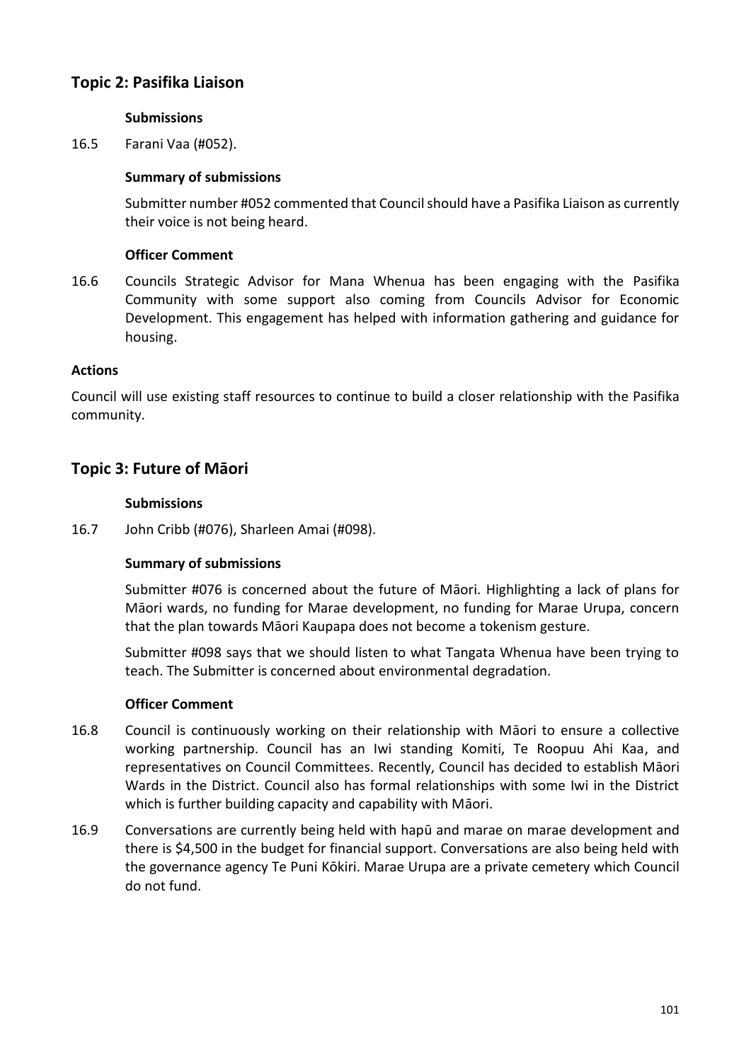## Topic 2: Pasifika Liaison

**Submissions**

16.5 Farani Vaa (#052).

**Summary of submissions**

Submitter number #052 commented that Council should have a Pasifika Liaison as currently their voice is not being heard.

**Officer Comment**

16.6 Councils Strategic Advisor for Mana Whenua has been engaging with the Pasifika Community with some support also coming from Councils Advisor for Economic Development. This engagement has helped with information gathering and guidance for housing.

**Actions**

Council will use existing staff resources to continue to build a closer relationship with the Pasifika community.

## Topic 3: Future of Māori

**Submissions**

16.7 John Cribb (#076), Sharleen Amai (#098).

**Summary of submissions**

Submitter #076 is concerned about the future of Māori. Highlighting a lack of plans for Māori wards, no funding for Marae development, no funding for Marae Urupa, concern that the plan towards Māori Kaupapa does not become a tokenism gesture.

Submitter #098 says that we should listen to what Tangata Whenua have been trying to teach. The Submitter is concerned about environmental degradation.

**Officer Comment**

16.8 Council is continuously working on their relationship with Māori to ensure a collective working partnership. Council has an Iwi standing Komiti, Te Roopuu Ahi Kaa, and representatives on Council Committees. Recently, Council has decided to establish Māori Wards in the District. Council also has formal relationships with some Iwi in the District which is further building capacity and capability with Māori.

16.9 Conversations are currently being held with hapū and marae on marae development and there is $4,500 in the budget for financial support. Conversations are also being held with the governance agency Te Puni Kōkiri. Marae Urupa are a private cemetery which Council do not fund.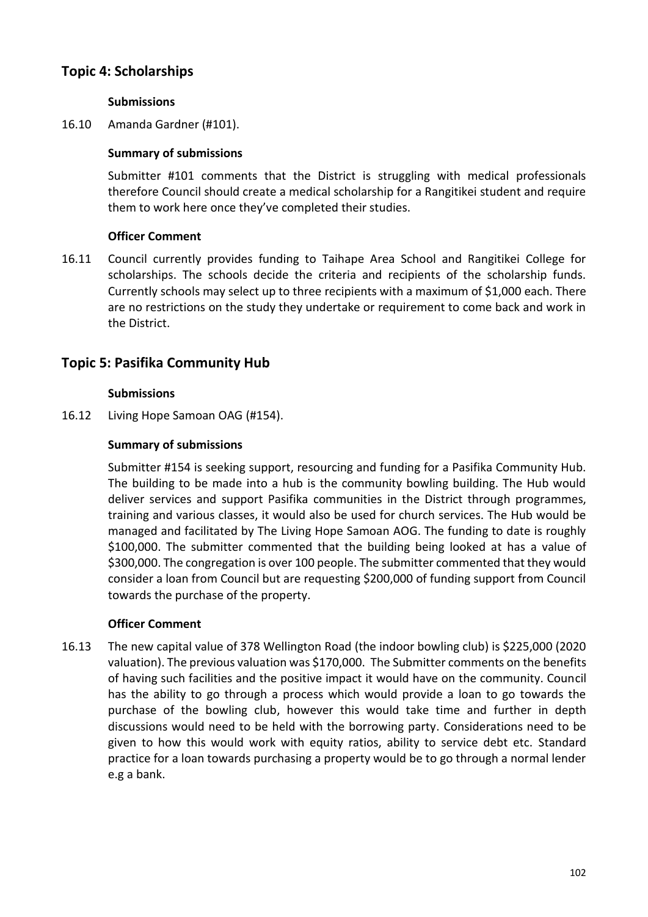## Topic 4: Scholarships

**Submissions**

16.10 Amanda Gardner (#101).

**Summary of submissions**

Submitter #101 comments that the District is struggling with medical professionals therefore Council should create a medical scholarship for a Rangitikei student and require them to work here once they've completed their studies.

**Officer Comment**

16.11 Council currently provides funding to Taihape Area School and Rangitikei College for scholarships. The schools decide the criteria and recipients of the scholarship funds. Currently schools may select up to three recipients with a maximum of $1,000 each. There are no restrictions on the study they undertake or requirement to come back and work in the District.

## Topic 5: Pasifika Community Hub

**Submissions**

16.12 Living Hope Samoan OAG (#154).

**Summary of submissions**

Submitter #154 is seeking support, resourcing and funding for a Pasifika Community Hub. The building to be made into a hub is the community bowling building. The Hub would deliver services and support Pasifika communities in the District through programmes, training and various classes, it would also be used for church services. The Hub would be managed and facilitated by The Living Hope Samoan AOG. The funding to date is roughly $100,000. The submitter commented that the building being looked at has a value of $300,000. The congregation is over 100 people. The submitter commented that they would consider a loan from Council but are requesting $200,000 of funding support from Council towards the purchase of the property.

**Officer Comment**

16.13 The new capital value of 378 Wellington Road (the indoor bowling club) is $225,000 (2020 valuation). The previous valuation was $170,000. The Submitter comments on the benefits of having such facilities and the positive impact it would have on the community. Council has the ability to go through a process which would provide a loan to go towards the purchase of the bowling club, however this would take time and further in depth discussions would need to be held with the borrowing party. Considerations need to be given to how this would work with equity ratios, ability to service debt etc. Standard practice for a loan towards purchasing a property would be to go through a normal lender e.g a bank.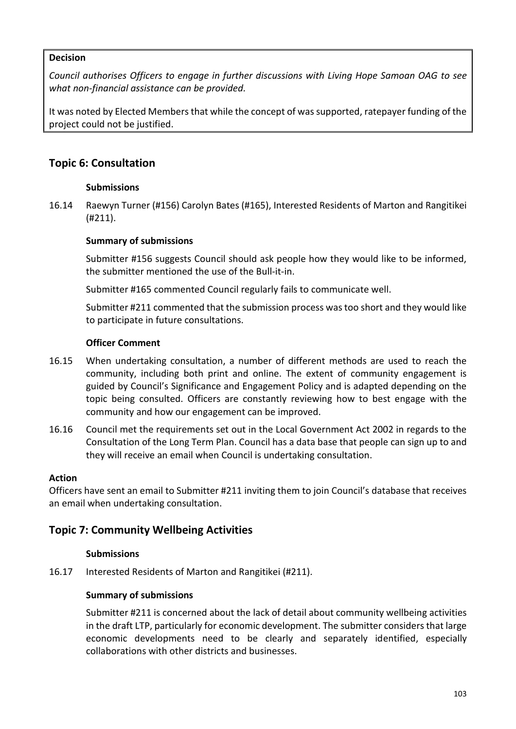**Decision**

*Council authorises Officers to engage in further discussions with Living Hope Samoan OAG to see what non-financial assistance can be provided.*

It was noted by Elected Members that while the concept of was supported, ratepayer funding of the project could not be justified.

## Topic 6: Consultation

**Submissions**

16.14 Raewyn Turner (#156) Carolyn Bates (#165), Interested Residents of Marton and Rangitikei (#211).

**Summary of submissions**

Submitter #156 suggests Council should ask people how they would like to be informed, the submitter mentioned the use of the Bull-it-in.

Submitter #165 commented Council regularly fails to communicate well.

Submitter #211 commented that the submission process was too short and they would like to participate in future consultations.

**Officer Comment**

16.15 When undertaking consultation, a number of different methods are used to reach the community, including both print and online. The extent of community engagement is guided by Council's Significance and Engagement Policy and is adapted depending on the topic being consulted. Officers are constantly reviewing how to best engage with the community and how our engagement can be improved.

16.16 Council met the requirements set out in the Local Government Act 2002 in regards to the Consultation of the Long Term Plan. Council has a data base that people can sign up to and they will receive an email when Council is undertaking consultation.

**Action**

Officers have sent an email to Submitter #211 inviting them to join Council's database that receives an email when undertaking consultation.

## Topic 7: Community Wellbeing Activities

**Submissions**

16.17 Interested Residents of Marton and Rangitikei (#211).

**Summary of submissions**

Submitter #211 is concerned about the lack of detail about community wellbeing activities in the draft LTP, particularly for economic development. The submitter considers that large economic developments need to be clearly and separately identified, especially collaborations with other districts and businesses.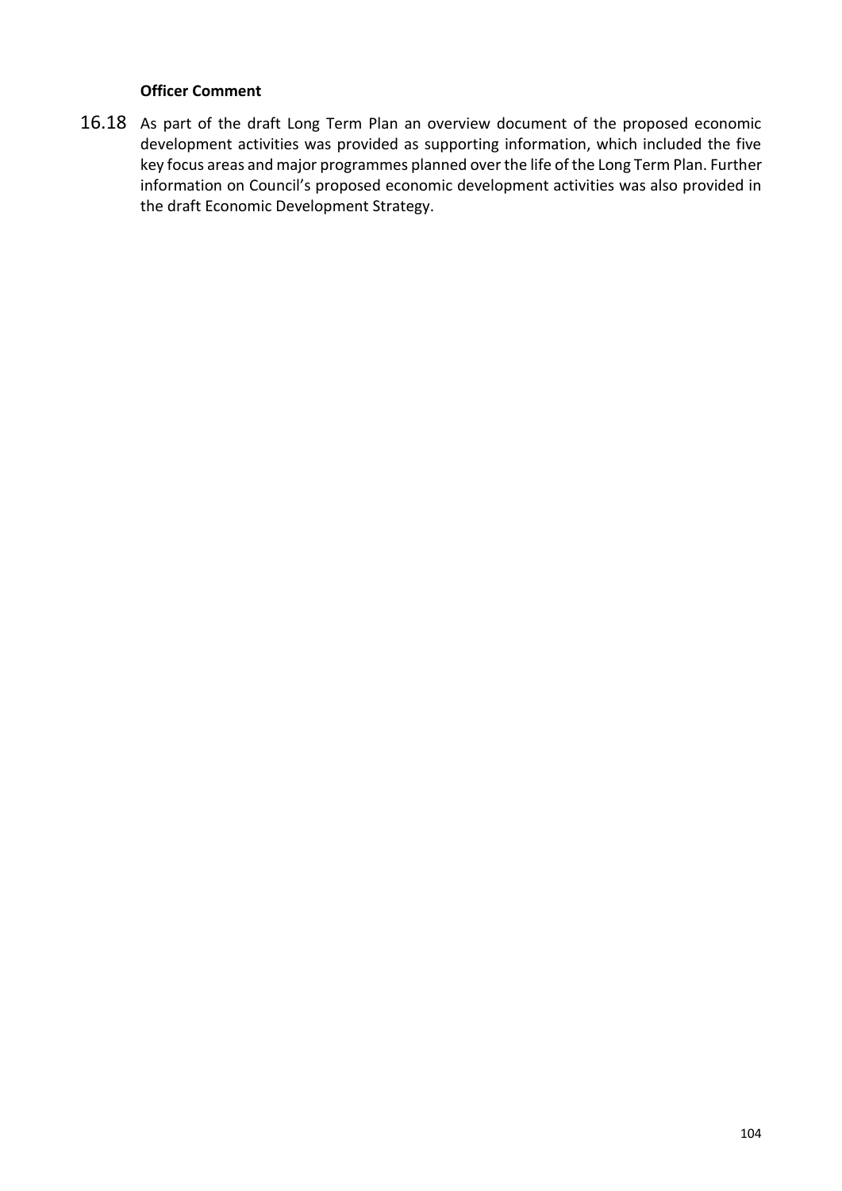**Officer Comment**

16.18 As part of the draft Long Term Plan an overview document of the proposed economic development activities was provided as supporting information, which included the five key focus areas and major programmes planned over the life of the Long Term Plan. Further information on Council's proposed economic development activities was also provided in the draft Economic Development Strategy.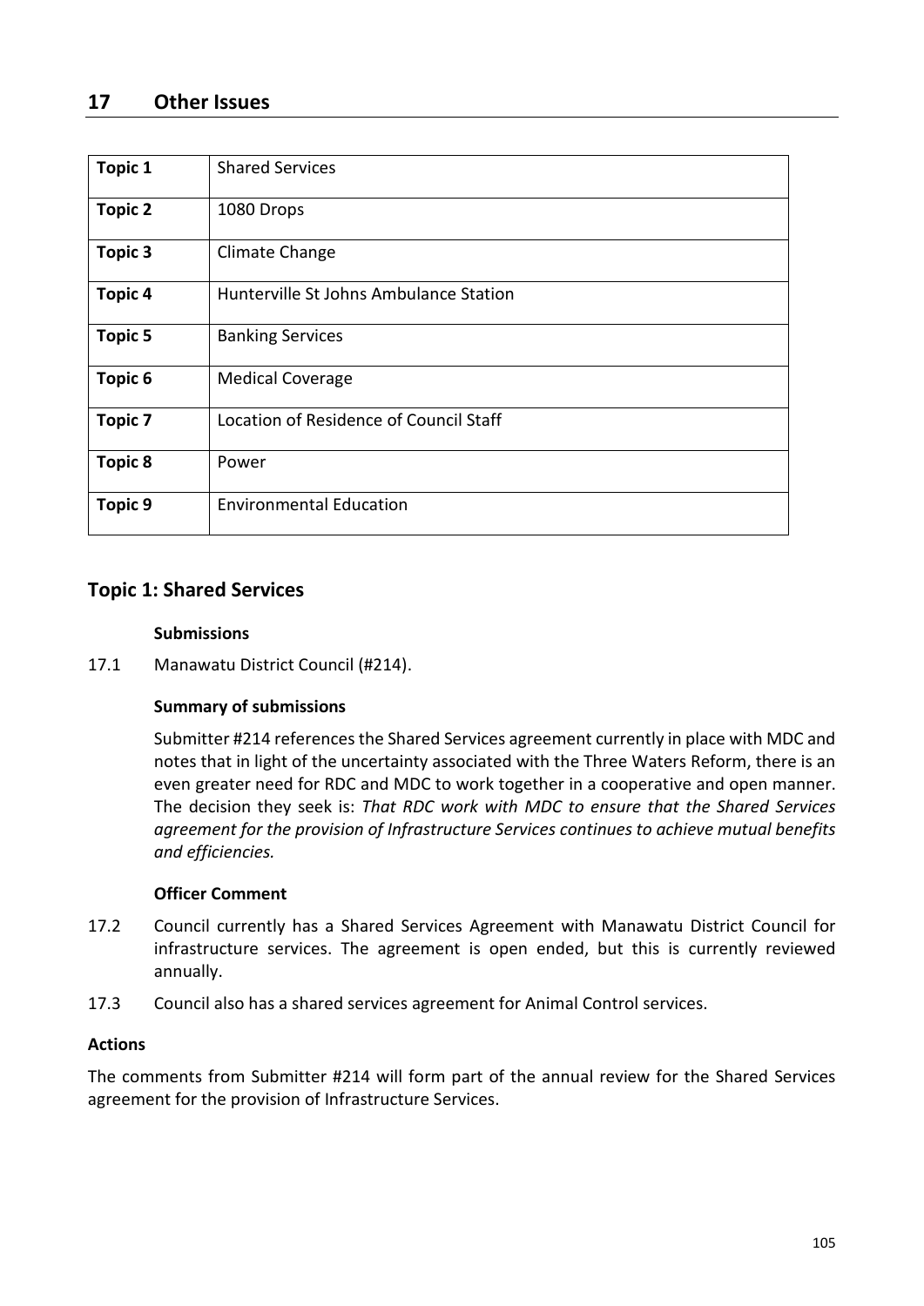## 17 Other Issues

| | |
|---|---|
| **Topic 1** | Shared Services |
| **Topic 2** | 1080 Drops |
| **Topic 3** | Climate Change |
| **Topic 4** | Hunterville St Johns Ambulance Station |
| **Topic 5** | Banking Services |
| **Topic 6** | Medical Coverage |
| **Topic 7** | Location of Residence of Council Staff |
| **Topic 8** | Power |
| **Topic 9** | Environmental Education |

### Topic 1: Shared Services

**Submissions**

17.1 Manawatu District Council (#214).

**Summary of submissions**

Submitter #214 references the Shared Services agreement currently in place with MDC and notes that in light of the uncertainty associated with the Three Waters Reform, there is an even greater need for RDC and MDC to work together in a cooperative and open manner. The decision they seek is: *That RDC work with MDC to ensure that the Shared Services agreement for the provision of Infrastructure Services continues to achieve mutual benefits and efficiencies.*

**Officer Comment**

17.2 Council currently has a Shared Services Agreement with Manawatu District Council for infrastructure services. The agreement is open ended, but this is currently reviewed annually.

17.3 Council also has a shared services agreement for Animal Control services.

**Actions**

The comments from Submitter #214 will form part of the annual review for the Shared Services agreement for the provision of Infrastructure Services.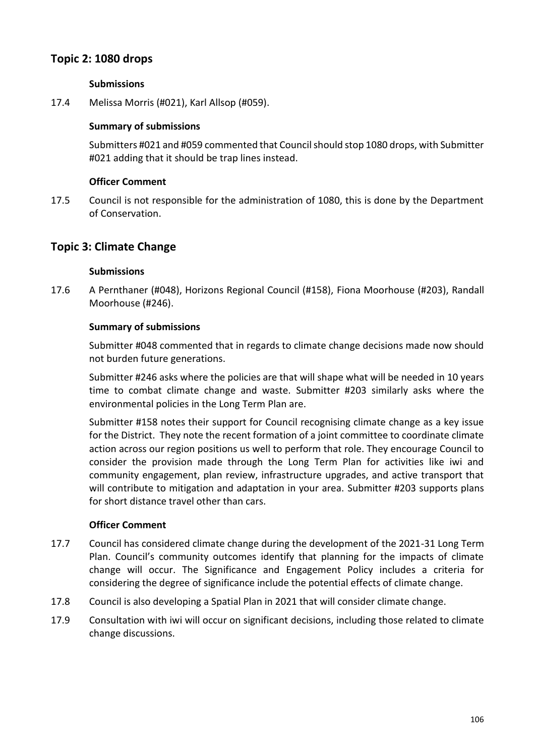## Topic 2: 1080 drops

**Submissions**

17.4 Melissa Morris (#021), Karl Allsop (#059).

**Summary of submissions**

Submitters #021 and #059 commented that Council should stop 1080 drops, with Submitter #021 adding that it should be trap lines instead.

**Officer Comment**

17.5 Council is not responsible for the administration of 1080, this is done by the Department of Conservation.

## Topic 3: Climate Change

**Submissions**

17.6 A Pernthaner (#048), Horizons Regional Council (#158), Fiona Moorhouse (#203), Randall Moorhouse (#246).

**Summary of submissions**

Submitter #048 commented that in regards to climate change decisions made now should not burden future generations.

Submitter #246 asks where the policies are that will shape what will be needed in 10 years time to combat climate change and waste. Submitter #203 similarly asks where the environmental policies in the Long Term Plan are.

Submitter #158 notes their support for Council recognising climate change as a key issue for the District. They note the recent formation of a joint committee to coordinate climate action across our region positions us well to perform that role. They encourage Council to consider the provision made through the Long Term Plan for activities like iwi and community engagement, plan review, infrastructure upgrades, and active transport that will contribute to mitigation and adaptation in your area. Submitter #203 supports plans for short distance travel other than cars.

**Officer Comment**

17.7 Council has considered climate change during the development of the 2021-31 Long Term Plan. Council's community outcomes identify that planning for the impacts of climate change will occur. The Significance and Engagement Policy includes a criteria for considering the degree of significance include the potential effects of climate change.

17.8 Council is also developing a Spatial Plan in 2021 that will consider climate change.

17.9 Consultation with iwi will occur on significant decisions, including those related to climate change discussions.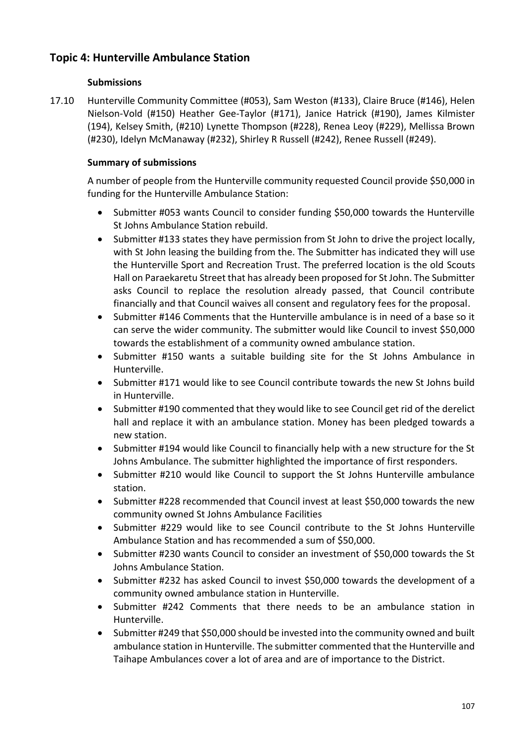## Topic 4: Hunterville Ambulance Station

### Submissions

17.10 Hunterville Community Committee (#053), Sam Weston (#133), Claire Bruce (#146), Helen Nielson-Vold (#150) Heather Gee-Taylor (#171), Janice Hatrick (#190), James Kilmister (194), Kelsey Smith, (#210) Lynette Thompson (#228), Renea Leoy (#229), Mellissa Brown (#230), Idelyn McManaway (#232), Shirley R Russell (#242), Renee Russell (#249).

### Summary of submissions

A number of people from the Hunterville community requested Council provide $50,000 in funding for the Hunterville Ambulance Station:

- Submitter #053 wants Council to consider funding $50,000 towards the Hunterville St Johns Ambulance Station rebuild.
- Submitter #133 states they have permission from St John to drive the project locally, with St John leasing the building from the. The Submitter has indicated they will use the Hunterville Sport and Recreation Trust. The preferred location is the old Scouts Hall on Paraekaretu Street that has already been proposed for St John. The Submitter asks Council to replace the resolution already passed, that Council contribute financially and that Council waives all consent and regulatory fees for the proposal.
- Submitter #146 Comments that the Hunterville ambulance is in need of a base so it can serve the wider community. The submitter would like Council to invest $50,000 towards the establishment of a community owned ambulance station.
- Submitter #150 wants a suitable building site for the St Johns Ambulance in Hunterville.
- Submitter #171 would like to see Council contribute towards the new St Johns build in Hunterville.
- Submitter #190 commented that they would like to see Council get rid of the derelict hall and replace it with an ambulance station. Money has been pledged towards a new station.
- Submitter #194 would like Council to financially help with a new structure for the St Johns Ambulance. The submitter highlighted the importance of first responders.
- Submitter #210 would like Council to support the St Johns Hunterville ambulance station.
- Submitter #228 recommended that Council invest at least $50,000 towards the new community owned St Johns Ambulance Facilities
- Submitter #229 would like to see Council contribute to the St Johns Hunterville Ambulance Station and has recommended a sum of $50,000.
- Submitter #230 wants Council to consider an investment of $50,000 towards the St Johns Ambulance Station.
- Submitter #232 has asked Council to invest $50,000 towards the development of a community owned ambulance station in Hunterville.
- Submitter #242 Comments that there needs to be an ambulance station in Hunterville.
- Submitter #249 that $50,000 should be invested into the community owned and built ambulance station in Hunterville. The submitter commented that the Hunterville and Taihape Ambulances cover a lot of area and are of importance to the District.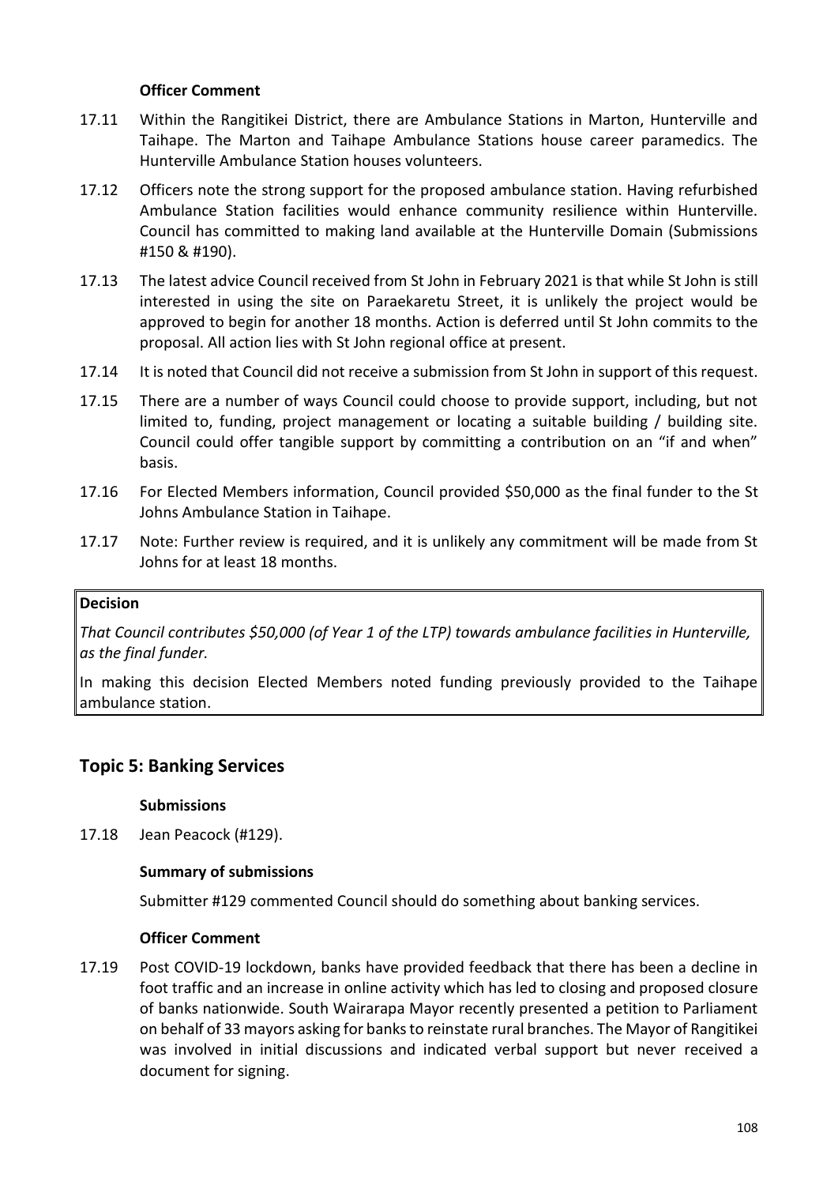**Officer Comment**

17.11 Within the Rangitikei District, there are Ambulance Stations in Marton, Hunterville and Taihape. The Marton and Taihape Ambulance Stations house career paramedics. The Hunterville Ambulance Station houses volunteers.

17.12 Officers note the strong support for the proposed ambulance station. Having refurbished Ambulance Station facilities would enhance community resilience within Hunterville. Council has committed to making land available at the Hunterville Domain (Submissions #150 & #190).

17.13 The latest advice Council received from St John in February 2021 is that while St John is still interested in using the site on Paraekaretu Street, it is unlikely the project would be approved to begin for another 18 months. Action is deferred until St John commits to the proposal. All action lies with St John regional office at present.

17.14 It is noted that Council did not receive a submission from St John in support of this request.

17.15 There are a number of ways Council could choose to provide support, including, but not limited to, funding, project management or locating a suitable building / building site. Council could offer tangible support by committing a contribution on an "if and when" basis.

17.16 For Elected Members information, Council provided $50,000 as the final funder to the St Johns Ambulance Station in Taihape.

17.17 Note: Further review is required, and it is unlikely any commitment will be made from St Johns for at least 18 months.

**Decision**

*That Council contributes $50,000 (of Year 1 of the LTP) towards ambulance facilities in Hunterville, as the final funder.*

In making this decision Elected Members noted funding previously provided to the Taihape ambulance station.

## Topic 5: Banking Services

**Submissions**

17.18 Jean Peacock (#129).

**Summary of submissions**

Submitter #129 commented Council should do something about banking services.

**Officer Comment**

17.19 Post COVID-19 lockdown, banks have provided feedback that there has been a decline in foot traffic and an increase in online activity which has led to closing and proposed closure of banks nationwide. South Wairarapa Mayor recently presented a petition to Parliament on behalf of 33 mayors asking for banks to reinstate rural branches. The Mayor of Rangitikei was involved in initial discussions and indicated verbal support but never received a document for signing.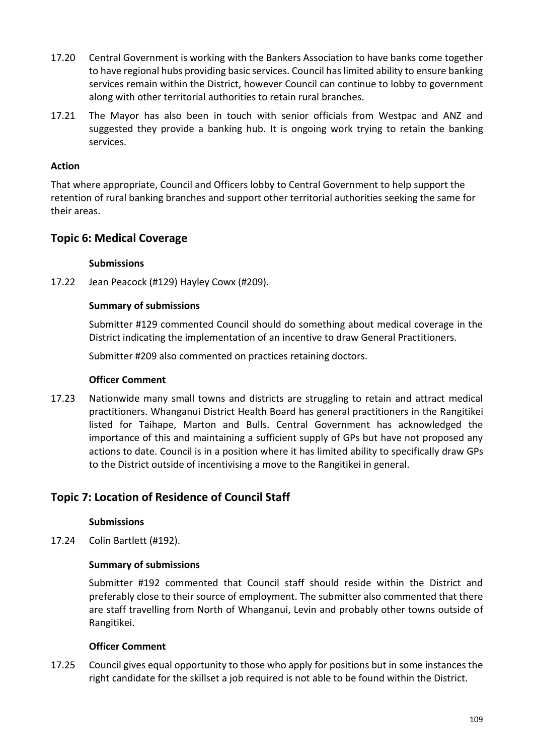17.20 Central Government is working with the Bankers Association to have banks come together to have regional hubs providing basic services. Council has limited ability to ensure banking services remain within the District, however Council can continue to lobby to government along with other territorial authorities to retain rural branches.

17.21 The Mayor has also been in touch with senior officials from Westpac and ANZ and suggested they provide a banking hub. It is ongoing work trying to retain the banking services.

**Action**

That where appropriate, Council and Officers lobby to Central Government to help support the retention of rural banking branches and support other territorial authorities seeking the same for their areas.

## Topic 6: Medical Coverage

**Submissions**

17.22 Jean Peacock (#129) Hayley Cowx (#209).

**Summary of submissions**

Submitter #129 commented Council should do something about medical coverage in the District indicating the implementation of an incentive to draw General Practitioners.

Submitter #209 also commented on practices retaining doctors.

**Officer Comment**

17.23 Nationwide many small towns and districts are struggling to retain and attract medical practitioners. Whanganui District Health Board has general practitioners in the Rangitikei listed for Taihape, Marton and Bulls. Central Government has acknowledged the importance of this and maintaining a sufficient supply of GPs but have not proposed any actions to date. Council is in a position where it has limited ability to specifically draw GPs to the District outside of incentivising a move to the Rangitikei in general.

## Topic 7: Location of Residence of Council Staff

**Submissions**

17.24 Colin Bartlett (#192).

**Summary of submissions**

Submitter #192 commented that Council staff should reside within the District and preferably close to their source of employment. The submitter also commented that there are staff travelling from North of Whanganui, Levin and probably other towns outside of Rangitikei.

**Officer Comment**

17.25 Council gives equal opportunity to those who apply for positions but in some instances the right candidate for the skillset a job required is not able to be found within the District.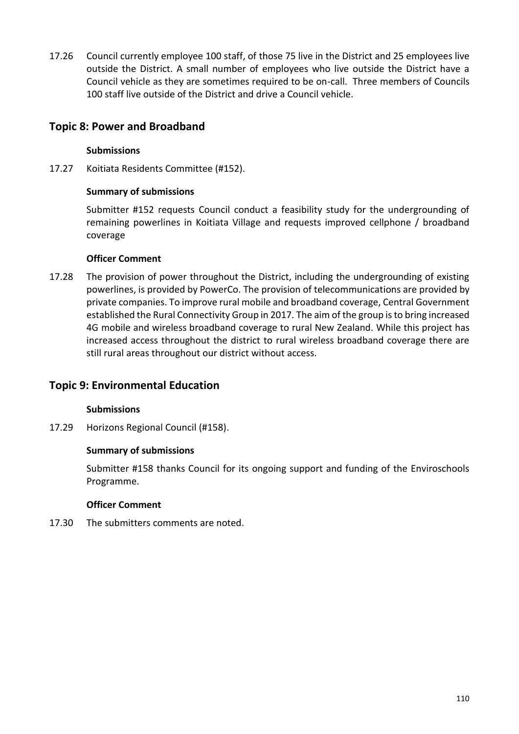17.26 Council currently employee 100 staff, of those 75 live in the District and 25 employees live outside the District. A small number of employees who live outside the District have a Council vehicle as they are sometimes required to be on-call. Three members of Councils 100 staff live outside of the District and drive a Council vehicle.

## Topic 8: Power and Broadband

**Submissions**

17.27 Koitiata Residents Committee (#152).

**Summary of submissions**

Submitter #152 requests Council conduct a feasibility study for the undergrounding of remaining powerlines in Koitiata Village and requests improved cellphone / broadband coverage

**Officer Comment**

17.28 The provision of power throughout the District, including the undergrounding of existing powerlines, is provided by PowerCo. The provision of telecommunications are provided by private companies. To improve rural mobile and broadband coverage, Central Government established the Rural Connectivity Group in 2017. The aim of the group is to bring increased 4G mobile and wireless broadband coverage to rural New Zealand. While this project has increased access throughout the district to rural wireless broadband coverage there are still rural areas throughout our district without access.

## Topic 9: Environmental Education

**Submissions**

17.29 Horizons Regional Council (#158).

**Summary of submissions**

Submitter #158 thanks Council for its ongoing support and funding of the Enviroschools Programme.

**Officer Comment**

17.30 The submitters comments are noted.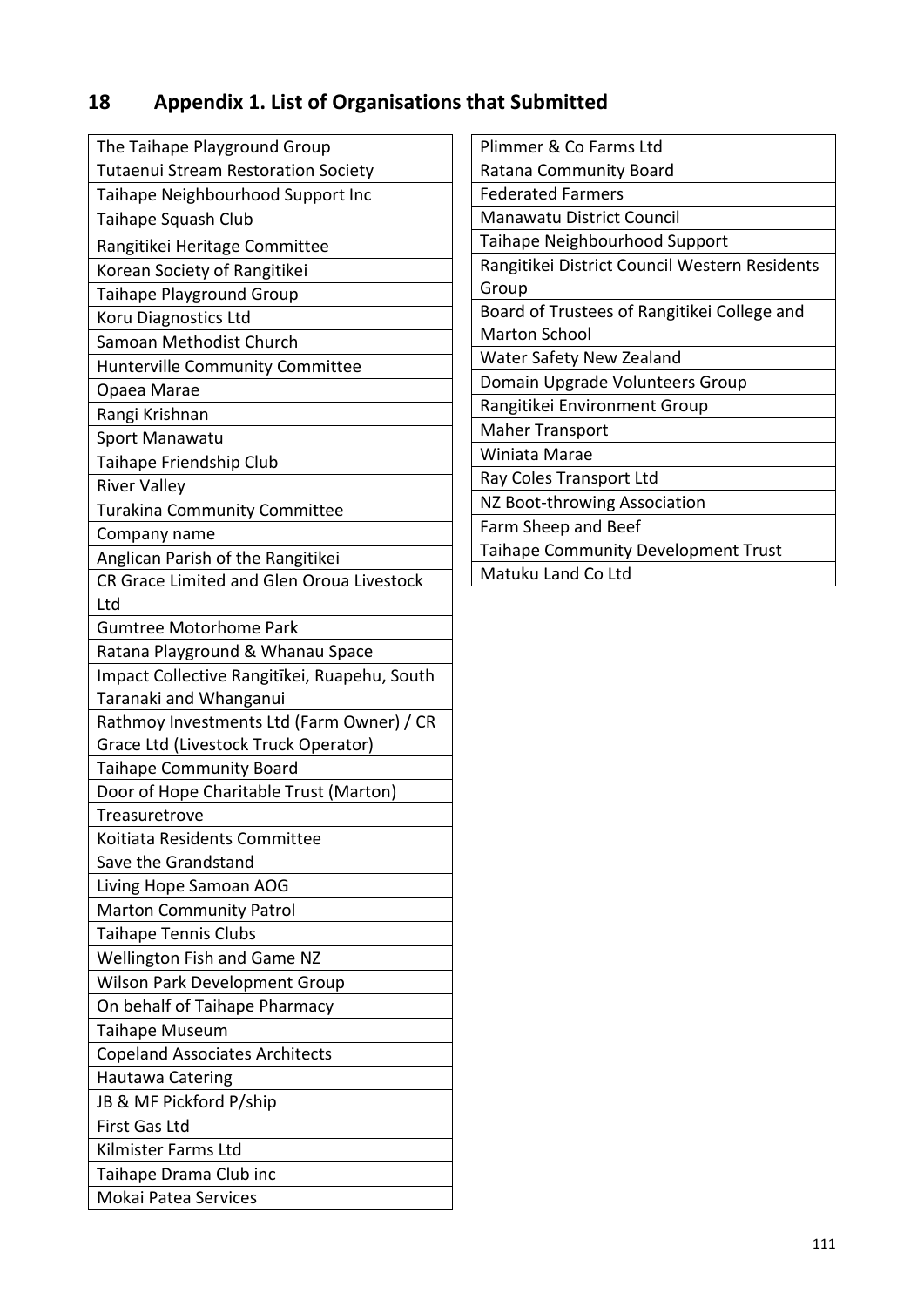## 18 Appendix 1. List of Organisations that Submitted

| |
|---|
| The Taihape Playground Group |
| Tutaenui Stream Restoration Society |
| Taihape Neighbourhood Support Inc |
| Taihape Squash Club |
| Rangitikei Heritage Committee |
| Korean Society of Rangitikei |
| Taihape Playground Group |
| Koru Diagnostics Ltd |
| Samoan Methodist Church |
| Hunterville Community Committee |
| Opaea Marae |
| Rangi Krishnan |
| Sport Manawatu |
| Taihape Friendship Club |
| River Valley |
| Turakina Community Committee |
| Company name |
| Anglican Parish of the Rangitikei |
| CR Grace Limited and Glen Oroua Livestock Ltd |
| Gumtree Motorhome Park |
| Ratana Playground & Whanau Space |
| Impact Collective Rangitīkei, Ruapehu, South Taranaki and Whanganui |
| Rathmoy Investments Ltd (Farm Owner) / CR Grace Ltd (Livestock Truck Operator) |
| Taihape Community Board |
| Door of Hope Charitable Trust (Marton) |
| Treasuretrove |
| Koitiata Residents Committee |
| Save the Grandstand |
| Living Hope Samoan AOG |
| Marton Community Patrol |
| Taihape Tennis Clubs |
| Wellington Fish and Game NZ |
| Wilson Park Development Group |
| On behalf of Taihape Pharmacy |
| Taihape Museum |
| Copeland Associates Architects |
| Hautawa Catering |
| JB & MF Pickford P/ship |
| First Gas Ltd |
| Kilmister Farms Ltd |
| Taihape Drama Club inc |
| Mokai Patea Services |
| Plimmer & Co Farms Ltd |
| Ratana Community Board |
| Federated Farmers |
| Manawatu District Council |
| Taihape Neighbourhood Support |
| Rangitikei District Council Western Residents Group |
| Board of Trustees of Rangitikei College and Marton School |
| Water Safety New Zealand |
| Domain Upgrade Volunteers Group |
| Rangitikei Environment Group |
| Maher Transport |
| Winiata Marae |
| Ray Coles Transport Ltd |
| NZ Boot-throwing Association |
| Farm Sheep and Beef |
| Taihape Community Development Trust |
| Matuku Land Co Ltd |